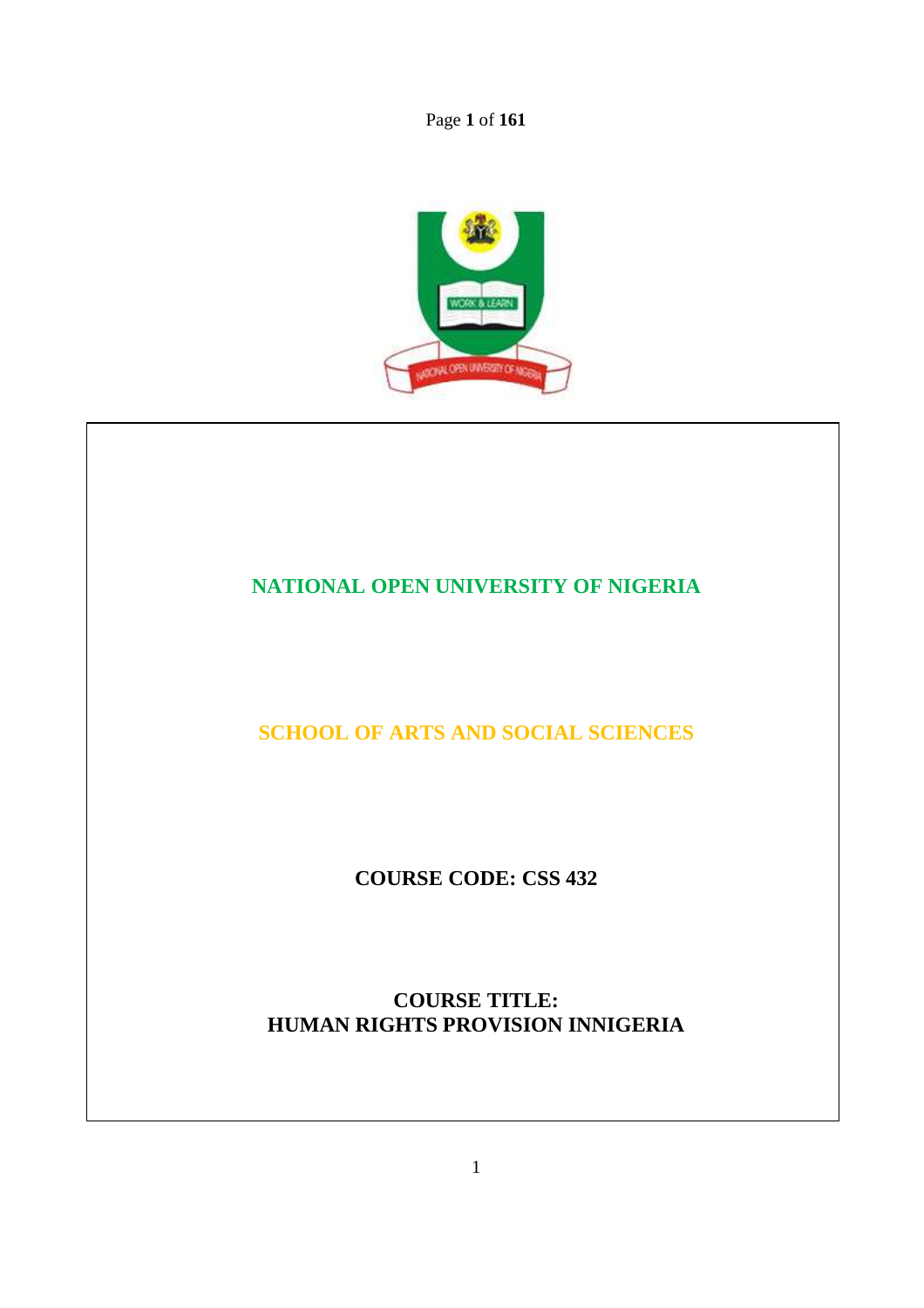# NATIONAL OPEN UNIVERSITY OF NIGERIA

## SCHOOL OF ARTS AND SOCIAL SCIENCES

**COURSE CODE: CSS 432**

**COURSE TITLE:**
**HUMAN RIGHTS PROVISION INNIGERIA**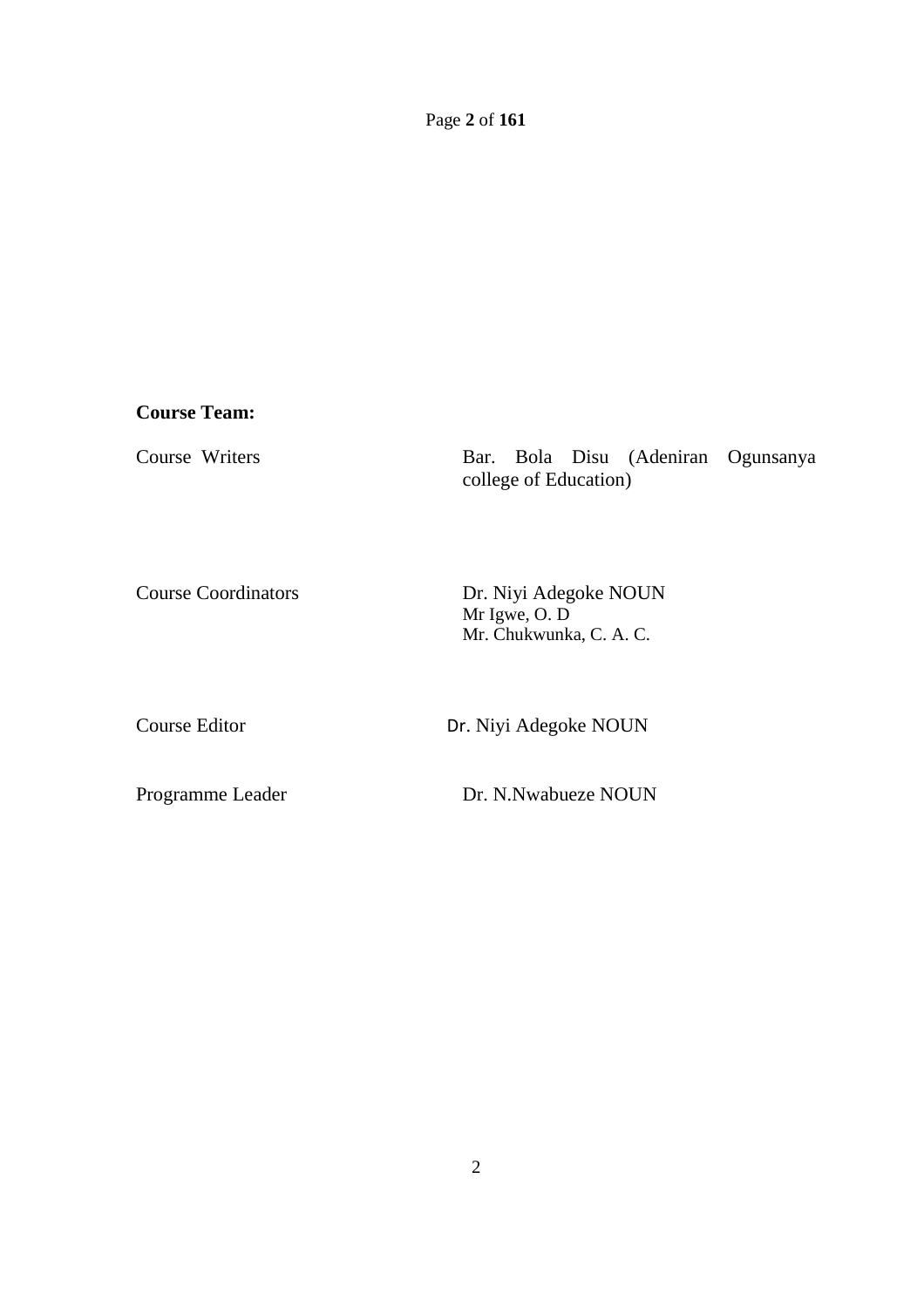**Course Team:**

| | |
|---|---|
| Course Writers | Bar. Bola Disu (Adeniran Ogunsanya college of Education) |
| Course Coordinators | Dr. Niyi Adegoke NOUN<br>Mr Igwe, O. D<br>Mr. Chukwunka, C. A. C. |
| Course Editor | Dr. Niyi Adegoke NOUN |
| Programme Leader | Dr. N.Nwabueze NOUN |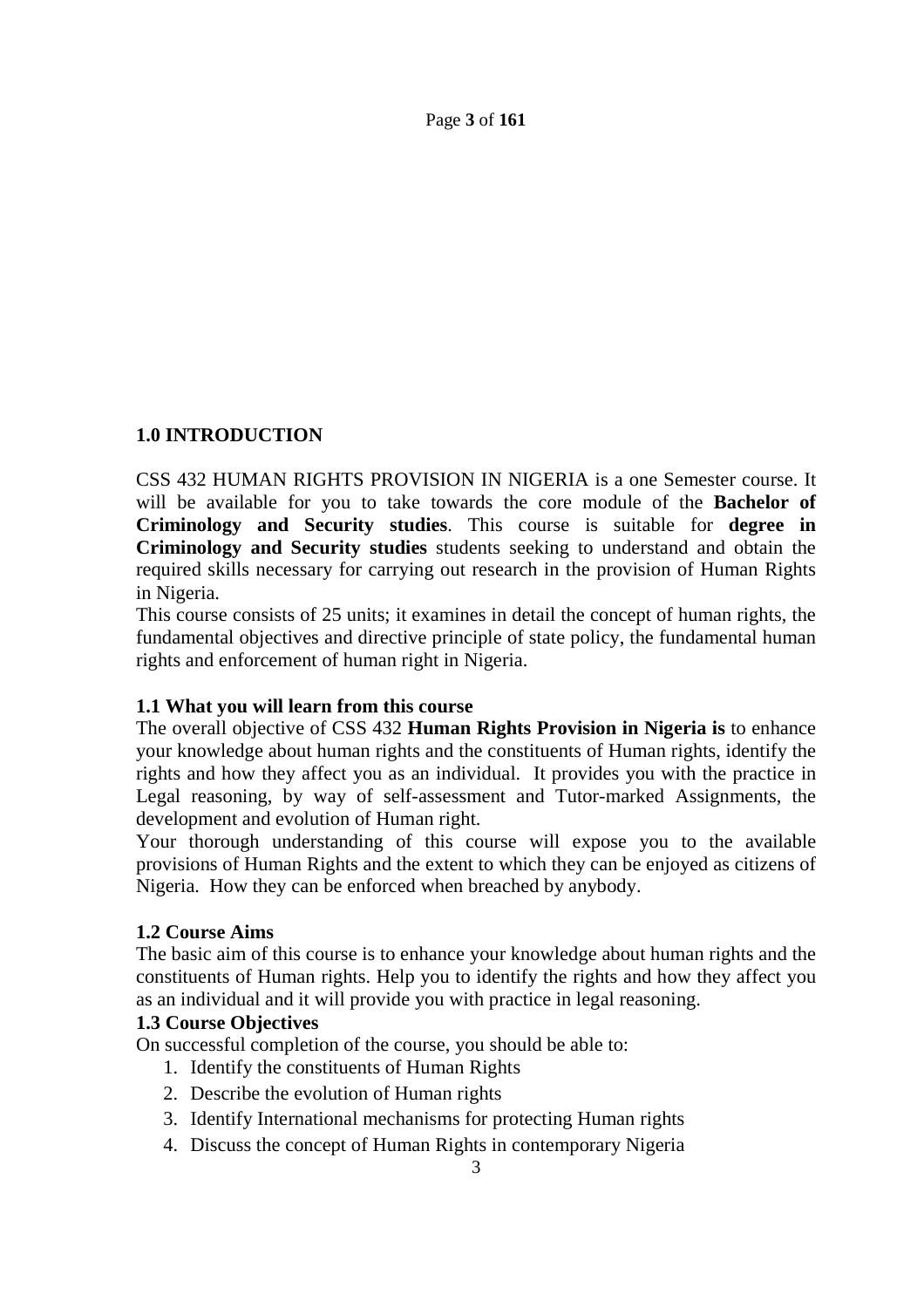## 1.0 INTRODUCTION

CSS 432 HUMAN RIGHTS PROVISION IN NIGERIA is a one Semester course. It will be available for you to take towards the core module of the **Bachelor of Criminology and Security studies**. This course is suitable for **degree in Criminology and Security studies** students seeking to understand and obtain the required skills necessary for carrying out research in the provision of Human Rights in Nigeria.

This course consists of 25 units; it examines in detail the concept of human rights, the fundamental objectives and directive principle of state policy, the fundamental human rights and enforcement of human right in Nigeria.

### 1.1 What you will learn from this course

The overall objective of CSS 432 **Human Rights Provision in Nigeria is** to enhance your knowledge about human rights and the constituents of Human rights, identify the rights and how they affect you as an individual. It provides you with the practice in Legal reasoning, by way of self-assessment and Tutor-marked Assignments, the development and evolution of Human right.

Your thorough understanding of this course will expose you to the available provisions of Human Rights and the extent to which they can be enjoyed as citizens of Nigeria. How they can be enforced when breached by anybody.

### 1.2 Course Aims

The basic aim of this course is to enhance your knowledge about human rights and the constituents of Human rights. Help you to identify the rights and how they affect you as an individual and it will provide you with practice in legal reasoning.

### 1.3 Course Objectives

On successful completion of the course, you should be able to:

1. Identify the constituents of Human Rights
2. Describe the evolution of Human rights
3. Identify International mechanisms for protecting Human rights
4. Discuss the concept of Human Rights in contemporary Nigeria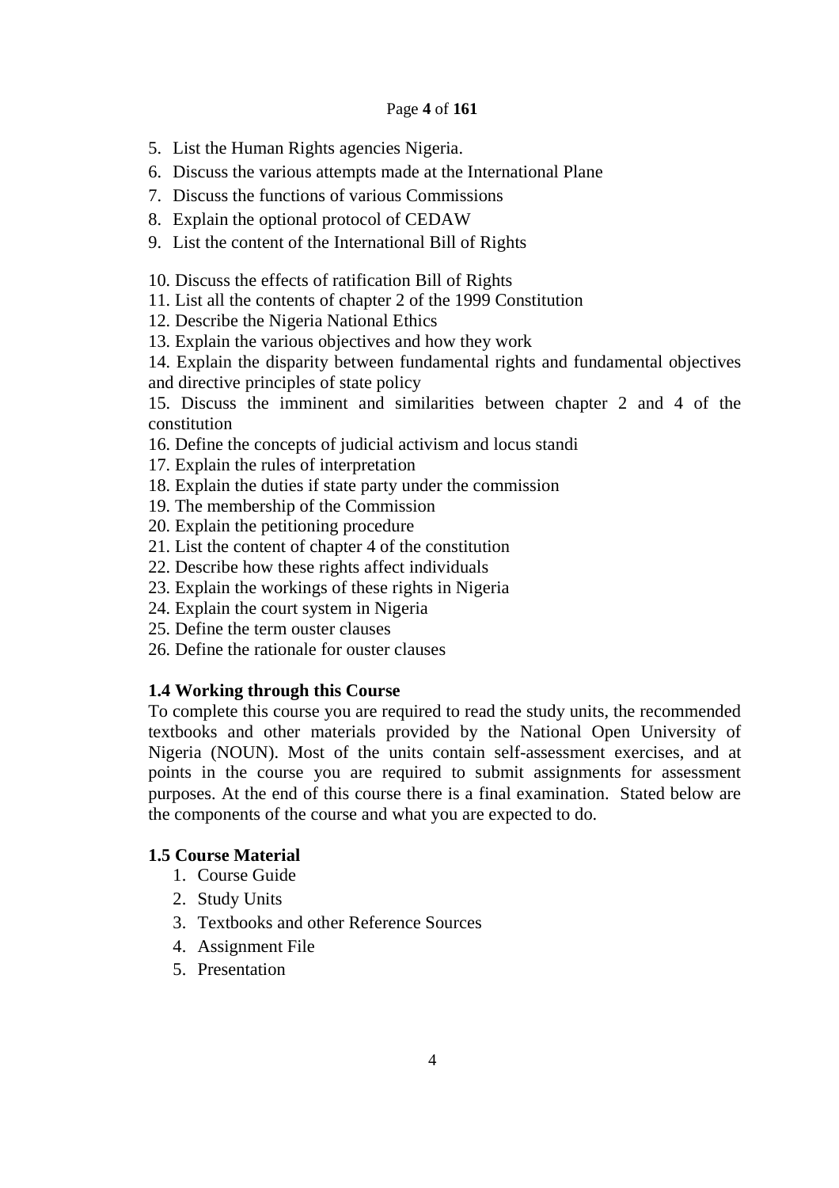5. List the Human Rights agencies Nigeria.
6. Discuss the various attempts made at the International Plane
7. Discuss the functions of various Commissions
8. Explain the optional protocol of CEDAW
9. List the content of the International Bill of Rights
10. Discuss the effects of ratification Bill of Rights
11. List all the contents of chapter 2 of the 1999 Constitution
12. Describe the Nigeria National Ethics
13. Explain the various objectives and how they work
14. Explain the disparity between fundamental rights and fundamental objectives and directive principles of state policy
15. Discuss the imminent and similarities between chapter 2 and 4 of the constitution
16. Define the concepts of judicial activism and locus standi
17. Explain the rules of interpretation
18. Explain the duties if state party under the commission
19. The membership of the Commission
20. Explain the petitioning procedure
21. List the content of chapter 4 of the constitution
22. Describe how these rights affect individuals
23. Explain the workings of these rights in Nigeria
24. Explain the court system in Nigeria
25. Define the term ouster clauses
26. Define the rationale for ouster clauses

## 1.4 Working through this Course

To complete this course you are required to read the study units, the recommended textbooks and other materials provided by the National Open University of Nigeria (NOUN). Most of the units contain self-assessment exercises, and at points in the course you are required to submit assignments for assessment purposes. At the end of this course there is a final examination. Stated below are the components of the course and what you are expected to do.

## 1.5 Course Material

1. Course Guide
2. Study Units
3. Textbooks and other Reference Sources
4. Assignment File
5. Presentation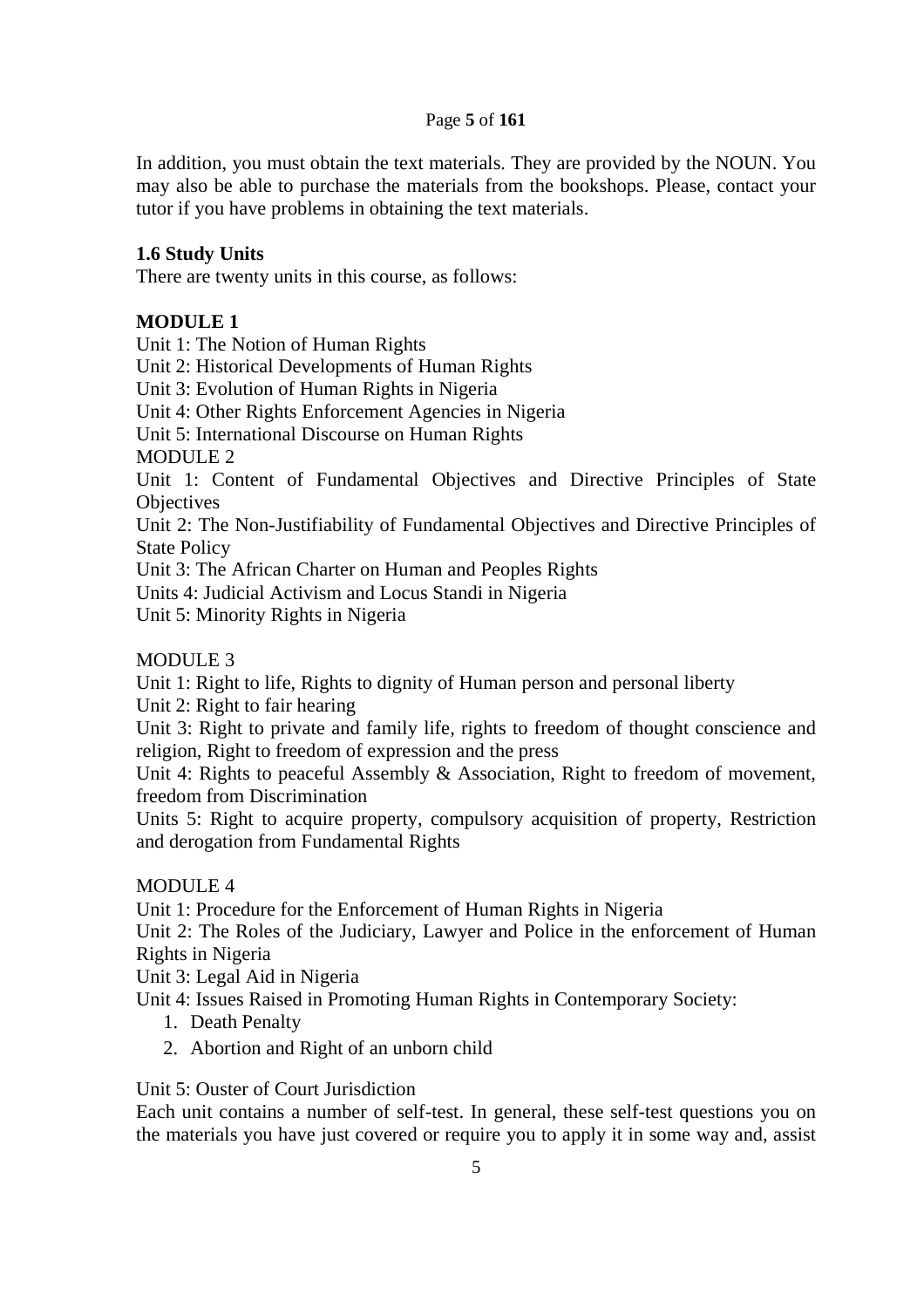In addition, you must obtain the text materials. They are provided by the NOUN. You may also be able to purchase the materials from the bookshops. Please, contact your tutor if you have problems in obtaining the text materials.

### 1.6 Study Units

There are twenty units in this course, as follows:

**MODULE 1**

Unit 1: The Notion of Human Rights

Unit 2: Historical Developments of Human Rights

Unit 3: Evolution of Human Rights in Nigeria

Unit 4: Other Rights Enforcement Agencies in Nigeria

Unit 5: International Discourse on Human Rights

MODULE 2

Unit 1: Content of Fundamental Objectives and Directive Principles of State Objectives

Unit 2: The Non-Justifiability of Fundamental Objectives and Directive Principles of State Policy

Unit 3: The African Charter on Human and Peoples Rights

Units 4: Judicial Activism and Locus Standi in Nigeria

Unit 5: Minority Rights in Nigeria

MODULE 3

Unit 1: Right to life, Rights to dignity of Human person and personal liberty

Unit 2: Right to fair hearing

Unit 3: Right to private and family life, rights to freedom of thought conscience and religion, Right to freedom of expression and the press

Unit 4: Rights to peaceful Assembly & Association, Right to freedom of movement, freedom from Discrimination

Units 5: Right to acquire property, compulsory acquisition of property, Restriction and derogation from Fundamental Rights

MODULE 4

Unit 1: Procedure for the Enforcement of Human Rights in Nigeria

Unit 2: The Roles of the Judiciary, Lawyer and Police in the enforcement of Human Rights in Nigeria

Unit 3: Legal Aid in Nigeria

Unit 4: Issues Raised in Promoting Human Rights in Contemporary Society:

1. Death Penalty
2. Abortion and Right of an unborn child

Unit 5: Ouster of Court Jurisdiction

Each unit contains a number of self-test. In general, these self-test questions you on the materials you have just covered or require you to apply it in some way and, assist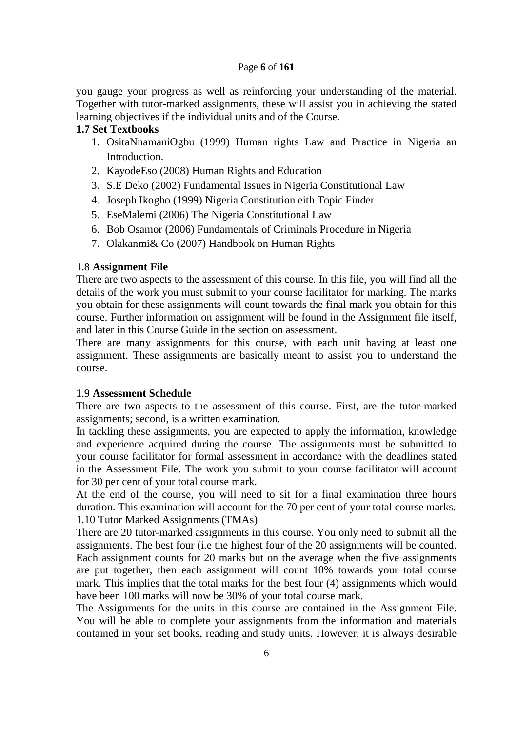you gauge your progress as well as reinforcing your understanding of the material. Together with tutor-marked assignments, these will assist you in achieving the stated learning objectives if the individual units and of the Course.

**1.7 Set Textbooks**

1. OsitaNnamaniOgbu (1999) Human rights Law and Practice in Nigeria an Introduction.
2. KayodeEso (2008) Human Rights and Education
3. S.E Deko (2002) Fundamental Issues in Nigeria Constitutional Law
4. Joseph Ikogho (1999) Nigeria Constitution eith Topic Finder
5. EseMalemi (2006) The Nigeria Constitutional Law
6. Bob Osamor (2006) Fundamentals of Criminals Procedure in Nigeria
7. Olakanmi& Co (2007) Handbook on Human Rights

1.8 **Assignment File**

There are two aspects to the assessment of this course. In this file, you will find all the details of the work you must submit to your course facilitator for marking. The marks you obtain for these assignments will count towards the final mark you obtain for this course. Further information on assignment will be found in the Assignment file itself, and later in this Course Guide in the section on assessment.

There are many assignments for this course, with each unit having at least one assignment. These assignments are basically meant to assist you to understand the course.

1.9 **Assessment Schedule**

There are two aspects to the assessment of this course. First, are the tutor-marked assignments; second, is a written examination.

In tackling these assignments, you are expected to apply the information, knowledge and experience acquired during the course. The assignments must be submitted to your course facilitator for formal assessment in accordance with the deadlines stated in the Assessment File. The work you submit to your course facilitator will account for 30 per cent of your total course mark.

At the end of the course, you will need to sit for a final examination three hours duration. This examination will account for the 70 per cent of your total course marks.

1.10 Tutor Marked Assignments (TMAs)

There are 20 tutor-marked assignments in this course. You only need to submit all the assignments. The best four (i.e the highest four of the 20 assignments will be counted. Each assignment counts for 20 marks but on the average when the five assignments are put together, then each assignment will count 10% towards your total course mark. This implies that the total marks for the best four (4) assignments which would have been 100 marks will now be 30% of your total course mark.

The Assignments for the units in this course are contained in the Assignment File. You will be able to complete your assignments from the information and materials contained in your set books, reading and study units. However, it is always desirable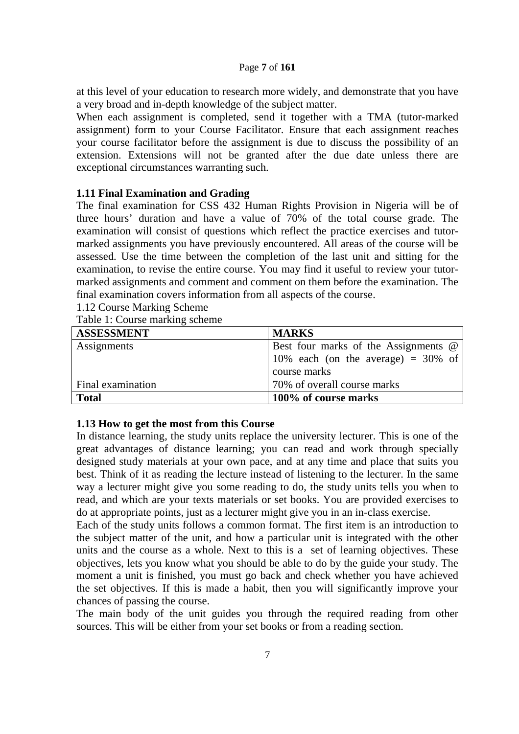at this level of your education to research more widely, and demonstrate that you have a very broad and in-depth knowledge of the subject matter.

When each assignment is completed, send it together with a TMA (tutor-marked assignment) form to your Course Facilitator. Ensure that each assignment reaches your course facilitator before the assignment is due to discuss the possibility of an extension. Extensions will not be granted after the due date unless there are exceptional circumstances warranting such.

### 1.11 Final Examination and Grading

The final examination for CSS 432 Human Rights Provision in Nigeria will be of three hours' duration and have a value of 70% of the total course grade. The examination will consist of questions which reflect the practice exercises and tutor-marked assignments you have previously encountered. All areas of the course will be assessed. Use the time between the completion of the last unit and sitting for the examination, to revise the entire course. You may find it useful to review your tutor-marked assignments and comment and comment on them before the examination. The final examination covers information from all aspects of the course.

1.12 Course Marking Scheme

Table 1: Course marking scheme

| **ASSESSMENT** | **MARKS** |
| --- | --- |
| Assignments | Best four marks of the Assignments @ 10% each (on the average) = 30% of course marks |
| Final examination | 70% of overall course marks |
| **Total** | **100% of course marks** |

### 1.13 How to get the most from this Course

In distance learning, the study units replace the university lecturer. This is one of the great advantages of distance learning; you can read and work through specially designed study materials at your own pace, and at any time and place that suits you best. Think of it as reading the lecture instead of listening to the lecturer. In the same way a lecturer might give you some reading to do, the study units tells you when to read, and which are your texts materials or set books. You are provided exercises to do at appropriate points, just as a lecturer might give you in an in-class exercise.

Each of the study units follows a common format. The first item is an introduction to the subject matter of the unit, and how a particular unit is integrated with the other units and the course as a whole. Next to this is a set of learning objectives. These objectives, lets you know what you should be able to do by the guide your study. The moment a unit is finished, you must go back and check whether you have achieved the set objectives. If this is made a habit, then you will significantly improve your chances of passing the course.

The main body of the unit guides you through the required reading from other sources. This will be either from your set books or from a reading section.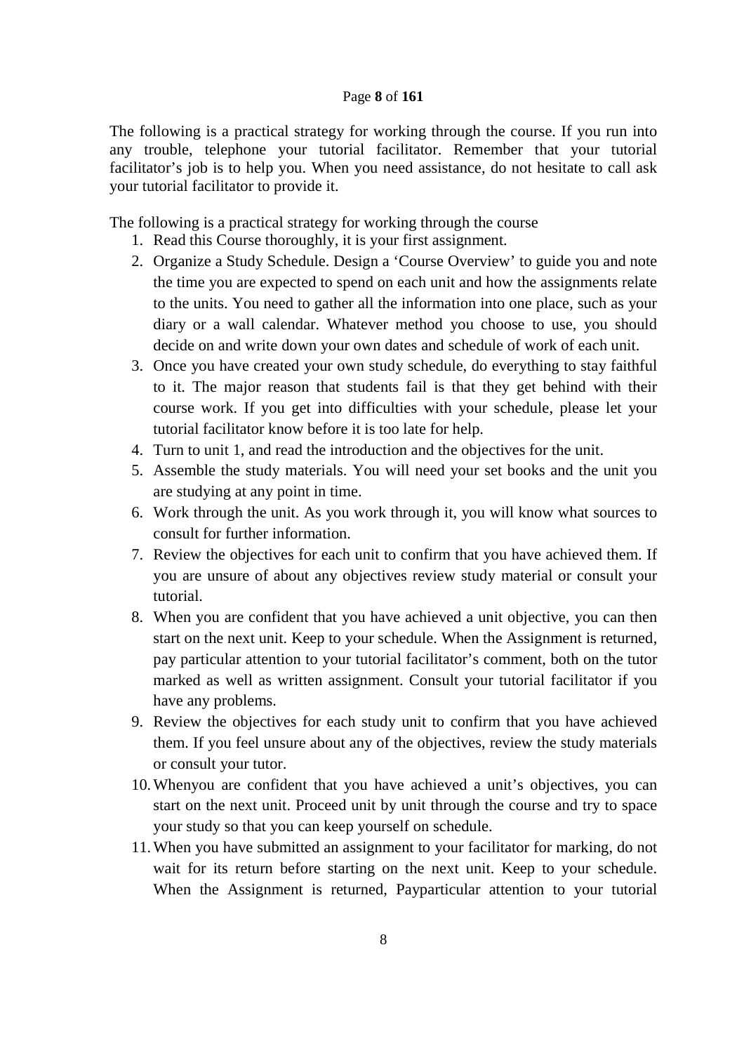The following is a practical strategy for working through the course. If you run into any trouble, telephone your tutorial facilitator. Remember that your tutorial facilitator's job is to help you. When you need assistance, do not hesitate to call ask your tutorial facilitator to provide it.

The following is a practical strategy for working through the course

1. Read this Course thoroughly, it is your first assignment.
2. Organize a Study Schedule. Design a 'Course Overview' to guide you and note the time you are expected to spend on each unit and how the assignments relate to the units. You need to gather all the information into one place, such as your diary or a wall calendar. Whatever method you choose to use, you should decide on and write down your own dates and schedule of work of each unit.
3. Once you have created your own study schedule, do everything to stay faithful to it. The major reason that students fail is that they get behind with their course work. If you get into difficulties with your schedule, please let your tutorial facilitator know before it is too late for help.
4. Turn to unit 1, and read the introduction and the objectives for the unit.
5. Assemble the study materials. You will need your set books and the unit you are studying at any point in time.
6. Work through the unit. As you work through it, you will know what sources to consult for further information.
7. Review the objectives for each unit to confirm that you have achieved them. If you are unsure of about any objectives review study material or consult your tutorial.
8. When you are confident that you have achieved a unit objective, you can then start on the next unit. Keep to your schedule. When the Assignment is returned, pay particular attention to your tutorial facilitator's comment, both on the tutor marked as well as written assignment. Consult your tutorial facilitator if you have any problems.
9. Review the objectives for each study unit to confirm that you have achieved them. If you feel unsure about any of the objectives, review the study materials or consult your tutor.
10. Whenyou are confident that you have achieved a unit's objectives, you can start on the next unit. Proceed unit by unit through the course and try to space your study so that you can keep yourself on schedule.
11. When you have submitted an assignment to your facilitator for marking, do not wait for its return before starting on the next unit. Keep to your schedule. When the Assignment is returned, Payparticular attention to your tutorial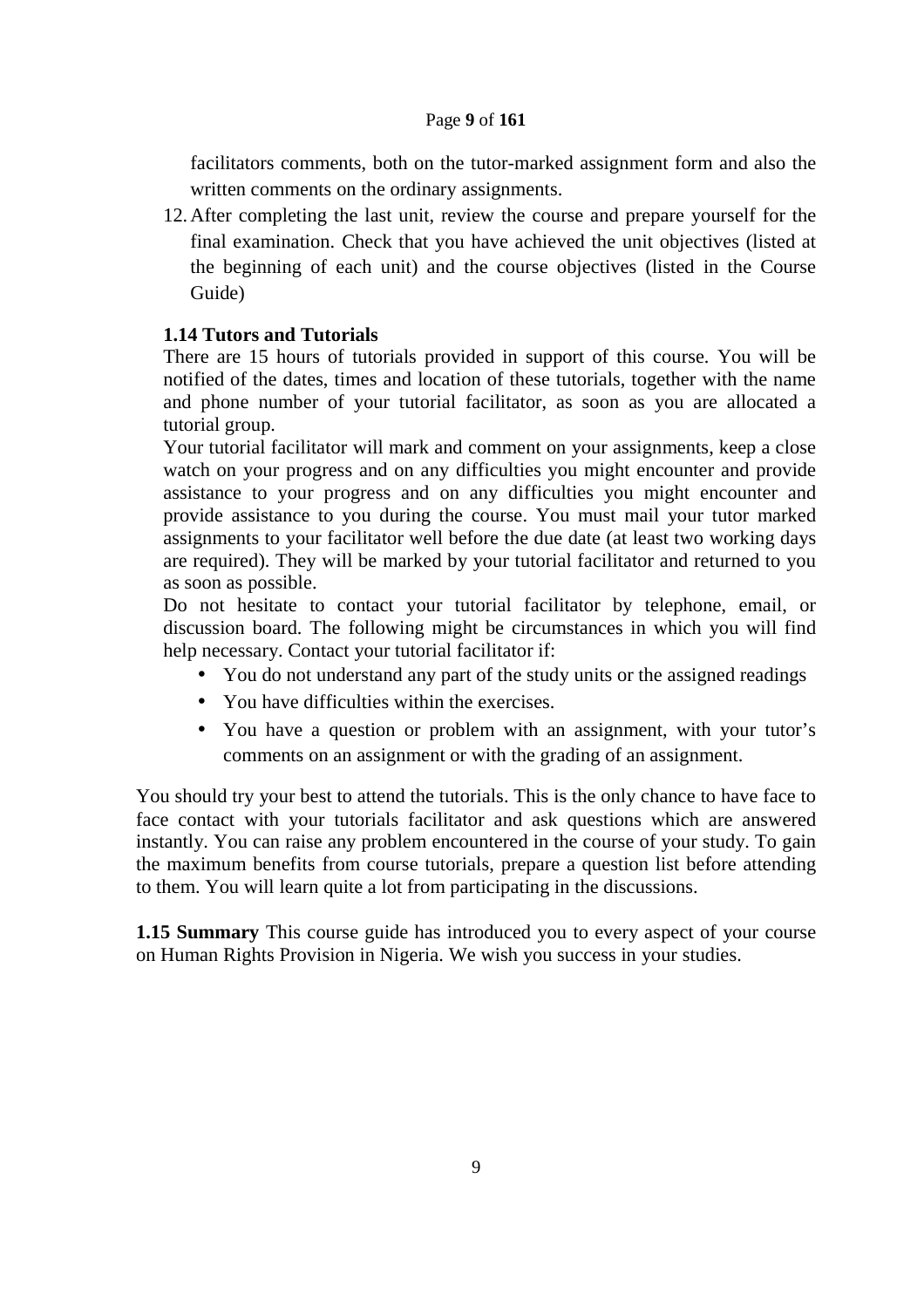facilitators comments, both on the tutor-marked assignment form and also the written comments on the ordinary assignments.

12. After completing the last unit, review the course and prepare yourself for the final examination. Check that you have achieved the unit objectives (listed at the beginning of each unit) and the course objectives (listed in the Course Guide)

**1.14 Tutors and Tutorials**

There are 15 hours of tutorials provided in support of this course. You will be notified of the dates, times and location of these tutorials, together with the name and phone number of your tutorial facilitator, as soon as you are allocated a tutorial group.

Your tutorial facilitator will mark and comment on your assignments, keep a close watch on your progress and on any difficulties you might encounter and provide assistance to your progress and on any difficulties you might encounter and provide assistance to you during the course. You must mail your tutor marked assignments to your facilitator well before the due date (at least two working days are required). They will be marked by your tutorial facilitator and returned to you as soon as possible.

Do not hesitate to contact your tutorial facilitator by telephone, email, or discussion board. The following might be circumstances in which you will find help necessary. Contact your tutorial facilitator if:

- You do not understand any part of the study units or the assigned readings
- You have difficulties within the exercises.
- You have a question or problem with an assignment, with your tutor's comments on an assignment or with the grading of an assignment.

You should try your best to attend the tutorials. This is the only chance to have face to face contact with your tutorials facilitator and ask questions which are answered instantly. You can raise any problem encountered in the course of your study. To gain the maximum benefits from course tutorials, prepare a question list before attending to them. You will learn quite a lot from participating in the discussions.

**1.15 Summary** This course guide has introduced you to every aspect of your course on Human Rights Provision in Nigeria. We wish you success in your studies.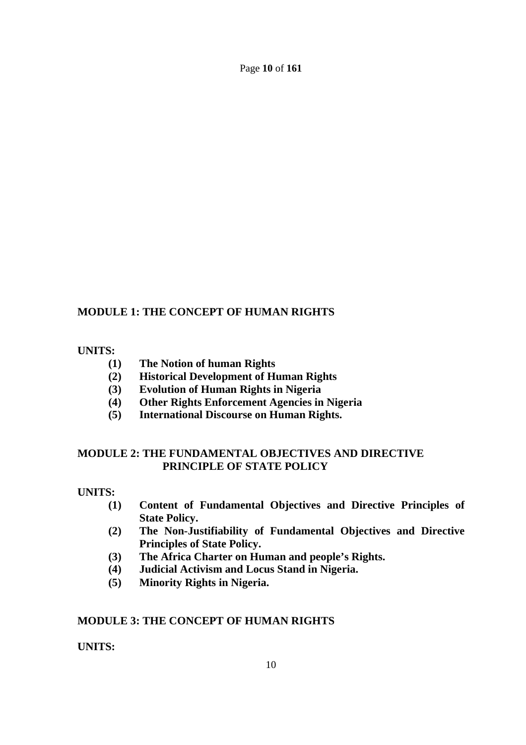**MODULE 1: THE CONCEPT OF HUMAN RIGHTS**

**UNITS:**

- **(1) The Notion of human Rights**
- **(2) Historical Development of Human Rights**
- **(3) Evolution of Human Rights in Nigeria**
- **(4) Other Rights Enforcement Agencies in Nigeria**
- **(5) International Discourse on Human Rights.**

**MODULE 2: THE FUNDAMENTAL OBJECTIVES AND DIRECTIVE PRINCIPLE OF STATE POLICY**

**UNITS:**

- **(1) Content of Fundamental Objectives and Directive Principles of State Policy.**
- **(2) The Non-Justifiability of Fundamental Objectives and Directive Principles of State Policy.**
- **(3) The Africa Charter on Human and people's Rights.**
- **(4) Judicial Activism and Locus Stand in Nigeria.**
- **(5) Minority Rights in Nigeria.**

**MODULE 3: THE CONCEPT OF HUMAN RIGHTS**

**UNITS:**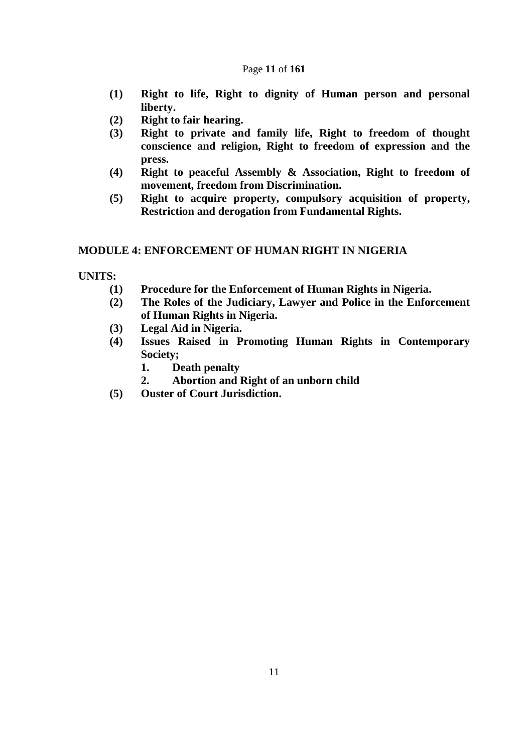**(1)** **Right to life, Right to dignity of Human person and personal liberty.**
**(2)** **Right to fair hearing.**
**(3)** **Right to private and family life, Right to freedom of thought conscience and religion, Right to freedom of expression and the press.**
**(4)** **Right to peaceful Assembly & Association, Right to freedom of movement, freedom from Discrimination.**
**(5)** **Right to acquire property, compulsory acquisition of property, Restriction and derogation from Fundamental Rights.**

## MODULE 4: ENFORCEMENT OF HUMAN RIGHT IN NIGERIA

**UNITS:**

**(1)** **Procedure for the Enforcement of Human Rights in Nigeria.**
**(2)** **The Roles of the Judiciary, Lawyer and Police in the Enforcement of Human Rights in Nigeria.**
**(3)** **Legal Aid in Nigeria.**
**(4)** **Issues Raised in Promoting Human Rights in Contemporary Society;**
   1. **Death penalty**
   2. **Abortion and Right of an unborn child**

**(5)** **Ouster of Court Jurisdiction.**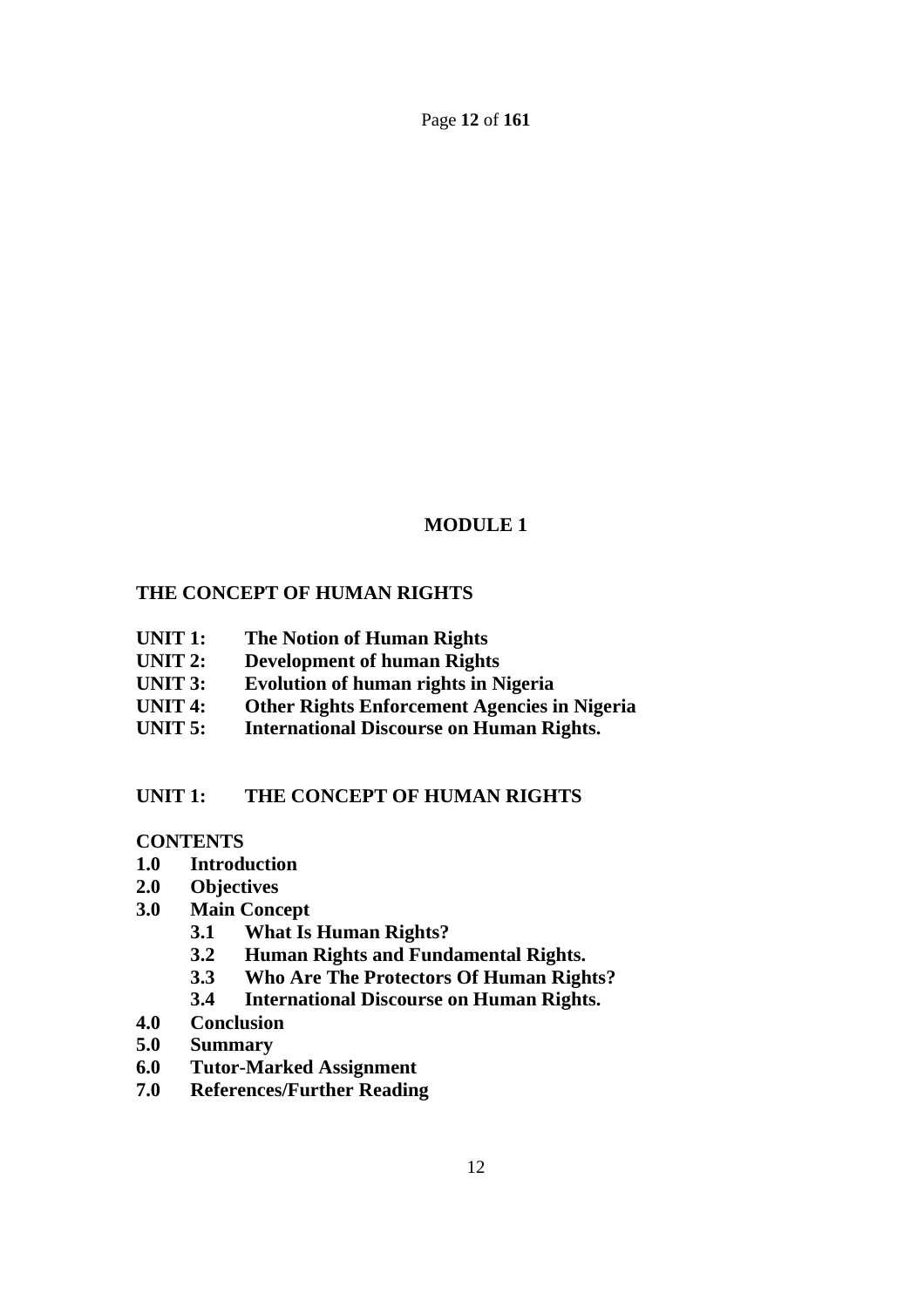# MODULE 1

## THE CONCEPT OF HUMAN RIGHTS

**UNIT 1: The Notion of Human Rights**
**UNIT 2: Development of human Rights**
**UNIT 3: Evolution of human rights in Nigeria**
**UNIT 4: Other Rights Enforcement Agencies in Nigeria**
**UNIT 5: International Discourse on Human Rights.**

## UNIT 1: THE CONCEPT OF HUMAN RIGHTS

**CONTENTS**

- **1.0 Introduction**
- **2.0 Objectives**
- **3.0 Main Concept**
  - **3.1 What Is Human Rights?**
  - **3.2 Human Rights and Fundamental Rights.**
  - **3.3 Who Are The Protectors Of Human Rights?**
  - **3.4 International Discourse on Human Rights.**
- **4.0 Conclusion**
- **5.0 Summary**
- **6.0 Tutor-Marked Assignment**
- **7.0 References/Further Reading**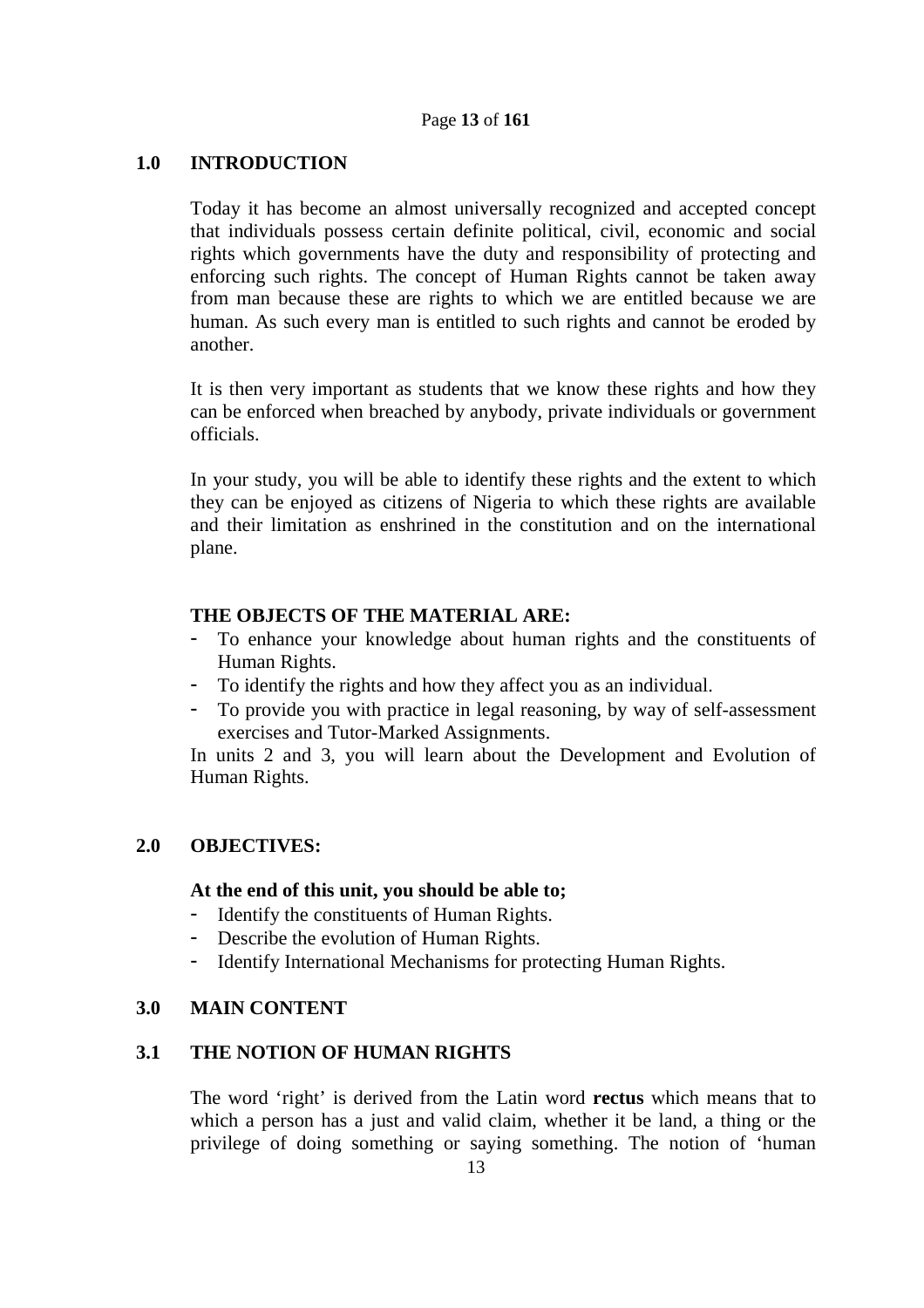## 1.0 INTRODUCTION

Today it has become an almost universally recognized and accepted concept that individuals possess certain definite political, civil, economic and social rights which governments have the duty and responsibility of protecting and enforcing such rights. The concept of Human Rights cannot be taken away from man because these are rights to which we are entitled because we are human. As such every man is entitled to such rights and cannot be eroded by another.

It is then very important as students that we know these rights and how they can be enforced when breached by anybody, private individuals or government officials.

In your study, you will be able to identify these rights and the extent to which they can be enjoyed as citizens of Nigeria to which these rights are available and their limitation as enshrined in the constitution and on the international plane.

**THE OBJECTS OF THE MATERIAL ARE:**

- To enhance your knowledge about human rights and the constituents of Human Rights.
- To identify the rights and how they affect you as an individual.
- To provide you with practice in legal reasoning, by way of self-assessment exercises and Tutor-Marked Assignments.

In units 2 and 3, you will learn about the Development and Evolution of Human Rights.

## 2.0 OBJECTIVES:

**At the end of this unit, you should be able to;**

- Identify the constituents of Human Rights.
- Describe the evolution of Human Rights.
- Identify International Mechanisms for protecting Human Rights.

## 3.0 MAIN CONTENT

### 3.1 THE NOTION OF HUMAN RIGHTS

The word 'right' is derived from the Latin word **rectus** which means that to which a person has a just and valid claim, whether it be land, a thing or the privilege of doing something or saying something. The notion of 'human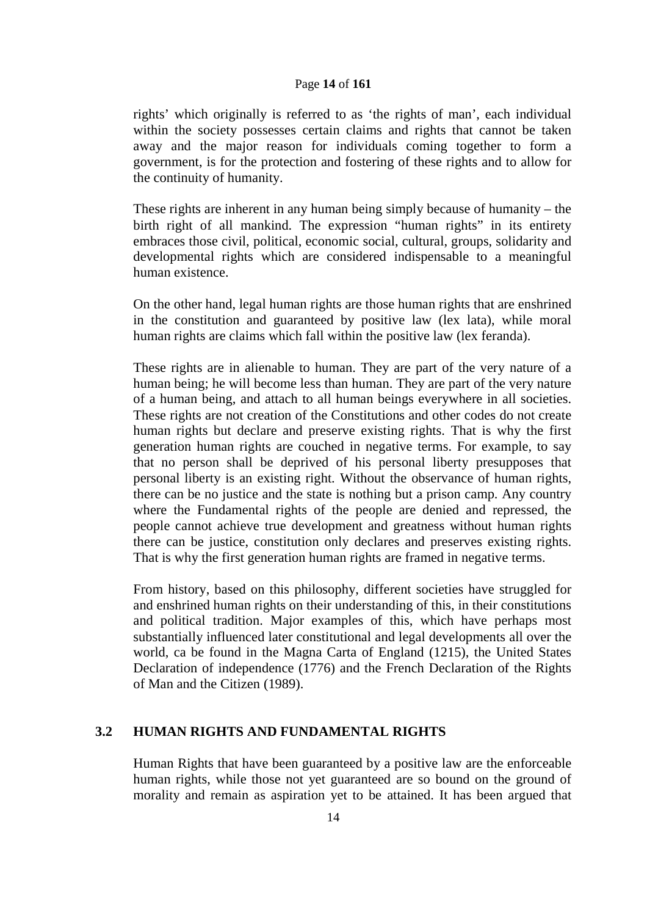rights' which originally is referred to as 'the rights of man', each individual within the society possesses certain claims and rights that cannot be taken away and the major reason for individuals coming together to form a government, is for the protection and fostering of these rights and to allow for the continuity of humanity.

These rights are inherent in any human being simply because of humanity – the birth right of all mankind. The expression "human rights" in its entirety embraces those civil, political, economic social, cultural, groups, solidarity and developmental rights which are considered indispensable to a meaningful human existence.

On the other hand, legal human rights are those human rights that are enshrined in the constitution and guaranteed by positive law (lex lata), while moral human rights are claims which fall within the positive law (lex feranda).

These rights are in alienable to human. They are part of the very nature of a human being; he will become less than human. They are part of the very nature of a human being, and attach to all human beings everywhere in all societies. These rights are not creation of the Constitutions and other codes do not create human rights but declare and preserve existing rights. That is why the first generation human rights are couched in negative terms. For example, to say that no person shall be deprived of his personal liberty presupposes that personal liberty is an existing right. Without the observance of human rights, there can be no justice and the state is nothing but a prison camp. Any country where the Fundamental rights of the people are denied and repressed, the people cannot achieve true development and greatness without human rights there can be justice, constitution only declares and preserves existing rights. That is why the first generation human rights are framed in negative terms.

From history, based on this philosophy, different societies have struggled for and enshrined human rights on their understanding of this, in their constitutions and political tradition. Major examples of this, which have perhaps most substantially influenced later constitutional and legal developments all over the world, ca be found in the Magna Carta of England (1215), the United States Declaration of independence (1776) and the French Declaration of the Rights of Man and the Citizen (1989).

## 3.2 HUMAN RIGHTS AND FUNDAMENTAL RIGHTS

Human Rights that have been guaranteed by a positive law are the enforceable human rights, while those not yet guaranteed are so bound on the ground of morality and remain as aspiration yet to be attained. It has been argued that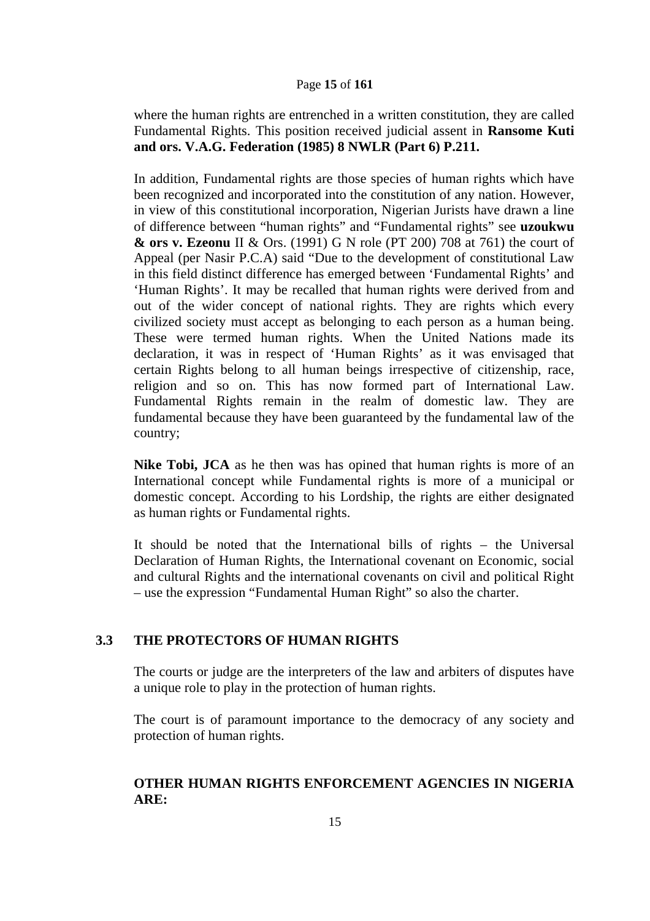where the human rights are entrenched in a written constitution, they are called Fundamental Rights. This position received judicial assent in **Ransome Kuti and ors. V.A.G. Federation (1985) 8 NWLR (Part 6) P.211.**

In addition, Fundamental rights are those species of human rights which have been recognized and incorporated into the constitution of any nation. However, in view of this constitutional incorporation, Nigerian Jurists have drawn a line of difference between "human rights" and "Fundamental rights" see **uzoukwu & ors v. Ezeonu** II & Ors. (1991) G N role (PT 200) 708 at 761) the court of Appeal (per Nasir P.C.A) said "Due to the development of constitutional Law in this field distinct difference has emerged between 'Fundamental Rights' and 'Human Rights'. It may be recalled that human rights were derived from and out of the wider concept of national rights. They are rights which every civilized society must accept as belonging to each person as a human being. These were termed human rights. When the United Nations made its declaration, it was in respect of 'Human Rights' as it was envisaged that certain Rights belong to all human beings irrespective of citizenship, race, religion and so on. This has now formed part of International Law. Fundamental Rights remain in the realm of domestic law. They are fundamental because they have been guaranteed by the fundamental law of the country;

**Nike Tobi, JCA** as he then was has opined that human rights is more of an International concept while Fundamental rights is more of a municipal or domestic concept. According to his Lordship, the rights are either designated as human rights or Fundamental rights.

It should be noted that the International bills of rights – the Universal Declaration of Human Rights, the International covenant on Economic, social and cultural Rights and the international covenants on civil and political Right – use the expression "Fundamental Human Right" so also the charter.

## 3.3 THE PROTECTORS OF HUMAN RIGHTS

The courts or judge are the interpreters of the law and arbiters of disputes have a unique role to play in the protection of human rights.

The court is of paramount importance to the democracy of any society and protection of human rights.

### OTHER HUMAN RIGHTS ENFORCEMENT AGENCIES IN NIGERIA ARE: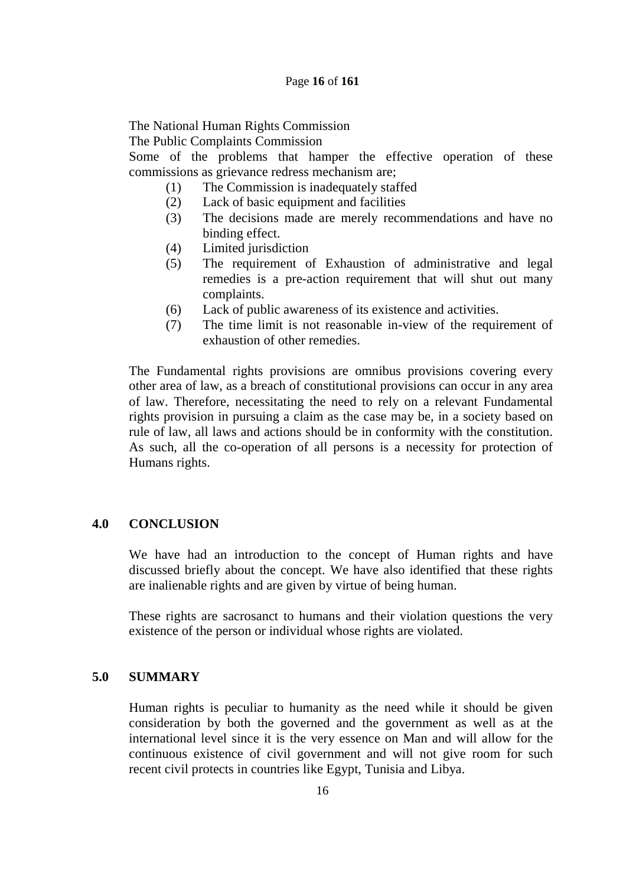The National Human Rights Commission

The Public Complaints Commission

Some of the problems that hamper the effective operation of these commissions as grievance redress mechanism are;

(1) The Commission is inadequately staffed
(2) Lack of basic equipment and facilities
(3) The decisions made are merely recommendations and have no binding effect.
(4) Limited jurisdiction
(5) The requirement of Exhaustion of administrative and legal remedies is a pre-action requirement that will shut out many complaints.
(6) Lack of public awareness of its existence and activities.
(7) The time limit is not reasonable in-view of the requirement of exhaustion of other remedies.

The Fundamental rights provisions are omnibus provisions covering every other area of law, as a breach of constitutional provisions can occur in any area of law. Therefore, necessitating the need to rely on a relevant Fundamental rights provision in pursuing a claim as the case may be, in a society based on rule of law, all laws and actions should be in conformity with the constitution. As such, all the co-operation of all persons is a necessity for protection of Humans rights.

## 4.0 CONCLUSION

We have had an introduction to the concept of Human rights and have discussed briefly about the concept. We have also identified that these rights are inalienable rights and are given by virtue of being human.

These rights are sacrosanct to humans and their violation questions the very existence of the person or individual whose rights are violated.

## 5.0 SUMMARY

Human rights is peculiar to humanity as the need while it should be given consideration by both the governed and the government as well as at the international level since it is the very essence on Man and will allow for the continuous existence of civil government and will not give room for such recent civil protects in countries like Egypt, Tunisia and Libya.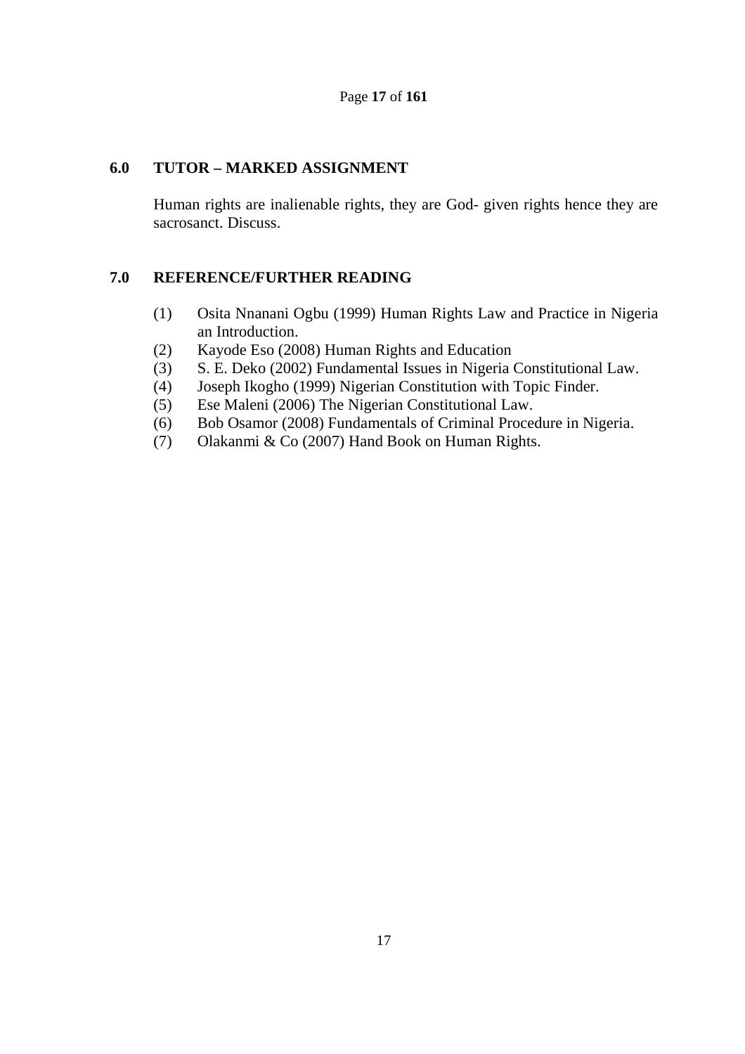## 6.0 TUTOR – MARKED ASSIGNMENT

Human rights are inalienable rights, they are God- given rights hence they are sacrosanct. Discuss.

## 7.0 REFERENCE/FURTHER READING

(1) Osita Nnanani Ogbu (1999) Human Rights Law and Practice in Nigeria an Introduction.
(2) Kayode Eso (2008) Human Rights and Education
(3) S. E. Deko (2002) Fundamental Issues in Nigeria Constitutional Law.
(4) Joseph Ikogho (1999) Nigerian Constitution with Topic Finder.
(5) Ese Maleni (2006) The Nigerian Constitutional Law.
(6) Bob Osamor (2008) Fundamentals of Criminal Procedure in Nigeria.
(7) Olakanmi & Co (2007) Hand Book on Human Rights.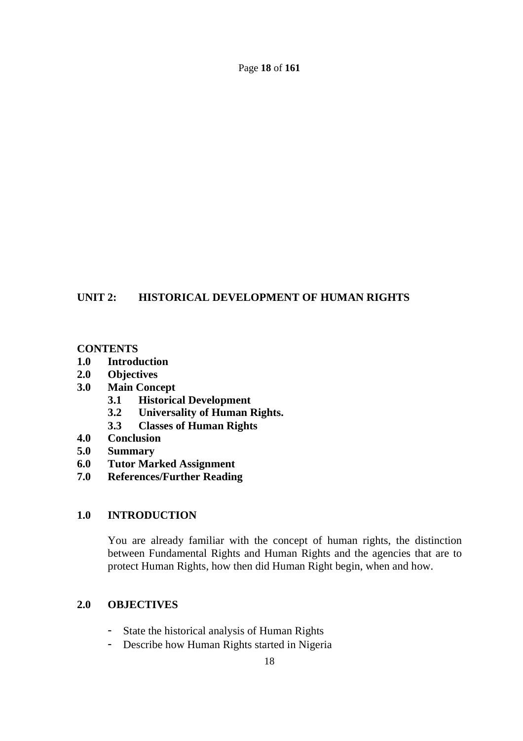## UNIT 2: HISTORICAL DEVELOPMENT OF HUMAN RIGHTS

**CONTENTS**

- **1.0 Introduction**
- **2.0 Objectives**
- **3.0 Main Concept**
  - **3.1 Historical Development**
  - **3.2 Universality of Human Rights.**
  - **3.3 Classes of Human Rights**
- **4.0 Conclusion**
- **5.0 Summary**
- **6.0 Tutor Marked Assignment**
- **7.0 References/Further Reading**

### 1.0 INTRODUCTION

You are already familiar with the concept of human rights, the distinction between Fundamental Rights and Human Rights and the agencies that are to protect Human Rights, how then did Human Right begin, when and how.

### 2.0 OBJECTIVES

- State the historical analysis of Human Rights
- Describe how Human Rights started in Nigeria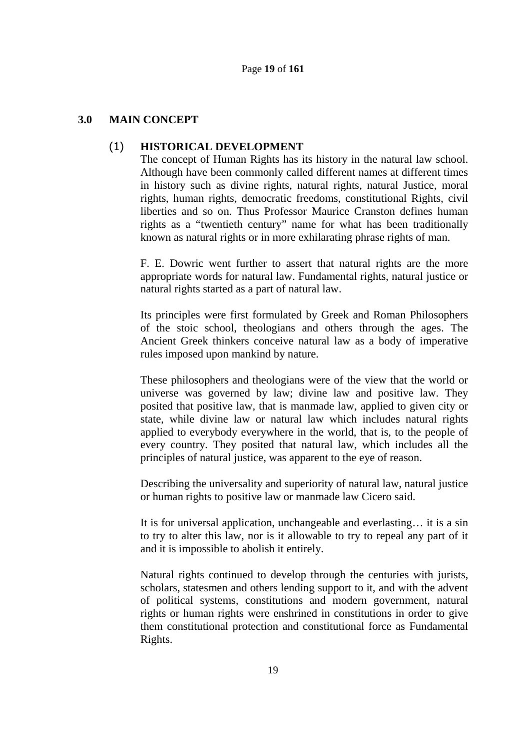## 3.0 MAIN CONCEPT

### (1) HISTORICAL DEVELOPMENT

The concept of Human Rights has its history in the natural law school. Although have been commonly called different names at different times in history such as divine rights, natural rights, natural Justice, moral rights, human rights, democratic freedoms, constitutional Rights, civil liberties and so on. Thus Professor Maurice Cranston defines human rights as a "twentieth century" name for what has been traditionally known as natural rights or in more exhilarating phrase rights of man.

F. E. Dowric went further to assert that natural rights are the more appropriate words for natural law. Fundamental rights, natural justice or natural rights started as a part of natural law.

Its principles were first formulated by Greek and Roman Philosophers of the stoic school, theologians and others through the ages. The Ancient Greek thinkers conceive natural law as a body of imperative rules imposed upon mankind by nature.

These philosophers and theologians were of the view that the world or universe was governed by law; divine law and positive law. They posited that positive law, that is manmade law, applied to given city or state, while divine law or natural law which includes natural rights applied to everybody everywhere in the world, that is, to the people of every country. They posited that natural law, which includes all the principles of natural justice, was apparent to the eye of reason.

Describing the universality and superiority of natural law, natural justice or human rights to positive law or manmade law Cicero said.

It is for universal application, unchangeable and everlasting… it is a sin to try to alter this law, nor is it allowable to try to repeal any part of it and it is impossible to abolish it entirely.

Natural rights continued to develop through the centuries with jurists, scholars, statesmen and others lending support to it, and with the advent of political systems, constitutions and modern government, natural rights or human rights were enshrined in constitutions in order to give them constitutional protection and constitutional force as Fundamental Rights.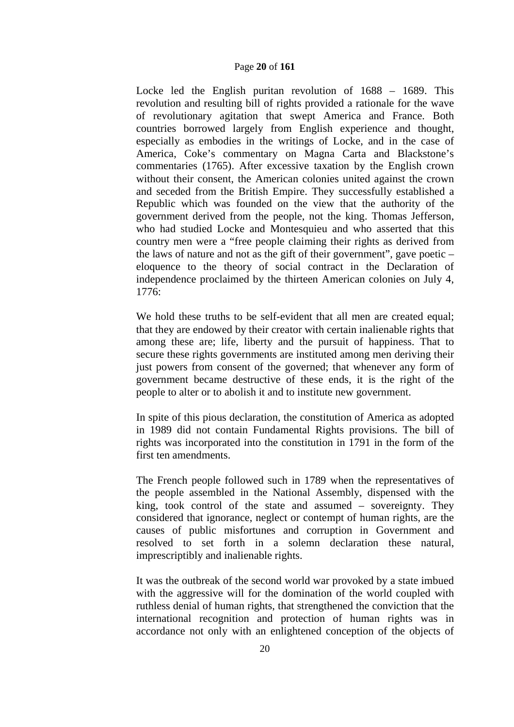Locke led the English puritan revolution of 1688 – 1689. This revolution and resulting bill of rights provided a rationale for the wave of revolutionary agitation that swept America and France. Both countries borrowed largely from English experience and thought, especially as embodies in the writings of Locke, and in the case of America, Coke's commentary on Magna Carta and Blackstone's commentaries (1765). After excessive taxation by the English crown without their consent, the American colonies united against the crown and seceded from the British Empire. They successfully established a Republic which was founded on the view that the authority of the government derived from the people, not the king. Thomas Jefferson, who had studied Locke and Montesquieu and who asserted that this country men were a "free people claiming their rights as derived from the laws of nature and not as the gift of their government", gave poetic – eloquence to the theory of social contract in the Declaration of independence proclaimed by the thirteen American colonies on July 4, 1776:

We hold these truths to be self-evident that all men are created equal; that they are endowed by their creator with certain inalienable rights that among these are; life, liberty and the pursuit of happiness. That to secure these rights governments are instituted among men deriving their just powers from consent of the governed; that whenever any form of government became destructive of these ends, it is the right of the people to alter or to abolish it and to institute new government.

In spite of this pious declaration, the constitution of America as adopted in 1989 did not contain Fundamental Rights provisions. The bill of rights was incorporated into the constitution in 1791 in the form of the first ten amendments.

The French people followed such in 1789 when the representatives of the people assembled in the National Assembly, dispensed with the king, took control of the state and assumed – sovereignty. They considered that ignorance, neglect or contempt of human rights, are the causes of public misfortunes and corruption in Government and resolved to set forth in a solemn declaration these natural, imprescriptibly and inalienable rights.

It was the outbreak of the second world war provoked by a state imbued with the aggressive will for the domination of the world coupled with ruthless denial of human rights, that strengthened the conviction that the international recognition and protection of human rights was in accordance not only with an enlightened conception of the objects of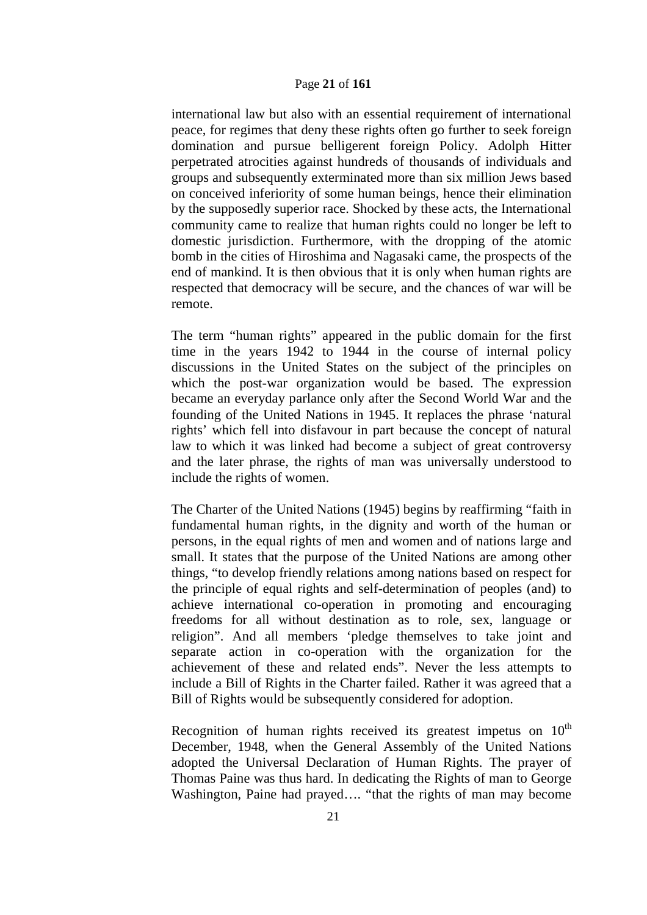international law but also with an essential requirement of international peace, for regimes that deny these rights often go further to seek foreign domination and pursue belligerent foreign Policy. Adolph Hitter perpetrated atrocities against hundreds of thousands of individuals and groups and subsequently exterminated more than six million Jews based on conceived inferiority of some human beings, hence their elimination by the supposedly superior race. Shocked by these acts, the International community came to realize that human rights could no longer be left to domestic jurisdiction. Furthermore, with the dropping of the atomic bomb in the cities of Hiroshima and Nagasaki came, the prospects of the end of mankind. It is then obvious that it is only when human rights are respected that democracy will be secure, and the chances of war will be remote.

The term "human rights" appeared in the public domain for the first time in the years 1942 to 1944 in the course of internal policy discussions in the United States on the subject of the principles on which the post-war organization would be based. The expression became an everyday parlance only after the Second World War and the founding of the United Nations in 1945. It replaces the phrase 'natural rights' which fell into disfavour in part because the concept of natural law to which it was linked had become a subject of great controversy and the later phrase, the rights of man was universally understood to include the rights of women.

The Charter of the United Nations (1945) begins by reaffirming "faith in fundamental human rights, in the dignity and worth of the human or persons, in the equal rights of men and women and of nations large and small. It states that the purpose of the United Nations are among other things, "to develop friendly relations among nations based on respect for the principle of equal rights and self-determination of peoples (and) to achieve international co-operation in promoting and encouraging freedoms for all without destination as to role, sex, language or religion". And all members 'pledge themselves to take joint and separate action in co-operation with the organization for the achievement of these and related ends". Never the less attempts to include a Bill of Rights in the Charter failed. Rather it was agreed that a Bill of Rights would be subsequently considered for adoption.

Recognition of human rights received its greatest impetus on 10th December, 1948, when the General Assembly of the United Nations adopted the Universal Declaration of Human Rights. The prayer of Thomas Paine was thus hard. In dedicating the Rights of man to George Washington, Paine had prayed…. "that the rights of man may become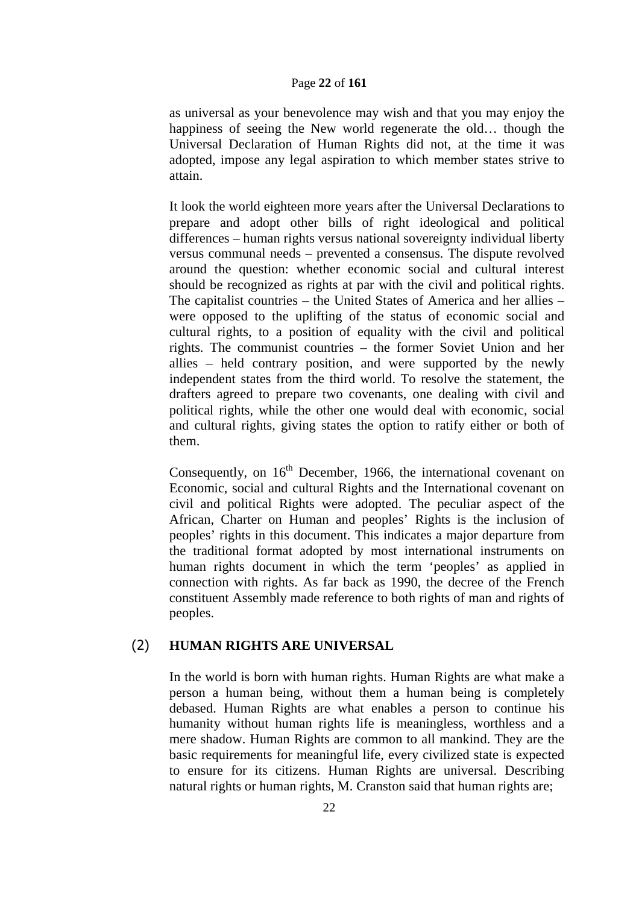as universal as your benevolence may wish and that you may enjoy the happiness of seeing the New world regenerate the old… though the Universal Declaration of Human Rights did not, at the time it was adopted, impose any legal aspiration to which member states strive to attain.

It look the world eighteen more years after the Universal Declarations to prepare and adopt other bills of right ideological and political differences – human rights versus national sovereignty individual liberty versus communal needs – prevented a consensus. The dispute revolved around the question: whether economic social and cultural interest should be recognized as rights at par with the civil and political rights. The capitalist countries – the United States of America and her allies – were opposed to the uplifting of the status of economic social and cultural rights, to a position of equality with the civil and political rights. The communist countries – the former Soviet Union and her allies – held contrary position, and were supported by the newly independent states from the third world. To resolve the statement, the drafters agreed to prepare two covenants, one dealing with civil and political rights, while the other one would deal with economic, social and cultural rights, giving states the option to ratify either or both of them.

Consequently, on 16th December, 1966, the international covenant on Economic, social and cultural Rights and the International covenant on civil and political Rights were adopted. The peculiar aspect of the African, Charter on Human and peoples' Rights is the inclusion of peoples' rights in this document. This indicates a major departure from the traditional format adopted by most international instruments on human rights document in which the term 'peoples' as applied in connection with rights. As far back as 1990, the decree of the French constituent Assembly made reference to both rights of man and rights of peoples.

## (2) HUMAN RIGHTS ARE UNIVERSAL

In the world is born with human rights. Human Rights are what make a person a human being, without them a human being is completely debased. Human Rights are what enables a person to continue his humanity without human rights life is meaningless, worthless and a mere shadow. Human Rights are common to all mankind. They are the basic requirements for meaningful life, every civilized state is expected to ensure for its citizens. Human Rights are universal. Describing natural rights or human rights, M. Cranston said that human rights are;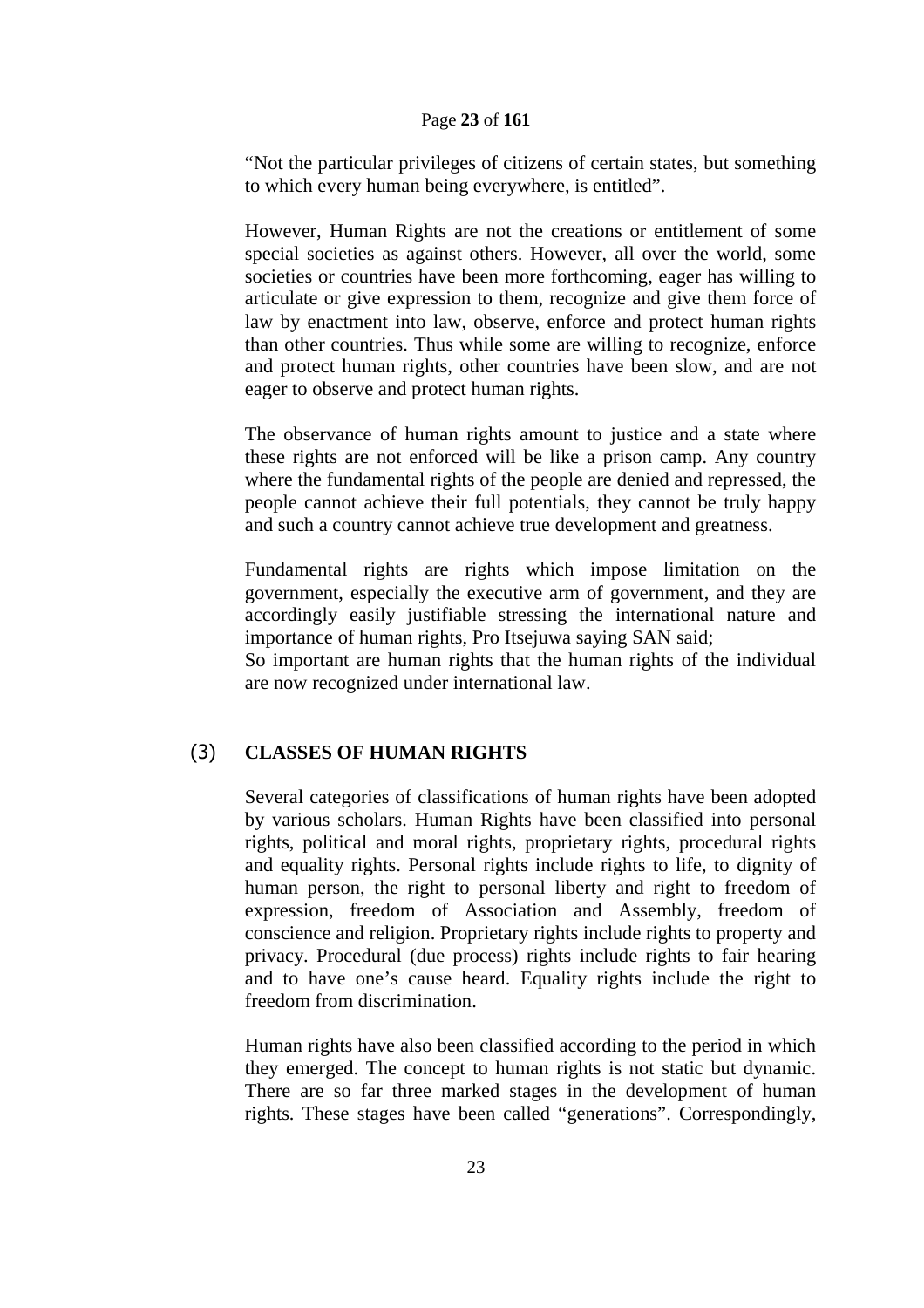"Not the particular privileges of citizens of certain states, but something to which every human being everywhere, is entitled".

However, Human Rights are not the creations or entitlement of some special societies as against others. However, all over the world, some societies or countries have been more forthcoming, eager has willing to articulate or give expression to them, recognize and give them force of law by enactment into law, observe, enforce and protect human rights than other countries. Thus while some are willing to recognize, enforce and protect human rights, other countries have been slow, and are not eager to observe and protect human rights.

The observance of human rights amount to justice and a state where these rights are not enforced will be like a prison camp. Any country where the fundamental rights of the people are denied and repressed, the people cannot achieve their full potentials, they cannot be truly happy and such a country cannot achieve true development and greatness.

Fundamental rights are rights which impose limitation on the government, especially the executive arm of government, and they are accordingly easily justifiable stressing the international nature and importance of human rights, Pro Itsejuwa saying SAN said;
So important are human rights that the human rights of the individual are now recognized under international law.

## (3) CLASSES OF HUMAN RIGHTS

Several categories of classifications of human rights have been adopted by various scholars. Human Rights have been classified into personal rights, political and moral rights, proprietary rights, procedural rights and equality rights. Personal rights include rights to life, to dignity of human person, the right to personal liberty and right to freedom of expression, freedom of Association and Assembly, freedom of conscience and religion. Proprietary rights include rights to property and privacy. Procedural (due process) rights include rights to fair hearing and to have one's cause heard. Equality rights include the right to freedom from discrimination.

Human rights have also been classified according to the period in which they emerged. The concept to human rights is not static but dynamic. There are so far three marked stages in the development of human rights. These stages have been called "generations". Correspondingly,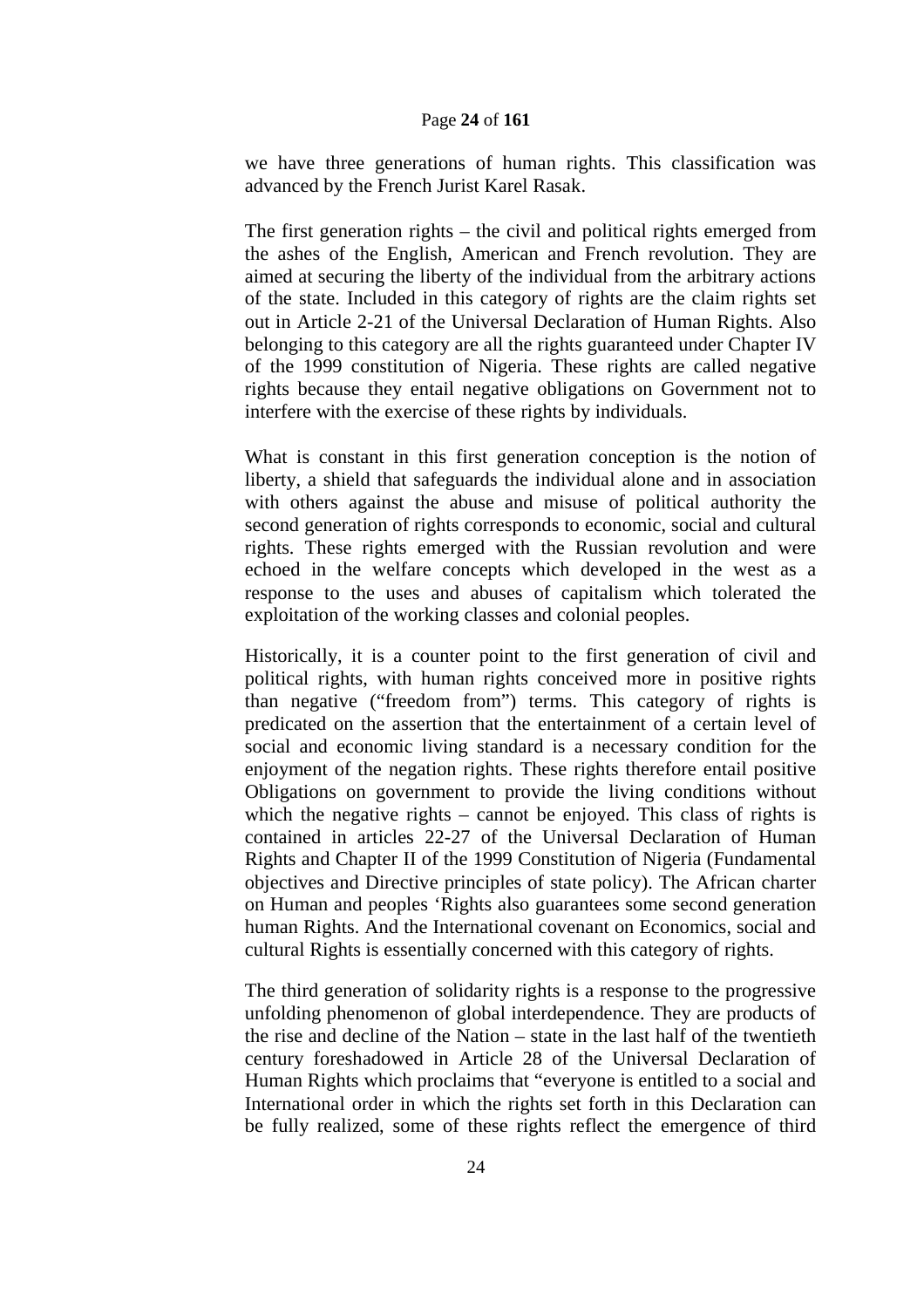we have three generations of human rights. This classification was advanced by the French Jurist Karel Rasak.

The first generation rights – the civil and political rights emerged from the ashes of the English, American and French revolution. They are aimed at securing the liberty of the individual from the arbitrary actions of the state. Included in this category of rights are the claim rights set out in Article 2-21 of the Universal Declaration of Human Rights. Also belonging to this category are all the rights guaranteed under Chapter IV of the 1999 constitution of Nigeria. These rights are called negative rights because they entail negative obligations on Government not to interfere with the exercise of these rights by individuals.

What is constant in this first generation conception is the notion of liberty, a shield that safeguards the individual alone and in association with others against the abuse and misuse of political authority the second generation of rights corresponds to economic, social and cultural rights. These rights emerged with the Russian revolution and were echoed in the welfare concepts which developed in the west as a response to the uses and abuses of capitalism which tolerated the exploitation of the working classes and colonial peoples.

Historically, it is a counter point to the first generation of civil and political rights, with human rights conceived more in positive rights than negative ("freedom from") terms. This category of rights is predicated on the assertion that the entertainment of a certain level of social and economic living standard is a necessary condition for the enjoyment of the negation rights. These rights therefore entail positive Obligations on government to provide the living conditions without which the negative rights – cannot be enjoyed. This class of rights is contained in articles 22-27 of the Universal Declaration of Human Rights and Chapter II of the 1999 Constitution of Nigeria (Fundamental objectives and Directive principles of state policy). The African charter on Human and peoples 'Rights also guarantees some second generation human Rights. And the International covenant on Economics, social and cultural Rights is essentially concerned with this category of rights.

The third generation of solidarity rights is a response to the progressive unfolding phenomenon of global interdependence. They are products of the rise and decline of the Nation – state in the last half of the twentieth century foreshadowed in Article 28 of the Universal Declaration of Human Rights which proclaims that "everyone is entitled to a social and International order in which the rights set forth in this Declaration can be fully realized, some of these rights reflect the emergence of third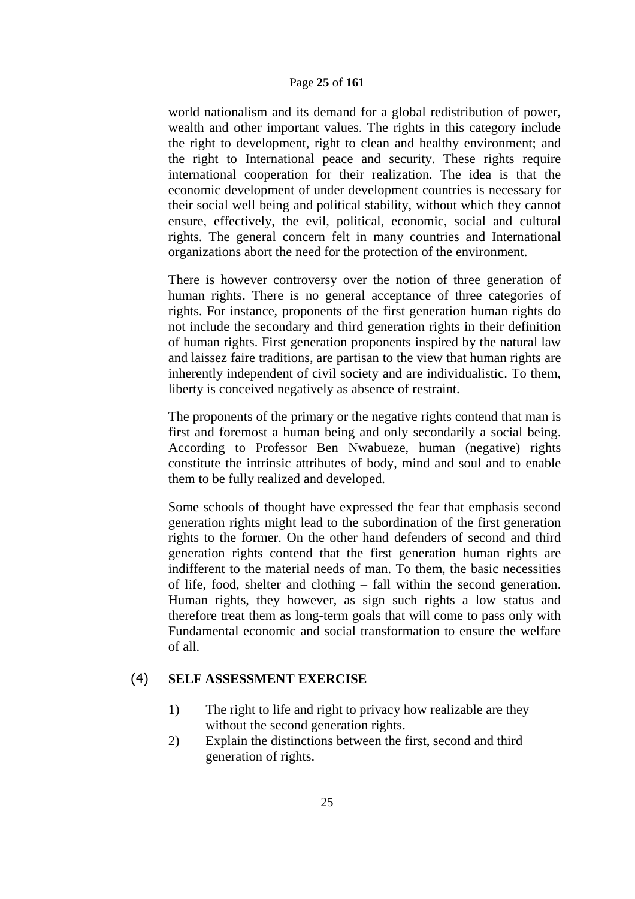world nationalism and its demand for a global redistribution of power, wealth and other important values. The rights in this category include the right to development, right to clean and healthy environment; and the right to International peace and security. These rights require international cooperation for their realization. The idea is that the economic development of under development countries is necessary for their social well being and political stability, without which they cannot ensure, effectively, the evil, political, economic, social and cultural rights. The general concern felt in many countries and International organizations abort the need for the protection of the environment.

There is however controversy over the notion of three generation of human rights. There is no general acceptance of three categories of rights. For instance, proponents of the first generation human rights do not include the secondary and third generation rights in their definition of human rights. First generation proponents inspired by the natural law and laissez faire traditions, are partisan to the view that human rights are inherently independent of civil society and are individualistic. To them, liberty is conceived negatively as absence of restraint.

The proponents of the primary or the negative rights contend that man is first and foremost a human being and only secondarily a social being. According to Professor Ben Nwabueze, human (negative) rights constitute the intrinsic attributes of body, mind and soul and to enable them to be fully realized and developed.

Some schools of thought have expressed the fear that emphasis second generation rights might lead to the subordination of the first generation rights to the former. On the other hand defenders of second and third generation rights contend that the first generation human rights are indifferent to the material needs of man. To them, the basic necessities of life, food, shelter and clothing – fall within the second generation. Human rights, they however, as sign such rights a low status and therefore treat them as long-term goals that will come to pass only with Fundamental economic and social transformation to ensure the welfare of all.

## (4) SELF ASSESSMENT EXERCISE

1) The right to life and right to privacy how realizable are they without the second generation rights.
2) Explain the distinctions between the first, second and third generation of rights.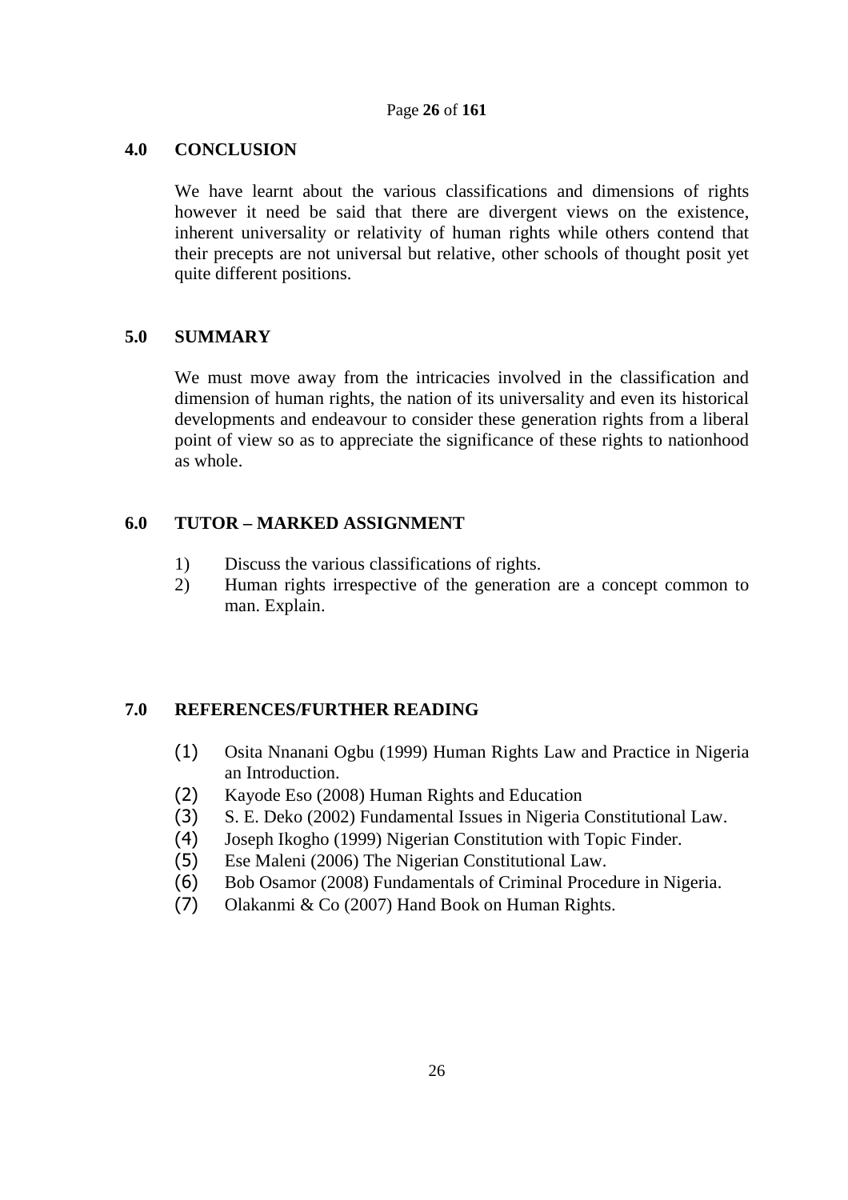## 4.0 CONCLUSION

We have learnt about the various classifications and dimensions of rights however it need be said that there are divergent views on the existence, inherent universality or relativity of human rights while others contend that their precepts are not universal but relative, other schools of thought posit yet quite different positions.

## 5.0 SUMMARY

We must move away from the intricacies involved in the classification and dimension of human rights, the nation of its universality and even its historical developments and endeavour to consider these generation rights from a liberal point of view so as to appreciate the significance of these rights to nationhood as whole.

## 6.0 TUTOR – MARKED ASSIGNMENT

1) Discuss the various classifications of rights.
2) Human rights irrespective of the generation are a concept common to man. Explain.

## 7.0 REFERENCES/FURTHER READING

(1) Osita Nnanani Ogbu (1999) Human Rights Law and Practice in Nigeria an Introduction.
(2) Kayode Eso (2008) Human Rights and Education
(3) S. E. Deko (2002) Fundamental Issues in Nigeria Constitutional Law.
(4) Joseph Ikogho (1999) Nigerian Constitution with Topic Finder.
(5) Ese Maleni (2006) The Nigerian Constitutional Law.
(6) Bob Osamor (2008) Fundamentals of Criminal Procedure in Nigeria.
(7) Olakanmi & Co (2007) Hand Book on Human Rights.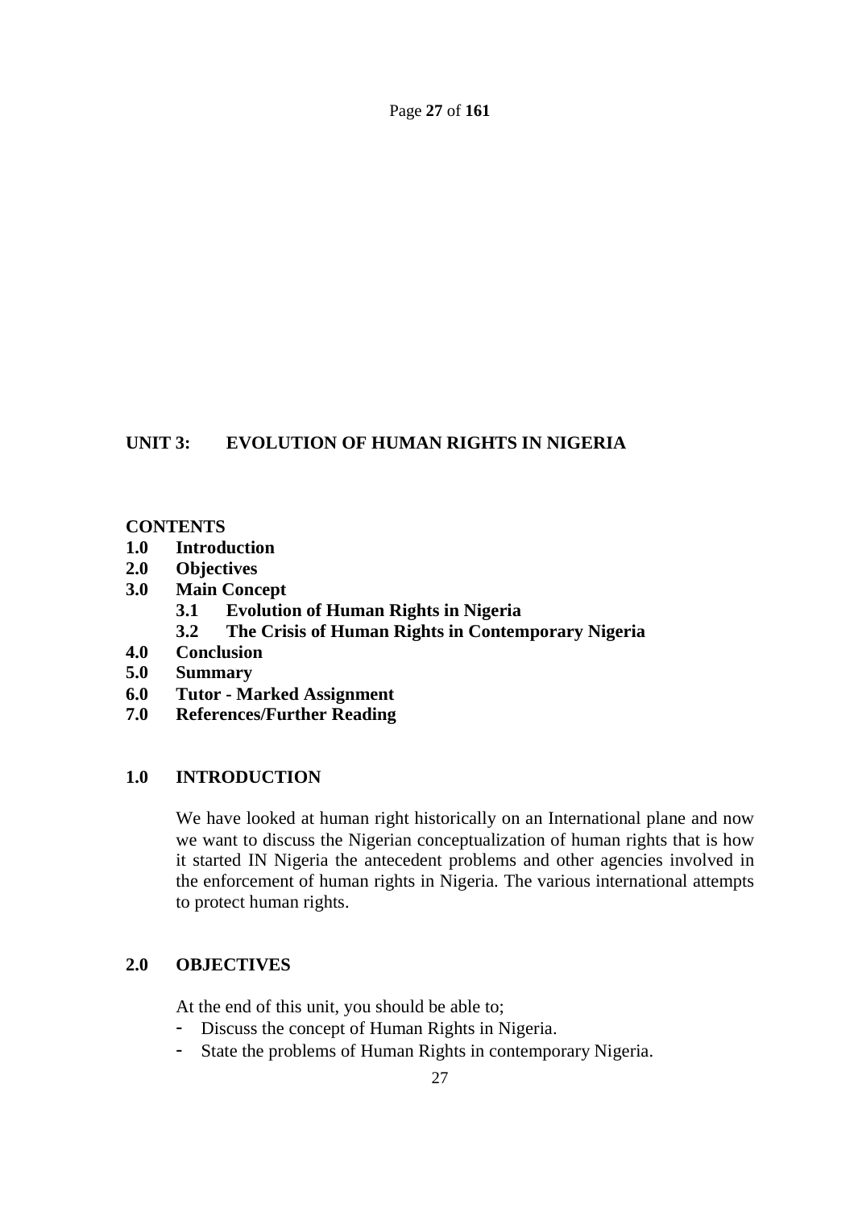## UNIT 3: EVOLUTION OF HUMAN RIGHTS IN NIGERIA

**CONTENTS**

- **1.0 Introduction**
- **2.0 Objectives**
- **3.0 Main Concept**
  - **3.1 Evolution of Human Rights in Nigeria**
  - **3.2 The Crisis of Human Rights in Contemporary Nigeria**
- **4.0 Conclusion**
- **5.0 Summary**
- **6.0 Tutor - Marked Assignment**
- **7.0 References/Further Reading**

### 1.0 INTRODUCTION

We have looked at human right historically on an International plane and now we want to discuss the Nigerian conceptualization of human rights that is how it started IN Nigeria the antecedent problems and other agencies involved in the enforcement of human rights in Nigeria. The various international attempts to protect human rights.

### 2.0 OBJECTIVES

At the end of this unit, you should be able to;

- Discuss the concept of Human Rights in Nigeria.
- State the problems of Human Rights in contemporary Nigeria.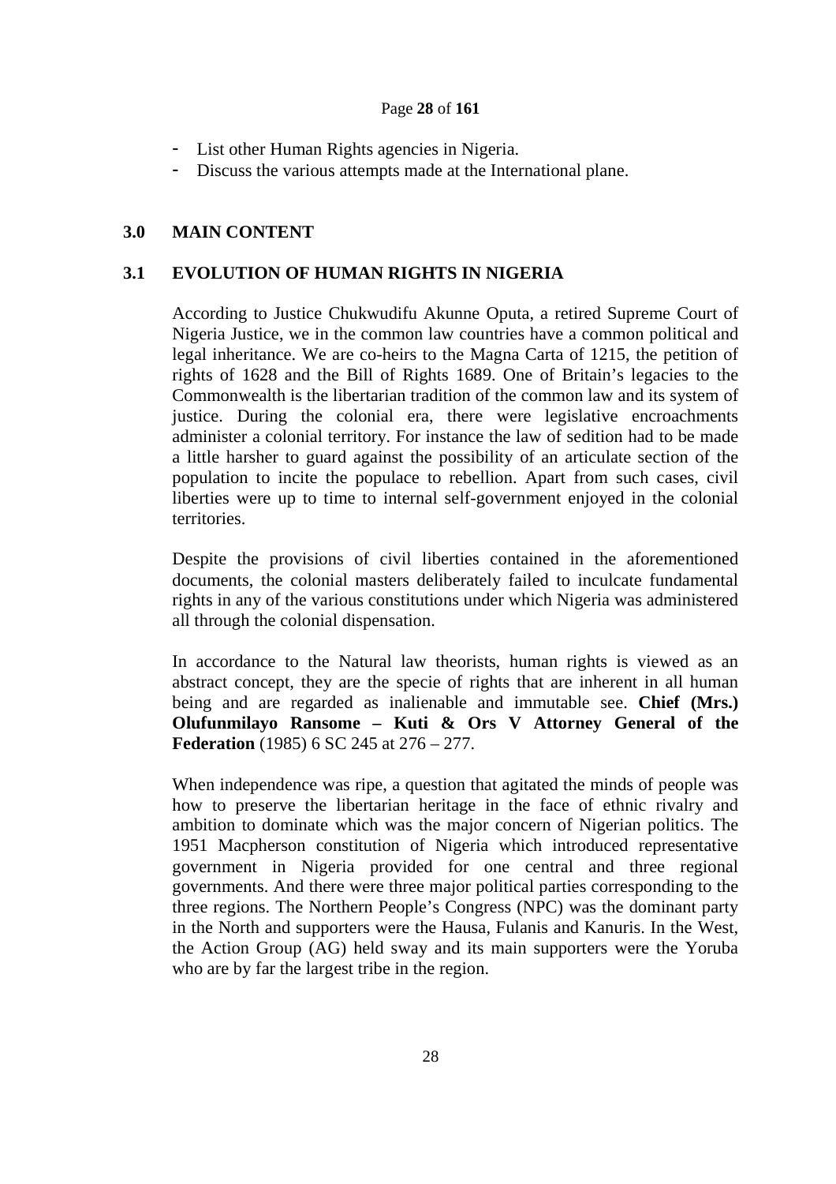- List other Human Rights agencies in Nigeria.
- Discuss the various attempts made at the International plane.

## 3.0 MAIN CONTENT

### 3.1 EVOLUTION OF HUMAN RIGHTS IN NIGERIA

According to Justice Chukwudifu Akunne Oputa, a retired Supreme Court of Nigeria Justice, we in the common law countries have a common political and legal inheritance. We are co-heirs to the Magna Carta of 1215, the petition of rights of 1628 and the Bill of Rights 1689. One of Britain's legacies to the Commonwealth is the libertarian tradition of the common law and its system of justice. During the colonial era, there were legislative encroachments administer a colonial territory. For instance the law of sedition had to be made a little harsher to guard against the possibility of an articulate section of the population to incite the populace to rebellion. Apart from such cases, civil liberties were up to time to internal self-government enjoyed in the colonial territories.

Despite the provisions of civil liberties contained in the aforementioned documents, the colonial masters deliberately failed to inculcate fundamental rights in any of the various constitutions under which Nigeria was administered all through the colonial dispensation.

In accordance to the Natural law theorists, human rights is viewed as an abstract concept, they are the specie of rights that are inherent in all human being and are regarded as inalienable and immutable see. **Chief (Mrs.) Olufunmilayo Ransome – Kuti & Ors V Attorney General of the Federation** (1985) 6 SC 245 at 276 – 277.

When independence was ripe, a question that agitated the minds of people was how to preserve the libertarian heritage in the face of ethnic rivalry and ambition to dominate which was the major concern of Nigerian politics. The 1951 Macpherson constitution of Nigeria which introduced representative government in Nigeria provided for one central and three regional governments. And there were three major political parties corresponding to the three regions. The Northern People's Congress (NPC) was the dominant party in the North and supporters were the Hausa, Fulanis and Kanuris. In the West, the Action Group (AG) held sway and its main supporters were the Yoruba who are by far the largest tribe in the region.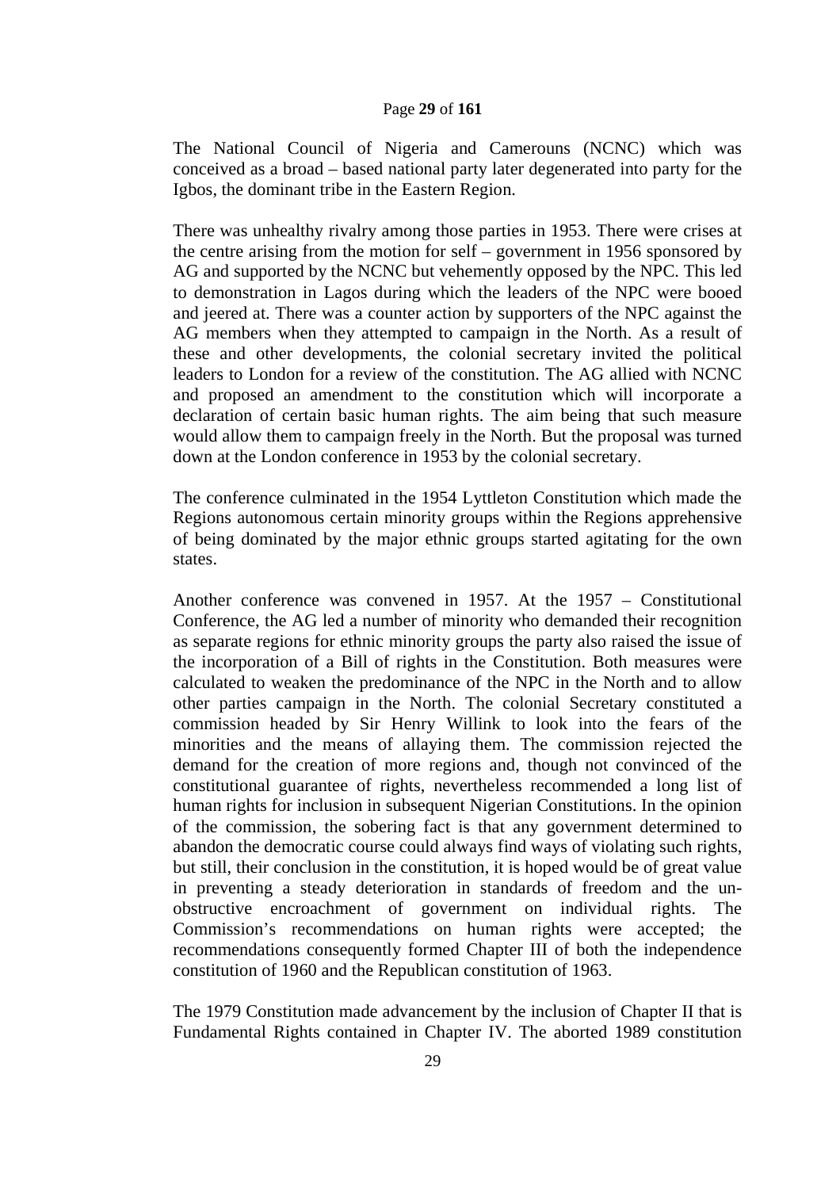The National Council of Nigeria and Camerouns (NCNC) which was conceived as a broad – based national party later degenerated into party for the Igbos, the dominant tribe in the Eastern Region.

There was unhealthy rivalry among those parties in 1953. There were crises at the centre arising from the motion for self – government in 1956 sponsored by AG and supported by the NCNC but vehemently opposed by the NPC. This led to demonstration in Lagos during which the leaders of the NPC were booed and jeered at. There was a counter action by supporters of the NPC against the AG members when they attempted to campaign in the North. As a result of these and other developments, the colonial secretary invited the political leaders to London for a review of the constitution. The AG allied with NCNC and proposed an amendment to the constitution which will incorporate a declaration of certain basic human rights. The aim being that such measure would allow them to campaign freely in the North. But the proposal was turned down at the London conference in 1953 by the colonial secretary.

The conference culminated in the 1954 Lyttleton Constitution which made the Regions autonomous certain minority groups within the Regions apprehensive of being dominated by the major ethnic groups started agitating for the own states.

Another conference was convened in 1957. At the 1957 – Constitutional Conference, the AG led a number of minority who demanded their recognition as separate regions for ethnic minority groups the party also raised the issue of the incorporation of a Bill of rights in the Constitution. Both measures were calculated to weaken the predominance of the NPC in the North and to allow other parties campaign in the North. The colonial Secretary constituted a commission headed by Sir Henry Willink to look into the fears of the minorities and the means of allaying them. The commission rejected the demand for the creation of more regions and, though not convinced of the constitutional guarantee of rights, nevertheless recommended a long list of human rights for inclusion in subsequent Nigerian Constitutions. In the opinion of the commission, the sobering fact is that any government determined to abandon the democratic course could always find ways of violating such rights, but still, their conclusion in the constitution, it is hoped would be of great value in preventing a steady deterioration in standards of freedom and the un-obstructive encroachment of government on individual rights. The Commission's recommendations on human rights were accepted; the recommendations consequently formed Chapter III of both the independence constitution of 1960 and the Republican constitution of 1963.

The 1979 Constitution made advancement by the inclusion of Chapter II that is Fundamental Rights contained in Chapter IV. The aborted 1989 constitution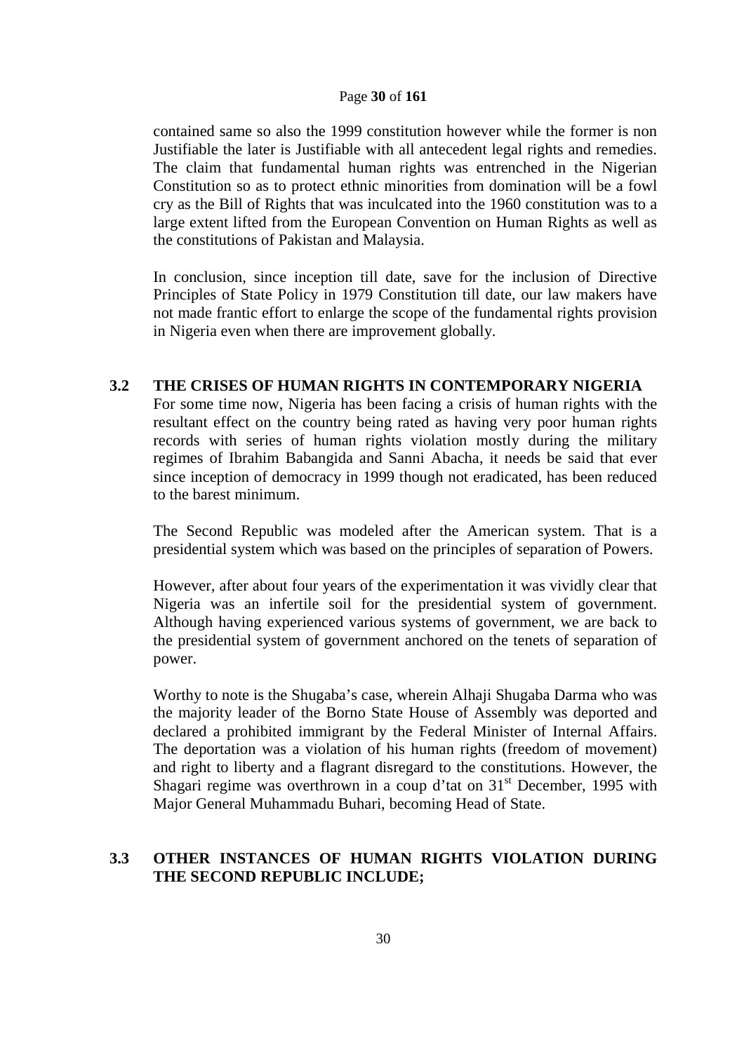contained same so also the 1999 constitution however while the former is non Justifiable the later is Justifiable with all antecedent legal rights and remedies. The claim that fundamental human rights was entrenched in the Nigerian Constitution so as to protect ethnic minorities from domination will be a fowl cry as the Bill of Rights that was inculcated into the 1960 constitution was to a large extent lifted from the European Convention on Human Rights as well as the constitutions of Pakistan and Malaysia.

In conclusion, since inception till date, save for the inclusion of Directive Principles of State Policy in 1979 Constitution till date, our law makers have not made frantic effort to enlarge the scope of the fundamental rights provision in Nigeria even when there are improvement globally.

## 3.2 THE CRISES OF HUMAN RIGHTS IN CONTEMPORARY NIGERIA

For some time now, Nigeria has been facing a crisis of human rights with the resultant effect on the country being rated as having very poor human rights records with series of human rights violation mostly during the military regimes of Ibrahim Babangida and Sanni Abacha, it needs be said that ever since inception of democracy in 1999 though not eradicated, has been reduced to the barest minimum.

The Second Republic was modeled after the American system. That is a presidential system which was based on the principles of separation of Powers.

However, after about four years of the experimentation it was vividly clear that Nigeria was an infertile soil for the presidential system of government. Although having experienced various systems of government, we are back to the presidential system of government anchored on the tenets of separation of power.

Worthy to note is the Shugaba's case, wherein Alhaji Shugaba Darma who was the majority leader of the Borno State House of Assembly was deported and declared a prohibited immigrant by the Federal Minister of Internal Affairs. The deportation was a violation of his human rights (freedom of movement) and right to liberty and a flagrant disregard to the constitutions. However, the Shagari regime was overthrown in a coup d'tat on 31st December, 1995 with Major General Muhammadu Buhari, becoming Head of State.

## 3.3 OTHER INSTANCES OF HUMAN RIGHTS VIOLATION DURING THE SECOND REPUBLIC INCLUDE;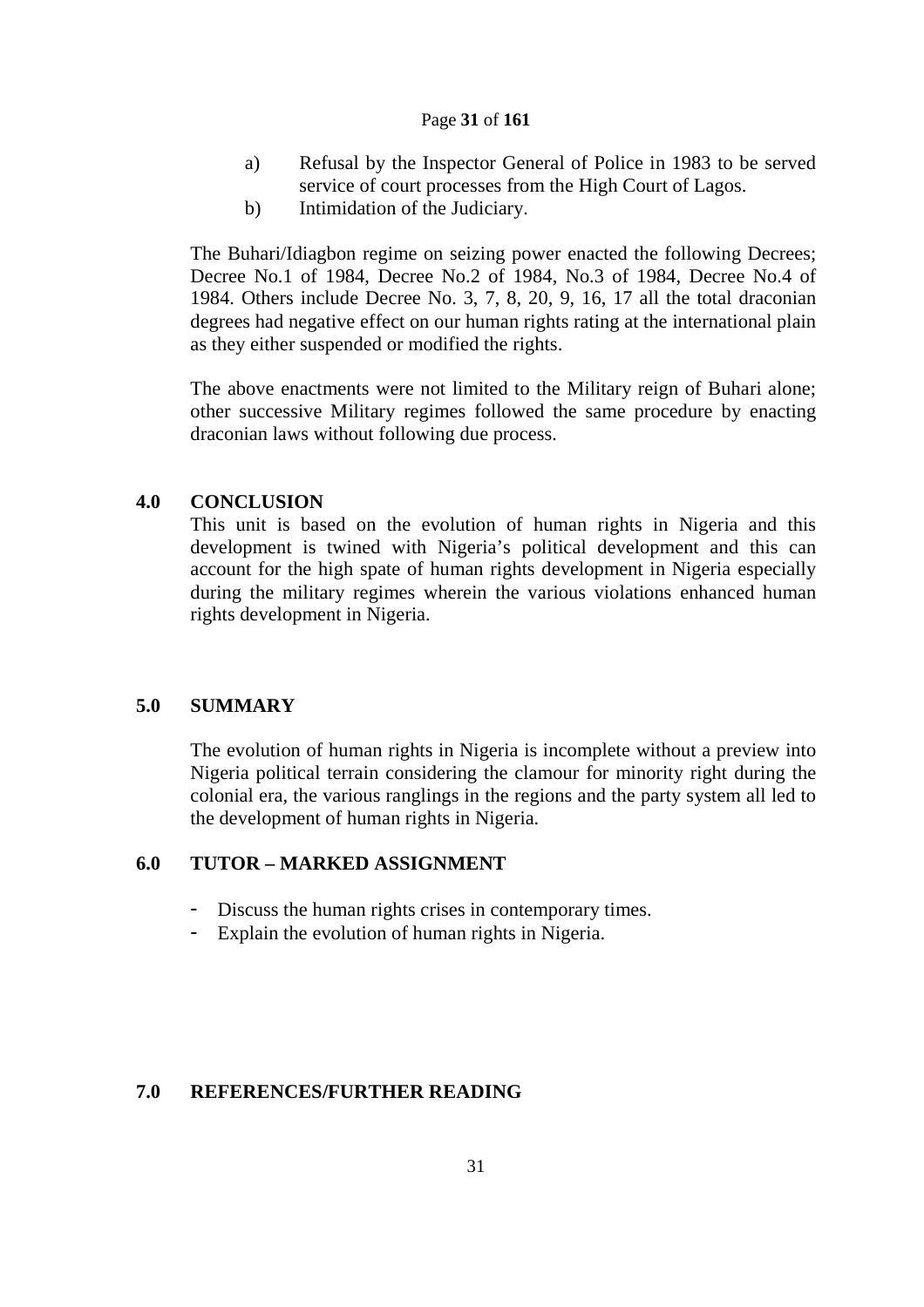a) Refusal by the Inspector General of Police in 1983 to be served service of court processes from the High Court of Lagos.
b) Intimidation of the Judiciary.

The Buhari/Idiagbon regime on seizing power enacted the following Decrees; Decree No.1 of 1984, Decree No.2 of 1984, No.3 of 1984, Decree No.4 of 1984. Others include Decree No. 3, 7, 8, 20, 9, 16, 17 all the total draconian degrees had negative effect on our human rights rating at the international plain as they either suspended or modified the rights.

The above enactments were not limited to the Military reign of Buhari alone; other successive Military regimes followed the same procedure by enacting draconian laws without following due process.

## 4.0 CONCLUSION

This unit is based on the evolution of human rights in Nigeria and this development is twined with Nigeria's political development and this can account for the high spate of human rights development in Nigeria especially during the military regimes wherein the various violations enhanced human rights development in Nigeria.

## 5.0 SUMMARY

The evolution of human rights in Nigeria is incomplete without a preview into Nigeria political terrain considering the clamour for minority right during the colonial era, the various ranglings in the regions and the party system all led to the development of human rights in Nigeria.

## 6.0 TUTOR – MARKED ASSIGNMENT

- Discuss the human rights crises in contemporary times.
- Explain the evolution of human rights in Nigeria.

## 7.0 REFERENCES/FURTHER READING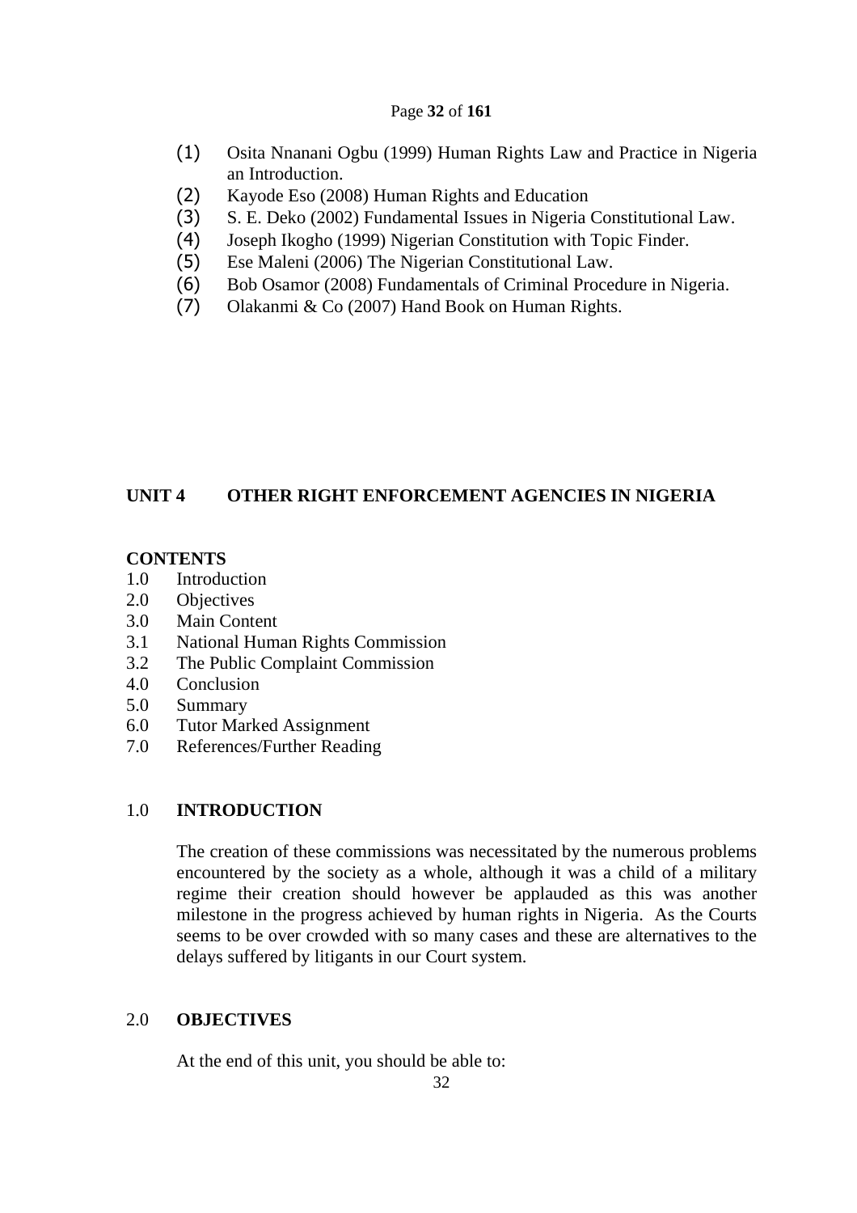(1) Osita Nnanani Ogbu (1999) Human Rights Law and Practice in Nigeria an Introduction.
(2) Kayode Eso (2008) Human Rights and Education
(3) S. E. Deko (2002) Fundamental Issues in Nigeria Constitutional Law.
(4) Joseph Ikogho (1999) Nigerian Constitution with Topic Finder.
(5) Ese Maleni (2006) The Nigerian Constitutional Law.
(6) Bob Osamor (2008) Fundamentals of Criminal Procedure in Nigeria.
(7) Olakanmi & Co (2007) Hand Book on Human Rights.

## UNIT 4 OTHER RIGHT ENFORCEMENT AGENCIES IN NIGERIA

**CONTENTS**

1.0 Introduction
2.0 Objectives
3.0 Main Content
3.1 National Human Rights Commission
3.2 The Public Complaint Commission
4.0 Conclusion
5.0 Summary
6.0 Tutor Marked Assignment
7.0 References/Further Reading

### 1.0 INTRODUCTION

The creation of these commissions was necessitated by the numerous problems encountered by the society as a whole, although it was a child of a military regime their creation should however be applauded as this was another milestone in the progress achieved by human rights in Nigeria. As the Courts seems to be over crowded with so many cases and these are alternatives to the delays suffered by litigants in our Court system.

### 2.0 OBJECTIVES

At the end of this unit, you should be able to: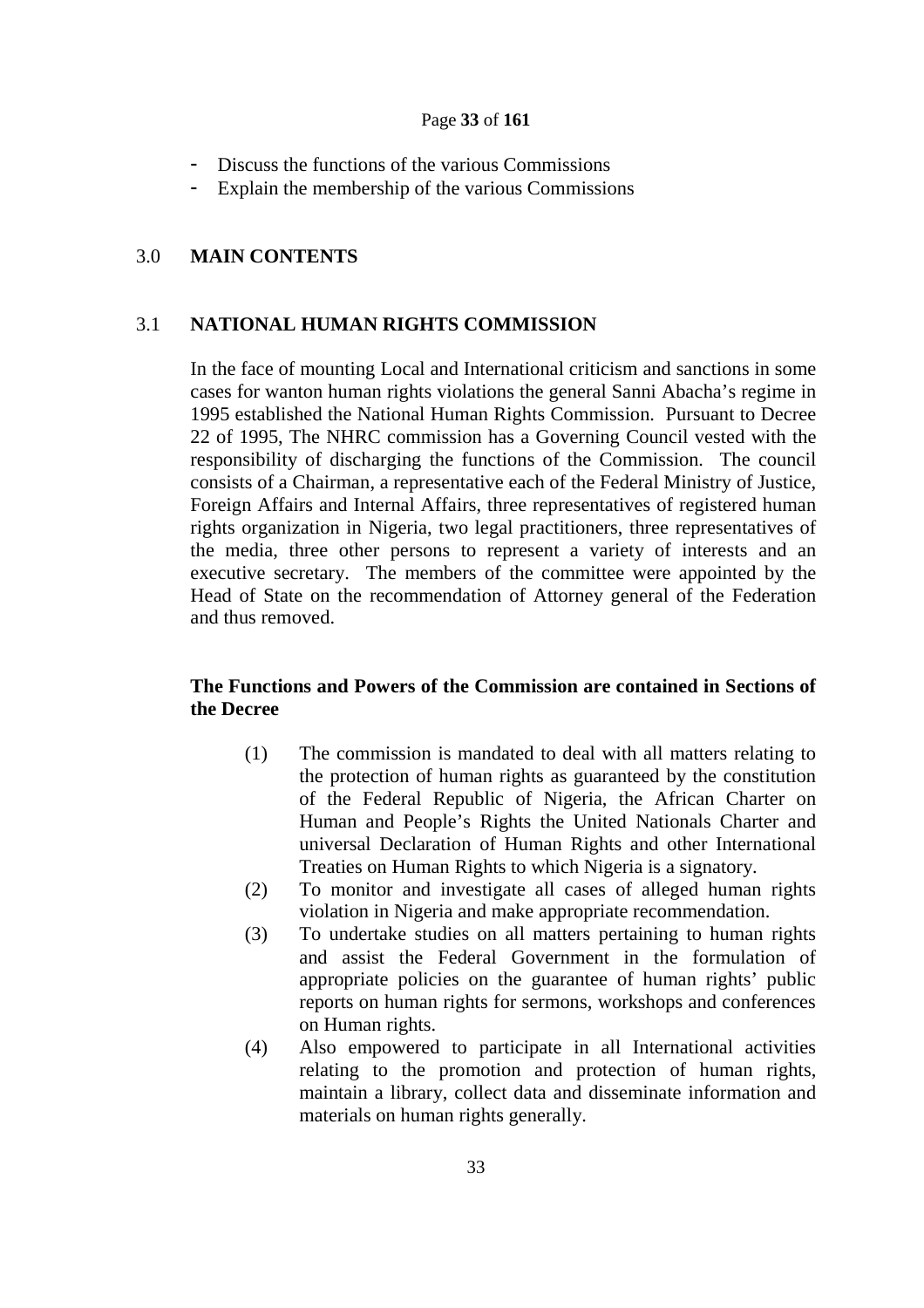- Discuss the functions of the various Commissions
- Explain the membership of the various Commissions

## 3.0 MAIN CONTENTS

### 3.1 NATIONAL HUMAN RIGHTS COMMISSION

In the face of mounting Local and International criticism and sanctions in some cases for wanton human rights violations the general Sanni Abacha's regime in 1995 established the National Human Rights Commission. Pursuant to Decree 22 of 1995, The NHRC commission has a Governing Council vested with the responsibility of discharging the functions of the Commission. The council consists of a Chairman, a representative each of the Federal Ministry of Justice, Foreign Affairs and Internal Affairs, three representatives of registered human rights organization in Nigeria, two legal practitioners, three representatives of the media, three other persons to represent a variety of interests and an executive secretary. The members of the committee were appointed by the Head of State on the recommendation of Attorney general of the Federation and thus removed.

**The Functions and Powers of the Commission are contained in Sections of the Decree**

(1) The commission is mandated to deal with all matters relating to the protection of human rights as guaranteed by the constitution of the Federal Republic of Nigeria, the African Charter on Human and People's Rights the United Nationals Charter and universal Declaration of Human Rights and other International Treaties on Human Rights to which Nigeria is a signatory.

(2) To monitor and investigate all cases of alleged human rights violation in Nigeria and make appropriate recommendation.

(3) To undertake studies on all matters pertaining to human rights and assist the Federal Government in the formulation of appropriate policies on the guarantee of human rights' public reports on human rights for sermons, workshops and conferences on Human rights.

(4) Also empowered to participate in all International activities relating to the promotion and protection of human rights, maintain a library, collect data and disseminate information and materials on human rights generally.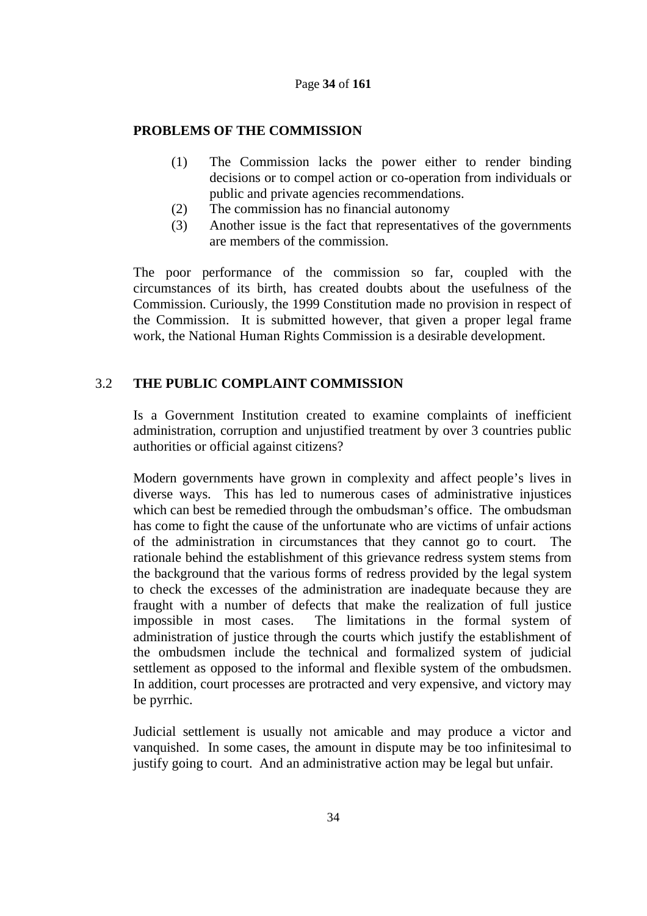**PROBLEMS OF THE COMMISSION**

(1) The Commission lacks the power either to render binding decisions or to compel action or co-operation from individuals or public and private agencies recommendations.
(2) The commission has no financial autonomy
(3) Another issue is the fact that representatives of the governments are members of the commission.

The poor performance of the commission so far, coupled with the circumstances of its birth, has created doubts about the usefulness of the Commission. Curiously, the 1999 Constitution made no provision in respect of the Commission. It is submitted however, that given a proper legal frame work, the National Human Rights Commission is a desirable development.

## 3.2 THE PUBLIC COMPLAINT COMMISSION

Is a Government Institution created to examine complaints of inefficient administration, corruption and unjustified treatment by over 3 countries public authorities or official against citizens?

Modern governments have grown in complexity and affect people's lives in diverse ways. This has led to numerous cases of administrative injustices which can best be remedied through the ombudsman's office. The ombudsman has come to fight the cause of the unfortunate who are victims of unfair actions of the administration in circumstances that they cannot go to court. The rationale behind the establishment of this grievance redress system stems from the background that the various forms of redress provided by the legal system to check the excesses of the administration are inadequate because they are fraught with a number of defects that make the realization of full justice impossible in most cases. The limitations in the formal system of administration of justice through the courts which justify the establishment of the ombudsmen include the technical and formalized system of judicial settlement as opposed to the informal and flexible system of the ombudsmen. In addition, court processes are protracted and very expensive, and victory may be pyrrhic.

Judicial settlement is usually not amicable and may produce a victor and vanquished. In some cases, the amount in dispute may be too infinitesimal to justify going to court. And an administrative action may be legal but unfair.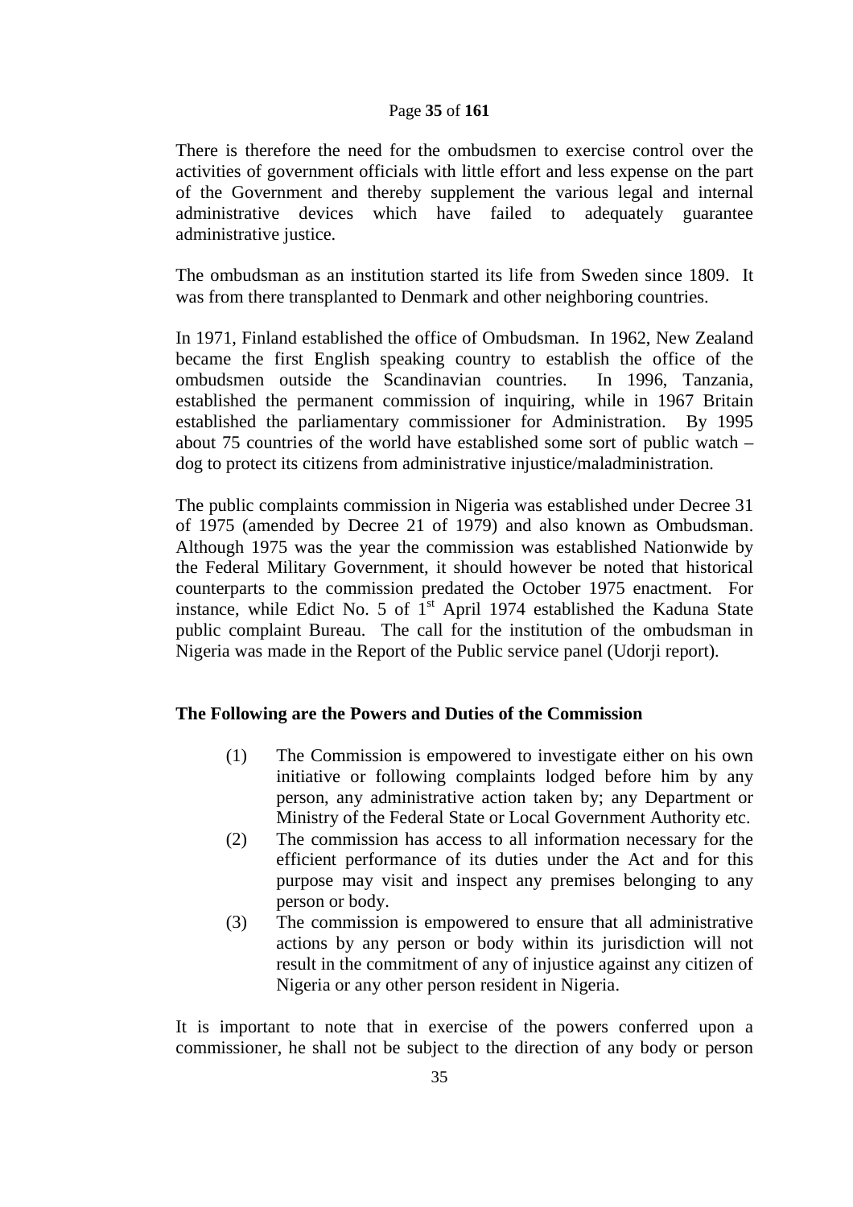There is therefore the need for the ombudsmen to exercise control over the activities of government officials with little effort and less expense on the part of the Government and thereby supplement the various legal and internal administrative devices which have failed to adequately guarantee administrative justice.

The ombudsman as an institution started its life from Sweden since 1809. It was from there transplanted to Denmark and other neighboring countries.

In 1971, Finland established the office of Ombudsman. In 1962, New Zealand became the first English speaking country to establish the office of the ombudsmen outside the Scandinavian countries. In 1996, Tanzania, established the permanent commission of inquiring, while in 1967 Britain established the parliamentary commissioner for Administration. By 1995 about 75 countries of the world have established some sort of public watch – dog to protect its citizens from administrative injustice/maladministration.

The public complaints commission in Nigeria was established under Decree 31 of 1975 (amended by Decree 21 of 1979) and also known as Ombudsman. Although 1975 was the year the commission was established Nationwide by the Federal Military Government, it should however be noted that historical counterparts to the commission predated the October 1975 enactment. For instance, while Edict No. 5 of 1st April 1974 established the Kaduna State public complaint Bureau. The call for the institution of the ombudsman in Nigeria was made in the Report of the Public service panel (Udorji report).

**The Following are the Powers and Duties of the Commission**

(1) The Commission is empowered to investigate either on his own initiative or following complaints lodged before him by any person, any administrative action taken by; any Department or Ministry of the Federal State or Local Government Authority etc.

(2) The commission has access to all information necessary for the efficient performance of its duties under the Act and for this purpose may visit and inspect any premises belonging to any person or body.

(3) The commission is empowered to ensure that all administrative actions by any person or body within its jurisdiction will not result in the commitment of any of injustice against any citizen of Nigeria or any other person resident in Nigeria.

It is important to note that in exercise of the powers conferred upon a commissioner, he shall not be subject to the direction of any body or person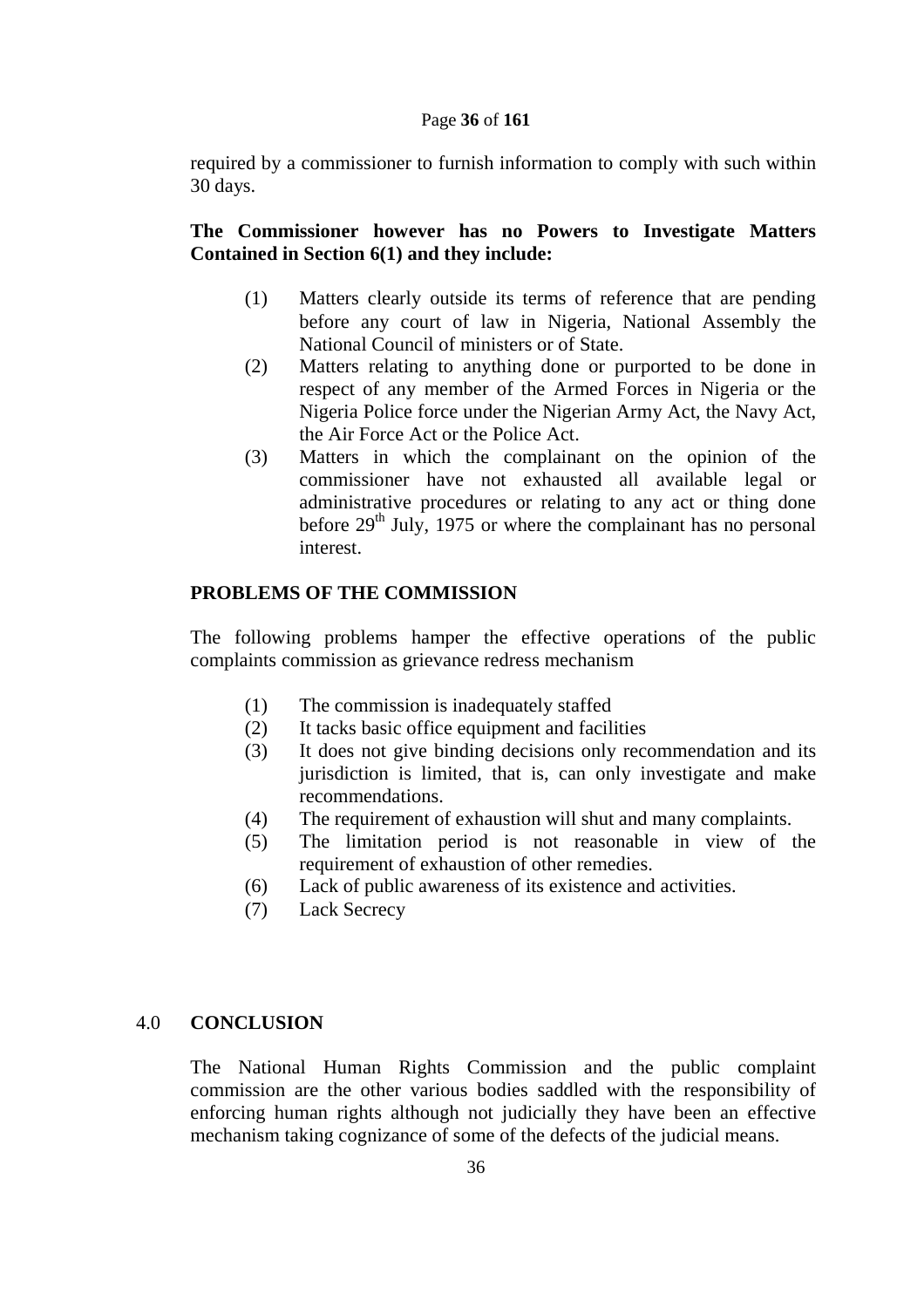required by a commissioner to furnish information to comply with such within 30 days.

**The Commissioner however has no Powers to Investigate Matters Contained in Section 6(1) and they include:**

(1) Matters clearly outside its terms of reference that are pending before any court of law in Nigeria, National Assembly the National Council of ministers or of State.

(2) Matters relating to anything done or purported to be done in respect of any member of the Armed Forces in Nigeria or the Nigeria Police force under the Nigerian Army Act, the Navy Act, the Air Force Act or the Police Act.

(3) Matters in which the complainant on the opinion of the commissioner have not exhausted all available legal or administrative procedures or relating to any act or thing done before 29th July, 1975 or where the complainant has no personal interest.

**PROBLEMS OF THE COMMISSION**

The following problems hamper the effective operations of the public complaints commission as grievance redress mechanism

(1) The commission is inadequately staffed
(2) It tacks basic office equipment and facilities
(3) It does not give binding decisions only recommendation and its jurisdiction is limited, that is, can only investigate and make recommendations.
(4) The requirement of exhaustion will shut and many complaints.
(5) The limitation period is not reasonable in view of the requirement of exhaustion of other remedies.
(6) Lack of public awareness of its existence and activities.
(7) Lack Secrecy

## 4.0 CONCLUSION

The National Human Rights Commission and the public complaint commission are the other various bodies saddled with the responsibility of enforcing human rights although not judicially they have been an effective mechanism taking cognizance of some of the defects of the judicial means.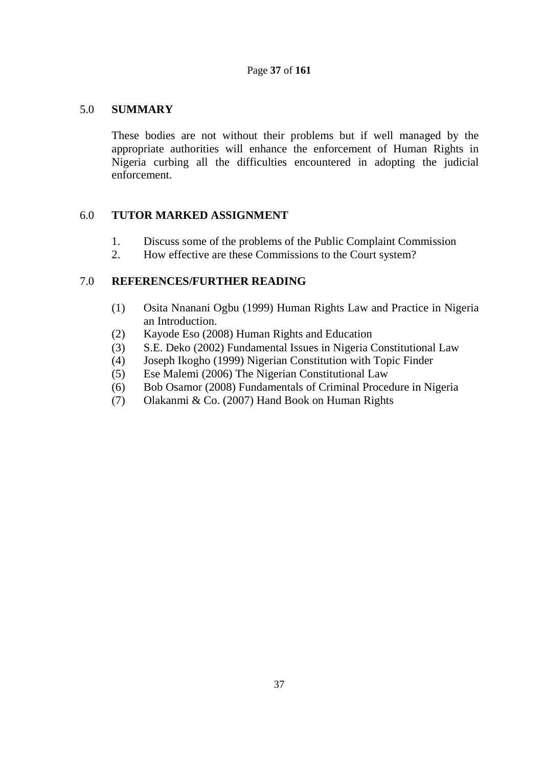## 5.0 SUMMARY

These bodies are not without their problems but if well managed by the appropriate authorities will enhance the enforcement of Human Rights in Nigeria curbing all the difficulties encountered in adopting the judicial enforcement.

## 6.0 TUTOR MARKED ASSIGNMENT

1. Discuss some of the problems of the Public Complaint Commission
2. How effective are these Commissions to the Court system?

## 7.0 REFERENCES/FURTHER READING

(1) Osita Nnanani Ogbu (1999) Human Rights Law and Practice in Nigeria an Introduction.
(2) Kayode Eso (2008) Human Rights and Education
(3) S.E. Deko (2002) Fundamental Issues in Nigeria Constitutional Law
(4) Joseph Ikogho (1999) Nigerian Constitution with Topic Finder
(5) Ese Malemi (2006) The Nigerian Constitutional Law
(6) Bob Osamor (2008) Fundamentals of Criminal Procedure in Nigeria
(7) Olakanmi & Co. (2007) Hand Book on Human Rights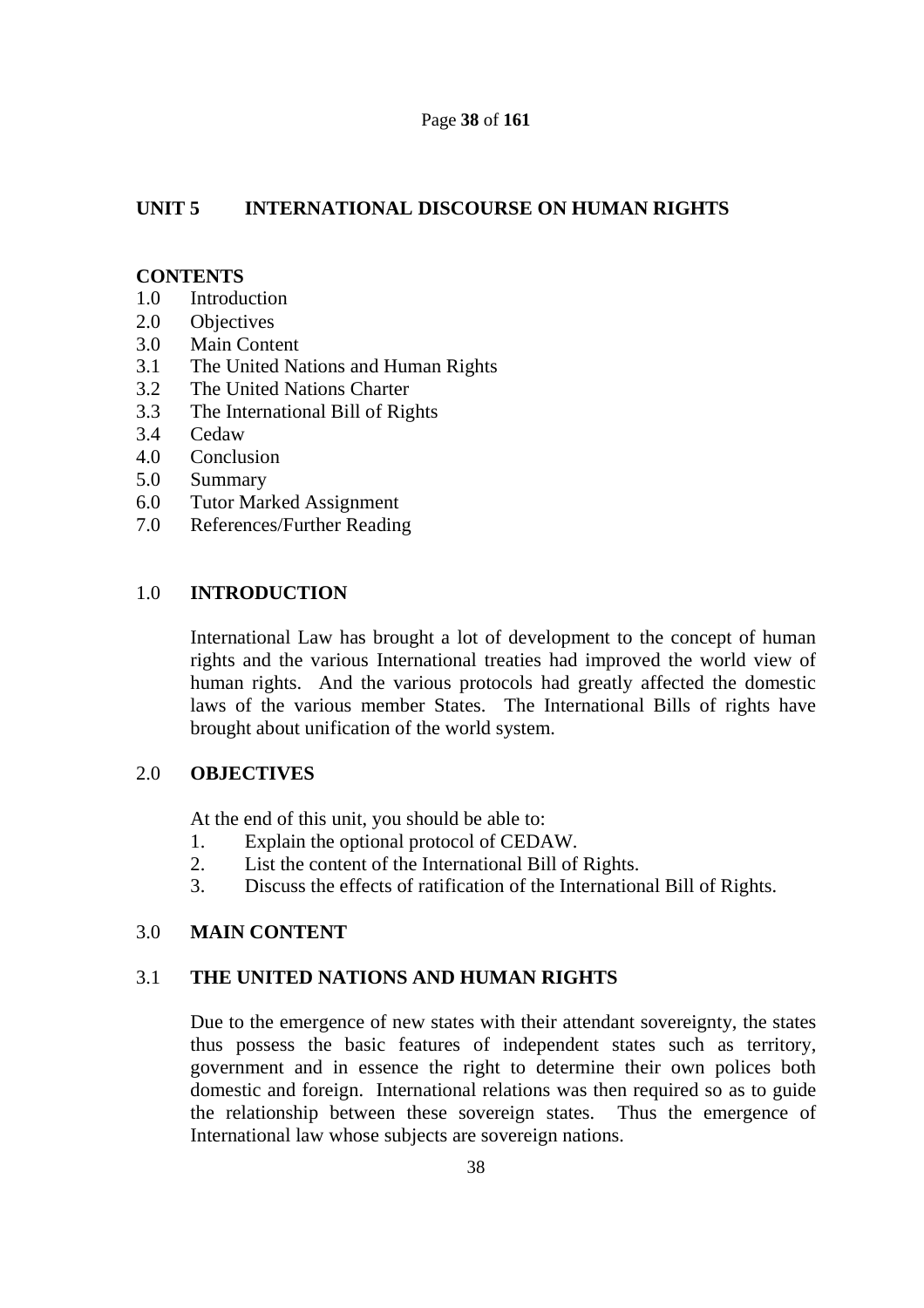## UNIT 5 INTERNATIONAL DISCOURSE ON HUMAN RIGHTS

**CONTENTS**

1.0 Introduction
2.0 Objectives
3.0 Main Content
3.1 The United Nations and Human Rights
3.2 The United Nations Charter
3.3 The International Bill of Rights
3.4 Cedaw
4.0 Conclusion
5.0 Summary
6.0 Tutor Marked Assignment
7.0 References/Further Reading

### 1.0 INTRODUCTION

International Law has brought a lot of development to the concept of human rights and the various International treaties had improved the world view of human rights. And the various protocols had greatly affected the domestic laws of the various member States. The International Bills of rights have brought about unification of the world system.

### 2.0 OBJECTIVES

At the end of this unit, you should be able to:

1. Explain the optional protocol of CEDAW.
2. List the content of the International Bill of Rights.
3. Discuss the effects of ratification of the International Bill of Rights.

### 3.0 MAIN CONTENT

### 3.1 THE UNITED NATIONS AND HUMAN RIGHTS

Due to the emergence of new states with their attendant sovereignty, the states thus possess the basic features of independent states such as territory, government and in essence the right to determine their own polices both domestic and foreign. International relations was then required so as to guide the relationship between these sovereign states. Thus the emergence of International law whose subjects are sovereign nations.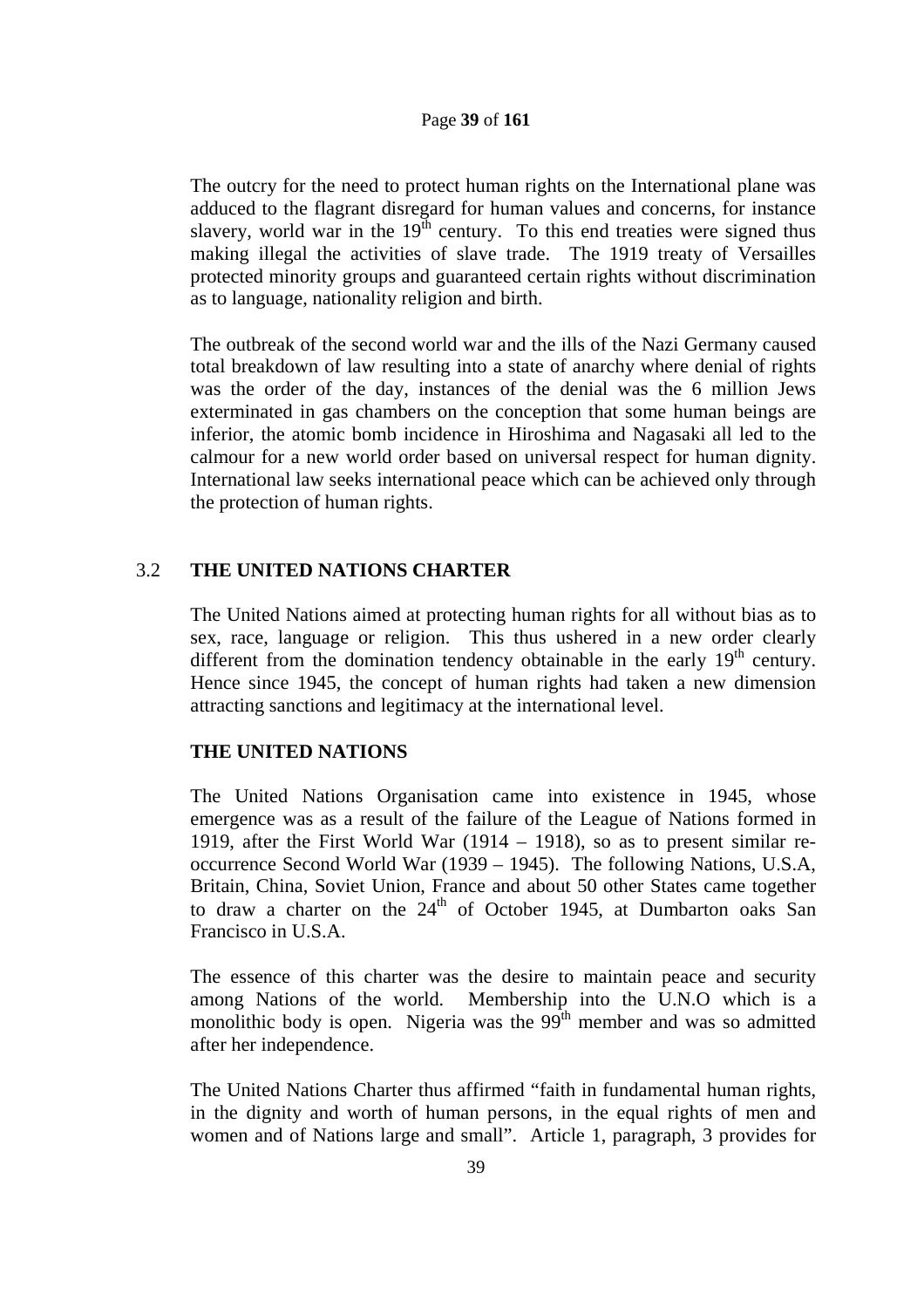The outcry for the need to protect human rights on the International plane was adduced to the flagrant disregard for human values and concerns, for instance slavery, world war in the 19th century. To this end treaties were signed thus making illegal the activities of slave trade. The 1919 treaty of Versailles protected minority groups and guaranteed certain rights without discrimination as to language, nationality religion and birth.

The outbreak of the second world war and the ills of the Nazi Germany caused total breakdown of law resulting into a state of anarchy where denial of rights was the order of the day, instances of the denial was the 6 million Jews exterminated in gas chambers on the conception that some human beings are inferior, the atomic bomb incidence in Hiroshima and Nagasaki all led to the calmour for a new world order based on universal respect for human dignity. International law seeks international peace which can be achieved only through the protection of human rights.

## 3.2 THE UNITED NATIONS CHARTER

The United Nations aimed at protecting human rights for all without bias as to sex, race, language or religion. This thus ushered in a new order clearly different from the domination tendency obtainable in the early 19th century. Hence since 1945, the concept of human rights had taken a new dimension attracting sanctions and legitimacy at the international level.

### THE UNITED NATIONS

The United Nations Organisation came into existence in 1945, whose emergence was as a result of the failure of the League of Nations formed in 1919, after the First World War (1914 – 1918), so as to present similar re-occurrence Second World War (1939 – 1945). The following Nations, U.S.A, Britain, China, Soviet Union, France and about 50 other States came together to draw a charter on the 24th of October 1945, at Dumbarton oaks San Francisco in U.S.A.

The essence of this charter was the desire to maintain peace and security among Nations of the world. Membership into the U.N.O which is a monolithic body is open. Nigeria was the 99th member and was so admitted after her independence.

The United Nations Charter thus affirmed "faith in fundamental human rights, in the dignity and worth of human persons, in the equal rights of men and women and of Nations large and small". Article 1, paragraph, 3 provides for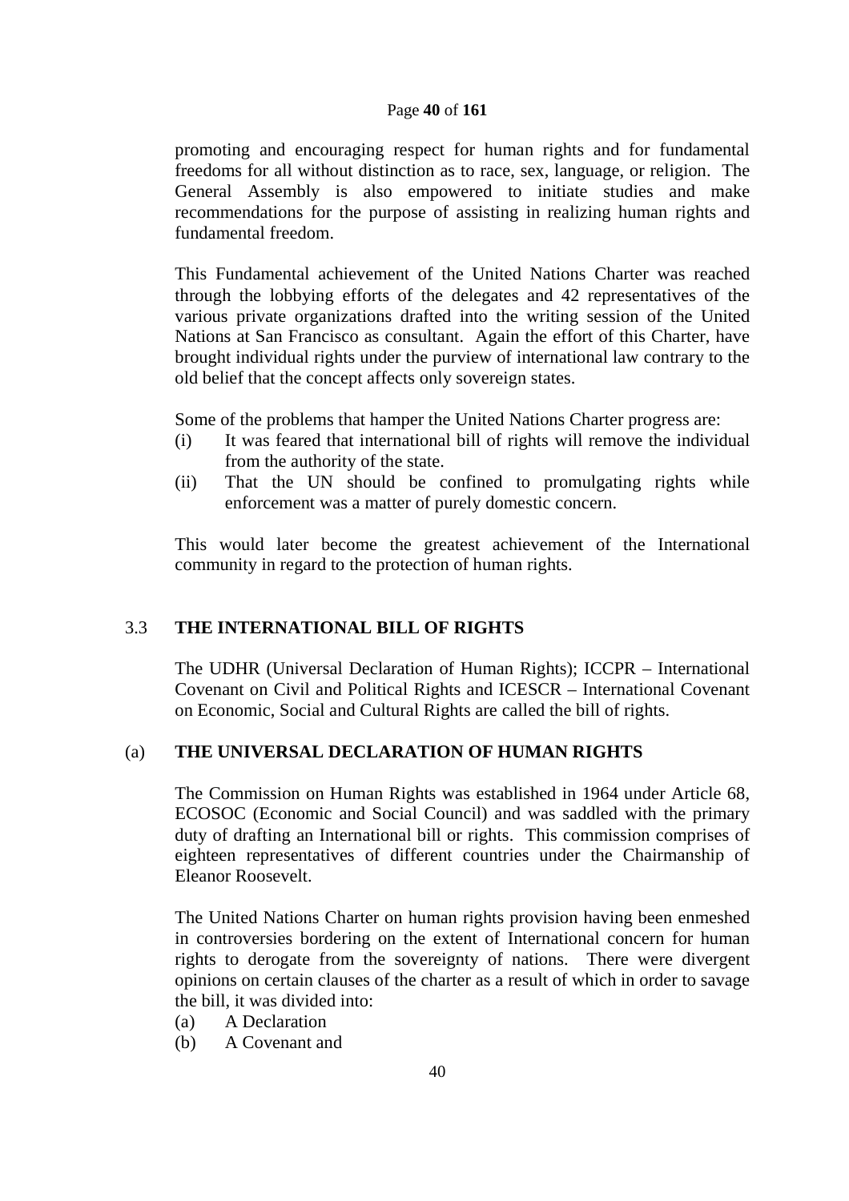promoting and encouraging respect for human rights and for fundamental freedoms for all without distinction as to race, sex, language, or religion. The General Assembly is also empowered to initiate studies and make recommendations for the purpose of assisting in realizing human rights and fundamental freedom.

This Fundamental achievement of the United Nations Charter was reached through the lobbying efforts of the delegates and 42 representatives of the various private organizations drafted into the writing session of the United Nations at San Francisco as consultant. Again the effort of this Charter, have brought individual rights under the purview of international law contrary to the old belief that the concept affects only sovereign states.

Some of the problems that hamper the United Nations Charter progress are:

(i) It was feared that international bill of rights will remove the individual from the authority of the state.

(ii) That the UN should be confined to promulgating rights while enforcement was a matter of purely domestic concern.

This would later become the greatest achievement of the International community in regard to the protection of human rights.

## 3.3 THE INTERNATIONAL BILL OF RIGHTS

The UDHR (Universal Declaration of Human Rights); ICCPR – International Covenant on Civil and Political Rights and ICESCR – International Covenant on Economic, Social and Cultural Rights are called the bill of rights.

### (a) THE UNIVERSAL DECLARATION OF HUMAN RIGHTS

The Commission on Human Rights was established in 1964 under Article 68, ECOSOC (Economic and Social Council) and was saddled with the primary duty of drafting an International bill or rights. This commission comprises of eighteen representatives of different countries under the Chairmanship of Eleanor Roosevelt.

The United Nations Charter on human rights provision having been enmeshed in controversies bordering on the extent of International concern for human rights to derogate from the sovereignty of nations. There were divergent opinions on certain clauses of the charter as a result of which in order to savage the bill, it was divided into:

(a) A Declaration

(b) A Covenant and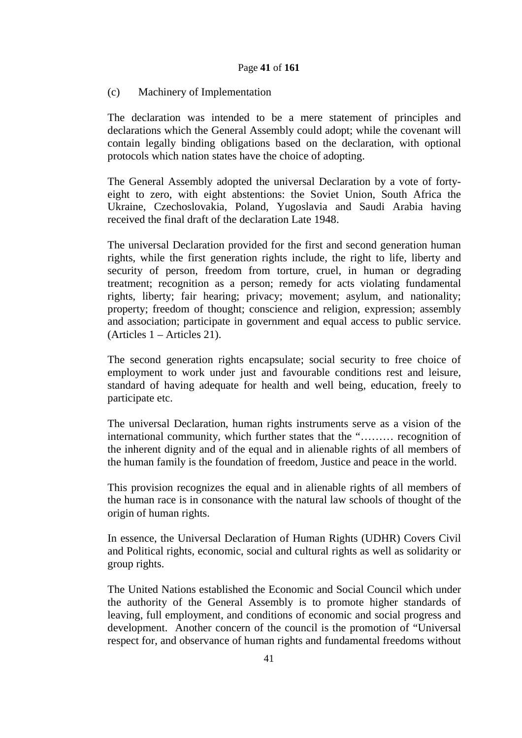(c) Machinery of Implementation

The declaration was intended to be a mere statement of principles and declarations which the General Assembly could adopt; while the covenant will contain legally binding obligations based on the declaration, with optional protocols which nation states have the choice of adopting.

The General Assembly adopted the universal Declaration by a vote of forty-eight to zero, with eight abstentions: the Soviet Union, South Africa the Ukraine, Czechoslovakia, Poland, Yugoslavia and Saudi Arabia having received the final draft of the declaration Late 1948.

The universal Declaration provided for the first and second generation human rights, while the first generation rights include, the right to life, liberty and security of person, freedom from torture, cruel, in human or degrading treatment; recognition as a person; remedy for acts violating fundamental rights, liberty; fair hearing; privacy; movement; asylum, and nationality; property; freedom of thought; conscience and religion, expression; assembly and association; participate in government and equal access to public service. (Articles 1 – Articles 21).

The second generation rights encapsulate; social security to free choice of employment to work under just and favourable conditions rest and leisure, standard of having adequate for health and well being, education, freely to participate etc.

The universal Declaration, human rights instruments serve as a vision of the international community, which further states that the "……… recognition of the inherent dignity and of the equal and in alienable rights of all members of the human family is the foundation of freedom, Justice and peace in the world.

This provision recognizes the equal and in alienable rights of all members of the human race is in consonance with the natural law schools of thought of the origin of human rights.

In essence, the Universal Declaration of Human Rights (UDHR) Covers Civil and Political rights, economic, social and cultural rights as well as solidarity or group rights.

The United Nations established the Economic and Social Council which under the authority of the General Assembly is to promote higher standards of leaving, full employment, and conditions of economic and social progress and development. Another concern of the council is the promotion of "Universal respect for, and observance of human rights and fundamental freedoms without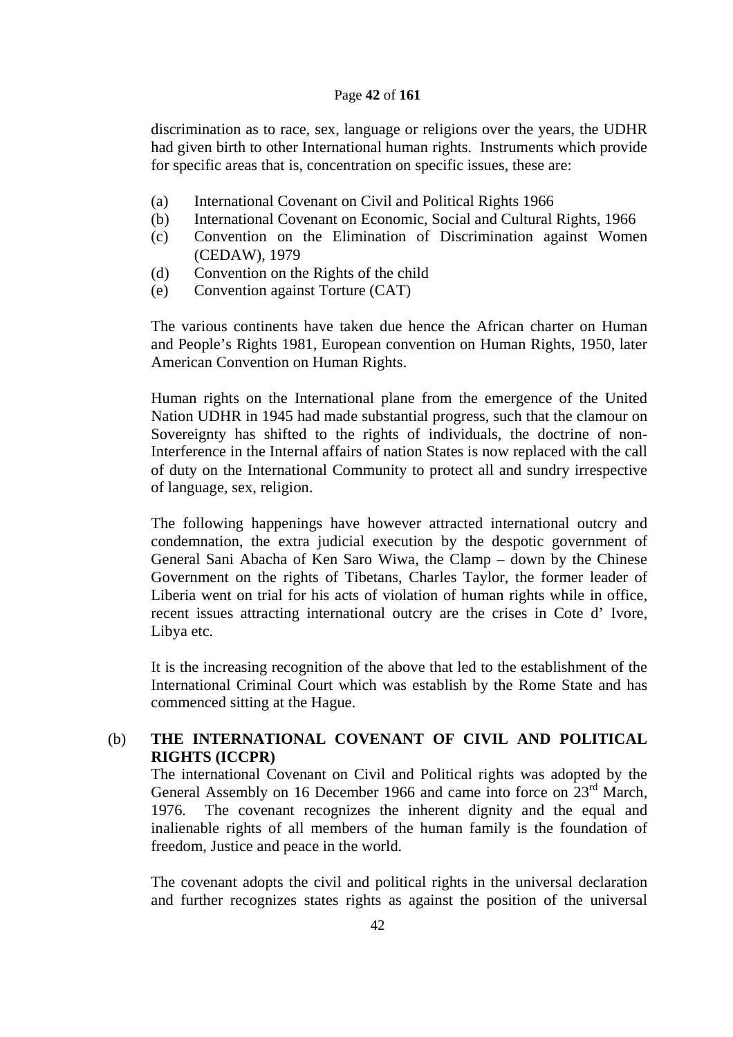discrimination as to race, sex, language or religions over the years, the UDHR had given birth to other International human rights. Instruments which provide for specific areas that is, concentration on specific issues, these are:

(a) International Covenant on Civil and Political Rights 1966
(b) International Covenant on Economic, Social and Cultural Rights, 1966
(c) Convention on the Elimination of Discrimination against Women (CEDAW), 1979
(d) Convention on the Rights of the child
(e) Convention against Torture (CAT)

The various continents have taken due hence the African charter on Human and People's Rights 1981, European convention on Human Rights, 1950, later American Convention on Human Rights.

Human rights on the International plane from the emergence of the United Nation UDHR in 1945 had made substantial progress, such that the clamour on Sovereignty has shifted to the rights of individuals, the doctrine of non-Interference in the Internal affairs of nation States is now replaced with the call of duty on the International Community to protect all and sundry irrespective of language, sex, religion.

The following happenings have however attracted international outcry and condemnation, the extra judicial execution by the despotic government of General Sani Abacha of Ken Saro Wiwa, the Clamp – down by the Chinese Government on the rights of Tibetans, Charles Taylor, the former leader of Liberia went on trial for his acts of violation of human rights while in office, recent issues attracting international outcry are the crises in Cote d' Ivore, Libya etc.

It is the increasing recognition of the above that led to the establishment of the International Criminal Court which was establish by the Rome State and has commenced sitting at the Hague.

### (b) THE INTERNATIONAL COVENANT OF CIVIL AND POLITICAL RIGHTS (ICCPR)

The international Covenant on Civil and Political rights was adopted by the General Assembly on 16 December 1966 and came into force on 23rd March, 1976. The covenant recognizes the inherent dignity and the equal and inalienable rights of all members of the human family is the foundation of freedom, Justice and peace in the world.

The covenant adopts the civil and political rights in the universal declaration and further recognizes states rights as against the position of the universal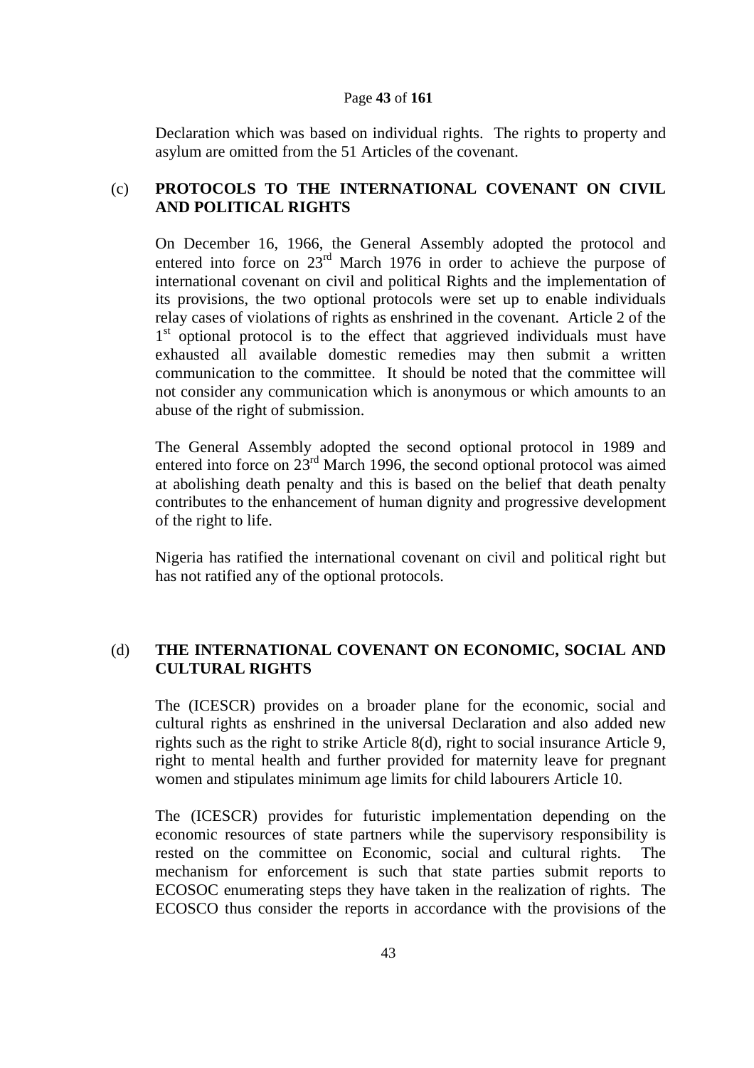Declaration which was based on individual rights. The rights to property and asylum are omitted from the 51 Articles of the covenant.

## (c) PROTOCOLS TO THE INTERNATIONAL COVENANT ON CIVIL AND POLITICAL RIGHTS

On December 16, 1966, the General Assembly adopted the protocol and entered into force on 23rd March 1976 in order to achieve the purpose of international covenant on civil and political Rights and the implementation of its provisions, the two optional protocols were set up to enable individuals relay cases of violations of rights as enshrined in the covenant. Article 2 of the 1st optional protocol is to the effect that aggrieved individuals must have exhausted all available domestic remedies may then submit a written communication to the committee. It should be noted that the committee will not consider any communication which is anonymous or which amounts to an abuse of the right of submission.

The General Assembly adopted the second optional protocol in 1989 and entered into force on 23rd March 1996, the second optional protocol was aimed at abolishing death penalty and this is based on the belief that death penalty contributes to the enhancement of human dignity and progressive development of the right to life.

Nigeria has ratified the international covenant on civil and political right but has not ratified any of the optional protocols.

## (d) THE INTERNATIONAL COVENANT ON ECONOMIC, SOCIAL AND CULTURAL RIGHTS

The (ICESCR) provides on a broader plane for the economic, social and cultural rights as enshrined in the universal Declaration and also added new rights such as the right to strike Article 8(d), right to social insurance Article 9, right to mental health and further provided for maternity leave for pregnant women and stipulates minimum age limits for child labourers Article 10.

The (ICESCR) provides for futuristic implementation depending on the economic resources of state partners while the supervisory responsibility is rested on the committee on Economic, social and cultural rights. The mechanism for enforcement is such that state parties submit reports to ECOSOC enumerating steps they have taken in the realization of rights. The ECOSCO thus consider the reports in accordance with the provisions of the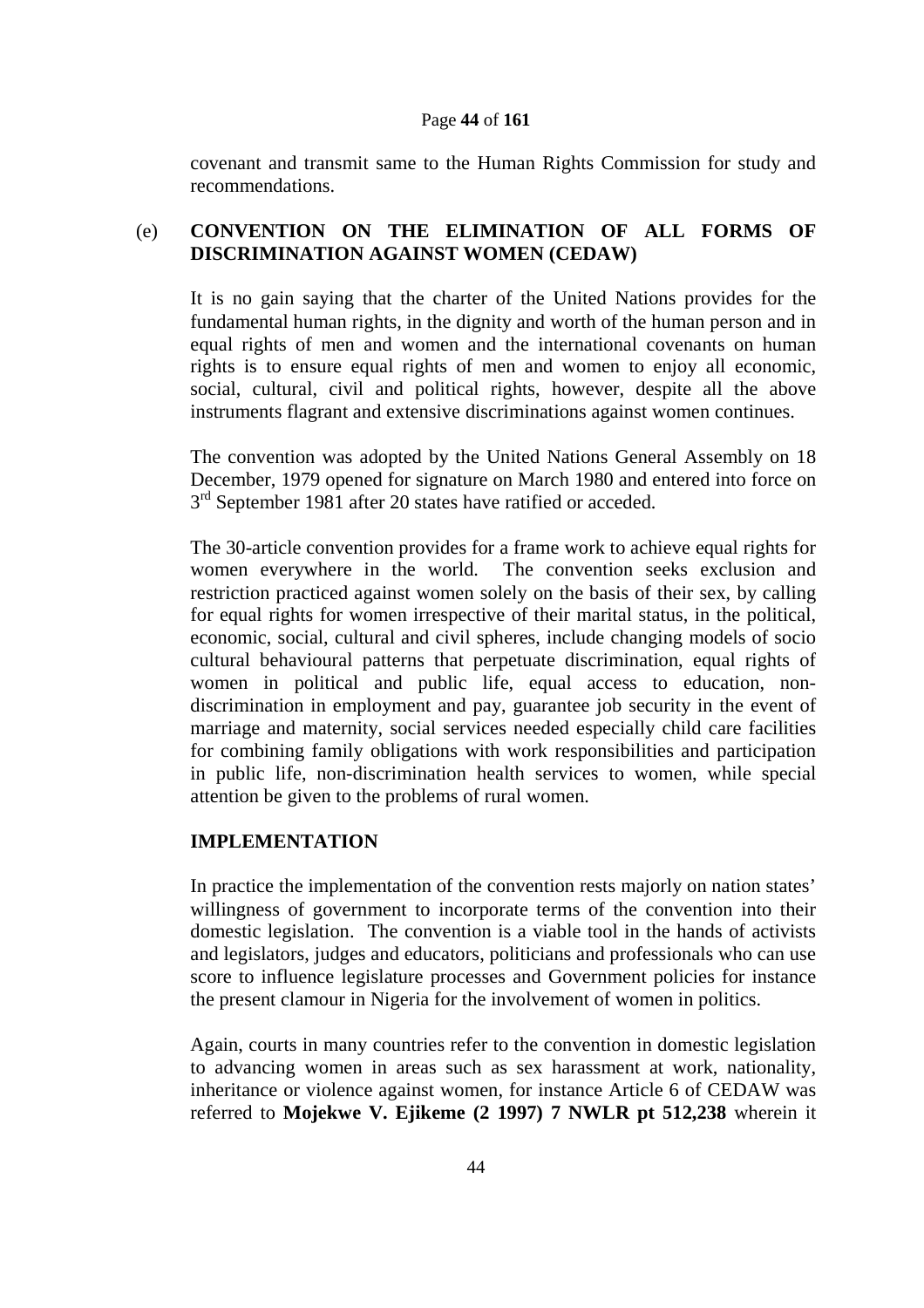covenant and transmit same to the Human Rights Commission for study and recommendations.

(e) **CONVENTION ON THE ELIMINATION OF ALL FORMS OF DISCRIMINATION AGAINST WOMEN (CEDAW)**

It is no gain saying that the charter of the United Nations provides for the fundamental human rights, in the dignity and worth of the human person and in equal rights of men and women and the international covenants on human rights is to ensure equal rights of men and women to enjoy all economic, social, cultural, civil and political rights, however, despite all the above instruments flagrant and extensive discriminations against women continues.

The convention was adopted by the United Nations General Assembly on 18 December, 1979 opened for signature on March 1980 and entered into force on 3rd September 1981 after 20 states have ratified or acceded.

The 30-article convention provides for a frame work to achieve equal rights for women everywhere in the world. The convention seeks exclusion and restriction practiced against women solely on the basis of their sex, by calling for equal rights for women irrespective of their marital status, in the political, economic, social, cultural and civil spheres, include changing models of socio cultural behavioural patterns that perpetuate discrimination, equal rights of women in political and public life, equal access to education, non-discrimination in employment and pay, guarantee job security in the event of marriage and maternity, social services needed especially child care facilities for combining family obligations with work responsibilities and participation in public life, non-discrimination health services to women, while special attention be given to the problems of rural women.

**IMPLEMENTATION**

In practice the implementation of the convention rests majorly on nation states' willingness of government to incorporate terms of the convention into their domestic legislation. The convention is a viable tool in the hands of activists and legislators, judges and educators, politicians and professionals who can use score to influence legislature processes and Government policies for instance the present clamour in Nigeria for the involvement of women in politics.

Again, courts in many countries refer to the convention in domestic legislation to advancing women in areas such as sex harassment at work, nationality, inheritance or violence against women, for instance Article 6 of CEDAW was referred to **Mojekwe V. Ejikeme (2 1997) 7 NWLR pt 512,238** wherein it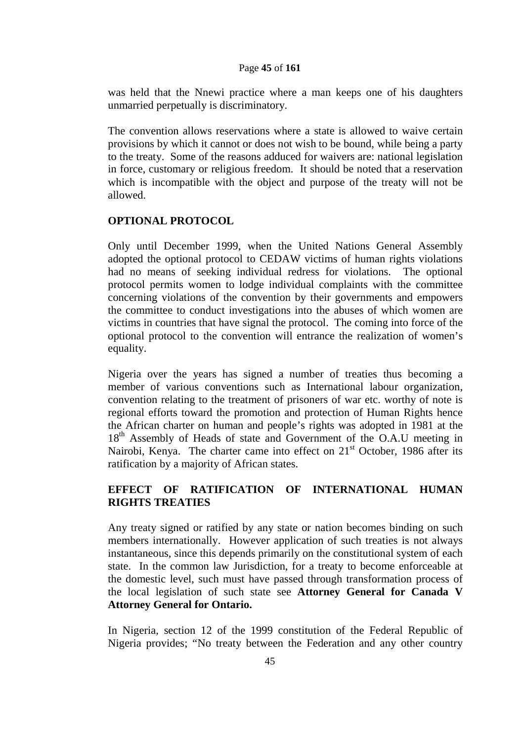was held that the Nnewi practice where a man keeps one of his daughters unmarried perpetually is discriminatory.

The convention allows reservations where a state is allowed to waive certain provisions by which it cannot or does not wish to be bound, while being a party to the treaty. Some of the reasons adduced for waivers are: national legislation in force, customary or religious freedom. It should be noted that a reservation which is incompatible with the object and purpose of the treaty will not be allowed.

## OPTIONAL PROTOCOL

Only until December 1999, when the United Nations General Assembly adopted the optional protocol to CEDAW victims of human rights violations had no means of seeking individual redress for violations. The optional protocol permits women to lodge individual complaints with the committee concerning violations of the convention by their governments and empowers the committee to conduct investigations into the abuses of which women are victims in countries that have signal the protocol. The coming into force of the optional protocol to the convention will entrance the realization of women's equality.

Nigeria over the years has signed a number of treaties thus becoming a member of various conventions such as International labour organization, convention relating to the treatment of prisoners of war etc. worthy of note is regional efforts toward the promotion and protection of Human Rights hence the African charter on human and people's rights was adopted in 1981 at the 18th Assembly of Heads of state and Government of the O.A.U meeting in Nairobi, Kenya. The charter came into effect on 21st October, 1986 after its ratification by a majority of African states.

## EFFECT OF RATIFICATION OF INTERNATIONAL HUMAN RIGHTS TREATIES

Any treaty signed or ratified by any state or nation becomes binding on such members internationally. However application of such treaties is not always instantaneous, since this depends primarily on the constitutional system of each state. In the common law Jurisdiction, for a treaty to become enforceable at the domestic level, such must have passed through transformation process of the local legislation of such state see **Attorney General for Canada V Attorney General for Ontario.**

In Nigeria, section 12 of the 1999 constitution of the Federal Republic of Nigeria provides; "No treaty between the Federation and any other country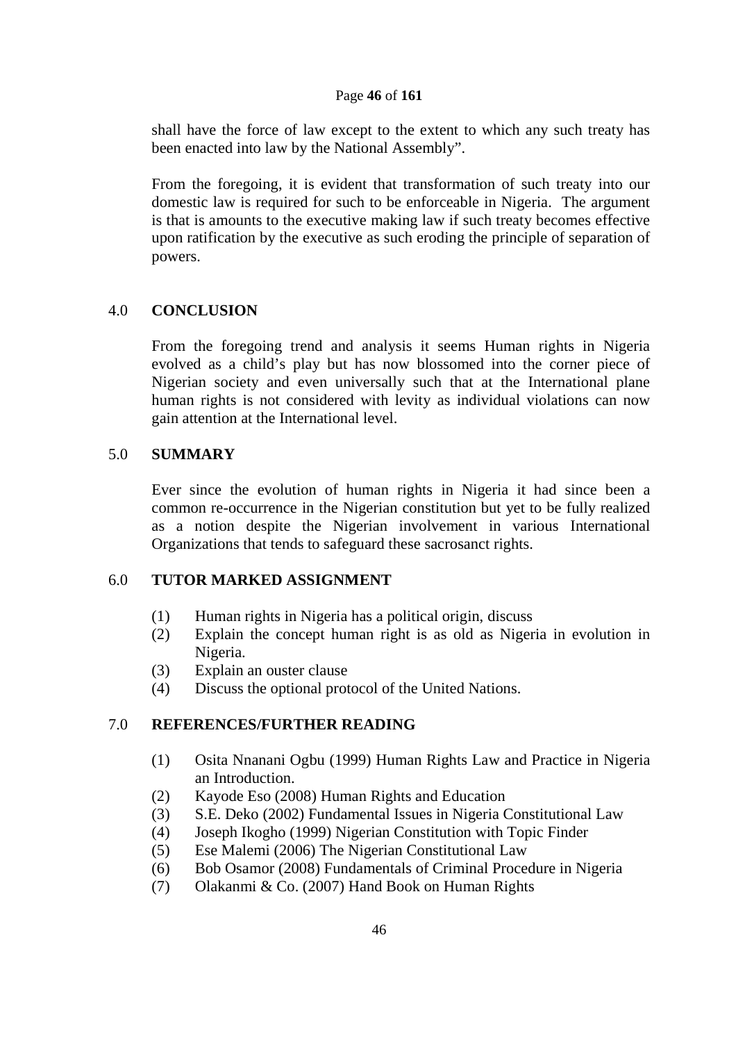shall have the force of law except to the extent to which any such treaty has been enacted into law by the National Assembly".

From the foregoing, it is evident that transformation of such treaty into our domestic law is required for such to be enforceable in Nigeria. The argument is that is amounts to the executive making law if such treaty becomes effective upon ratification by the executive as such eroding the principle of separation of powers.

## 4.0 CONCLUSION

From the foregoing trend and analysis it seems Human rights in Nigeria evolved as a child's play but has now blossomed into the corner piece of Nigerian society and even universally such that at the International plane human rights is not considered with levity as individual violations can now gain attention at the International level.

## 5.0 SUMMARY

Ever since the evolution of human rights in Nigeria it had since been a common re-occurrence in the Nigerian constitution but yet to be fully realized as a notion despite the Nigerian involvement in various International Organizations that tends to safeguard these sacrosanct rights.

## 6.0 TUTOR MARKED ASSIGNMENT

(1) Human rights in Nigeria has a political origin, discuss
(2) Explain the concept human right is as old as Nigeria in evolution in Nigeria.
(3) Explain an ouster clause
(4) Discuss the optional protocol of the United Nations.

## 7.0 REFERENCES/FURTHER READING

(1) Osita Nnanani Ogbu (1999) Human Rights Law and Practice in Nigeria an Introduction.
(2) Kayode Eso (2008) Human Rights and Education
(3) S.E. Deko (2002) Fundamental Issues in Nigeria Constitutional Law
(4) Joseph Ikogho (1999) Nigerian Constitution with Topic Finder
(5) Ese Malemi (2006) The Nigerian Constitutional Law
(6) Bob Osamor (2008) Fundamentals of Criminal Procedure in Nigeria
(7) Olakanmi & Co. (2007) Hand Book on Human Rights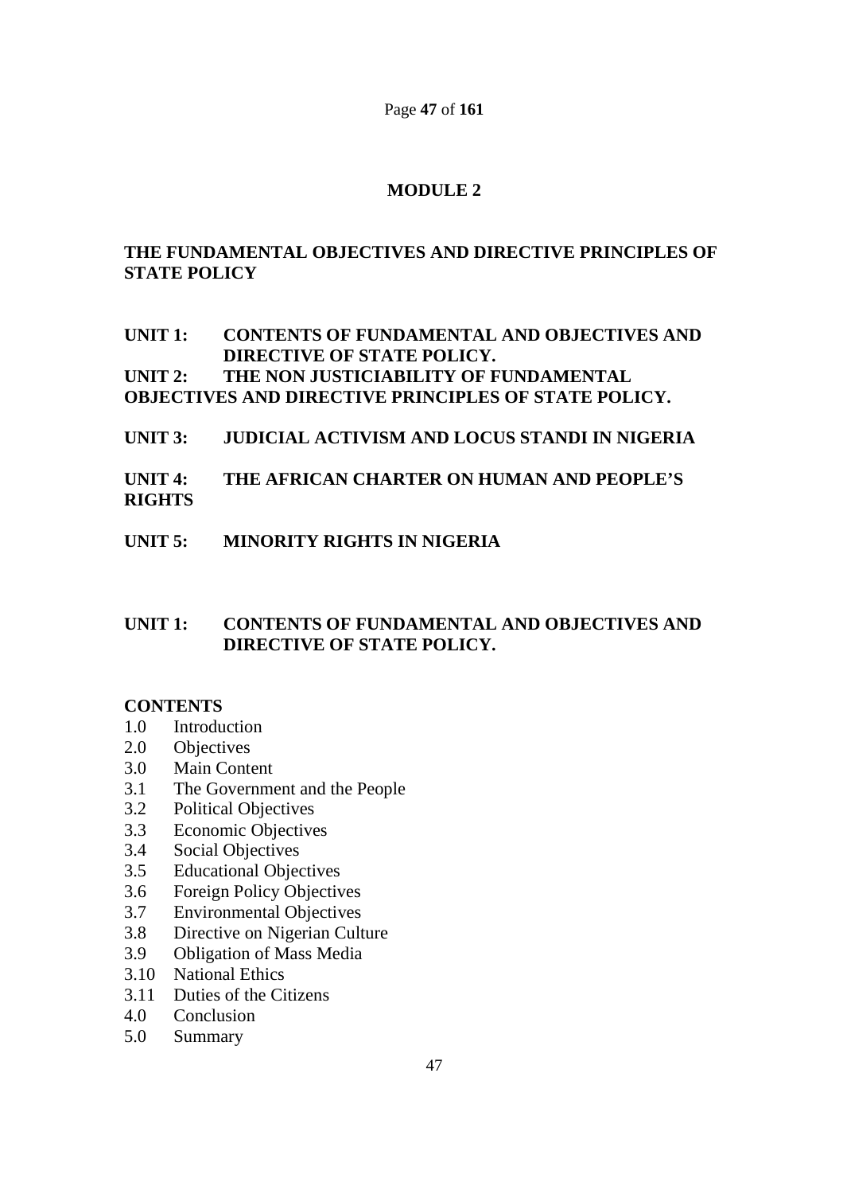# MODULE 2

## THE FUNDAMENTAL OBJECTIVES AND DIRECTIVE PRINCIPLES OF STATE POLICY

**UNIT 1: CONTENTS OF FUNDAMENTAL AND OBJECTIVES AND DIRECTIVE OF STATE POLICY.**

**UNIT 2: THE NON JUSTICIABILITY OF FUNDAMENTAL OBJECTIVES AND DIRECTIVE PRINCIPLES OF STATE POLICY.**

**UNIT 3: JUDICIAL ACTIVISM AND LOCUS STANDI IN NIGERIA**

**UNIT 4: THE AFRICAN CHARTER ON HUMAN AND PEOPLE'S RIGHTS**

**UNIT 5: MINORITY RIGHTS IN NIGERIA**

## UNIT 1: CONTENTS OF FUNDAMENTAL AND OBJECTIVES AND DIRECTIVE OF STATE POLICY.

**CONTENTS**

- 1.0 Introduction
- 2.0 Objectives
- 3.0 Main Content
- 3.1 The Government and the People
- 3.2 Political Objectives
- 3.3 Economic Objectives
- 3.4 Social Objectives
- 3.5 Educational Objectives
- 3.6 Foreign Policy Objectives
- 3.7 Environmental Objectives
- 3.8 Directive on Nigerian Culture
- 3.9 Obligation of Mass Media
- 3.10 National Ethics
- 3.11 Duties of the Citizens
- 4.0 Conclusion
- 5.0 Summary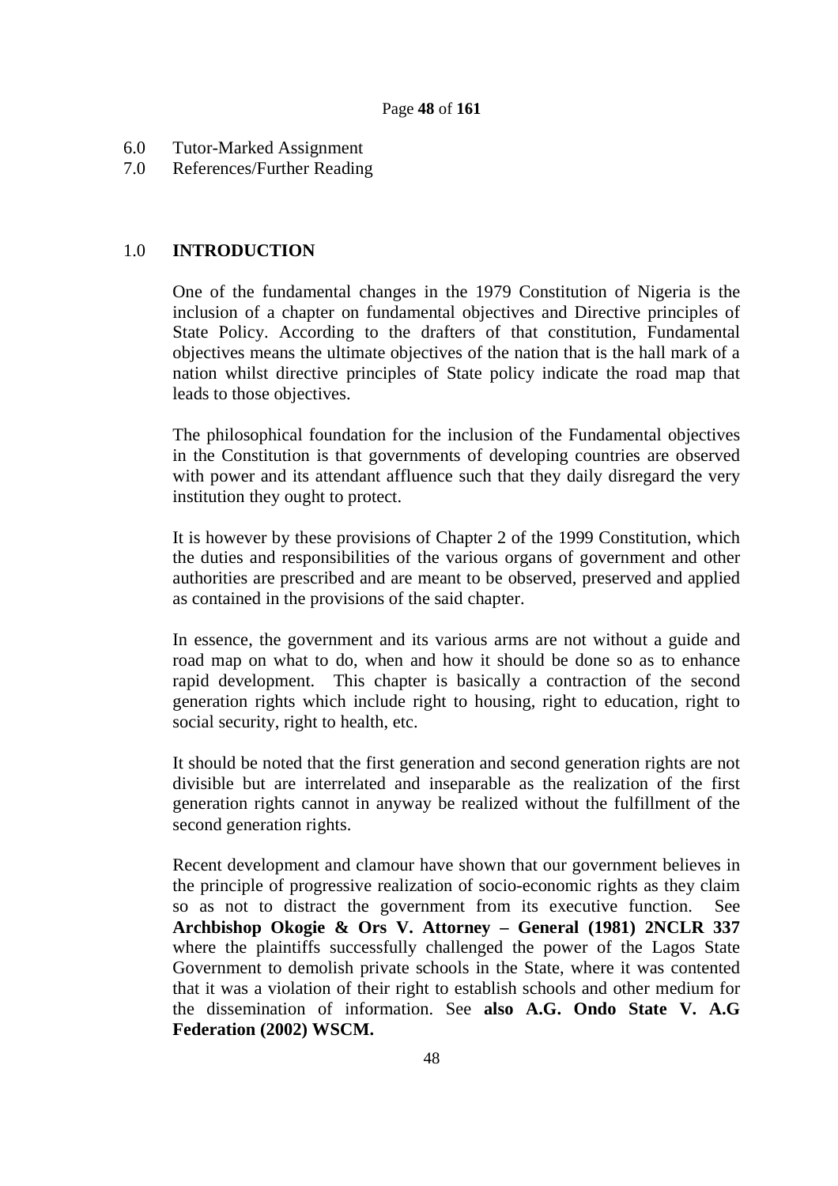6.0 Tutor-Marked Assignment
7.0 References/Further Reading

## 1.0 INTRODUCTION

One of the fundamental changes in the 1979 Constitution of Nigeria is the inclusion of a chapter on fundamental objectives and Directive principles of State Policy. According to the drafters of that constitution, Fundamental objectives means the ultimate objectives of the nation that is the hall mark of a nation whilst directive principles of State policy indicate the road map that leads to those objectives.

The philosophical foundation for the inclusion of the Fundamental objectives in the Constitution is that governments of developing countries are observed with power and its attendant affluence such that they daily disregard the very institution they ought to protect.

It is however by these provisions of Chapter 2 of the 1999 Constitution, which the duties and responsibilities of the various organs of government and other authorities are prescribed and are meant to be observed, preserved and applied as contained in the provisions of the said chapter.

In essence, the government and its various arms are not without a guide and road map on what to do, when and how it should be done so as to enhance rapid development. This chapter is basically a contraction of the second generation rights which include right to housing, right to education, right to social security, right to health, etc.

It should be noted that the first generation and second generation rights are not divisible but are interrelated and inseparable as the realization of the first generation rights cannot in anyway be realized without the fulfillment of the second generation rights.

Recent development and clamour have shown that our government believes in the principle of progressive realization of socio-economic rights as they claim so as not to distract the government from its executive function. See **Archbishop Okogie & Ors V. Attorney – General (1981) 2NCLR 337** where the plaintiffs successfully challenged the power of the Lagos State Government to demolish private schools in the State, where it was contented that it was a violation of their right to establish schools and other medium for the dissemination of information. See **also A.G. Ondo State V. A.G Federation (2002) WSCM.**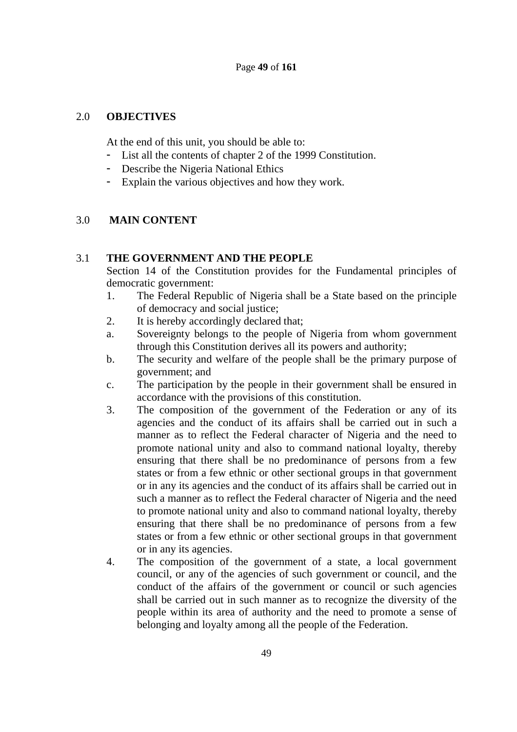## 2.0 OBJECTIVES

At the end of this unit, you should be able to:

- List all the contents of chapter 2 of the 1999 Constitution.
- Describe the Nigeria National Ethics
- Explain the various objectives and how they work.

## 3.0 MAIN CONTENT

### 3.1 THE GOVERNMENT AND THE PEOPLE

Section 14 of the Constitution provides for the Fundamental principles of democratic government:

1. The Federal Republic of Nigeria shall be a State based on the principle of democracy and social justice;
2. It is hereby accordingly declared that;
   a. Sovereignty belongs to the people of Nigeria from whom government through this Constitution derives all its powers and authority;
   b. The security and welfare of the people shall be the primary purpose of government; and
   c. The participation by the people in their government shall be ensured in accordance with the provisions of this constitution.
3. The composition of the government of the Federation or any of its agencies and the conduct of its affairs shall be carried out in such a manner as to reflect the Federal character of Nigeria and the need to promote national unity and also to command national loyalty, thereby ensuring that there shall be no predominance of persons from a few states or from a few ethnic or other sectional groups in that government or in any its agencies and the conduct of its affairs shall be carried out in such a manner as to reflect the Federal character of Nigeria and the need to promote national unity and also to command national loyalty, thereby ensuring that there shall be no predominance of persons from a few states or from a few ethnic or other sectional groups in that government or in any its agencies.
4. The composition of the government of a state, a local government council, or any of the agencies of such government or council, and the conduct of the affairs of the government or council or such agencies shall be carried out in such manner as to recognize the diversity of the people within its area of authority and the need to promote a sense of belonging and loyalty among all the people of the Federation.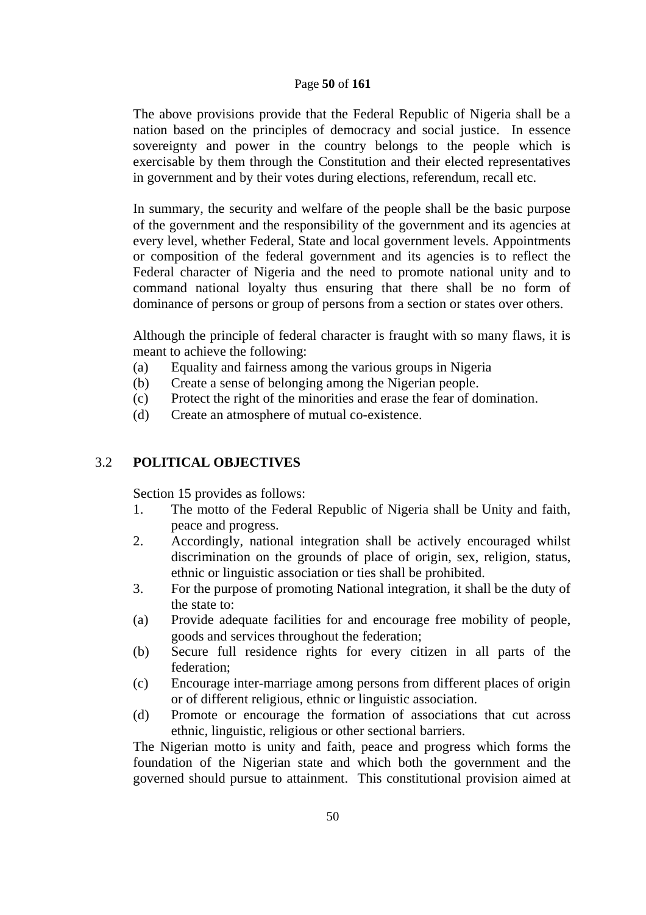The above provisions provide that the Federal Republic of Nigeria shall be a nation based on the principles of democracy and social justice. In essence sovereignty and power in the country belongs to the people which is exercisable by them through the Constitution and their elected representatives in government and by their votes during elections, referendum, recall etc.

In summary, the security and welfare of the people shall be the basic purpose of the government and the responsibility of the government and its agencies at every level, whether Federal, State and local government levels. Appointments or composition of the federal government and its agencies is to reflect the Federal character of Nigeria and the need to promote national unity and to command national loyalty thus ensuring that there shall be no form of dominance of persons or group of persons from a section or states over others.

Although the principle of federal character is fraught with so many flaws, it is meant to achieve the following:

(a) Equality and fairness among the various groups in Nigeria
(b) Create a sense of belonging among the Nigerian people.
(c) Protect the right of the minorities and erase the fear of domination.
(d) Create an atmosphere of mutual co-existence.

## 3.2 POLITICAL OBJECTIVES

Section 15 provides as follows:

1. The motto of the Federal Republic of Nigeria shall be Unity and faith, peace and progress.
2. Accordingly, national integration shall be actively encouraged whilst discrimination on the grounds of place of origin, sex, religion, status, ethnic or linguistic association or ties shall be prohibited.
3. For the purpose of promoting National integration, it shall be the duty of the state to:

(a) Provide adequate facilities for and encourage free mobility of people, goods and services throughout the federation;
(b) Secure full residence rights for every citizen in all parts of the federation;
(c) Encourage inter-marriage among persons from different places of origin or of different religious, ethnic or linguistic association.
(d) Promote or encourage the formation of associations that cut across ethnic, linguistic, religious or other sectional barriers.

The Nigerian motto is unity and faith, peace and progress which forms the foundation of the Nigerian state and which both the government and the governed should pursue to attainment. This constitutional provision aimed at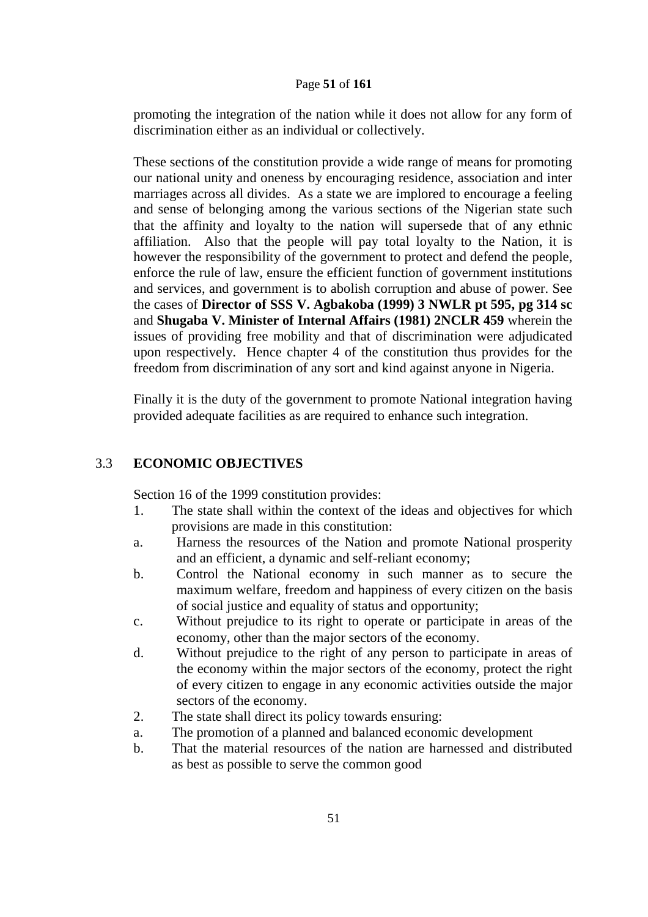promoting the integration of the nation while it does not allow for any form of discrimination either as an individual or collectively.

These sections of the constitution provide a wide range of means for promoting our national unity and oneness by encouraging residence, association and inter marriages across all divides. As a state we are implored to encourage a feeling and sense of belonging among the various sections of the Nigerian state such that the affinity and loyalty to the nation will supersede that of any ethnic affiliation. Also that the people will pay total loyalty to the Nation, it is however the responsibility of the government to protect and defend the people, enforce the rule of law, ensure the efficient function of government institutions and services, and government is to abolish corruption and abuse of power. See the cases of **Director of SSS V. Agbakoba (1999) 3 NWLR pt 595, pg 314 sc** and **Shugaba V. Minister of Internal Affairs (1981) 2NCLR 459** wherein the issues of providing free mobility and that of discrimination were adjudicated upon respectively. Hence chapter 4 of the constitution thus provides for the freedom from discrimination of any sort and kind against anyone in Nigeria.

Finally it is the duty of the government to promote National integration having provided adequate facilities as are required to enhance such integration.

## 3.3 ECONOMIC OBJECTIVES

Section 16 of the 1999 constitution provides:

1. The state shall within the context of the ideas and objectives for which provisions are made in this constitution:
   a. Harness the resources of the Nation and promote National prosperity and an efficient, a dynamic and self-reliant economy;
   b. Control the National economy in such manner as to secure the maximum welfare, freedom and happiness of every citizen on the basis of social justice and equality of status and opportunity;
   c. Without prejudice to its right to operate or participate in areas of the economy, other than the major sectors of the economy.
   d. Without prejudice to the right of any person to participate in areas of the economy within the major sectors of the economy, protect the right of every citizen to engage in any economic activities outside the major sectors of the economy.
2. The state shall direct its policy towards ensuring:
   a. The promotion of a planned and balanced economic development
   b. That the material resources of the nation are harnessed and distributed as best as possible to serve the common good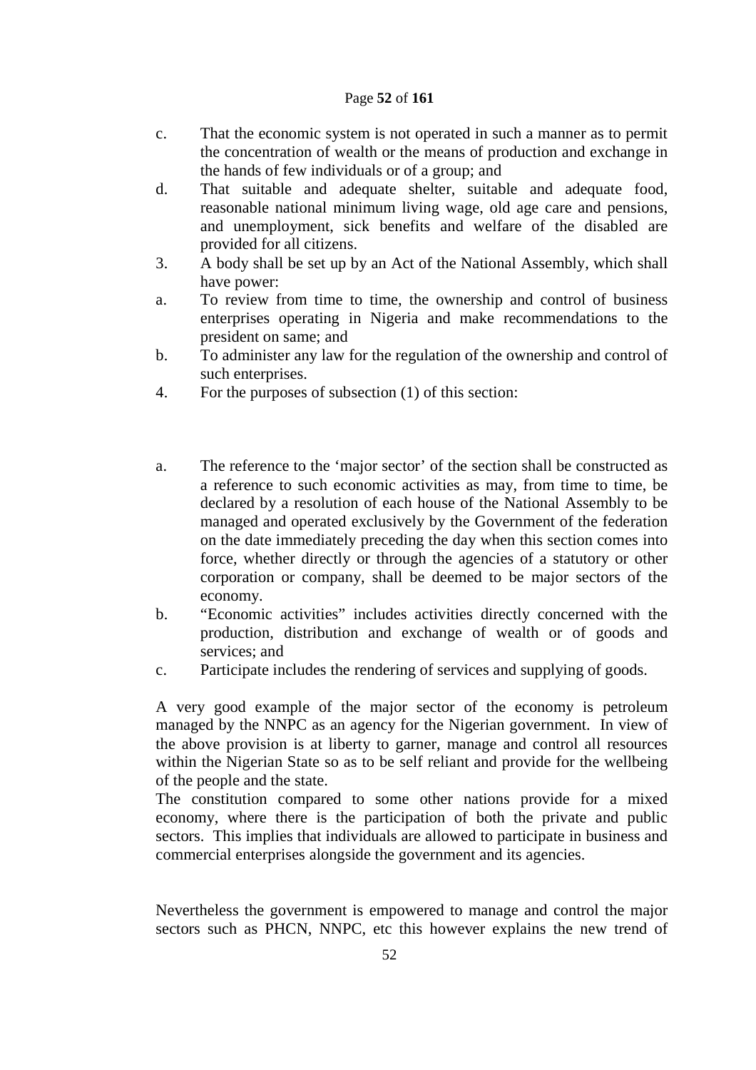c. That the economic system is not operated in such a manner as to permit the concentration of wealth or the means of production and exchange in the hands of few individuals or of a group; and

d. That suitable and adequate shelter, suitable and adequate food, reasonable national minimum living wage, old age care and pensions, and unemployment, sick benefits and welfare of the disabled are provided for all citizens.

3. A body shall be set up by an Act of the National Assembly, which shall have power:

a. To review from time to time, the ownership and control of business enterprises operating in Nigeria and make recommendations to the president on same; and

b. To administer any law for the regulation of the ownership and control of such enterprises.

4. For the purposes of subsection (1) of this section:

a. The reference to the 'major sector' of the section shall be constructed as a reference to such economic activities as may, from time to time, be declared by a resolution of each house of the National Assembly to be managed and operated exclusively by the Government of the federation on the date immediately preceding the day when this section comes into force, whether directly or through the agencies of a statutory or other corporation or company, shall be deemed to be major sectors of the economy.

b. "Economic activities" includes activities directly concerned with the production, distribution and exchange of wealth or of goods and services; and

c. Participate includes the rendering of services and supplying of goods.

A very good example of the major sector of the economy is petroleum managed by the NNPC as an agency for the Nigerian government. In view of the above provision is at liberty to garner, manage and control all resources within the Nigerian State so as to be self reliant and provide for the wellbeing of the people and the state.

The constitution compared to some other nations provide for a mixed economy, where there is the participation of both the private and public sectors. This implies that individuals are allowed to participate in business and commercial enterprises alongside the government and its agencies.

Nevertheless the government is empowered to manage and control the major sectors such as PHCN, NNPC, etc this however explains the new trend of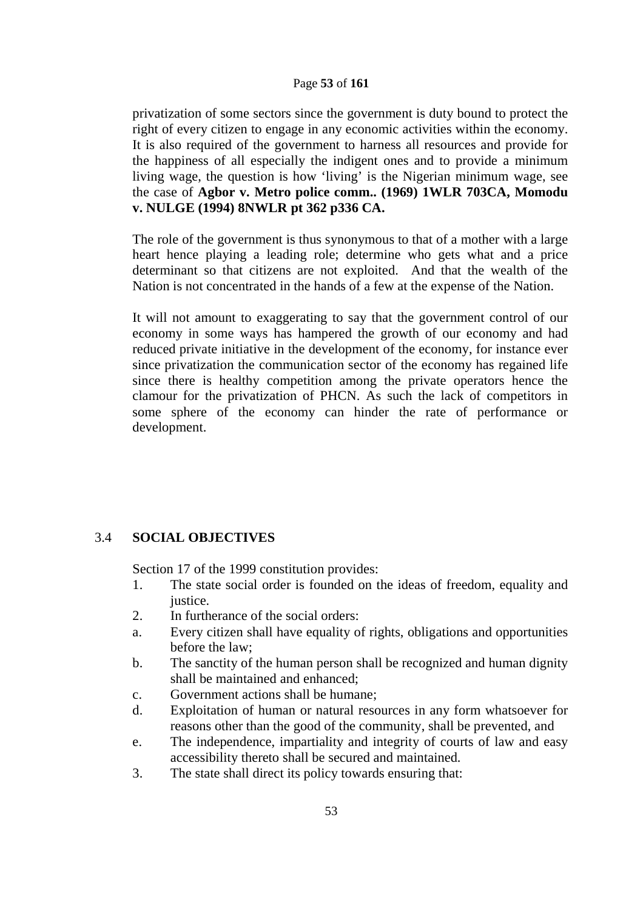privatization of some sectors since the government is duty bound to protect the right of every citizen to engage in any economic activities within the economy. It is also required of the government to harness all resources and provide for the happiness of all especially the indigent ones and to provide a minimum living wage, the question is how 'living' is the Nigerian minimum wage, see the case of **Agbor v. Metro police comm.. (1969) 1WLR 703CA, Momodu v. NULGE (1994) 8NWLR pt 362 p336 CA.**

The role of the government is thus synonymous to that of a mother with a large heart hence playing a leading role; determine who gets what and a price determinant so that citizens are not exploited. And that the wealth of the Nation is not concentrated in the hands of a few at the expense of the Nation.

It will not amount to exaggerating to say that the government control of our economy in some ways has hampered the growth of our economy and had reduced private initiative in the development of the economy, for instance ever since privatization the communication sector of the economy has regained life since there is healthy competition among the private operators hence the clamour for the privatization of PHCN. As such the lack of competitors in some sphere of the economy can hinder the rate of performance or development.

## 3.4 SOCIAL OBJECTIVES

Section 17 of the 1999 constitution provides:

1. The state social order is founded on the ideas of freedom, equality and justice.
2. In furtherance of the social orders:

a. Every citizen shall have equality of rights, obligations and opportunities before the law;
b. The sanctity of the human person shall be recognized and human dignity shall be maintained and enhanced;
c. Government actions shall be humane;
d. Exploitation of human or natural resources in any form whatsoever for reasons other than the good of the community, shall be prevented, and
e. The independence, impartiality and integrity of courts of law and easy accessibility thereto shall be secured and maintained.

3. The state shall direct its policy towards ensuring that: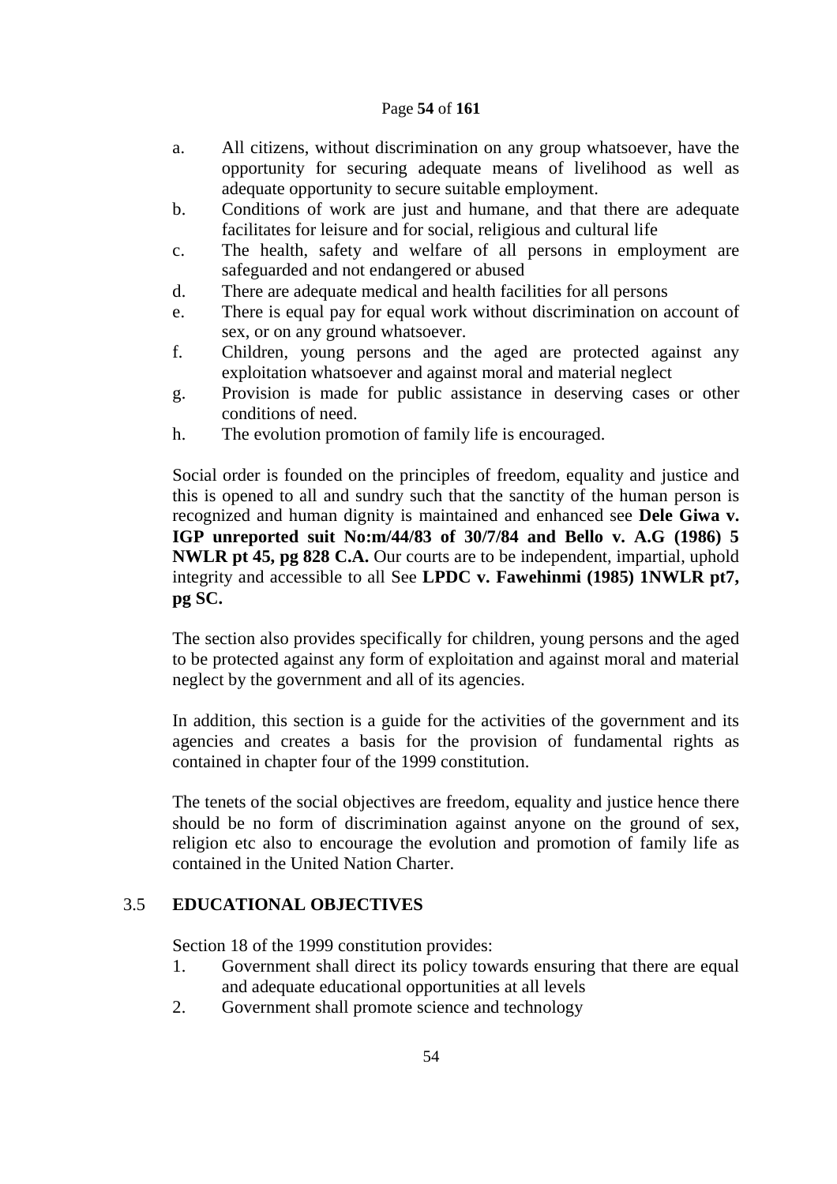a. All citizens, without discrimination on any group whatsoever, have the opportunity for securing adequate means of livelihood as well as adequate opportunity to secure suitable employment.
b. Conditions of work are just and humane, and that there are adequate facilitates for leisure and for social, religious and cultural life
c. The health, safety and welfare of all persons in employment are safeguarded and not endangered or abused
d. There are adequate medical and health facilities for all persons
e. There is equal pay for equal work without discrimination on account of sex, or on any ground whatsoever.
f. Children, young persons and the aged are protected against any exploitation whatsoever and against moral and material neglect
g. Provision is made for public assistance in deserving cases or other conditions of need.
h. The evolution promotion of family life is encouraged.

Social order is founded on the principles of freedom, equality and justice and this is opened to all and sundry such that the sanctity of the human person is recognized and human dignity is maintained and enhanced see **Dele Giwa v. IGP unreported suit No:m/44/83 of 30/7/84 and Bello v. A.G (1986) 5 NWLR pt 45, pg 828 C.A.** Our courts are to be independent, impartial, uphold integrity and accessible to all See **LPDC v. Fawehinmi (1985) 1NWLR pt7, pg SC.**

The section also provides specifically for children, young persons and the aged to be protected against any form of exploitation and against moral and material neglect by the government and all of its agencies.

In addition, this section is a guide for the activities of the government and its agencies and creates a basis for the provision of fundamental rights as contained in chapter four of the 1999 constitution.

The tenets of the social objectives are freedom, equality and justice hence there should be no form of discrimination against anyone on the ground of sex, religion etc also to encourage the evolution and promotion of family life as contained in the United Nation Charter.

## 3.5 EDUCATIONAL OBJECTIVES

Section 18 of the 1999 constitution provides:

1. Government shall direct its policy towards ensuring that there are equal and adequate educational opportunities at all levels
2. Government shall promote science and technology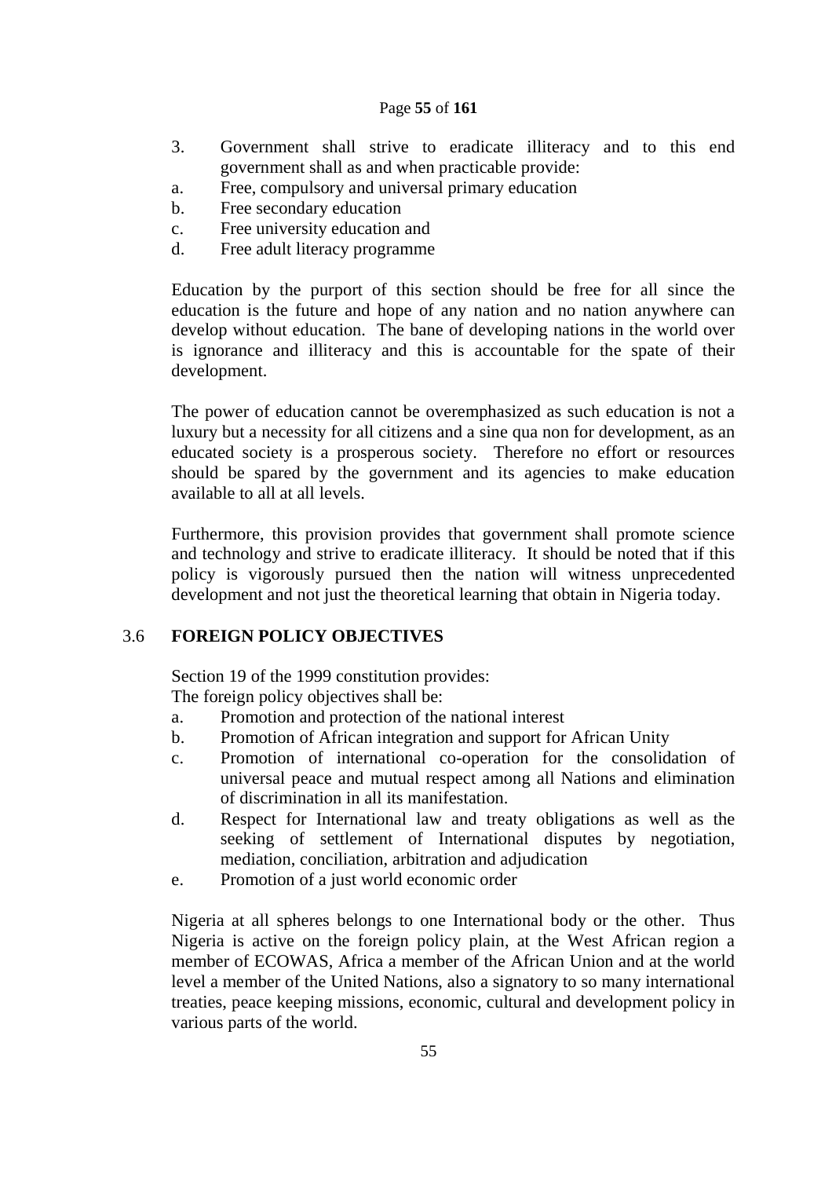3. Government shall strive to eradicate illiteracy and to this end government shall as and when practicable provide:

a. Free, compulsory and universal primary education
b. Free secondary education
c. Free university education and
d. Free adult literacy programme

Education by the purport of this section should be free for all since the education is the future and hope of any nation and no nation anywhere can develop without education. The bane of developing nations in the world over is ignorance and illiteracy and this is accountable for the spate of their development.

The power of education cannot be overemphasized as such education is not a luxury but a necessity for all citizens and a sine qua non for development, as an educated society is a prosperous society. Therefore no effort or resources should be spared by the government and its agencies to make education available to all at all levels.

Furthermore, this provision provides that government shall promote science and technology and strive to eradicate illiteracy. It should be noted that if this policy is vigorously pursued then the nation will witness unprecedented development and not just the theoretical learning that obtain in Nigeria today.

## 3.6 FOREIGN POLICY OBJECTIVES

Section 19 of the 1999 constitution provides:
The foreign policy objectives shall be:

a. Promotion and protection of the national interest
b. Promotion of African integration and support for African Unity
c. Promotion of international co-operation for the consolidation of universal peace and mutual respect among all Nations and elimination of discrimination in all its manifestation.
d. Respect for International law and treaty obligations as well as the seeking of settlement of International disputes by negotiation, mediation, conciliation, arbitration and adjudication
e. Promotion of a just world economic order

Nigeria at all spheres belongs to one International body or the other. Thus Nigeria is active on the foreign policy plain, at the West African region a member of ECOWAS, Africa a member of the African Union and at the world level a member of the United Nations, also a signatory to so many international treaties, peace keeping missions, economic, cultural and development policy in various parts of the world.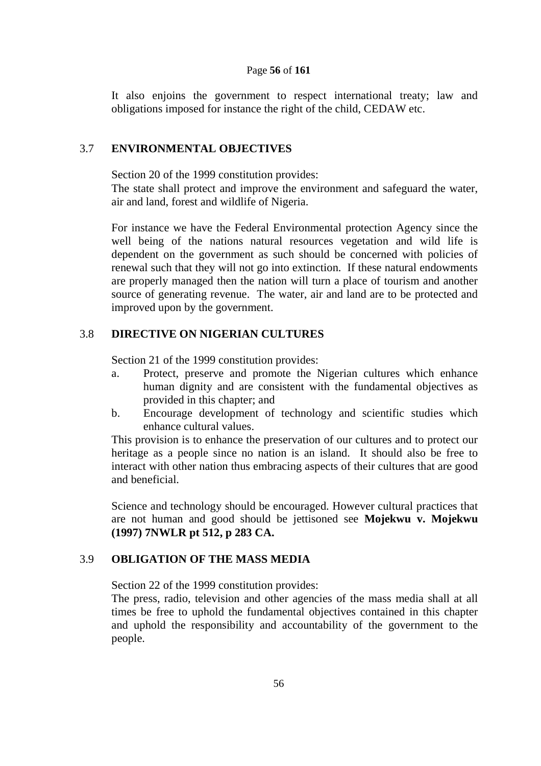It also enjoins the government to respect international treaty; law and obligations imposed for instance the right of the child, CEDAW etc.

## 3.7 ENVIRONMENTAL OBJECTIVES

Section 20 of the 1999 constitution provides:
The state shall protect and improve the environment and safeguard the water, air and land, forest and wildlife of Nigeria.

For instance we have the Federal Environmental protection Agency since the well being of the nations natural resources vegetation and wild life is dependent on the government as such should be concerned with policies of renewal such that they will not go into extinction. If these natural endowments are properly managed then the nation will turn a place of tourism and another source of generating revenue. The water, air and land are to be protected and improved upon by the government.

## 3.8 DIRECTIVE ON NIGERIAN CULTURES

Section 21 of the 1999 constitution provides:

a. Protect, preserve and promote the Nigerian cultures which enhance human dignity and are consistent with the fundamental objectives as provided in this chapter; and
b. Encourage development of technology and scientific studies which enhance cultural values.

This provision is to enhance the preservation of our cultures and to protect our heritage as a people since no nation is an island. It should also be free to interact with other nation thus embracing aspects of their cultures that are good and beneficial.

Science and technology should be encouraged. However cultural practices that are not human and good should be jettisoned see **Mojekwu v. Mojekwu (1997) 7NWLR pt 512, p 283 CA.**

## 3.9 OBLIGATION OF THE MASS MEDIA

Section 22 of the 1999 constitution provides:
The press, radio, television and other agencies of the mass media shall at all times be free to uphold the fundamental objectives contained in this chapter and uphold the responsibility and accountability of the government to the people.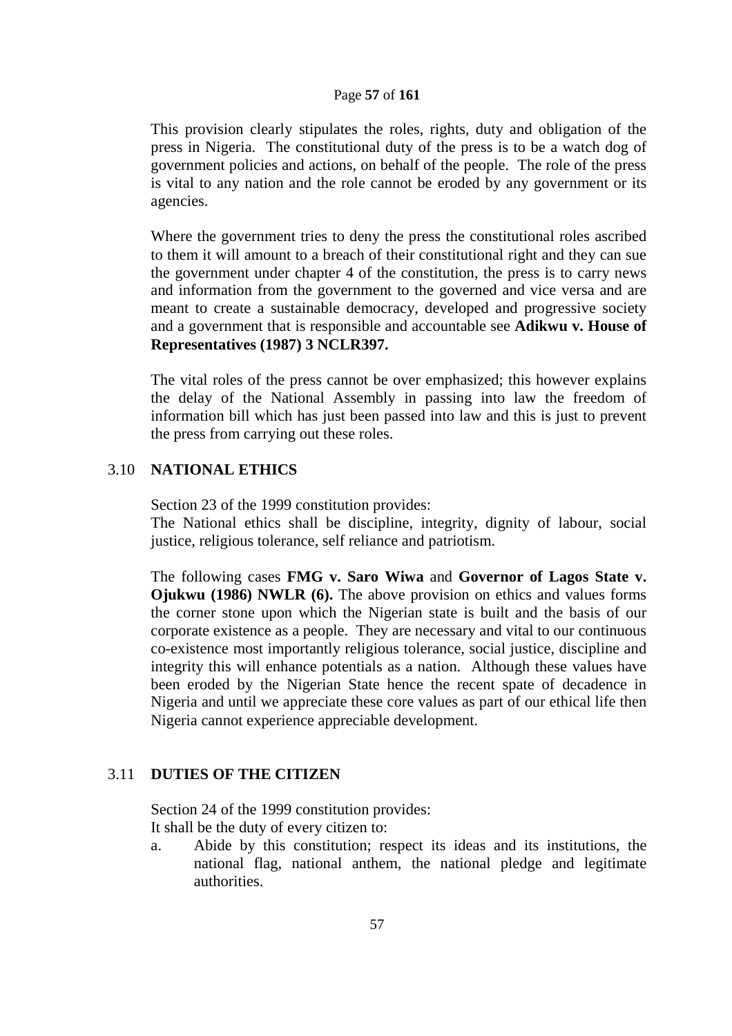This provision clearly stipulates the roles, rights, duty and obligation of the press in Nigeria. The constitutional duty of the press is to be a watch dog of government policies and actions, on behalf of the people. The role of the press is vital to any nation and the role cannot be eroded by any government or its agencies.

Where the government tries to deny the press the constitutional roles ascribed to them it will amount to a breach of their constitutional right and they can sue the government under chapter 4 of the constitution, the press is to carry news and information from the government to the governed and vice versa and are meant to create a sustainable democracy, developed and progressive society and a government that is responsible and accountable see **Adikwu v. House of Representatives (1987) 3 NCLR397.**

The vital roles of the press cannot be over emphasized; this however explains the delay of the National Assembly in passing into law the freedom of information bill which has just been passed into law and this is just to prevent the press from carrying out these roles.

## 3.10 NATIONAL ETHICS

Section 23 of the 1999 constitution provides:
The National ethics shall be discipline, integrity, dignity of labour, social justice, religious tolerance, self reliance and patriotism.

The following cases **FMG v. Saro Wiwa** and **Governor of Lagos State v. Ojukwu (1986) NWLR (6).** The above provision on ethics and values forms the corner stone upon which the Nigerian state is built and the basis of our corporate existence as a people. They are necessary and vital to our continuous co-existence most importantly religious tolerance, social justice, discipline and integrity this will enhance potentials as a nation. Although these values have been eroded by the Nigerian State hence the recent spate of decadence in Nigeria and until we appreciate these core values as part of our ethical life then Nigeria cannot experience appreciable development.

## 3.11 DUTIES OF THE CITIZEN

Section 24 of the 1999 constitution provides:
It shall be the duty of every citizen to:

a. Abide by this constitution; respect its ideas and its institutions, the national flag, national anthem, the national pledge and legitimate authorities.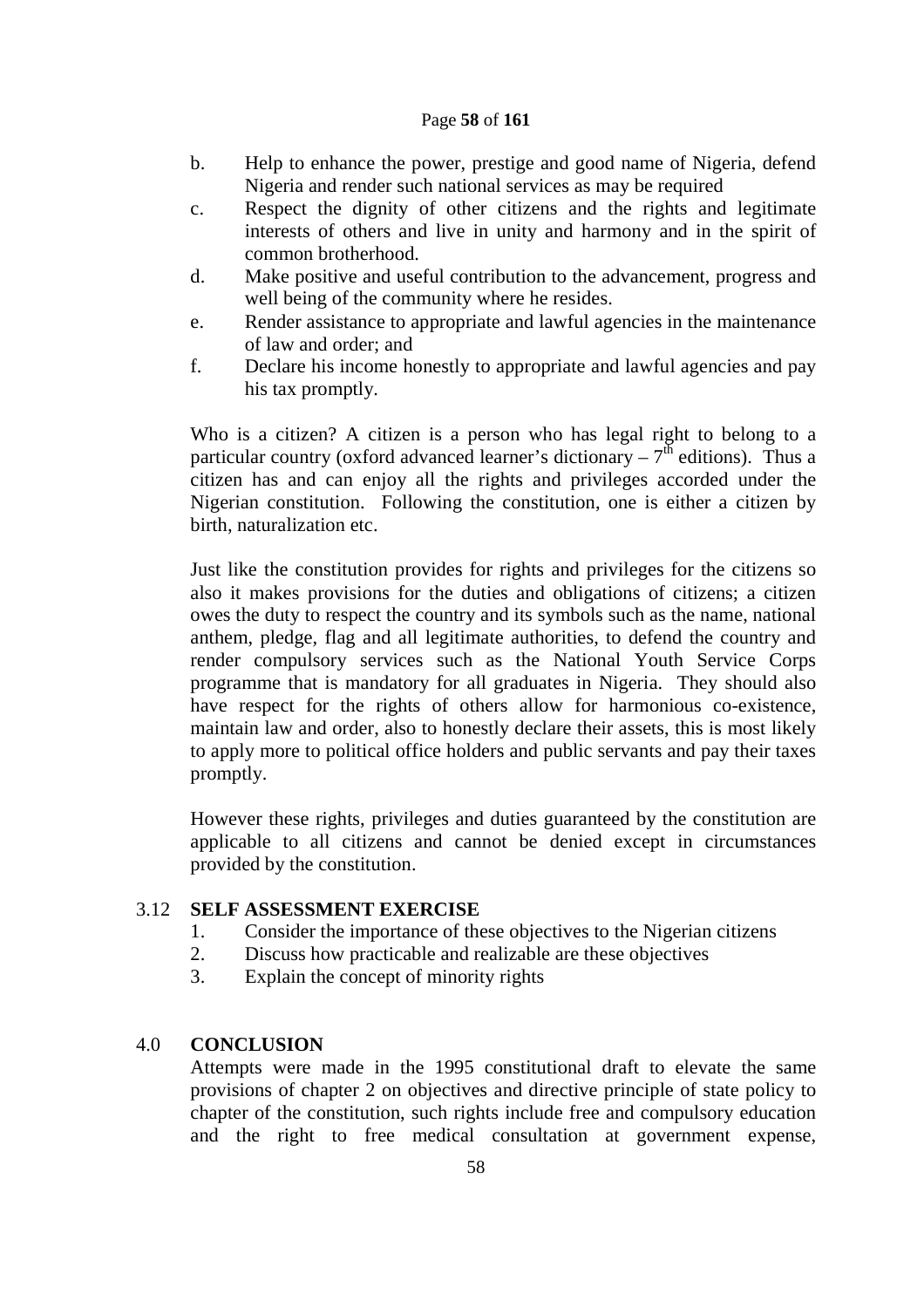b. Help to enhance the power, prestige and good name of Nigeria, defend Nigeria and render such national services as may be required
c. Respect the dignity of other citizens and the rights and legitimate interests of others and live in unity and harmony and in the spirit of common brotherhood.
d. Make positive and useful contribution to the advancement, progress and well being of the community where he resides.
e. Render assistance to appropriate and lawful agencies in the maintenance of law and order; and
f. Declare his income honestly to appropriate and lawful agencies and pay his tax promptly.

Who is a citizen? A citizen is a person who has legal right to belong to a particular country (oxford advanced learner's dictionary – 7th editions). Thus a citizen has and can enjoy all the rights and privileges accorded under the Nigerian constitution. Following the constitution, one is either a citizen by birth, naturalization etc.

Just like the constitution provides for rights and privileges for the citizens so also it makes provisions for the duties and obligations of citizens; a citizen owes the duty to respect the country and its symbols such as the name, national anthem, pledge, flag and all legitimate authorities, to defend the country and render compulsory services such as the National Youth Service Corps programme that is mandatory for all graduates in Nigeria. They should also have respect for the rights of others allow for harmonious co-existence, maintain law and order, also to honestly declare their assets, this is most likely to apply more to political office holders and public servants and pay their taxes promptly.

However these rights, privileges and duties guaranteed by the constitution are applicable to all citizens and cannot be denied except in circumstances provided by the constitution.

## 3.12 SELF ASSESSMENT EXERCISE

1. Consider the importance of these objectives to the Nigerian citizens
2. Discuss how practicable and realizable are these objectives
3. Explain the concept of minority rights

## 4.0 CONCLUSION

Attempts were made in the 1995 constitutional draft to elevate the same provisions of chapter 2 on objectives and directive principle of state policy to chapter of the constitution, such rights include free and compulsory education and the right to free medical consultation at government expense,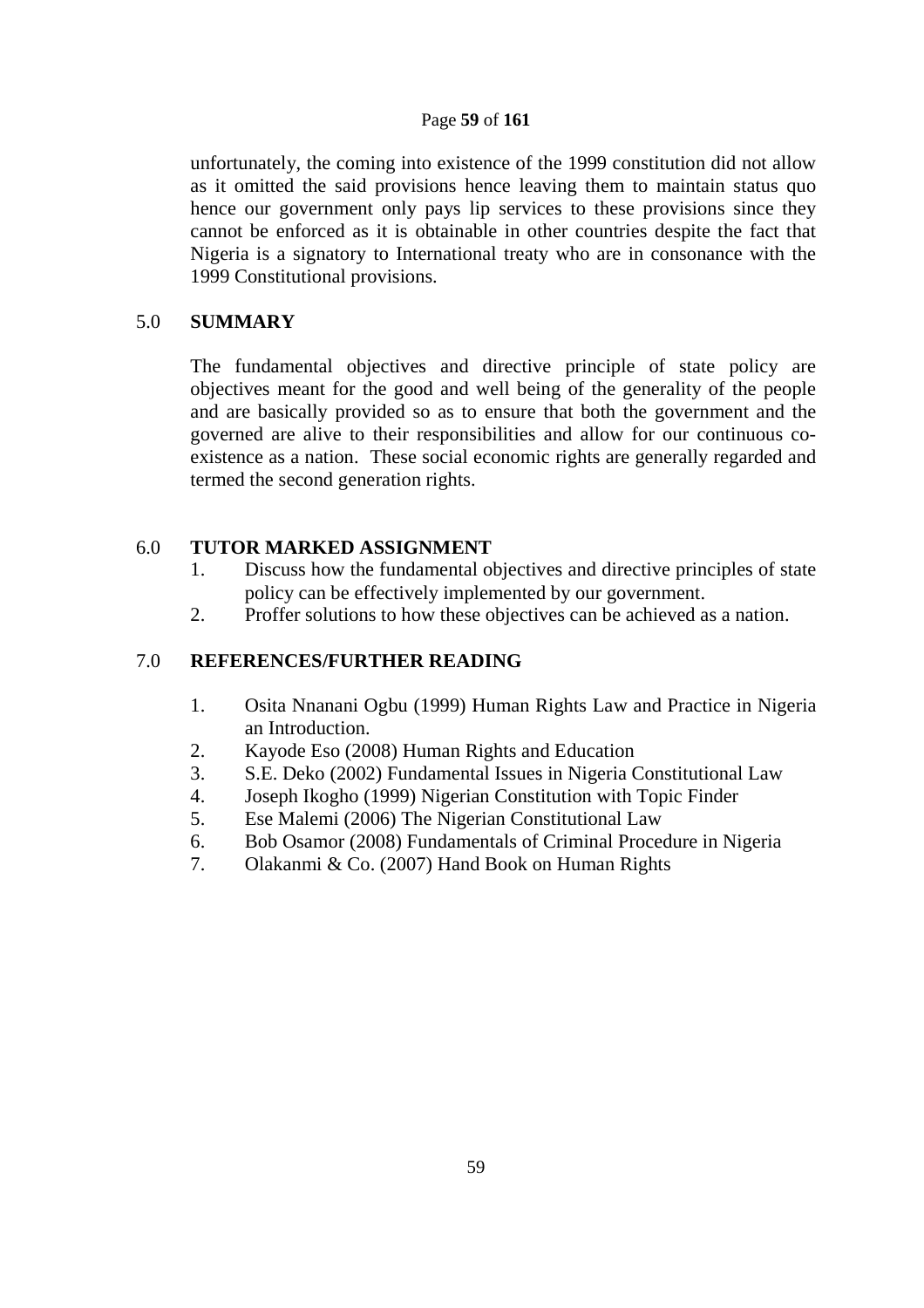unfortunately, the coming into existence of the 1999 constitution did not allow as it omitted the said provisions hence leaving them to maintain status quo hence our government only pays lip services to these provisions since they cannot be enforced as it is obtainable in other countries despite the fact that Nigeria is a signatory to International treaty who are in consonance with the 1999 Constitutional provisions.

## 5.0 SUMMARY

The fundamental objectives and directive principle of state policy are objectives meant for the good and well being of the generality of the people and are basically provided so as to ensure that both the government and the governed are alive to their responsibilities and allow for our continuous co-existence as a nation. These social economic rights are generally regarded and termed the second generation rights.

## 6.0 TUTOR MARKED ASSIGNMENT

1. Discuss how the fundamental objectives and directive principles of state policy can be effectively implemented by our government.
2. Proffer solutions to how these objectives can be achieved as a nation.

## 7.0 REFERENCES/FURTHER READING

1. Osita Nnanani Ogbu (1999) Human Rights Law and Practice in Nigeria an Introduction.
2. Kayode Eso (2008) Human Rights and Education
3. S.E. Deko (2002) Fundamental Issues in Nigeria Constitutional Law
4. Joseph Ikogho (1999) Nigerian Constitution with Topic Finder
5. Ese Malemi (2006) The Nigerian Constitutional Law
6. Bob Osamor (2008) Fundamentals of Criminal Procedure in Nigeria
7. Olakanmi & Co. (2007) Hand Book on Human Rights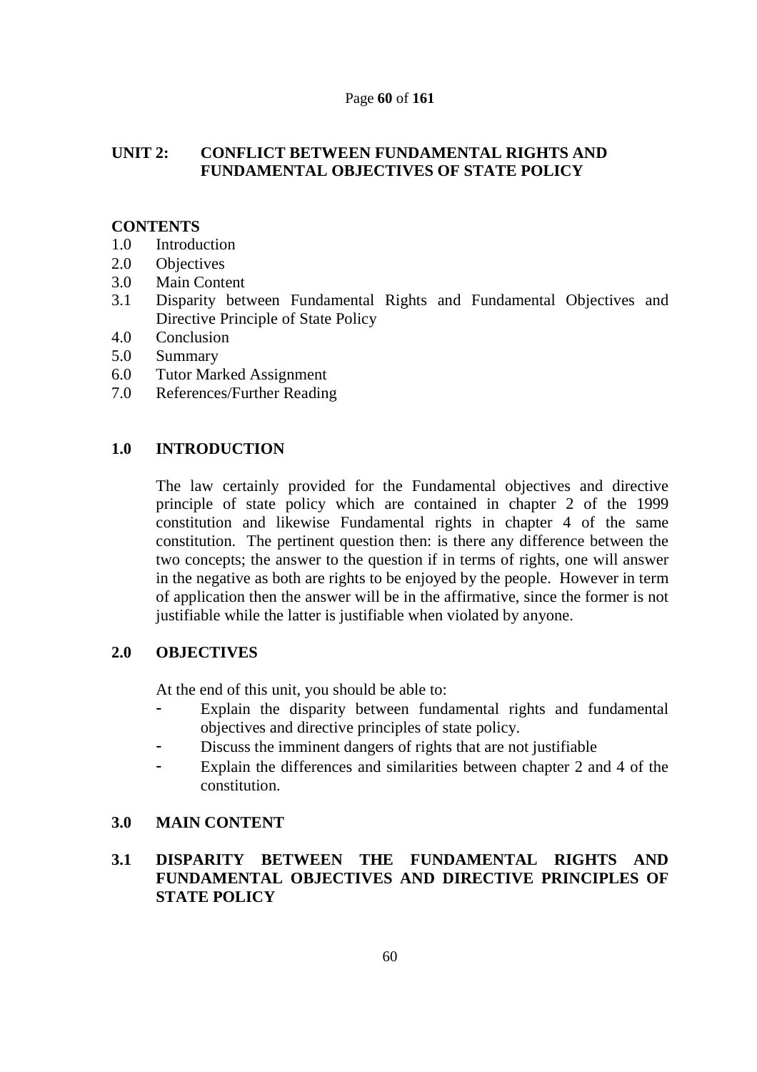## UNIT 2: CONFLICT BETWEEN FUNDAMENTAL RIGHTS AND FUNDAMENTAL OBJECTIVES OF STATE POLICY

### CONTENTS

1.0 Introduction
2.0 Objectives
3.0 Main Content
3.1 Disparity between Fundamental Rights and Fundamental Objectives and Directive Principle of State Policy
4.0 Conclusion
5.0 Summary
6.0 Tutor Marked Assignment
7.0 References/Further Reading

### 1.0 INTRODUCTION

The law certainly provided for the Fundamental objectives and directive principle of state policy which are contained in chapter 2 of the 1999 constitution and likewise Fundamental rights in chapter 4 of the same constitution. The pertinent question then: is there any difference between the two concepts; the answer to the question if in terms of rights, one will answer in the negative as both are rights to be enjoyed by the people. However in term of application then the answer will be in the affirmative, since the former is not justifiable while the latter is justifiable when violated by anyone.

### 2.0 OBJECTIVES

At the end of this unit, you should be able to:

- Explain the disparity between fundamental rights and fundamental objectives and directive principles of state policy.
- Discuss the imminent dangers of rights that are not justifiable
- Explain the differences and similarities between chapter 2 and 4 of the constitution.

### 3.0 MAIN CONTENT

### 3.1 DISPARITY BETWEEN THE FUNDAMENTAL RIGHTS AND FUNDAMENTAL OBJECTIVES AND DIRECTIVE PRINCIPLES OF STATE POLICY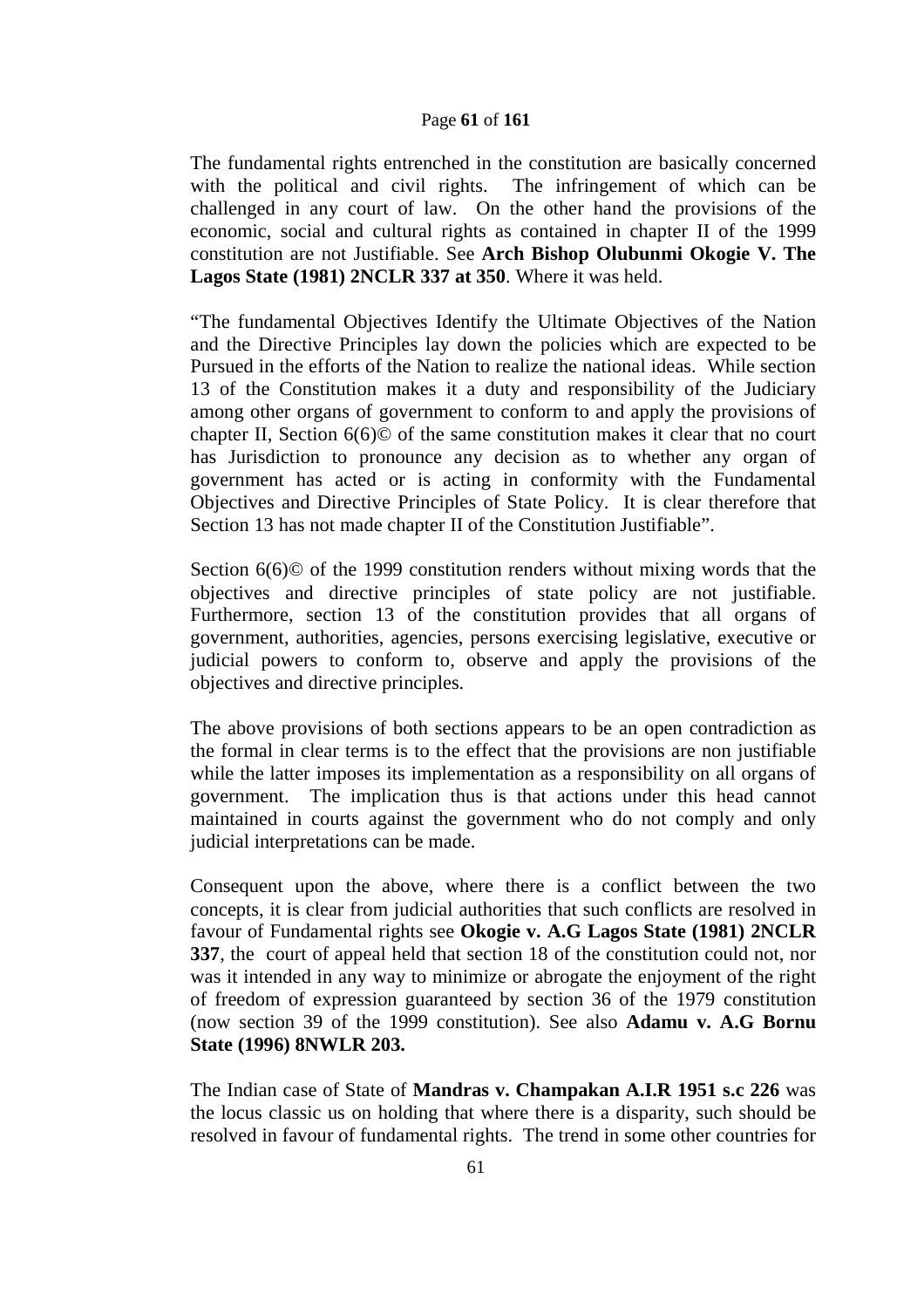The fundamental rights entrenched in the constitution are basically concerned with the political and civil rights. The infringement of which can be challenged in any court of law. On the other hand the provisions of the economic, social and cultural rights as contained in chapter II of the 1999 constitution are not Justifiable. See **Arch Bishop Olubunmi Okogie V. The Lagos State (1981) 2NCLR 337 at 350**. Where it was held.

"The fundamental Objectives Identify the Ultimate Objectives of the Nation and the Directive Principles lay down the policies which are expected to be Pursued in the efforts of the Nation to realize the national ideas. While section 13 of the Constitution makes it a duty and responsibility of the Judiciary among other organs of government to conform to and apply the provisions of chapter II, Section 6(6)© of the same constitution makes it clear that no court has Jurisdiction to pronounce any decision as to whether any organ of government has acted or is acting in conformity with the Fundamental Objectives and Directive Principles of State Policy. It is clear therefore that Section 13 has not made chapter II of the Constitution Justifiable".

Section 6(6)© of the 1999 constitution renders without mixing words that the objectives and directive principles of state policy are not justifiable. Furthermore, section 13 of the constitution provides that all organs of government, authorities, agencies, persons exercising legislative, executive or judicial powers to conform to, observe and apply the provisions of the objectives and directive principles.

The above provisions of both sections appears to be an open contradiction as the formal in clear terms is to the effect that the provisions are non justifiable while the latter imposes its implementation as a responsibility on all organs of government. The implication thus is that actions under this head cannot maintained in courts against the government who do not comply and only judicial interpretations can be made.

Consequent upon the above, where there is a conflict between the two concepts, it is clear from judicial authorities that such conflicts are resolved in favour of Fundamental rights see **Okogie v. A.G Lagos State (1981) 2NCLR 337**, the court of appeal held that section 18 of the constitution could not, nor was it intended in any way to minimize or abrogate the enjoyment of the right of freedom of expression guaranteed by section 36 of the 1979 constitution (now section 39 of the 1999 constitution). See also **Adamu v. A.G Bornu State (1996) 8NWLR 203.**

The Indian case of State of **Mandras v. Champakan A.I.R 1951 s.c 226** was the locus classic us on holding that where there is a disparity, such should be resolved in favour of fundamental rights. The trend in some other countries for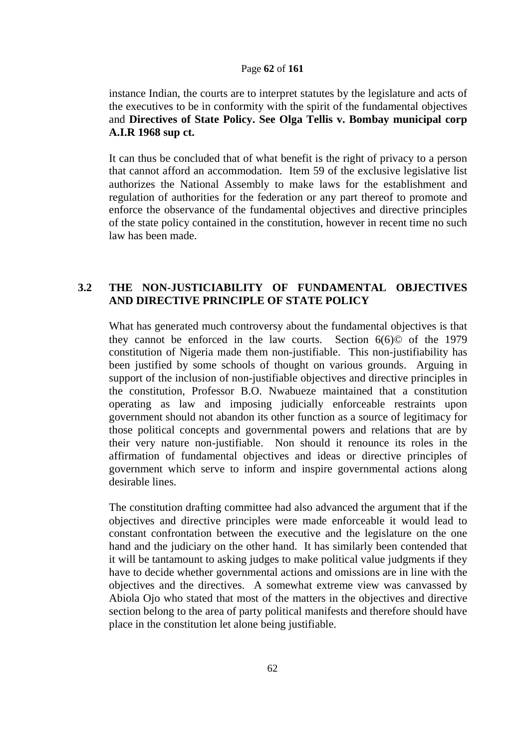instance Indian, the courts are to interpret statutes by the legislature and acts of the executives to be in conformity with the spirit of the fundamental objectives and **Directives of State Policy. See Olga Tellis v. Bombay municipal corp A.I.R 1968 sup ct.**

It can thus be concluded that of what benefit is the right of privacy to a person that cannot afford an accommodation. Item 59 of the exclusive legislative list authorizes the National Assembly to make laws for the establishment and regulation of authorities for the federation or any part thereof to promote and enforce the observance of the fundamental objectives and directive principles of the state policy contained in the constitution, however in recent time no such law has been made.

## 3.2 THE NON-JUSTICIABILITY OF FUNDAMENTAL OBJECTIVES AND DIRECTIVE PRINCIPLE OF STATE POLICY

What has generated much controversy about the fundamental objectives is that they cannot be enforced in the law courts. Section 6(6)© of the 1979 constitution of Nigeria made them non-justifiable. This non-justifiability has been justified by some schools of thought on various grounds. Arguing in support of the inclusion of non-justifiable objectives and directive principles in the constitution, Professor B.O. Nwabueze maintained that a constitution operating as law and imposing judicially enforceable restraints upon government should not abandon its other function as a source of legitimacy for those political concepts and governmental powers and relations that are by their very nature non-justifiable. Non should it renounce its roles in the affirmation of fundamental objectives and ideas or directive principles of government which serve to inform and inspire governmental actions along desirable lines.

The constitution drafting committee had also advanced the argument that if the objectives and directive principles were made enforceable it would lead to constant confrontation between the executive and the legislature on the one hand and the judiciary on the other hand. It has similarly been contended that it will be tantamount to asking judges to make political value judgments if they have to decide whether governmental actions and omissions are in line with the objectives and the directives. A somewhat extreme view was canvassed by Abiola Ojo who stated that most of the matters in the objectives and directive section belong to the area of party political manifests and therefore should have place in the constitution let alone being justifiable.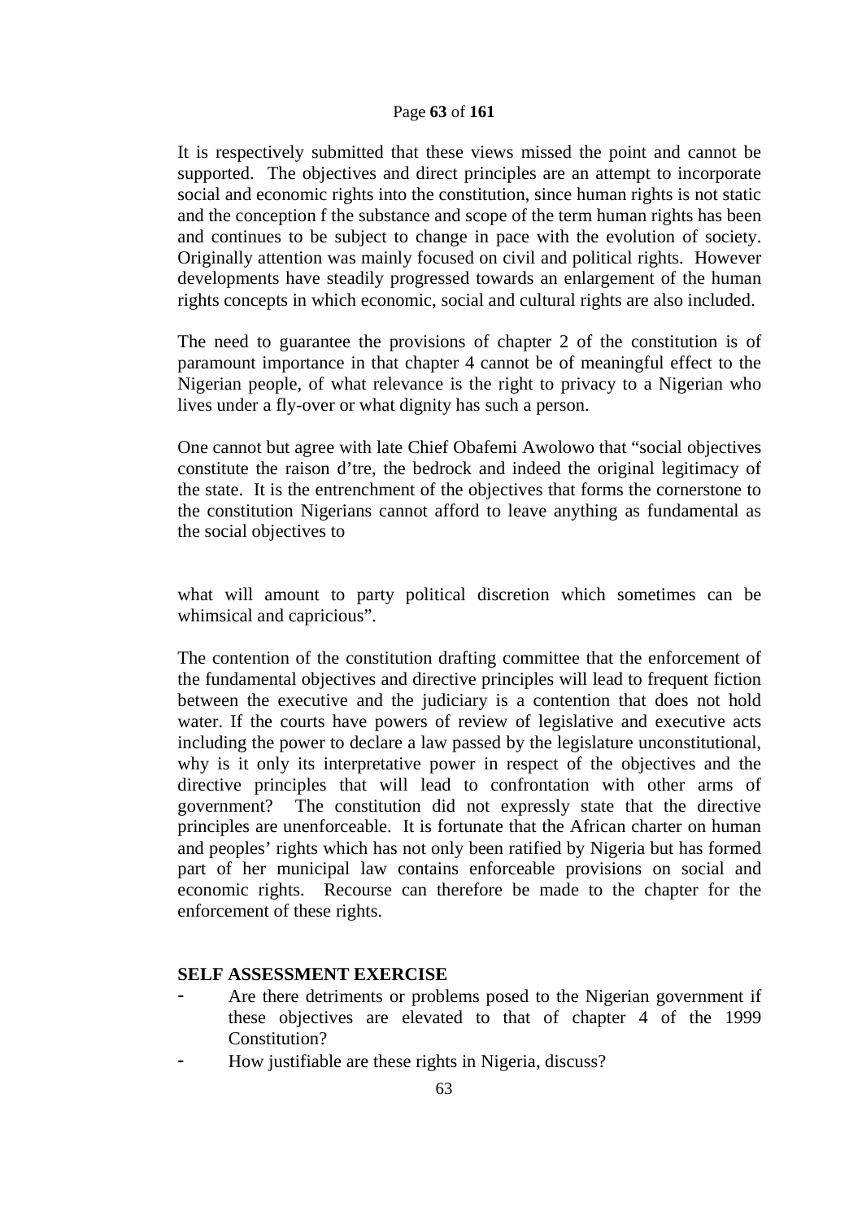It is respectively submitted that these views missed the point and cannot be supported. The objectives and direct principles are an attempt to incorporate social and economic rights into the constitution, since human rights is not static and the conception f the substance and scope of the term human rights has been and continues to be subject to change in pace with the evolution of society. Originally attention was mainly focused on civil and political rights. However developments have steadily progressed towards an enlargement of the human rights concepts in which economic, social and cultural rights are also included.

The need to guarantee the provisions of chapter 2 of the constitution is of paramount importance in that chapter 4 cannot be of meaningful effect to the Nigerian people, of what relevance is the right to privacy to a Nigerian who lives under a fly-over or what dignity has such a person.

One cannot but agree with late Chief Obafemi Awolowo that "social objectives constitute the raison d'tre, the bedrock and indeed the original legitimacy of the state. It is the entrenchment of the objectives that forms the cornerstone to the constitution Nigerians cannot afford to leave anything as fundamental as the social objectives to what will amount to party political discretion which sometimes can be whimsical and capricious".

The contention of the constitution drafting committee that the enforcement of the fundamental objectives and directive principles will lead to frequent fiction between the executive and the judiciary is a contention that does not hold water. If the courts have powers of review of legislative and executive acts including the power to declare a law passed by the legislature unconstitutional, why is it only its interpretative power in respect of the objectives and the directive principles that will lead to confrontation with other arms of government? The constitution did not expressly state that the directive principles are unenforceable. It is fortunate that the African charter on human and peoples' rights which has not only been ratified by Nigeria but has formed part of her municipal law contains enforceable provisions on social and economic rights. Recourse can therefore be made to the chapter for the enforcement of these rights.

**SELF ASSESSMENT EXERCISE**

- Are there detriments or problems posed to the Nigerian government if these objectives are elevated to that of chapter 4 of the 1999 Constitution?
- How justifiable are these rights in Nigeria, discuss?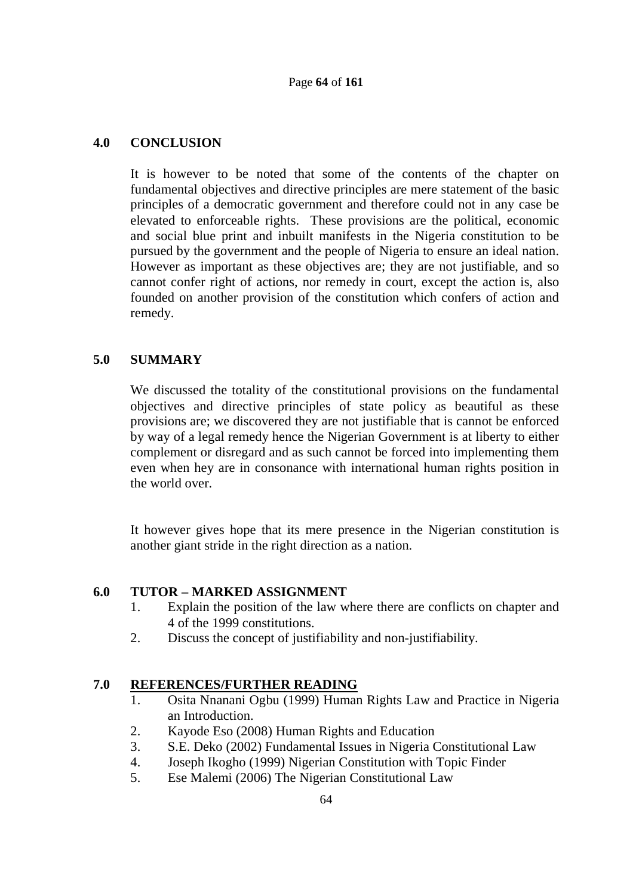## 4.0 CONCLUSION

It is however to be noted that some of the contents of the chapter on fundamental objectives and directive principles are mere statement of the basic principles of a democratic government and therefore could not in any case be elevated to enforceable rights. These provisions are the political, economic and social blue print and inbuilt manifests in the Nigeria constitution to be pursued by the government and the people of Nigeria to ensure an ideal nation. However as important as these objectives are; they are not justifiable, and so cannot confer right of actions, nor remedy in court, except the action is, also founded on another provision of the constitution which confers of action and remedy.

## 5.0 SUMMARY

We discussed the totality of the constitutional provisions on the fundamental objectives and directive principles of state policy as beautiful as these provisions are; we discovered they are not justifiable that is cannot be enforced by way of a legal remedy hence the Nigerian Government is at liberty to either complement or disregard and as such cannot be forced into implementing them even when hey are in consonance with international human rights position in the world over.

It however gives hope that its mere presence in the Nigerian constitution is another giant stride in the right direction as a nation.

## 6.0 TUTOR – MARKED ASSIGNMENT

1. Explain the position of the law where there are conflicts on chapter and 4 of the 1999 constitutions.
2. Discuss the concept of justifiability and non-justifiability.

## 7.0 REFERENCES/FURTHER READING

1. Osita Nnanani Ogbu (1999) Human Rights Law and Practice in Nigeria an Introduction.
2. Kayode Eso (2008) Human Rights and Education
3. S.E. Deko (2002) Fundamental Issues in Nigeria Constitutional Law
4. Joseph Ikogho (1999) Nigerian Constitution with Topic Finder
5. Ese Malemi (2006) The Nigerian Constitutional Law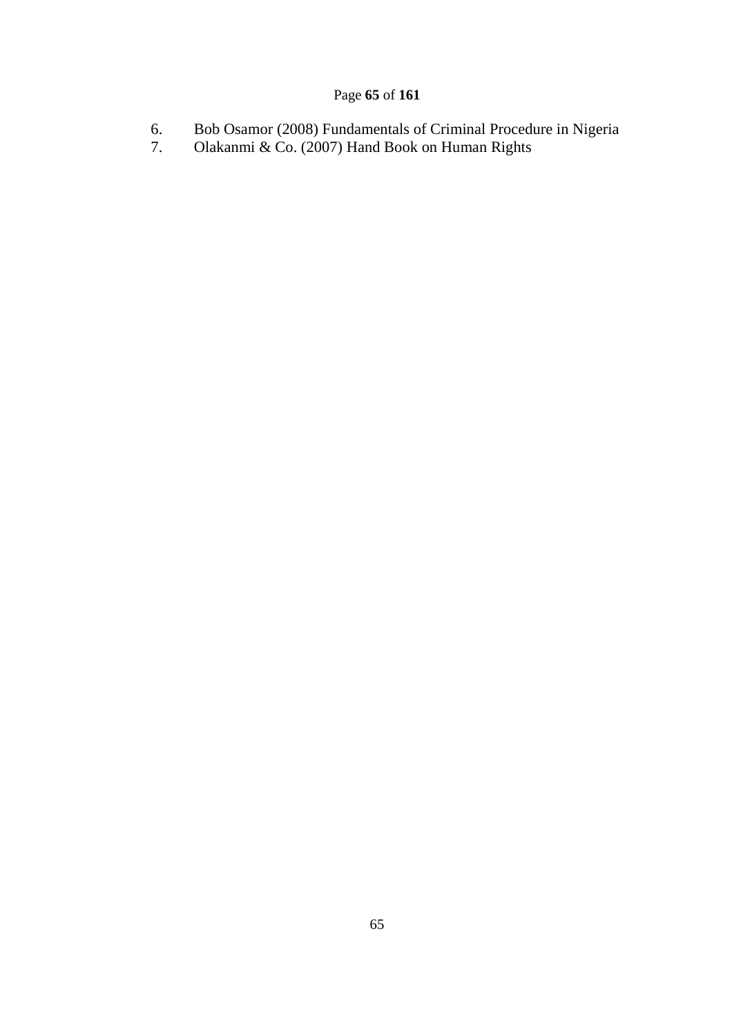6. Bob Osamor (2008) Fundamentals of Criminal Procedure in Nigeria
7. Olakanmi & Co. (2007) Hand Book on Human Rights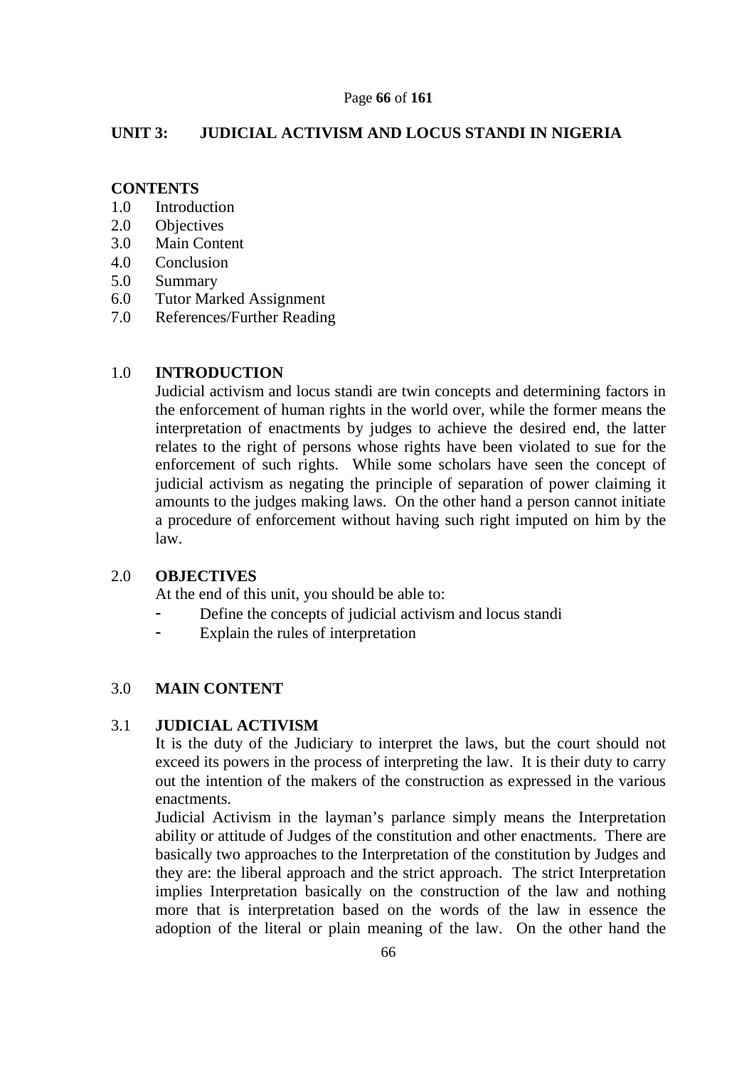## UNIT 3: JUDICIAL ACTIVISM AND LOCUS STANDI IN NIGERIA

**CONTENTS**

1.0 Introduction
2.0 Objectives
3.0 Main Content
4.0 Conclusion
5.0 Summary
6.0 Tutor Marked Assignment
7.0 References/Further Reading

### 1.0 INTRODUCTION

Judicial activism and locus standi are twin concepts and determining factors in the enforcement of human rights in the world over, while the former means the interpretation of enactments by judges to achieve the desired end, the latter relates to the right of persons whose rights have been violated to sue for the enforcement of such rights. While some scholars have seen the concept of judicial activism as negating the principle of separation of power claiming it amounts to the judges making laws. On the other hand a person cannot initiate a procedure of enforcement without having such right imputed on him by the law.

### 2.0 OBJECTIVES

At the end of this unit, you should be able to:

- Define the concepts of judicial activism and locus standi
- Explain the rules of interpretation

### 3.0 MAIN CONTENT

### 3.1 JUDICIAL ACTIVISM

It is the duty of the Judiciary to interpret the laws, but the court should not exceed its powers in the process of interpreting the law. It is their duty to carry out the intention of the makers of the construction as expressed in the various enactments.

Judicial Activism in the layman's parlance simply means the Interpretation ability or attitude of Judges of the constitution and other enactments. There are basically two approaches to the Interpretation of the constitution by Judges and they are: the liberal approach and the strict approach. The strict Interpretation implies Interpretation basically on the construction of the law and nothing more that is interpretation based on the words of the law in essence the adoption of the literal or plain meaning of the law. On the other hand the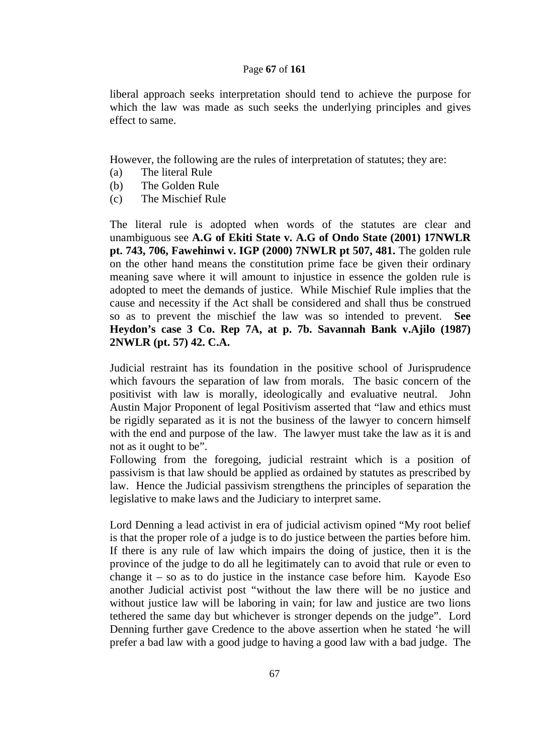liberal approach seeks interpretation should tend to achieve the purpose for which the law was made as such seeks the underlying principles and gives effect to same.

However, the following are the rules of interpretation of statutes; they are:

(a) The literal Rule
(b) The Golden Rule
(c) The Mischief Rule

The literal rule is adopted when words of the statutes are clear and unambiguous see **A.G of Ekiti State v. A.G of Ondo State (2001) 17NWLR pt. 743, 706, Fawehinwi v. IGP (2000) 7NWLR pt 507, 481.** The golden rule on the other hand means the constitution prime face be given their ordinary meaning save where it will amount to injustice in essence the golden rule is adopted to meet the demands of justice. While Mischief Rule implies that the cause and necessity if the Act shall be considered and shall thus be construed so as to prevent the mischief the law was so intended to prevent. **See Heydon's case 3 Co. Rep 7A, at p. 7b. Savannah Bank v.Ajilo (1987) 2NWLR (pt. 57) 42. C.A.**

Judicial restraint has its foundation in the positive school of Jurisprudence which favours the separation of law from morals. The basic concern of the positivist with law is morally, ideologically and evaluative neutral. John Austin Major Proponent of legal Positivism asserted that "law and ethics must be rigidly separated as it is not the business of the lawyer to concern himself with the end and purpose of the law. The lawyer must take the law as it is and not as it ought to be".

Following from the foregoing, judicial restraint which is a position of passivism is that law should be applied as ordained by statutes as prescribed by law. Hence the Judicial passivism strengthens the principles of separation the legislative to make laws and the Judiciary to interpret same.

Lord Denning a lead activist in era of judicial activism opined "My root belief is that the proper role of a judge is to do justice between the parties before him. If there is any rule of law which impairs the doing of justice, then it is the province of the judge to do all he legitimately can to avoid that rule or even to change it – so as to do justice in the instance case before him. Kayode Eso another Judicial activist post "without the law there will be no justice and without justice law will be laboring in vain; for law and justice are two lions tethered the same day but whichever is stronger depends on the judge". Lord Denning further gave Credence to the above assertion when he stated 'he will prefer a bad law with a good judge to having a good law with a bad judge. The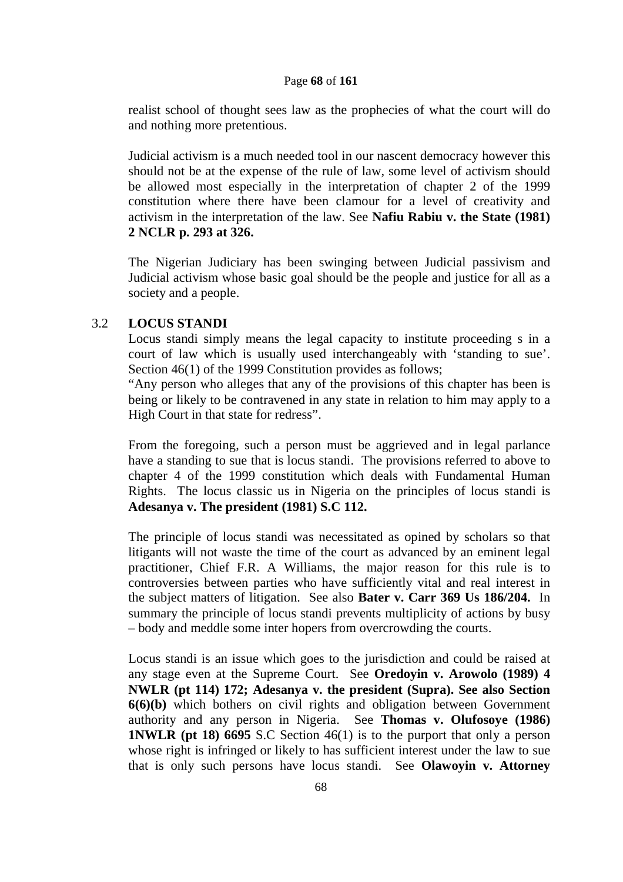realist school of thought sees law as the prophecies of what the court will do and nothing more pretentious.

Judicial activism is a much needed tool in our nascent democracy however this should not be at the expense of the rule of law, some level of activism should be allowed most especially in the interpretation of chapter 2 of the 1999 constitution where there have been clamour for a level of creativity and activism in the interpretation of the law. See **Nafiu Rabiu v. the State (1981) 2 NCLR p. 293 at 326.**

The Nigerian Judiciary has been swinging between Judicial passivism and Judicial activism whose basic goal should be the people and justice for all as a society and a people.

## 3.2 LOCUS STANDI

Locus standi simply means the legal capacity to institute proceeding s in a court of law which is usually used interchangeably with 'standing to sue'. Section 46(1) of the 1999 Constitution provides as follows;

"Any person who alleges that any of the provisions of this chapter has been is being or likely to be contravened in any state in relation to him may apply to a High Court in that state for redress".

From the foregoing, such a person must be aggrieved and in legal parlance have a standing to sue that is locus standi. The provisions referred to above to chapter 4 of the 1999 constitution which deals with Fundamental Human Rights. The locus classic us in Nigeria on the principles of locus standi is **Adesanya v. The president (1981) S.C 112.**

The principle of locus standi was necessitated as opined by scholars so that litigants will not waste the time of the court as advanced by an eminent legal practitioner, Chief F.R. A Williams, the major reason for this rule is to controversies between parties who have sufficiently vital and real interest in the subject matters of litigation. See also **Bater v. Carr 369 Us 186/204.** In summary the principle of locus standi prevents multiplicity of actions by busy – body and meddle some inter hopers from overcrowding the courts.

Locus standi is an issue which goes to the jurisdiction and could be raised at any stage even at the Supreme Court. See **Oredoyin v. Arowolo (1989) 4 NWLR (pt 114) 172; Adesanya v. the president (Supra). See also Section 6(6)(b)** which bothers on civil rights and obligation between Government authority and any person in Nigeria. See **Thomas v. Olufosoye (1986) 1NWLR (pt 18) 6695** S.C Section 46(1) is to the purport that only a person whose right is infringed or likely to has sufficient interest under the law to sue that is only such persons have locus standi. See **Olawoyin v. Attorney**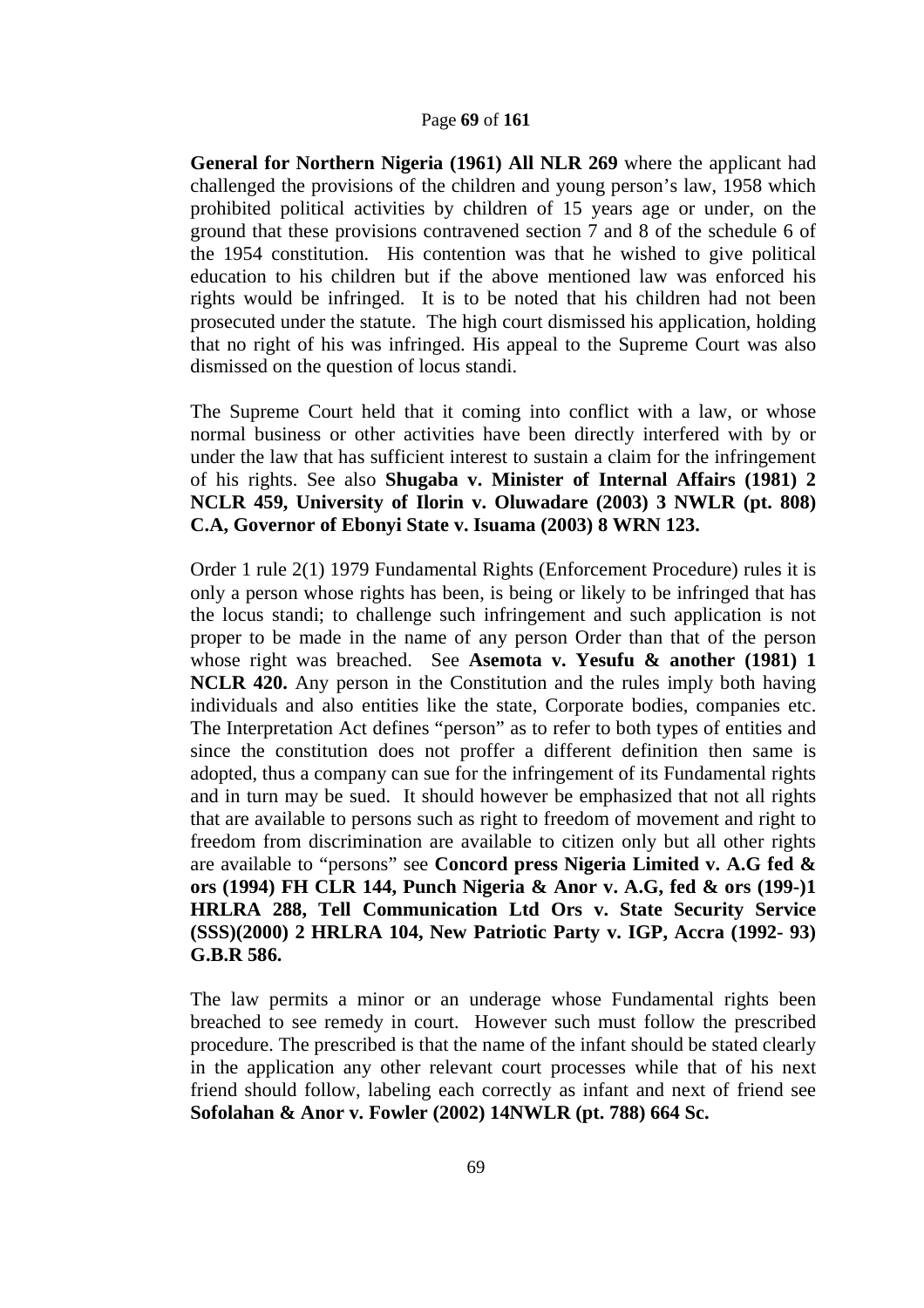**General for Northern Nigeria (1961) All NLR 269** where the applicant had challenged the provisions of the children and young person's law, 1958 which prohibited political activities by children of 15 years age or under, on the ground that these provisions contravened section 7 and 8 of the schedule 6 of the 1954 constitution. His contention was that he wished to give political education to his children but if the above mentioned law was enforced his rights would be infringed. It is to be noted that his children had not been prosecuted under the statute. The high court dismissed his application, holding that no right of his was infringed. His appeal to the Supreme Court was also dismissed on the question of locus standi.

The Supreme Court held that it coming into conflict with a law, or whose normal business or other activities have been directly interfered with by or under the law that has sufficient interest to sustain a claim for the infringement of his rights. See also **Shugaba v. Minister of Internal Affairs (1981) 2 NCLR 459, University of Ilorin v. Oluwadare (2003) 3 NWLR (pt. 808) C.A, Governor of Ebonyi State v. Isuama (2003) 8 WRN 123.**

Order 1 rule 2(1) 1979 Fundamental Rights (Enforcement Procedure) rules it is only a person whose rights has been, is being or likely to be infringed that has the locus standi; to challenge such infringement and such application is not proper to be made in the name of any person Order than that of the person whose right was breached. See **Asemota v. Yesufu & another (1981) 1 NCLR 420.** Any person in the Constitution and the rules imply both having individuals and also entities like the state, Corporate bodies, companies etc. The Interpretation Act defines "person" as to refer to both types of entities and since the constitution does not proffer a different definition then same is adopted, thus a company can sue for the infringement of its Fundamental rights and in turn may be sued. It should however be emphasized that not all rights that are available to persons such as right to freedom of movement and right to freedom from discrimination are available to citizen only but all other rights are available to "persons" see **Concord press Nigeria Limited v. A.G fed & ors (1994) FH CLR 144, Punch Nigeria & Anor v. A.G, fed & ors (199-)1 HRLRA 288, Tell Communication Ltd Ors v. State Security Service (SSS)(2000) 2 HRLRA 104, New Patriotic Party v. IGP, Accra (1992- 93) G.B.R 586.**

The law permits a minor or an underage whose Fundamental rights been breached to see remedy in court. However such must follow the prescribed procedure. The prescribed is that the name of the infant should be stated clearly in the application any other relevant court processes while that of his next friend should follow, labeling each correctly as infant and next of friend see **Sofolahan & Anor v. Fowler (2002) 14NWLR (pt. 788) 664 Sc.**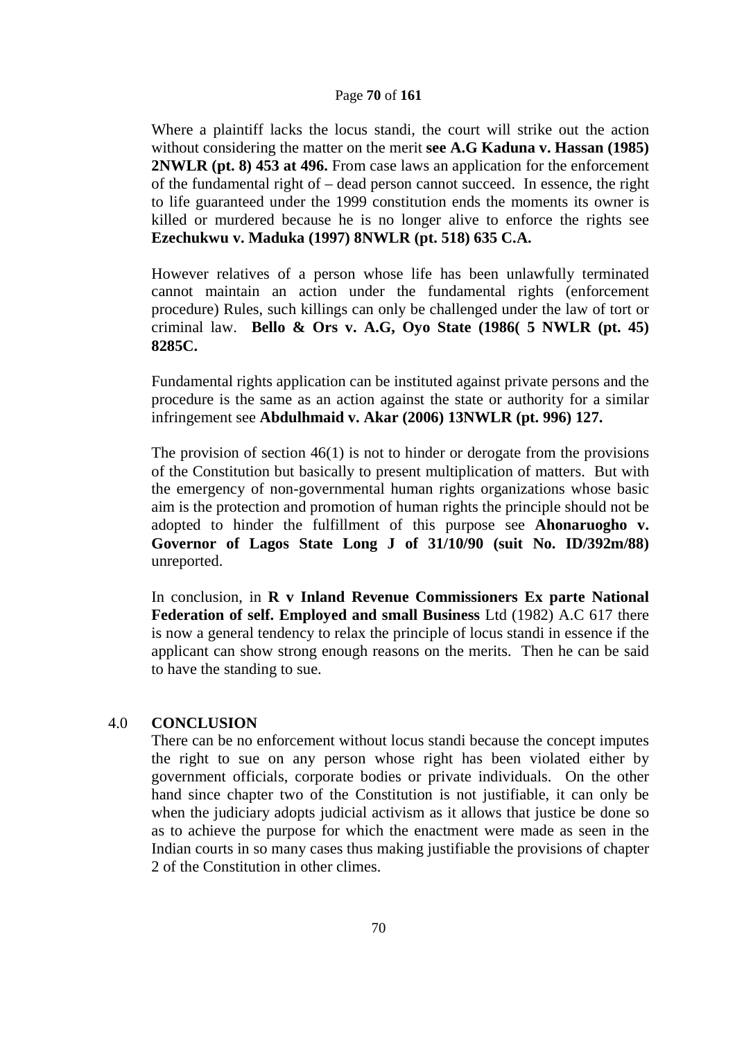Where a plaintiff lacks the locus standi, the court will strike out the action without considering the matter on the merit **see A.G Kaduna v. Hassan (1985) 2NWLR (pt. 8) 453 at 496.** From case laws an application for the enforcement of the fundamental right of – dead person cannot succeed. In essence, the right to life guaranteed under the 1999 constitution ends the moments its owner is killed or murdered because he is no longer alive to enforce the rights see **Ezechukwu v. Maduka (1997) 8NWLR (pt. 518) 635 C.A.**

However relatives of a person whose life has been unlawfully terminated cannot maintain an action under the fundamental rights (enforcement procedure) Rules, such killings can only be challenged under the law of tort or criminal law. **Bello & Ors v. A.G, Oyo State (1986( 5 NWLR (pt. 45) 8285C.**

Fundamental rights application can be instituted against private persons and the procedure is the same as an action against the state or authority for a similar infringement see **Abdulhmaid v. Akar (2006) 13NWLR (pt. 996) 127.**

The provision of section 46(1) is not to hinder or derogate from the provisions of the Constitution but basically to present multiplication of matters. But with the emergency of non-governmental human rights organizations whose basic aim is the protection and promotion of human rights the principle should not be adopted to hinder the fulfillment of this purpose see **Ahonaruogho v. Governor of Lagos State Long J of 31/10/90 (suit No. ID/392m/88)** unreported.

In conclusion, in **R v Inland Revenue Commissioners Ex parte National Federation of self. Employed and small Business** Ltd (1982) A.C 617 there is now a general tendency to relax the principle of locus standi in essence if the applicant can show strong enough reasons on the merits. Then he can be said to have the standing to sue.

## 4.0 CONCLUSION

There can be no enforcement without locus standi because the concept imputes the right to sue on any person whose right has been violated either by government officials, corporate bodies or private individuals. On the other hand since chapter two of the Constitution is not justifiable, it can only be when the judiciary adopts judicial activism as it allows that justice be done so as to achieve the purpose for which the enactment were made as seen in the Indian courts in so many cases thus making justifiable the provisions of chapter 2 of the Constitution in other climes.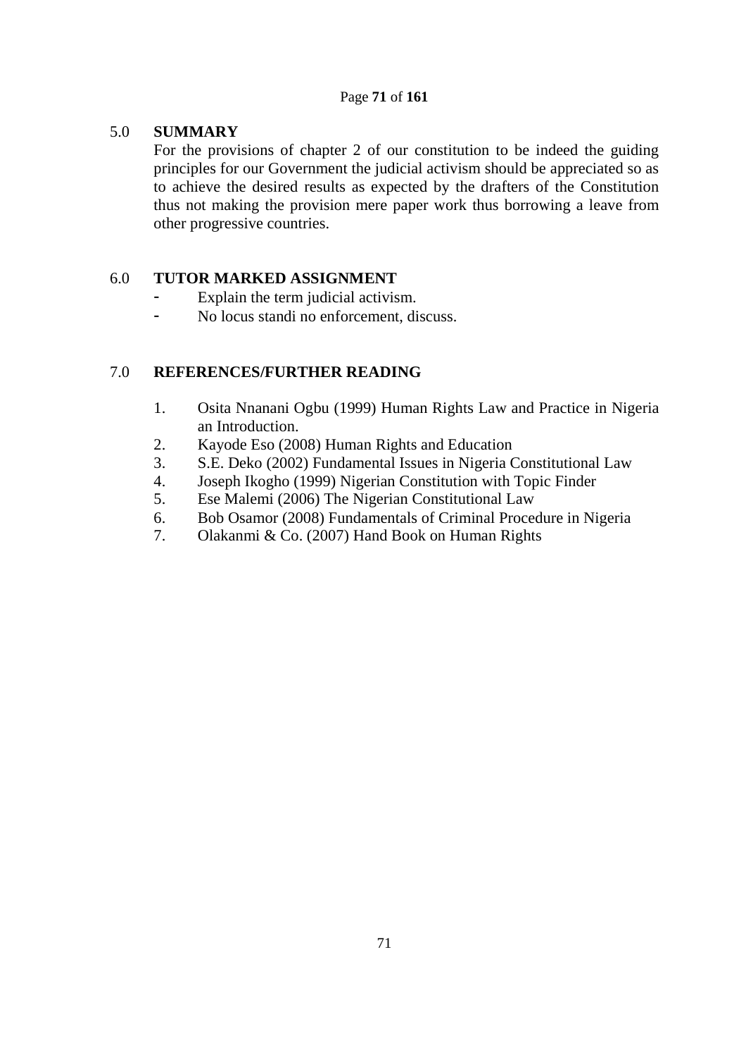## 5.0 SUMMARY

For the provisions of chapter 2 of our constitution to be indeed the guiding principles for our Government the judicial activism should be appreciated so as to achieve the desired results as expected by the drafters of the Constitution thus not making the provision mere paper work thus borrowing a leave from other progressive countries.

## 6.0 TUTOR MARKED ASSIGNMENT

- Explain the term judicial activism.
- No locus standi no enforcement, discuss.

## 7.0 REFERENCES/FURTHER READING

1. Osita Nnanani Ogbu (1999) Human Rights Law and Practice in Nigeria an Introduction.
2. Kayode Eso (2008) Human Rights and Education
3. S.E. Deko (2002) Fundamental Issues in Nigeria Constitutional Law
4. Joseph Ikogho (1999) Nigerian Constitution with Topic Finder
5. Ese Malemi (2006) The Nigerian Constitutional Law
6. Bob Osamor (2008) Fundamentals of Criminal Procedure in Nigeria
7. Olakanmi & Co. (2007) Hand Book on Human Rights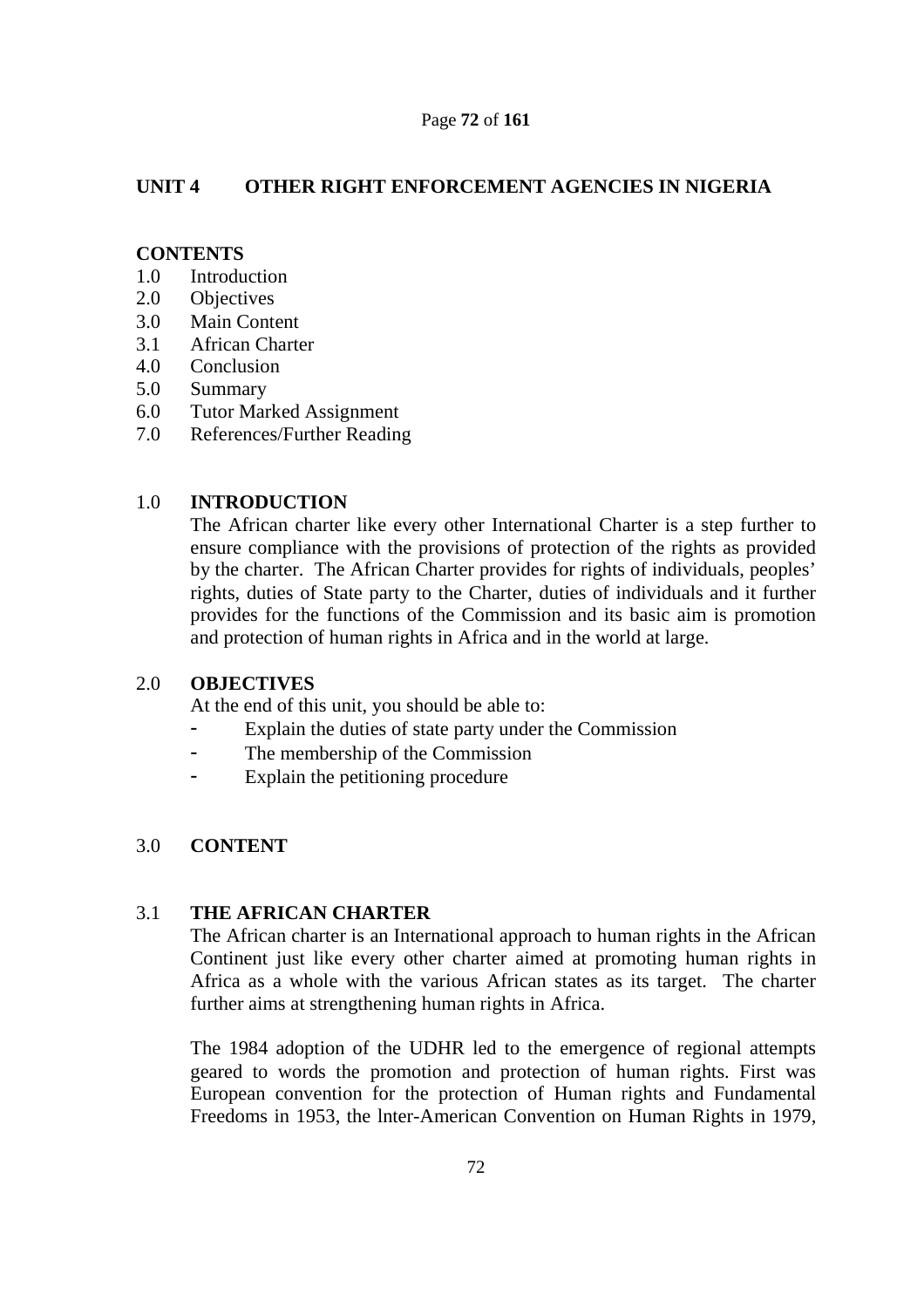## UNIT 4 OTHER RIGHT ENFORCEMENT AGENCIES IN NIGERIA

**CONTENTS**

1.0 Introduction
2.0 Objectives
3.0 Main Content
3.1 African Charter
4.0 Conclusion
5.0 Summary
6.0 Tutor Marked Assignment
7.0 References/Further Reading

### 1.0 INTRODUCTION

The African charter like every other International Charter is a step further to ensure compliance with the provisions of protection of the rights as provided by the charter. The African Charter provides for rights of individuals, peoples' rights, duties of State party to the Charter, duties of individuals and it further provides for the functions of the Commission and its basic aim is promotion and protection of human rights in Africa and in the world at large.

### 2.0 OBJECTIVES

At the end of this unit, you should be able to:

- Explain the duties of state party under the Commission
- The membership of the Commission
- Explain the petitioning procedure

### 3.0 CONTENT

### 3.1 THE AFRICAN CHARTER

The African charter is an International approach to human rights in the African Continent just like every other charter aimed at promoting human rights in Africa as a whole with the various African states as its target. The charter further aims at strengthening human rights in Africa.

The 1984 adoption of the UDHR led to the emergence of regional attempts geared to words the promotion and protection of human rights. First was European convention for the protection of Human rights and Fundamental Freedoms in 1953, the lnter-American Convention on Human Rights in 1979,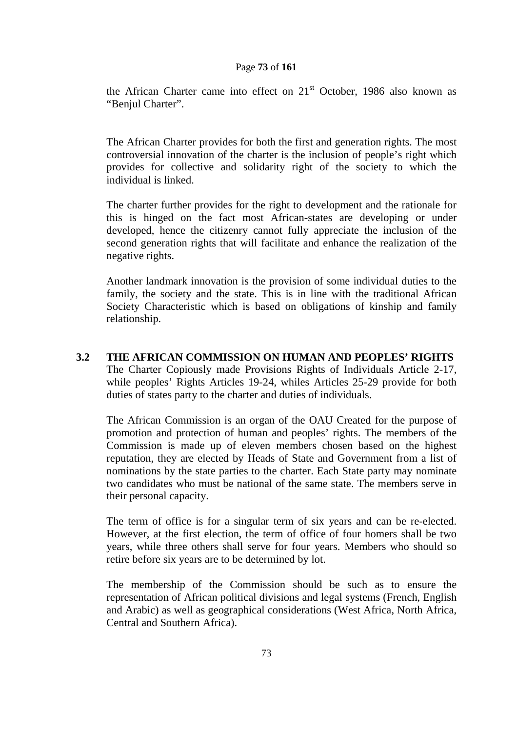the African Charter came into effect on 21st October, 1986 also known as "Benjul Charter".

The African Charter provides for both the first and generation rights. The most controversial innovation of the charter is the inclusion of people's right which provides for collective and solidarity right of the society to which the individual is linked.

The charter further provides for the right to development and the rationale for this is hinged on the fact most African-states are developing or under developed, hence the citizenry cannot fully appreciate the inclusion of the second generation rights that will facilitate and enhance the realization of the negative rights.

Another landmark innovation is the provision of some individual duties to the family, the society and the state. This is in line with the traditional African Society Characteristic which is based on obligations of kinship and family relationship.

## 3.2 THE AFRICAN COMMISSION ON HUMAN AND PEOPLES' RIGHTS

The Charter Copiously made Provisions Rights of Individuals Article 2-17, while peoples' Rights Articles 19-24, whiles Articles 25-29 provide for both duties of states party to the charter and duties of individuals.

The African Commission is an organ of the OAU Created for the purpose of promotion and protection of human and peoples' rights. The members of the Commission is made up of eleven members chosen based on the highest reputation, they are elected by Heads of State and Government from a list of nominations by the state parties to the charter. Each State party may nominate two candidates who must be national of the same state. The members serve in their personal capacity.

The term of office is for a singular term of six years and can be re-elected. However, at the first election, the term of office of four homers shall be two years, while three others shall serve for four years. Members who should so retire before six years are to be determined by lot.

The membership of the Commission should be such as to ensure the representation of African political divisions and legal systems (French, English and Arabic) as well as geographical considerations (West Africa, North Africa, Central and Southern Africa).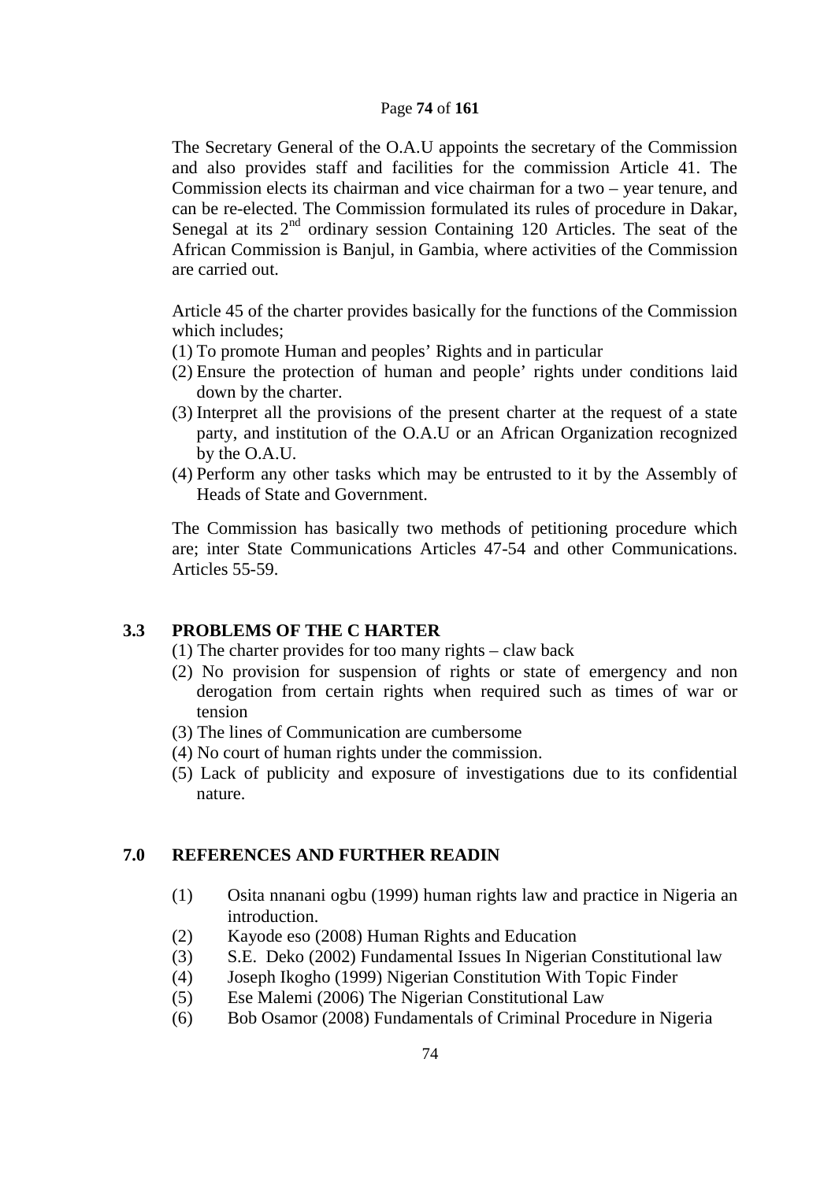The Secretary General of the O.A.U appoints the secretary of the Commission and also provides staff and facilities for the commission Article 41. The Commission elects its chairman and vice chairman for a two – year tenure, and can be re-elected. The Commission formulated its rules of procedure in Dakar, Senegal at its 2nd ordinary session Containing 120 Articles. The seat of the African Commission is Banjul, in Gambia, where activities of the Commission are carried out.

Article 45 of the charter provides basically for the functions of the Commission which includes;

(1) To promote Human and peoples' Rights and in particular
(2) Ensure the protection of human and people' rights under conditions laid down by the charter.
(3) Interpret all the provisions of the present charter at the request of a state party, and institution of the O.A.U or an African Organization recognized by the O.A.U.
(4) Perform any other tasks which may be entrusted to it by the Assembly of Heads of State and Government.

The Commission has basically two methods of petitioning procedure which are; inter State Communications Articles 47-54 and other Communications. Articles 55-59.

## 3.3 PROBLEMS OF THE C HARTER

(1) The charter provides for too many rights – claw back
(2) No provision for suspension of rights or state of emergency and non derogation from certain rights when required such as times of war or tension
(3) The lines of Communication are cumbersome
(4) No court of human rights under the commission.
(5) Lack of publicity and exposure of investigations due to its confidential nature.

## 7.0 REFERENCES AND FURTHER READIN

(1) Osita nnanani ogbu (1999) human rights law and practice in Nigeria an introduction.
(2) Kayode eso (2008) Human Rights and Education
(3) S.E. Deko (2002) Fundamental Issues In Nigerian Constitutional law
(4) Joseph Ikogho (1999) Nigerian Constitution With Topic Finder
(5) Ese Malemi (2006) The Nigerian Constitutional Law
(6) Bob Osamor (2008) Fundamentals of Criminal Procedure in Nigeria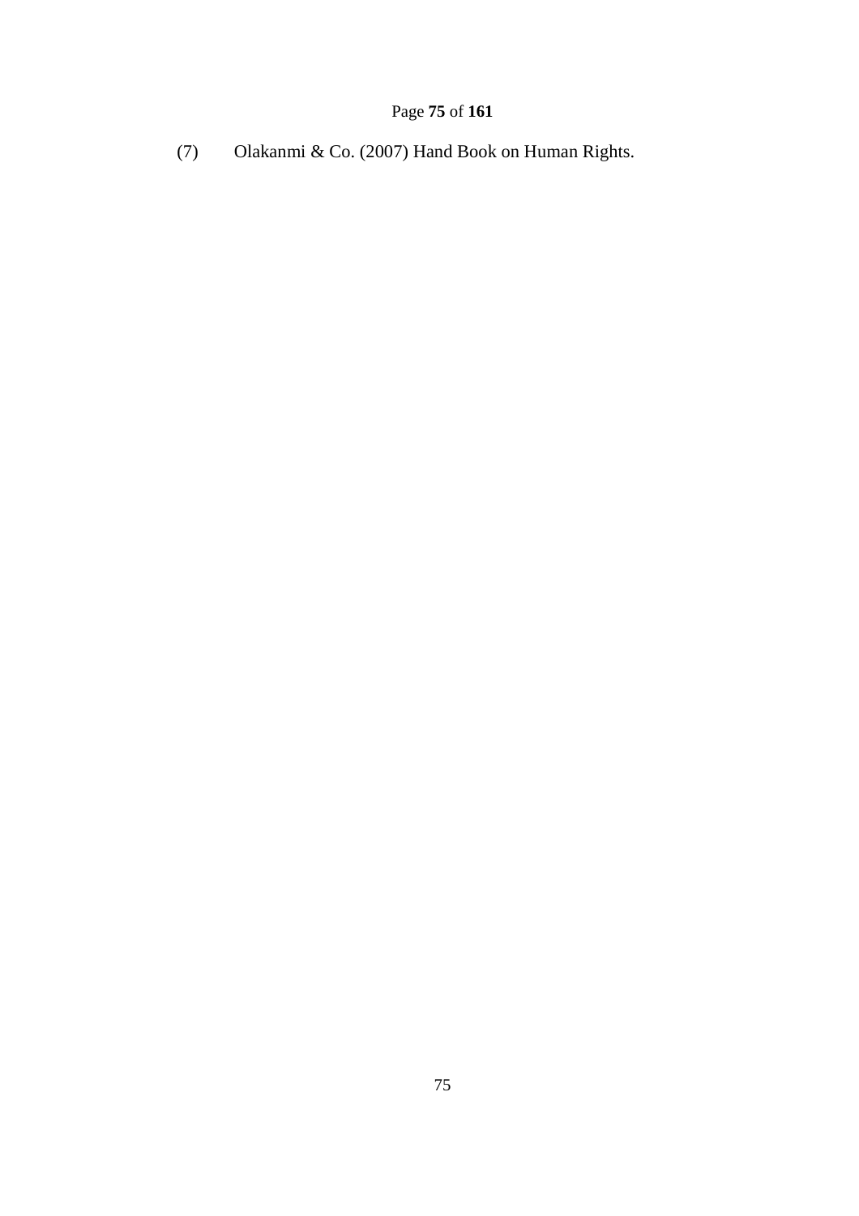(7) Olakanmi & Co. (2007) Hand Book on Human Rights.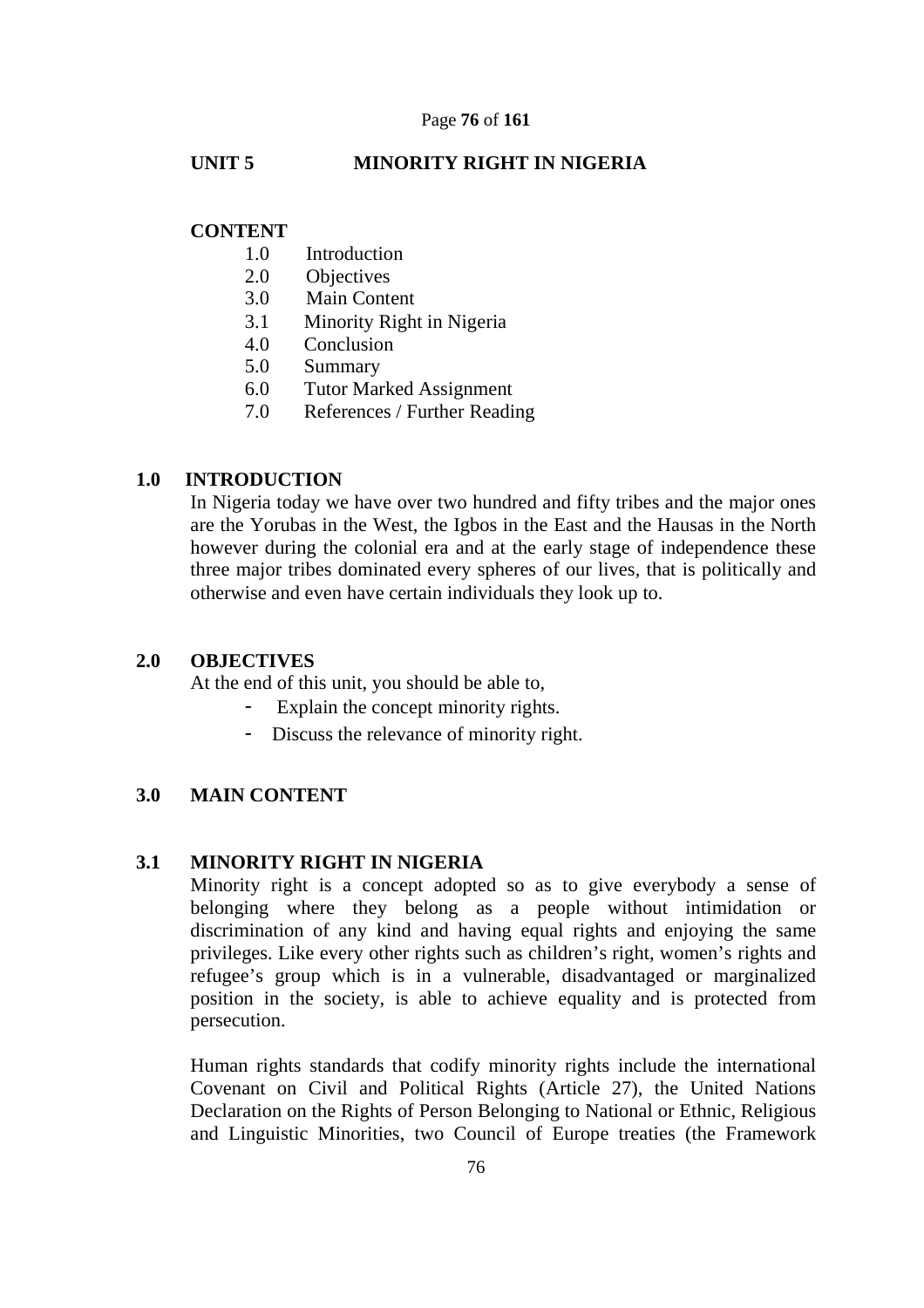## UNIT 5 MINORITY RIGHT IN NIGERIA

**CONTENT**

1.0 Introduction
2.0 Objectives
3.0 Main Content
3.1 Minority Right in Nigeria
4.0 Conclusion
5.0 Summary
6.0 Tutor Marked Assignment
7.0 References / Further Reading

### 1.0 INTRODUCTION

In Nigeria today we have over two hundred and fifty tribes and the major ones are the Yorubas in the West, the Igbos in the East and the Hausas in the North however during the colonial era and at the early stage of independence these three major tribes dominated every spheres of our lives, that is politically and otherwise and even have certain individuals they look up to.

### 2.0 OBJECTIVES

At the end of this unit, you should be able to,

- Explain the concept minority rights.
- Discuss the relevance of minority right.

### 3.0 MAIN CONTENT

### 3.1 MINORITY RIGHT IN NIGERIA

Minority right is a concept adopted so as to give everybody a sense of belonging where they belong as a people without intimidation or discrimination of any kind and having equal rights and enjoying the same privileges. Like every other rights such as children's right, women's rights and refugee's group which is in a vulnerable, disadvantaged or marginalized position in the society, is able to achieve equality and is protected from persecution.

Human rights standards that codify minority rights include the international Covenant on Civil and Political Rights (Article 27), the United Nations Declaration on the Rights of Person Belonging to National or Ethnic, Religious and Linguistic Minorities, two Council of Europe treaties (the Framework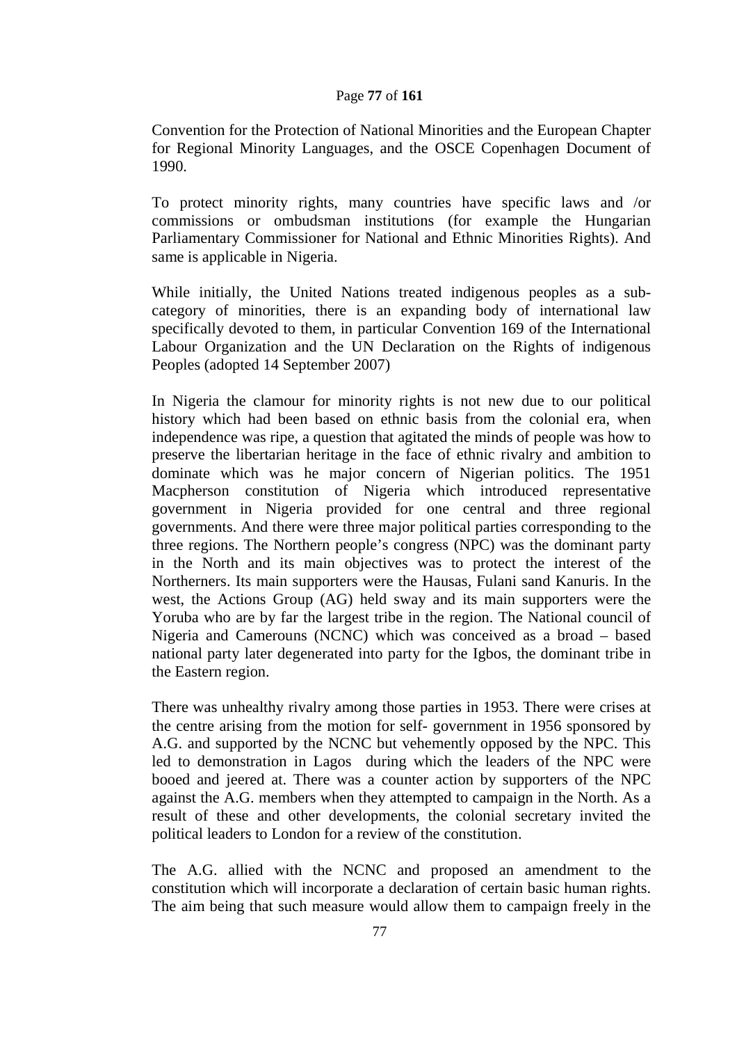Convention for the Protection of National Minorities and the European Chapter for Regional Minority Languages, and the OSCE Copenhagen Document of 1990.

To protect minority rights, many countries have specific laws and /or commissions or ombudsman institutions (for example the Hungarian Parliamentary Commissioner for National and Ethnic Minorities Rights). And same is applicable in Nigeria.

While initially, the United Nations treated indigenous peoples as a sub-category of minorities, there is an expanding body of international law specifically devoted to them, in particular Convention 169 of the International Labour Organization and the UN Declaration on the Rights of indigenous Peoples (adopted 14 September 2007)

In Nigeria the clamour for minority rights is not new due to our political history which had been based on ethnic basis from the colonial era, when independence was ripe, a question that agitated the minds of people was how to preserve the libertarian heritage in the face of ethnic rivalry and ambition to dominate which was he major concern of Nigerian politics. The 1951 Macpherson constitution of Nigeria which introduced representative government in Nigeria provided for one central and three regional governments. And there were three major political parties corresponding to the three regions. The Northern people's congress (NPC) was the dominant party in the North and its main objectives was to protect the interest of the Northerners. Its main supporters were the Hausas, Fulani sand Kanuris. In the west, the Actions Group (AG) held sway and its main supporters were the Yoruba who are by far the largest tribe in the region. The National council of Nigeria and Camerouns (NCNC) which was conceived as a broad – based national party later degenerated into party for the Igbos, the dominant tribe in the Eastern region.

There was unhealthy rivalry among those parties in 1953. There were crises at the centre arising from the motion for self- government in 1956 sponsored by A.G. and supported by the NCNC but vehemently opposed by the NPC. This led to demonstration in Lagos during which the leaders of the NPC were booed and jeered at. There was a counter action by supporters of the NPC against the A.G. members when they attempted to campaign in the North. As a result of these and other developments, the colonial secretary invited the political leaders to London for a review of the constitution.

The A.G. allied with the NCNC and proposed an amendment to the constitution which will incorporate a declaration of certain basic human rights. The aim being that such measure would allow them to campaign freely in the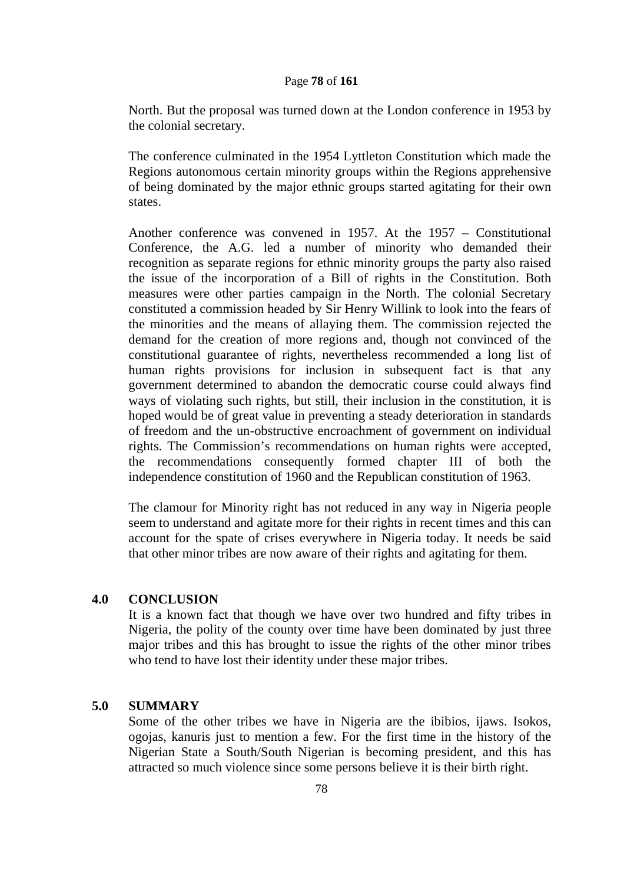North. But the proposal was turned down at the London conference in 1953 by the colonial secretary.

The conference culminated in the 1954 Lyttleton Constitution which made the Regions autonomous certain minority groups within the Regions apprehensive of being dominated by the major ethnic groups started agitating for their own states.

Another conference was convened in 1957. At the 1957 – Constitutional Conference, the A.G. led a number of minority who demanded their recognition as separate regions for ethnic minority groups the party also raised the issue of the incorporation of a Bill of rights in the Constitution. Both measures were other parties campaign in the North. The colonial Secretary constituted a commission headed by Sir Henry Willink to look into the fears of the minorities and the means of allaying them. The commission rejected the demand for the creation of more regions and, though not convinced of the constitutional guarantee of rights, nevertheless recommended a long list of human rights provisions for inclusion in subsequent fact is that any government determined to abandon the democratic course could always find ways of violating such rights, but still, their inclusion in the constitution, it is hoped would be of great value in preventing a steady deterioration in standards of freedom and the un-obstructive encroachment of government on individual rights. The Commission's recommendations on human rights were accepted, the recommendations consequently formed chapter III of both the independence constitution of 1960 and the Republican constitution of 1963.

The clamour for Minority right has not reduced in any way in Nigeria people seem to understand and agitate more for their rights in recent times and this can account for the spate of crises everywhere in Nigeria today. It needs be said that other minor tribes are now aware of their rights and agitating for them.

## 4.0 CONCLUSION

It is a known fact that though we have over two hundred and fifty tribes in Nigeria, the polity of the county over time have been dominated by just three major tribes and this has brought to issue the rights of the other minor tribes who tend to have lost their identity under these major tribes.

## 5.0 SUMMARY

Some of the other tribes we have in Nigeria are the ibibios, ijaws. Isokos, ogojas, kanuris just to mention a few. For the first time in the history of the Nigerian State a South/South Nigerian is becoming president, and this has attracted so much violence since some persons believe it is their birth right.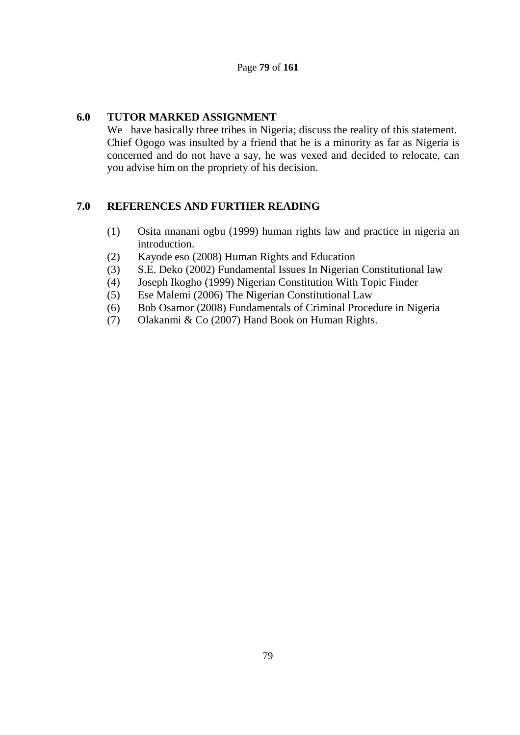## 6.0 TUTOR MARKED ASSIGNMENT

We have basically three tribes in Nigeria; discuss the reality of this statement. Chief Ogogo was insulted by a friend that he is a minority as far as Nigeria is concerned and do not have a say, he was vexed and decided to relocate, can you advise him on the propriety of his decision.

## 7.0 REFERENCES AND FURTHER READING

(1) Osita nnanani ogbu (1999) human rights law and practice in nigeria an introduction.
(2) Kayode eso (2008) Human Rights and Education
(3) S.E. Deko (2002) Fundamental Issues In Nigerian Constitutional law
(4) Joseph Ikogho (1999) Nigerian Constitution With Topic Finder
(5) Ese Malemi (2006) The Nigerian Constitutional Law
(6) Bob Osamor (2008) Fundamentals of Criminal Procedure in Nigeria
(7) Olakanmi & Co (2007) Hand Book on Human Rights.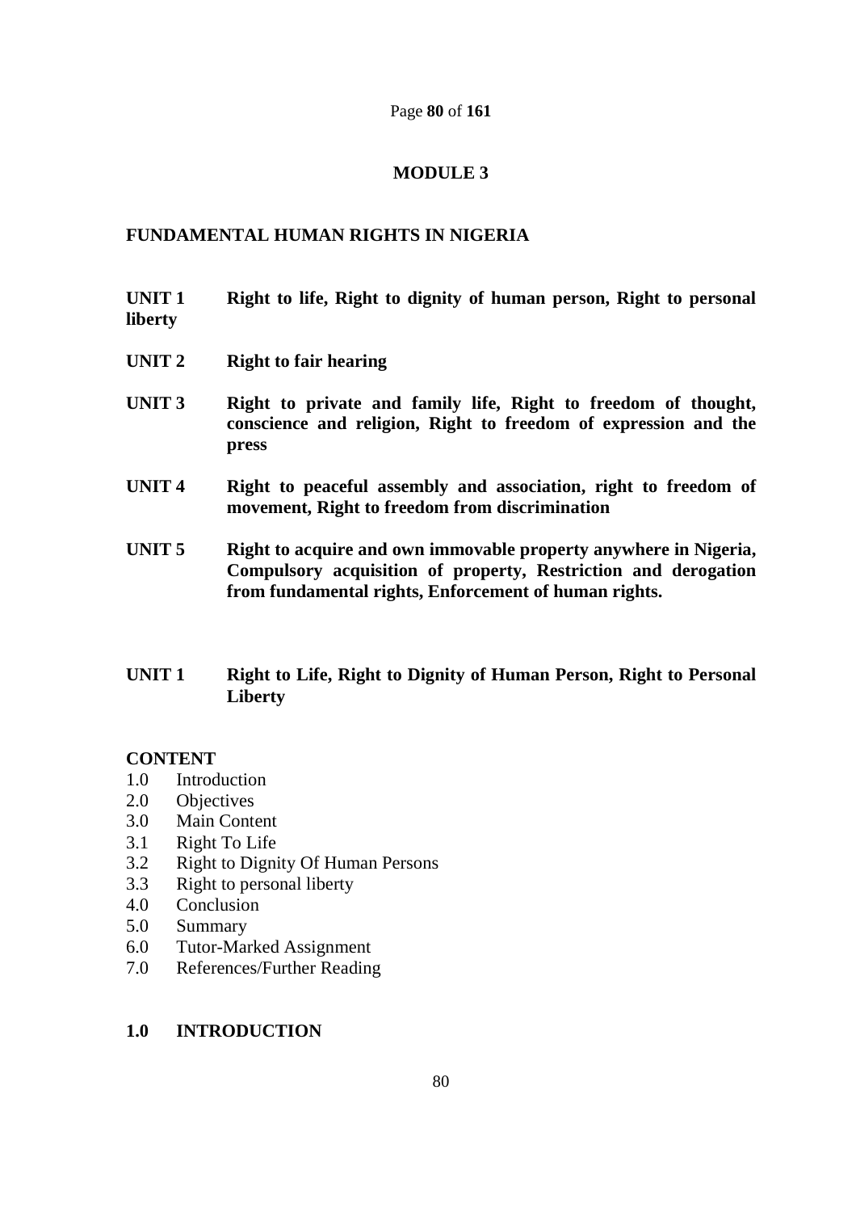# MODULE 3

## FUNDAMENTAL HUMAN RIGHTS IN NIGERIA

**UNIT 1** **Right to life, Right to dignity of human person, Right to personal liberty**

**UNIT 2** **Right to fair hearing**

**UNIT 3** **Right to private and family life, Right to freedom of thought, conscience and religion, Right to freedom of expression and the press**

**UNIT 4** **Right to peaceful assembly and association, right to freedom of movement, Right to freedom from discrimination**

**UNIT 5** **Right to acquire and own immovable property anywhere in Nigeria, Compulsory acquisition of property, Restriction and derogation from fundamental rights, Enforcement of human rights.**

## UNIT 1 Right to Life, Right to Dignity of Human Person, Right to Personal Liberty

**CONTENT**

1.0 Introduction
2.0 Objectives
3.0 Main Content
3.1 Right To Life
3.2 Right to Dignity Of Human Persons
3.3 Right to personal liberty
4.0 Conclusion
5.0 Summary
6.0 Tutor-Marked Assignment
7.0 References/Further Reading

### 1.0 INTRODUCTION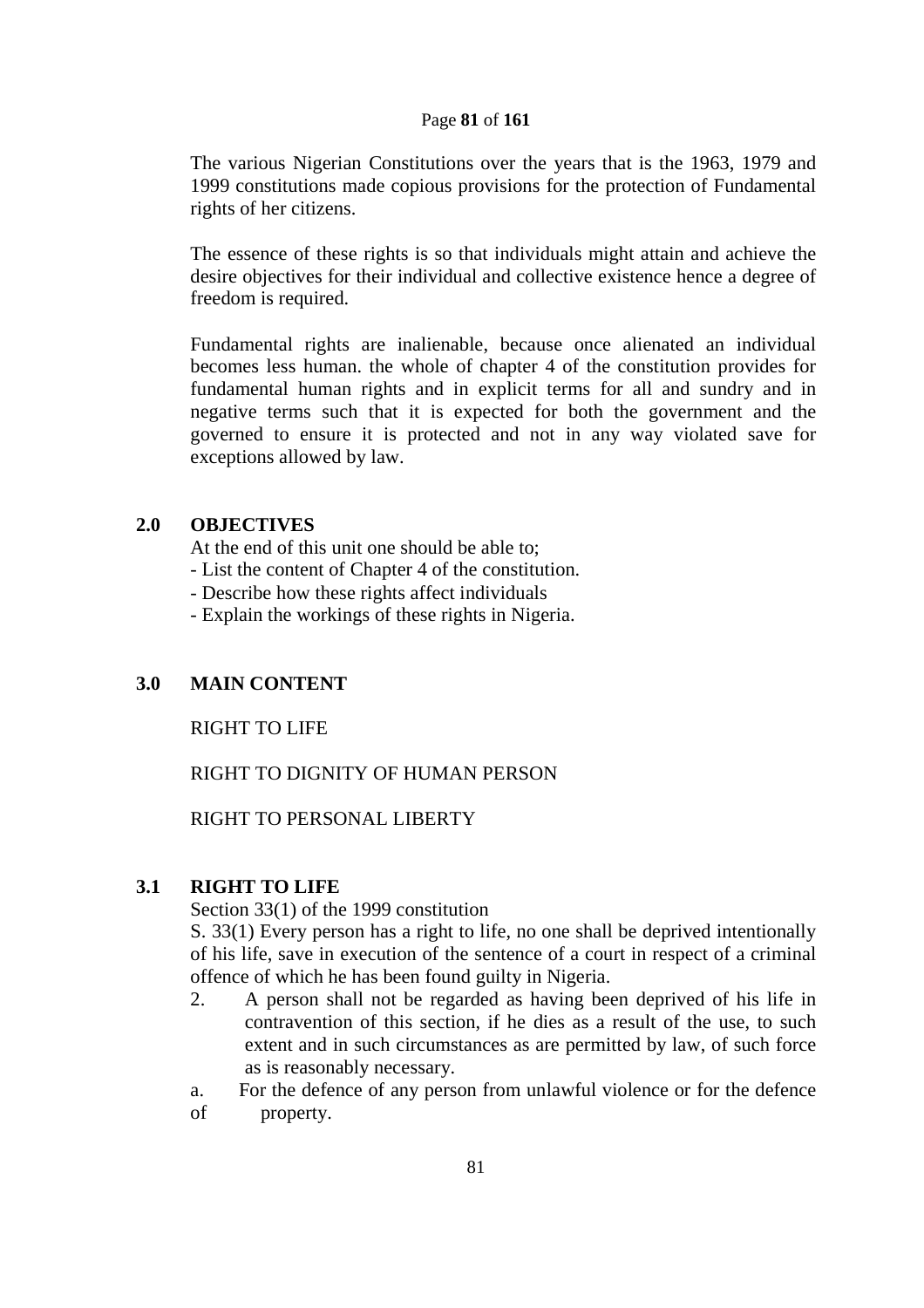The various Nigerian Constitutions over the years that is the 1963, 1979 and 1999 constitutions made copious provisions for the protection of Fundamental rights of her citizens.

The essence of these rights is so that individuals might attain and achieve the desire objectives for their individual and collective existence hence a degree of freedom is required.

Fundamental rights are inalienable, because once alienated an individual becomes less human. the whole of chapter 4 of the constitution provides for fundamental human rights and in explicit terms for all and sundry and in negative terms such that it is expected for both the government and the governed to ensure it is protected and not in any way violated save for exceptions allowed by law.

## 2.0 OBJECTIVES

At the end of this unit one should be able to;

- List the content of Chapter 4 of the constitution.
- Describe how these rights affect individuals
- Explain the workings of these rights in Nigeria.

## 3.0 MAIN CONTENT

RIGHT TO LIFE

RIGHT TO DIGNITY OF HUMAN PERSON

RIGHT TO PERSONAL LIBERTY

### 3.1 RIGHT TO LIFE

Section 33(1) of the 1999 constitution

S. 33(1) Every person has a right to life, no one shall be deprived intentionally of his life, save in execution of the sentence of a court in respect of a criminal offence of which he has been found guilty in Nigeria.

2. A person shall not be regarded as having been deprived of his life in contravention of this section, if he dies as a result of the use, to such extent and in such circumstances as are permitted by law, of such force as is reasonably necessary.

a. For the defence of any person from unlawful violence or for the defence of property.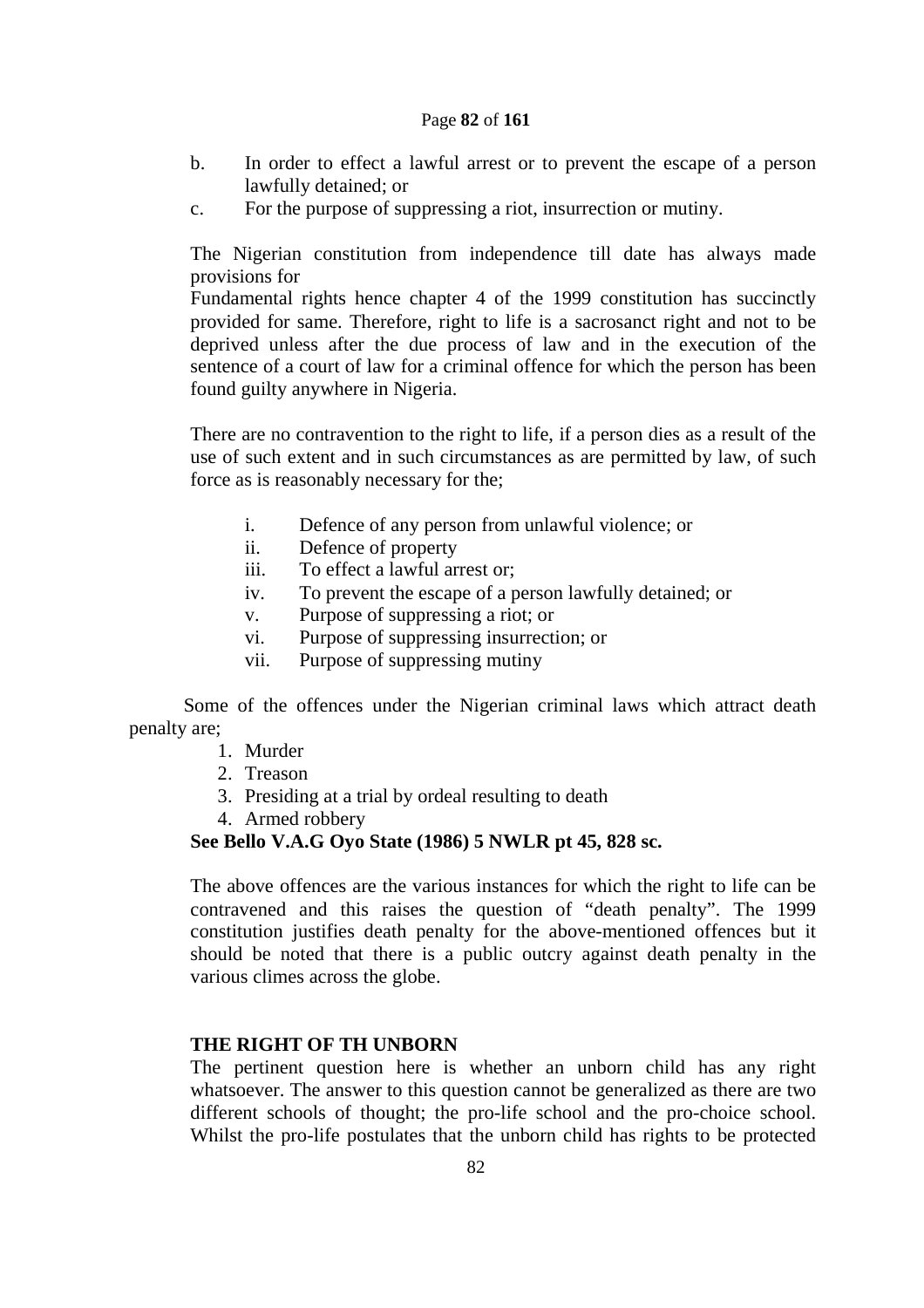b. In order to effect a lawful arrest or to prevent the escape of a person lawfully detained; or
c. For the purpose of suppressing a riot, insurrection or mutiny.

The Nigerian constitution from independence till date has always made provisions for
Fundamental rights hence chapter 4 of the 1999 constitution has succinctly provided for same. Therefore, right to life is a sacrosanct right and not to be deprived unless after the due process of law and in the execution of the sentence of a court of law for a criminal offence for which the person has been found guilty anywhere in Nigeria.

There are no contravention to the right to life, if a person dies as a result of the use of such extent and in such circumstances as are permitted by law, of such force as is reasonably necessary for the;

i. Defence of any person from unlawful violence; or
ii. Defence of property
iii. To effect a lawful arrest or;
iv. To prevent the escape of a person lawfully detained; or
v. Purpose of suppressing a riot; or
vi. Purpose of suppressing insurrection; or
vii. Purpose of suppressing mutiny

Some of the offences under the Nigerian criminal laws which attract death penalty are;

1. Murder
2. Treason
3. Presiding at a trial by ordeal resulting to death
4. Armed robbery

**See Bello V.A.G Oyo State (1986) 5 NWLR pt 45, 828 sc.**

The above offences are the various instances for which the right to life can be contravened and this raises the question of "death penalty". The 1999 constitution justifies death penalty for the above-mentioned offences but it should be noted that there is a public outcry against death penalty in the various climes across the globe.

**THE RIGHT OF TH UNBORN**

The pertinent question here is whether an unborn child has any right whatsoever. The answer to this question cannot be generalized as there are two different schools of thought; the pro-life school and the pro-choice school. Whilst the pro-life postulates that the unborn child has rights to be protected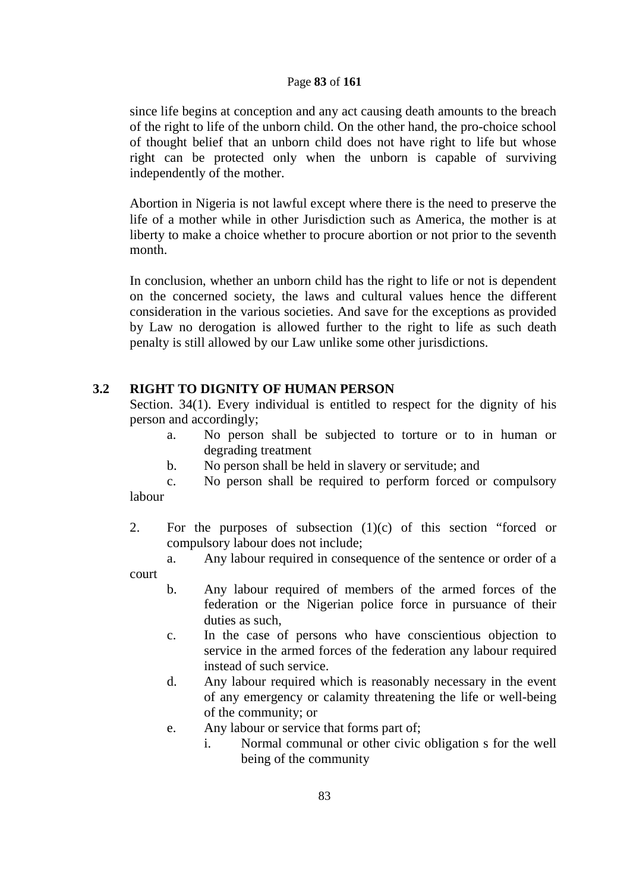since life begins at conception and any act causing death amounts to the breach of the right to life of the unborn child. On the other hand, the pro-choice school of thought belief that an unborn child does not have right to life but whose right can be protected only when the unborn is capable of surviving independently of the mother.

Abortion in Nigeria is not lawful except where there is the need to preserve the life of a mother while in other Jurisdiction such as America, the mother is at liberty to make a choice whether to procure abortion or not prior to the seventh month.

In conclusion, whether an unborn child has the right to life or not is dependent on the concerned society, the laws and cultural values hence the different consideration in the various societies. And save for the exceptions as provided by Law no derogation is allowed further to the right to life as such death penalty is still allowed by our Law unlike some other jurisdictions.

## 3.2 RIGHT TO DIGNITY OF HUMAN PERSON

Section. 34(1). Every individual is entitled to respect for the dignity of his person and accordingly;

a. No person shall be subjected to torture or to in human or degrading treatment
b. No person shall be held in slavery or servitude; and
c. No person shall be required to perform forced or compulsory labour

2. For the purposes of subsection (1)(c) of this section "forced or compulsory labour does not include;
   a. Any labour required in consequence of the sentence or order of a court
   b. Any labour required of members of the armed forces of the federation or the Nigerian police force in pursuance of their duties as such,
   c. In the case of persons who have conscientious objection to service in the armed forces of the federation any labour required instead of such service.
   d. Any labour required which is reasonably necessary in the event of any emergency or calamity threatening the life or well-being of the community; or
   e. Any labour or service that forms part of;
      i. Normal communal or other civic obligation s for the well being of the community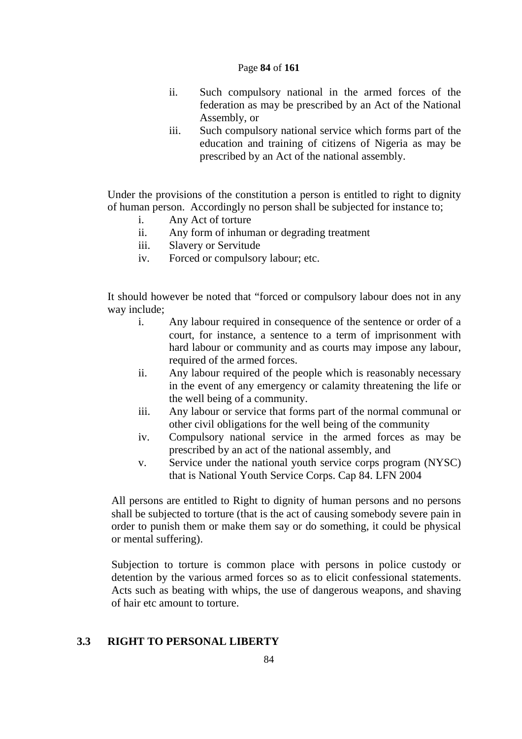ii. Such compulsory national in the armed forces of the federation as may be prescribed by an Act of the National Assembly, or

iii. Such compulsory national service which forms part of the education and training of citizens of Nigeria as may be prescribed by an Act of the national assembly.

Under the provisions of the constitution a person is entitled to right to dignity of human person. Accordingly no person shall be subjected for instance to;

i. Any Act of torture
ii. Any form of inhuman or degrading treatment
iii. Slavery or Servitude
iv. Forced or compulsory labour; etc.

It should however be noted that "forced or compulsory labour does not in any way include;

i. Any labour required in consequence of the sentence or order of a court, for instance, a sentence to a term of imprisonment with hard labour or community and as courts may impose any labour, required of the armed forces.
ii. Any labour required of the people which is reasonably necessary in the event of any emergency or calamity threatening the life or the well being of a community.
iii. Any labour or service that forms part of the normal communal or other civil obligations for the well being of the community
iv. Compulsory national service in the armed forces as may be prescribed by an act of the national assembly, and
v. Service under the national youth service corps program (NYSC) that is National Youth Service Corps. Cap 84. LFN 2004

All persons are entitled to Right to dignity of human persons and no persons shall be subjected to torture (that is the act of causing somebody severe pain in order to punish them or make them say or do something, it could be physical or mental suffering).

Subjection to torture is common place with persons in police custody or detention by the various armed forces so as to elicit confessional statements. Acts such as beating with whips, the use of dangerous weapons, and shaving of hair etc amount to torture.

## 3.3 RIGHT TO PERSONAL LIBERTY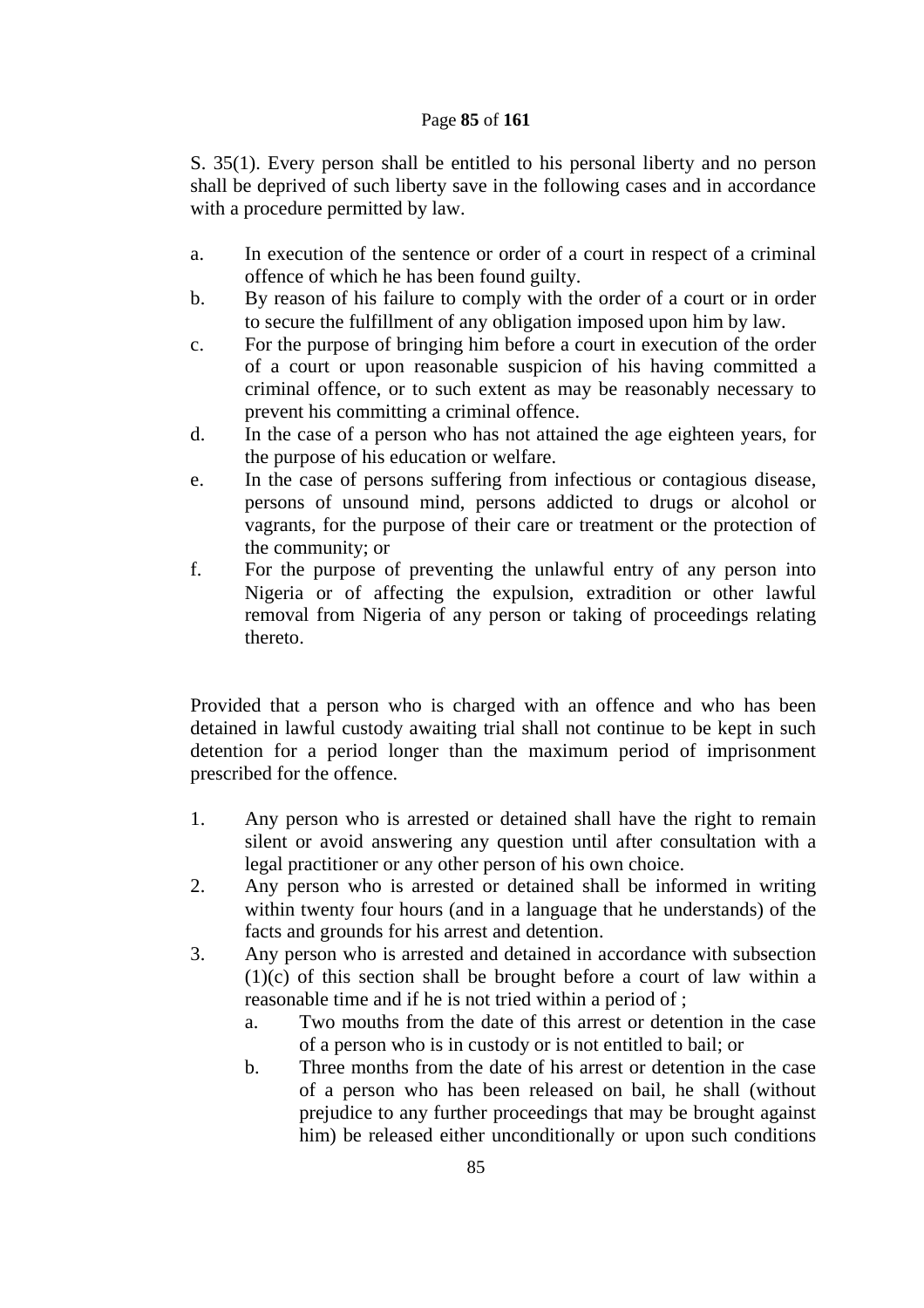S. 35(1). Every person shall be entitled to his personal liberty and no person shall be deprived of such liberty save in the following cases and in accordance with a procedure permitted by law.

a. In execution of the sentence or order of a court in respect of a criminal offence of which he has been found guilty.
b. By reason of his failure to comply with the order of a court or in order to secure the fulfillment of any obligation imposed upon him by law.
c. For the purpose of bringing him before a court in execution of the order of a court or upon reasonable suspicion of his having committed a criminal offence, or to such extent as may be reasonably necessary to prevent his committing a criminal offence.
d. In the case of a person who has not attained the age eighteen years, for the purpose of his education or welfare.
e. In the case of persons suffering from infectious or contagious disease, persons of unsound mind, persons addicted to drugs or alcohol or vagrants, for the purpose of their care or treatment or the protection of the community; or
f. For the purpose of preventing the unlawful entry of any person into Nigeria or of affecting the expulsion, extradition or other lawful removal from Nigeria of any person or taking of proceedings relating thereto.

Provided that a person who is charged with an offence and who has been detained in lawful custody awaiting trial shall not continue to be kept in such detention for a period longer than the maximum period of imprisonment prescribed for the offence.

1. Any person who is arrested or detained shall have the right to remain silent or avoid answering any question until after consultation with a legal practitioner or any other person of his own choice.
2. Any person who is arrested or detained shall be informed in writing within twenty four hours (and in a language that he understands) of the facts and grounds for his arrest and detention.
3. Any person who is arrested and detained in accordance with subsection (1)(c) of this section shall be brought before a court of law within a reasonable time and if he is not tried within a period of ;
    a. Two mouths from the date of this arrest or detention in the case of a person who is in custody or is not entitled to bail; or
    b. Three months from the date of his arrest or detention in the case of a person who has been released on bail, he shall (without prejudice to any further proceedings that may be brought against him) be released either unconditionally or upon such conditions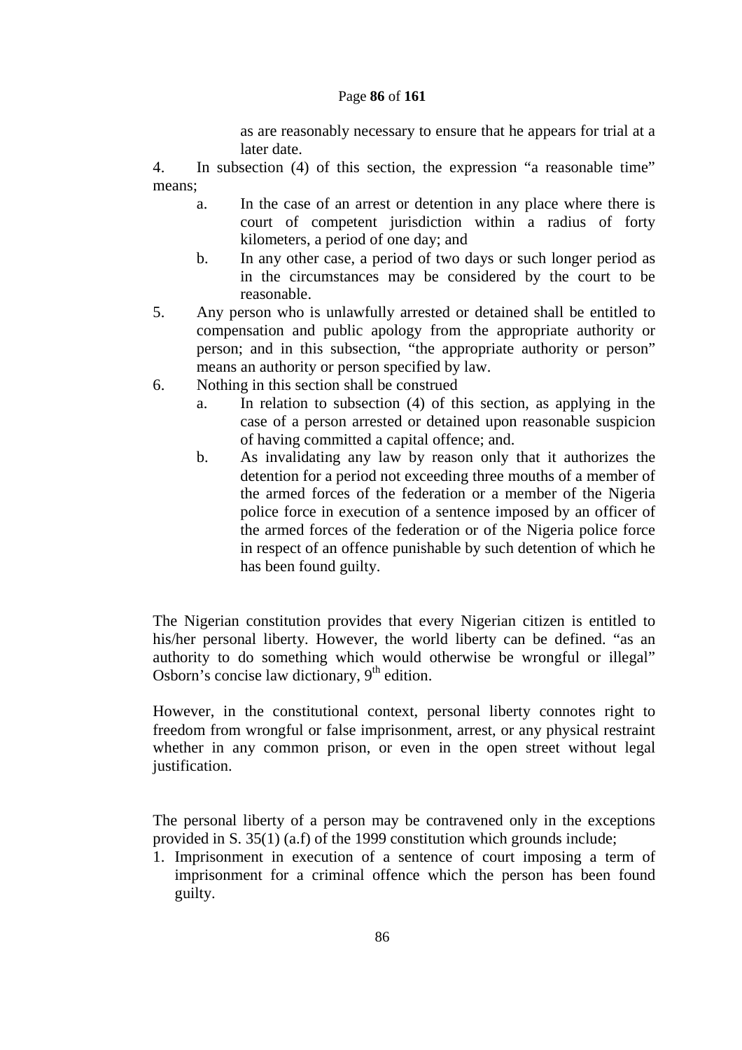as are reasonably necessary to ensure that he appears for trial at a later date.

4. In subsection (4) of this section, the expression "a reasonable time" means;
   a. In the case of an arrest or detention in any place where there is court of competent jurisdiction within a radius of forty kilometers, a period of one day; and
   b. In any other case, a period of two days or such longer period as in the circumstances may be considered by the court to be reasonable.
5. Any person who is unlawfully arrested or detained shall be entitled to compensation and public apology from the appropriate authority or person; and in this subsection, "the appropriate authority or person" means an authority or person specified by law.
6. Nothing in this section shall be construed
   a. In relation to subsection (4) of this section, as applying in the case of a person arrested or detained upon reasonable suspicion of having committed a capital offence; and.
   b. As invalidating any law by reason only that it authorizes the detention for a period not exceeding three mouths of a member of the armed forces of the federation or a member of the Nigeria police force in execution of a sentence imposed by an officer of the armed forces of the federation or of the Nigeria police force in respect of an offence punishable by such detention of which he has been found guilty.

The Nigerian constitution provides that every Nigerian citizen is entitled to his/her personal liberty. However, the world liberty can be defined. "as an authority to do something which would otherwise be wrongful or illegal" Osborn's concise law dictionary, 9th edition.

However, in the constitutional context, personal liberty connotes right to freedom from wrongful or false imprisonment, arrest, or any physical restraint whether in any common prison, or even in the open street without legal justification.

The personal liberty of a person may be contravened only in the exceptions provided in S. 35(1) (a.f) of the 1999 constitution which grounds include;

1. Imprisonment in execution of a sentence of court imposing a term of imprisonment for a criminal offence which the person has been found guilty.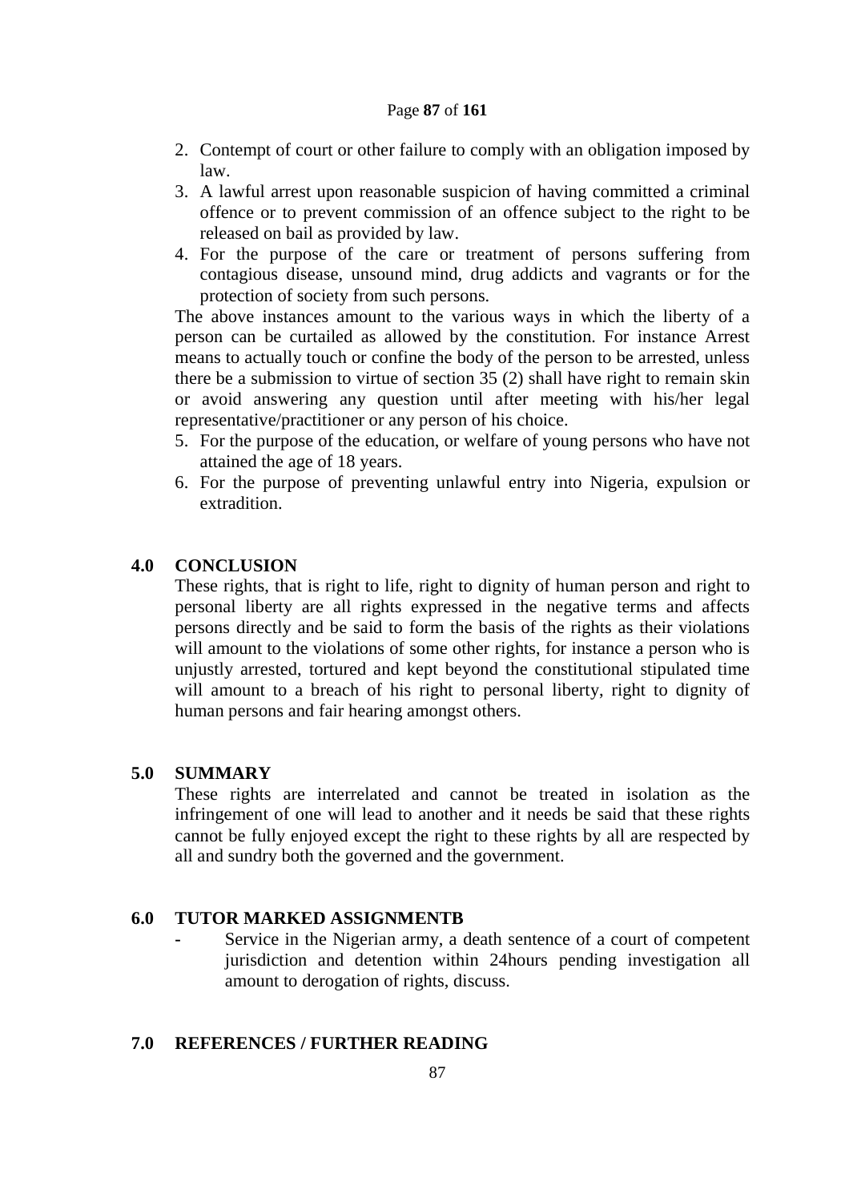2. Contempt of court or other failure to comply with an obligation imposed by law.
3. A lawful arrest upon reasonable suspicion of having committed a criminal offence or to prevent commission of an offence subject to the right to be released on bail as provided by law.
4. For the purpose of the care or treatment of persons suffering from contagious disease, unsound mind, drug addicts and vagrants or for the protection of society from such persons.

The above instances amount to the various ways in which the liberty of a person can be curtailed as allowed by the constitution. For instance Arrest means to actually touch or confine the body of the person to be arrested, unless there be a submission to virtue of section 35 (2) shall have right to remain skin or avoid answering any question until after meeting with his/her legal representative/practitioner or any person of his choice.

5. For the purpose of the education, or welfare of young persons who have not attained the age of 18 years.
6. For the purpose of preventing unlawful entry into Nigeria, expulsion or extradition.

## 4.0 CONCLUSION

These rights, that is right to life, right to dignity of human person and right to personal liberty are all rights expressed in the negative terms and affects persons directly and be said to form the basis of the rights as their violations will amount to the violations of some other rights, for instance a person who is unjustly arrested, tortured and kept beyond the constitutional stipulated time will amount to a breach of his right to personal liberty, right to dignity of human persons and fair hearing amongst others.

## 5.0 SUMMARY

These rights are interrelated and cannot be treated in isolation as the infringement of one will lead to another and it needs be said that these rights cannot be fully enjoyed except the right to these rights by all are respected by all and sundry both the governed and the government.

## 6.0 TUTOR MARKED ASSIGNMENTB

- Service in the Nigerian army, a death sentence of a court of competent jurisdiction and detention within 24hours pending investigation all amount to derogation of rights, discuss.

## 7.0 REFERENCES / FURTHER READING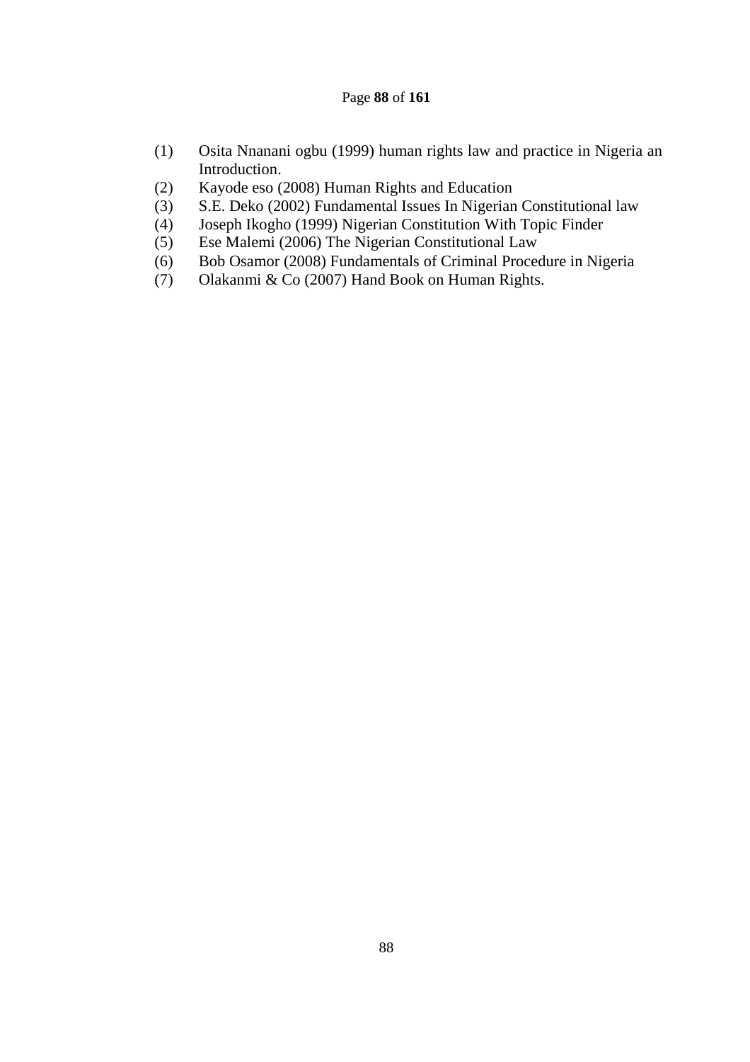(1) Osita Nnanani ogbu (1999) human rights law and practice in Nigeria an Introduction.
(2) Kayode eso (2008) Human Rights and Education
(3) S.E. Deko (2002) Fundamental Issues In Nigerian Constitutional law
(4) Joseph Ikogho (1999) Nigerian Constitution With Topic Finder
(5) Ese Malemi (2006) The Nigerian Constitutional Law
(6) Bob Osamor (2008) Fundamentals of Criminal Procedure in Nigeria
(7) Olakanmi & Co (2007) Hand Book on Human Rights.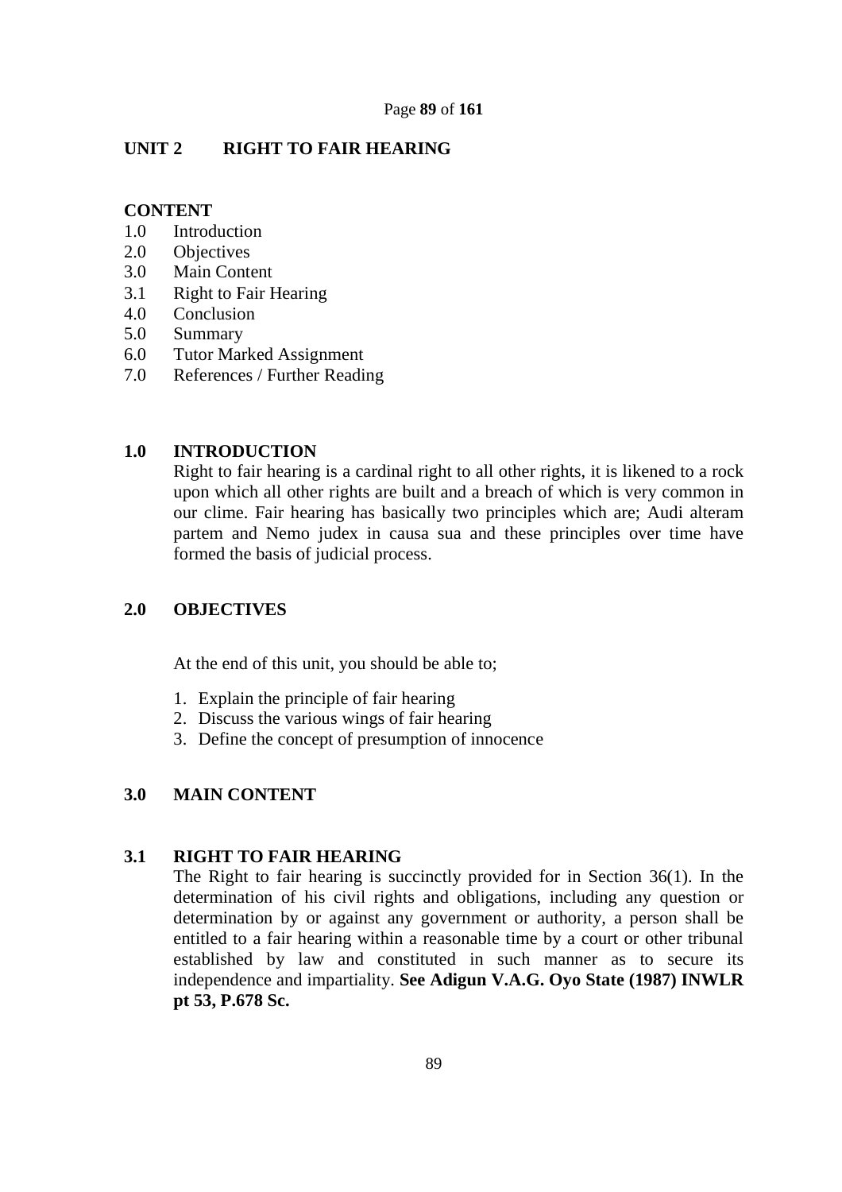## UNIT 2 RIGHT TO FAIR HEARING

**CONTENT**

1.0 Introduction
2.0 Objectives
3.0 Main Content
3.1 Right to Fair Hearing
4.0 Conclusion
5.0 Summary
6.0 Tutor Marked Assignment
7.0 References / Further Reading

### 1.0 INTRODUCTION

Right to fair hearing is a cardinal right to all other rights, it is likened to a rock upon which all other rights are built and a breach of which is very common in our clime. Fair hearing has basically two principles which are; Audi alteram partem and Nemo judex in causa sua and these principles over time have formed the basis of judicial process.

### 2.0 OBJECTIVES

At the end of this unit, you should be able to;

1. Explain the principle of fair hearing
2. Discuss the various wings of fair hearing
3. Define the concept of presumption of innocence

### 3.0 MAIN CONTENT

### 3.1 RIGHT TO FAIR HEARING

The Right to fair hearing is succinctly provided for in Section 36(1). In the determination of his civil rights and obligations, including any question or determination by or against any government or authority, a person shall be entitled to a fair hearing within a reasonable time by a court or other tribunal established by law and constituted in such manner as to secure its independence and impartiality. **See Adigun V.A.G. Oyo State (1987) INWLR pt 53, P.678 Sc.**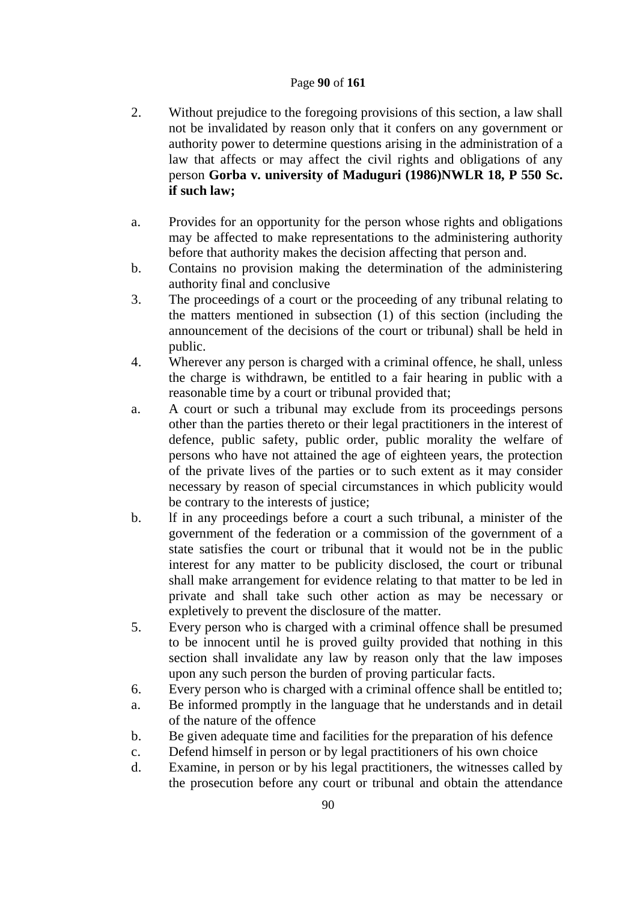2. Without prejudice to the foregoing provisions of this section, a law shall not be invalidated by reason only that it confers on any government or authority power to determine questions arising in the administration of a law that affects or may affect the civil rights and obligations of any person **Gorba v. university of Maduguri (1986)NWLR 18, P 550 Sc. if such law;**

a. Provides for an opportunity for the person whose rights and obligations may be affected to make representations to the administering authority before that authority makes the decision affecting that person and.

b. Contains no provision making the determination of the administering authority final and conclusive

3. The proceedings of a court or the proceeding of any tribunal relating to the matters mentioned in subsection (1) of this section (including the announcement of the decisions of the court or tribunal) shall be held in public.

4. Wherever any person is charged with a criminal offence, he shall, unless the charge is withdrawn, be entitled to a fair hearing in public with a reasonable time by a court or tribunal provided that;

a. A court or such a tribunal may exclude from its proceedings persons other than the parties thereto or their legal practitioners in the interest of defence, public safety, public order, public morality the welfare of persons who have not attained the age of eighteen years, the protection of the private lives of the parties or to such extent as it may consider necessary by reason of special circumstances in which publicity would be contrary to the interests of justice;

b. lf in any proceedings before a court a such tribunal, a minister of the government of the federation or a commission of the government of a state satisfies the court or tribunal that it would not be in the public interest for any matter to be publicity disclosed, the court or tribunal shall make arrangement for evidence relating to that matter to be led in private and shall take such other action as may be necessary or expletively to prevent the disclosure of the matter.

5. Every person who is charged with a criminal offence shall be presumed to be innocent until he is proved guilty provided that nothing in this section shall invalidate any law by reason only that the law imposes upon any such person the burden of proving particular facts.

6. Every person who is charged with a criminal offence shall be entitled to;

a. Be informed promptly in the language that he understands and in detail of the nature of the offence

b. Be given adequate time and facilities for the preparation of his defence

c. Defend himself in person or by legal practitioners of his own choice

d. Examine, in person or by his legal practitioners, the witnesses called by the prosecution before any court or tribunal and obtain the attendance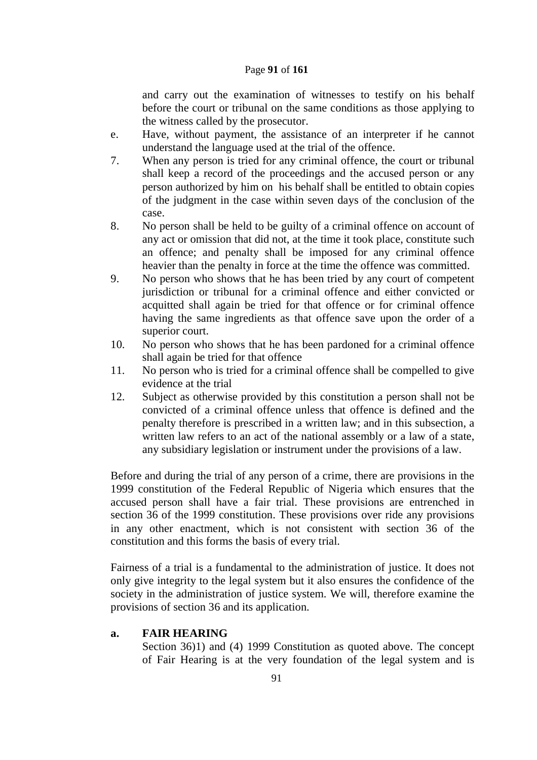and carry out the examination of witnesses to testify on his behalf before the court or tribunal on the same conditions as those applying to the witness called by the prosecutor.

e. Have, without payment, the assistance of an interpreter if he cannot understand the language used at the trial of the offence.

7. When any person is tried for any criminal offence, the court or tribunal shall keep a record of the proceedings and the accused person or any person authorized by him on his behalf shall be entitled to obtain copies of the judgment in the case within seven days of the conclusion of the case.

8. No person shall be held to be guilty of a criminal offence on account of any act or omission that did not, at the time it took place, constitute such an offence; and penalty shall be imposed for any criminal offence heavier than the penalty in force at the time the offence was committed.

9. No person who shows that he has been tried by any court of competent jurisdiction or tribunal for a criminal offence and either convicted or acquitted shall again be tried for that offence or for criminal offence having the same ingredients as that offence save upon the order of a superior court.

10. No person who shows that he has been pardoned for a criminal offence shall again be tried for that offence

11. No person who is tried for a criminal offence shall be compelled to give evidence at the trial

12. Subject as otherwise provided by this constitution a person shall not be convicted of a criminal offence unless that offence is defined and the penalty therefore is prescribed in a written law; and in this subsection, a written law refers to an act of the national assembly or a law of a state, any subsidiary legislation or instrument under the provisions of a law.

Before and during the trial of any person of a crime, there are provisions in the 1999 constitution of the Federal Republic of Nigeria which ensures that the accused person shall have a fair trial. These provisions are entrenched in section 36 of the 1999 constitution. These provisions over ride any provisions in any other enactment, which is not consistent with section 36 of the constitution and this forms the basis of every trial.

Fairness of a trial is a fundamental to the administration of justice. It does not only give integrity to the legal system but it also ensures the confidence of the society in the administration of justice system. We will, therefore examine the provisions of section 36 and its application.

**a. FAIR HEARING**

Section 36)1) and (4) 1999 Constitution as quoted above. The concept of Fair Hearing is at the very foundation of the legal system and is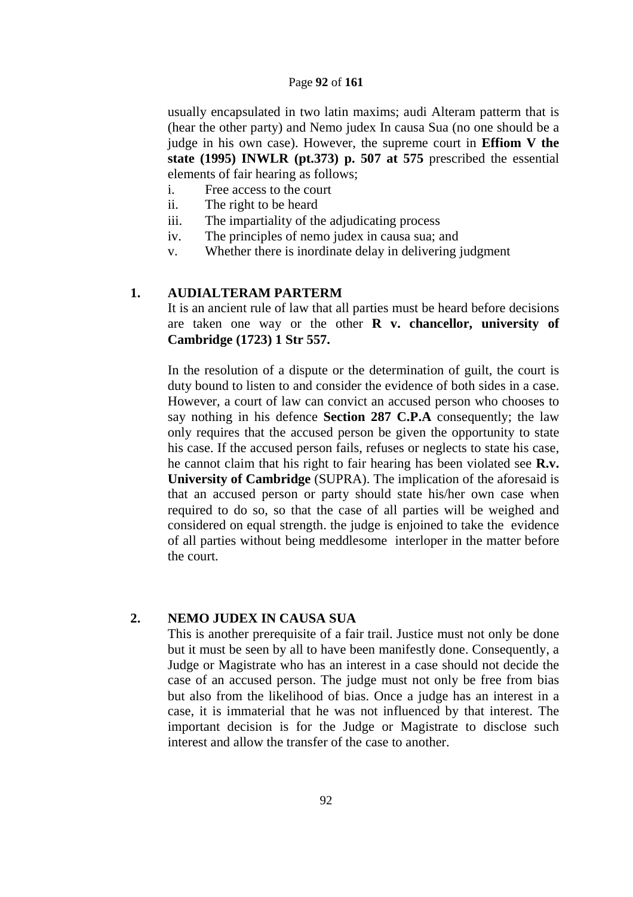usually encapsulated in two latin maxims; audi Alteram patterm that is (hear the other party) and Nemo judex In causa Sua (no one should be a judge in his own case). However, the supreme court in **Effiom V the state (1995) INWLR (pt.373) p. 507 at 575** prescribed the essential elements of fair hearing as follows;

i. Free access to the court
ii. The right to be heard
iii. The impartiality of the adjudicating process
iv. The principles of nemo judex in causa sua; and
v. Whether there is inordinate delay in delivering judgment

## 1. AUDIALTERAM PARTERM

It is an ancient rule of law that all parties must be heard before decisions are taken one way or the other **R v. chancellor, university of Cambridge (1723) 1 Str 557.**

In the resolution of a dispute or the determination of guilt, the court is duty bound to listen to and consider the evidence of both sides in a case. However, a court of law can convict an accused person who chooses to say nothing in his defence **Section 287 C.P.A** consequently; the law only requires that the accused person be given the opportunity to state his case. If the accused person fails, refuses or neglects to state his case, he cannot claim that his right to fair hearing has been violated see **R.v. University of Cambridge** (SUPRA). The implication of the aforesaid is that an accused person or party should state his/her own case when required to do so, so that the case of all parties will be weighed and considered on equal strength. the judge is enjoined to take the evidence of all parties without being meddlesome interloper in the matter before the court.

## 2. NEMO JUDEX IN CAUSA SUA

This is another prerequisite of a fair trail. Justice must not only be done but it must be seen by all to have been manifestly done. Consequently, a Judge or Magistrate who has an interest in a case should not decide the case of an accused person. The judge must not only be free from bias but also from the likelihood of bias. Once a judge has an interest in a case, it is immaterial that he was not influenced by that interest. The important decision is for the Judge or Magistrate to disclose such interest and allow the transfer of the case to another.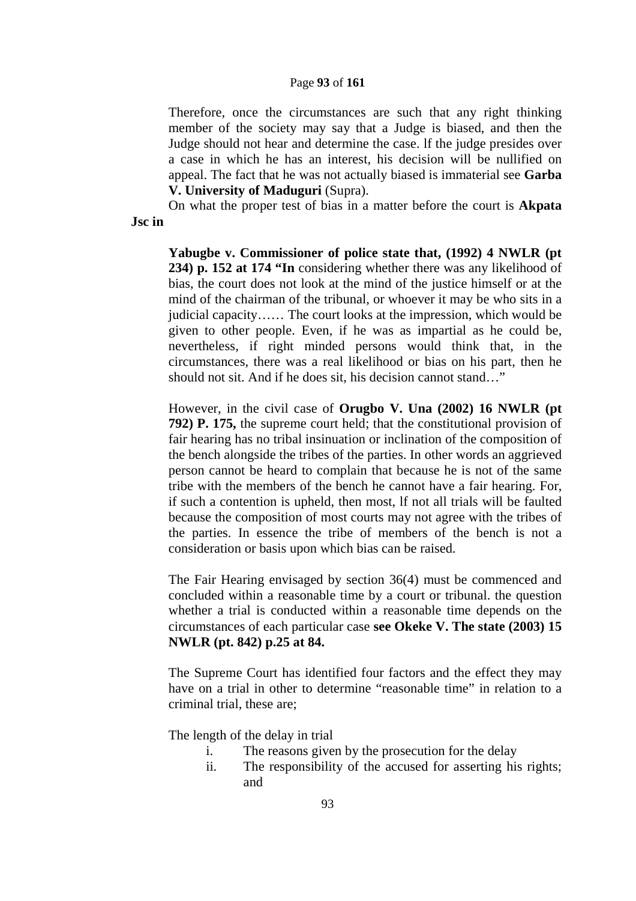Therefore, once the circumstances are such that any right thinking member of the society may say that a Judge is biased, and then the Judge should not hear and determine the case. lf the judge presides over a case in which he has an interest, his decision will be nullified on appeal. The fact that he was not actually biased is immaterial see **Garba V. University of Maduguri** (Supra).

On what the proper test of bias in a matter before the court is **Akpata Jsc in**

**Yabugbe v. Commissioner of police state that, (1992) 4 NWLR (pt 234) p. 152 at 174 "In** considering whether there was any likelihood of bias, the court does not look at the mind of the justice himself or at the mind of the chairman of the tribunal, or whoever it may be who sits in a judicial capacity…… The court looks at the impression, which would be given to other people. Even, if he was as impartial as he could be, nevertheless, if right minded persons would think that, in the circumstances, there was a real likelihood or bias on his part, then he should not sit. And if he does sit, his decision cannot stand…"

However, in the civil case of **Orugbo V. Una (2002) 16 NWLR (pt 792) P. 175,** the supreme court held; that the constitutional provision of fair hearing has no tribal insinuation or inclination of the composition of the bench alongside the tribes of the parties. In other words an aggrieved person cannot be heard to complain that because he is not of the same tribe with the members of the bench he cannot have a fair hearing. For, if such a contention is upheld, then most, lf not all trials will be faulted because the composition of most courts may not agree with the tribes of the parties. In essence the tribe of members of the bench is not a consideration or basis upon which bias can be raised.

The Fair Hearing envisaged by section 36(4) must be commenced and concluded within a reasonable time by a court or tribunal. the question whether a trial is conducted within a reasonable time depends on the circumstances of each particular case **see Okeke V. The state (2003) 15 NWLR (pt. 842) p.25 at 84.**

The Supreme Court has identified four factors and the effect they may have on a trial in other to determine "reasonable time" in relation to a criminal trial, these are;

The length of the delay in trial

i. The reasons given by the prosecution for the delay
ii. The responsibility of the accused for asserting his rights; and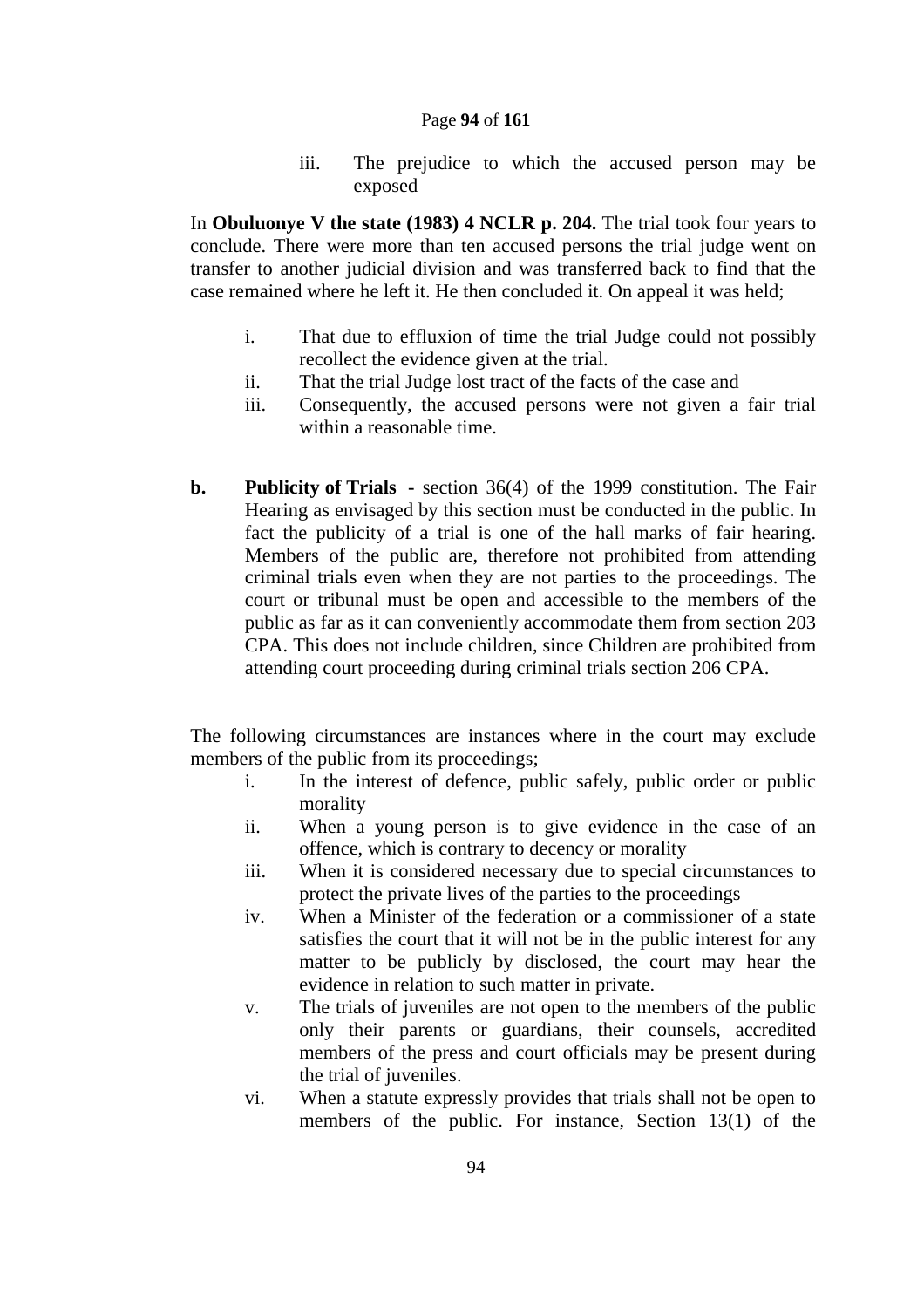iii. The prejudice to which the accused person may be exposed

In **Obuluonye V the state (1983) 4 NCLR p. 204.** The trial took four years to conclude. There were more than ten accused persons the trial judge went on transfer to another judicial division and was transferred back to find that the case remained where he left it. He then concluded it. On appeal it was held;

i. That due to effluxion of time the trial Judge could not possibly recollect the evidence given at the trial.
ii. That the trial Judge lost tract of the facts of the case and
iii. Consequently, the accused persons were not given a fair trial within a reasonable time.

**b. Publicity of Trials** - section 36(4) of the 1999 constitution. The Fair Hearing as envisaged by this section must be conducted in the public. In fact the publicity of a trial is one of the hall marks of fair hearing. Members of the public are, therefore not prohibited from attending criminal trials even when they are not parties to the proceedings. The court or tribunal must be open and accessible to the members of the public as far as it can conveniently accommodate them from section 203 CPA. This does not include children, since Children are prohibited from attending court proceeding during criminal trials section 206 CPA.

The following circumstances are instances where in the court may exclude members of the public from its proceedings;

i. In the interest of defence, public safely, public order or public morality
ii. When a young person is to give evidence in the case of an offence, which is contrary to decency or morality
iii. When it is considered necessary due to special circumstances to protect the private lives of the parties to the proceedings
iv. When a Minister of the federation or a commissioner of a state satisfies the court that it will not be in the public interest for any matter to be publicly by disclosed, the court may hear the evidence in relation to such matter in private.
v. The trials of juveniles are not open to the members of the public only their parents or guardians, their counsels, accredited members of the press and court officials may be present during the trial of juveniles.
vi. When a statute expressly provides that trials shall not be open to members of the public. For instance, Section 13(1) of the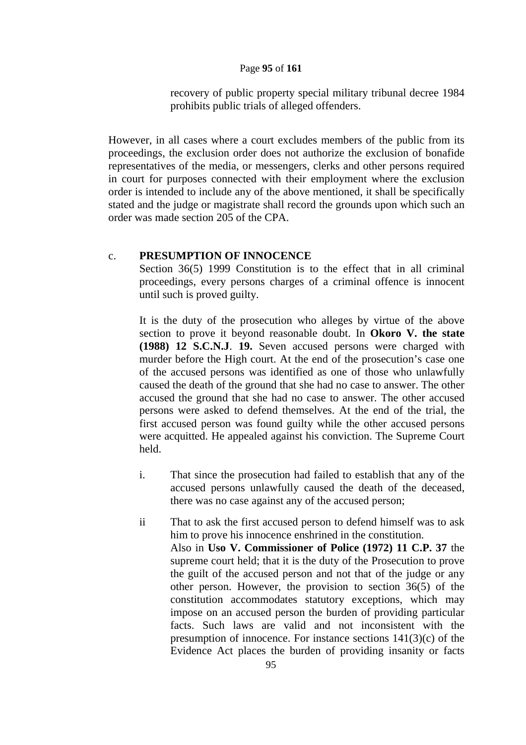recovery of public property special military tribunal decree 1984 prohibits public trials of alleged offenders.

However, in all cases where a court excludes members of the public from its proceedings, the exclusion order does not authorize the exclusion of bonafide representatives of the media, or messengers, clerks and other persons required in court for purposes connected with their employment where the exclusion order is intended to include any of the above mentioned, it shall be specifically stated and the judge or magistrate shall record the grounds upon which such an order was made section 205 of the CPA.

c. **PRESUMPTION OF INNOCENCE**

Section 36(5) 1999 Constitution is to the effect that in all criminal proceedings, every persons charges of a criminal offence is innocent until such is proved guilty.

It is the duty of the prosecution who alleges by virtue of the above section to prove it beyond reasonable doubt. In **Okoro V. the state (1988) 12 S.C.N.J**. **19.** Seven accused persons were charged with murder before the High court. At the end of the prosecution's case one of the accused persons was identified as one of those who unlawfully caused the death of the ground that she had no case to answer. The other accused the ground that she had no case to answer. The other accused persons were asked to defend themselves. At the end of the trial, the first accused person was found guilty while the other accused persons were acquitted. He appealed against his conviction. The Supreme Court held.

i. That since the prosecution had failed to establish that any of the accused persons unlawfully caused the death of the deceased, there was no case against any of the accused person;

ii That to ask the first accused person to defend himself was to ask him to prove his innocence enshrined in the constitution.
Also in **Uso V. Commissioner of Police (1972) 11 C.P. 37** the supreme court held; that it is the duty of the Prosecution to prove the guilt of the accused person and not that of the judge or any other person. However, the provision to section 36(5) of the constitution accommodates statutory exceptions, which may impose on an accused person the burden of providing particular facts. Such laws are valid and not inconsistent with the presumption of innocence. For instance sections 141(3)(c) of the Evidence Act places the burden of providing insanity or facts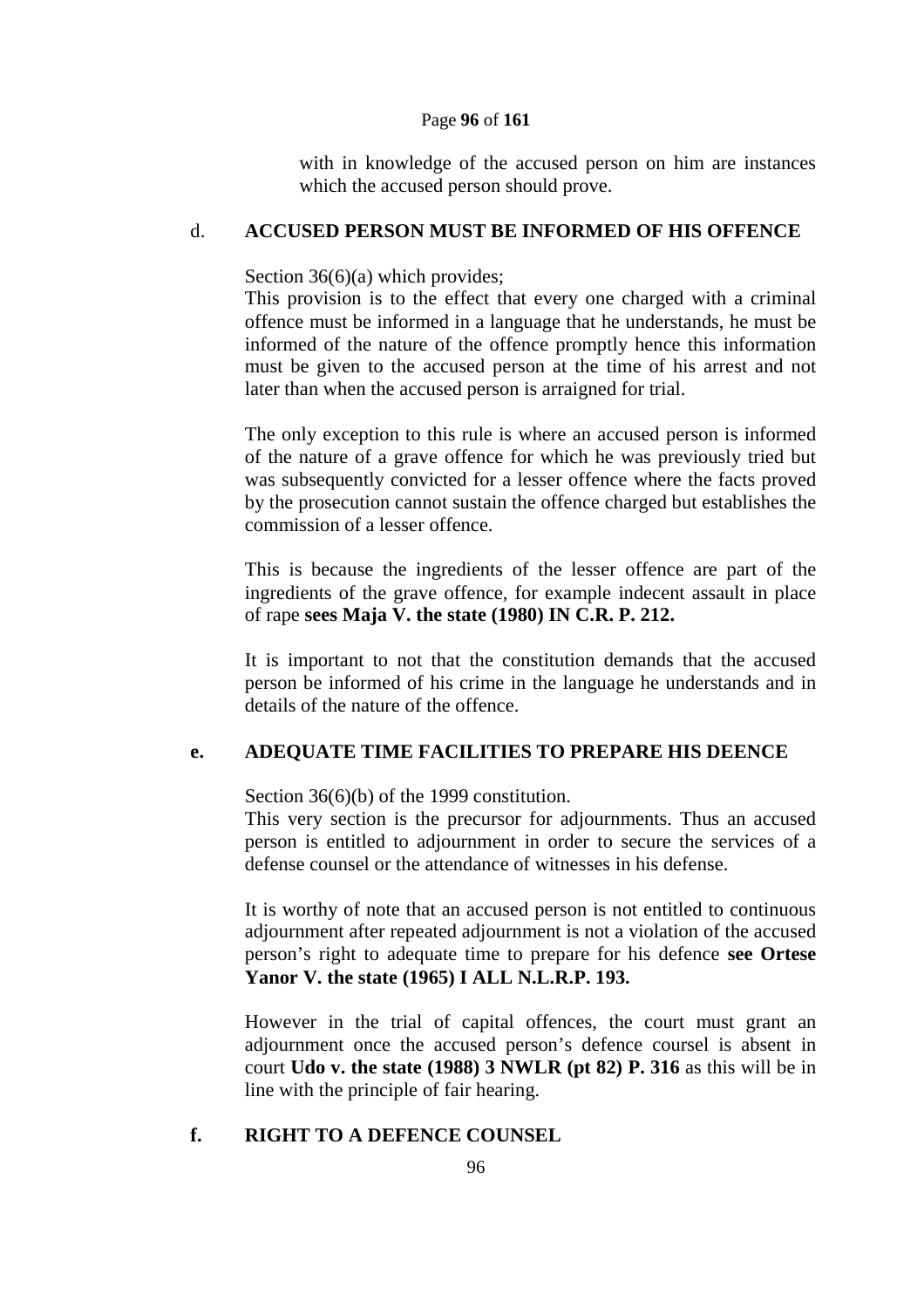with in knowledge of the accused person on him are instances which the accused person should prove.

## d. ACCUSED PERSON MUST BE INFORMED OF HIS OFFENCE

Section 36(6)(a) which provides;
This provision is to the effect that every one charged with a criminal offence must be informed in a language that he understands, he must be informed of the nature of the offence promptly hence this information must be given to the accused person at the time of his arrest and not later than when the accused person is arraigned for trial.

The only exception to this rule is where an accused person is informed of the nature of a grave offence for which he was previously tried but was subsequently convicted for a lesser offence where the facts proved by the prosecution cannot sustain the offence charged but establishes the commission of a lesser offence.

This is because the ingredients of the lesser offence are part of the ingredients of the grave offence, for example indecent assault in place of rape **sees Maja V. the state (1980) IN C.R. P. 212.**

It is important to not that the constitution demands that the accused person be informed of his crime in the language he understands and in details of the nature of the offence.

## e. ADEQUATE TIME FACILITIES TO PREPARE HIS DEENCE

Section 36(6)(b) of the 1999 constitution.
This very section is the precursor for adjournments. Thus an accused person is entitled to adjournment in order to secure the services of a defense counsel or the attendance of witnesses in his defense.

It is worthy of note that an accused person is not entitled to continuous adjournment after repeated adjournment is not a violation of the accused person's right to adequate time to prepare for his defence **see Ortese Yanor V. the state (1965) I ALL N.L.R.P. 193.**

However in the trial of capital offences, the court must grant an adjournment once the accused person's defence coursel is absent in court **Udo v. the state (1988) 3 NWLR (pt 82) P. 316** as this will be in line with the principle of fair hearing.

## f. RIGHT TO A DEFENCE COUNSEL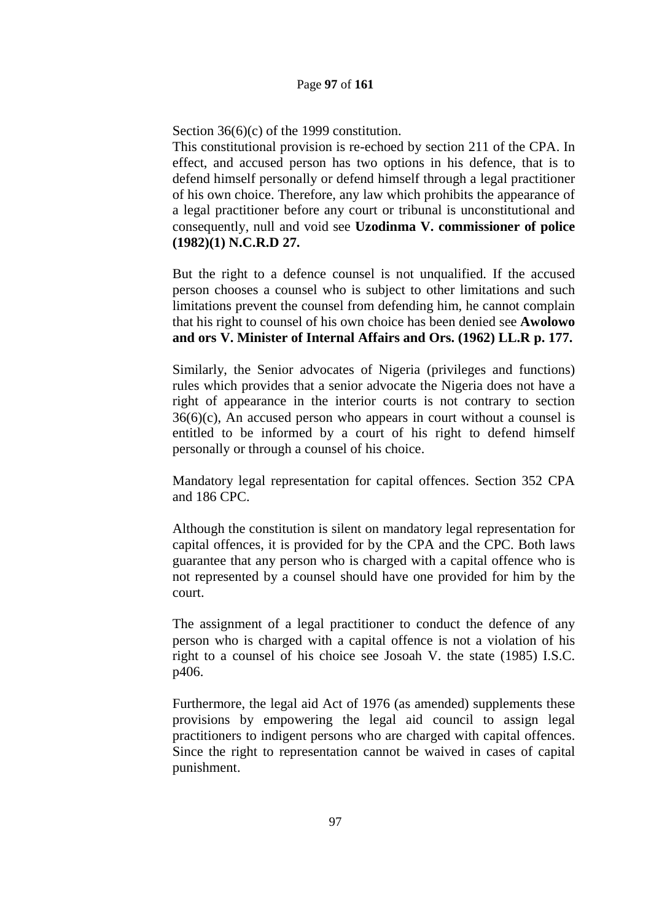Section 36(6)(c) of the 1999 constitution.

This constitutional provision is re-echoed by section 211 of the CPA. In effect, and accused person has two options in his defence, that is to defend himself personally or defend himself through a legal practitioner of his own choice. Therefore, any law which prohibits the appearance of a legal practitioner before any court or tribunal is unconstitutional and consequently, null and void see **Uzodinma V. commissioner of police (1982)(1) N.C.R.D 27.**

But the right to a defence counsel is not unqualified. If the accused person chooses a counsel who is subject to other limitations and such limitations prevent the counsel from defending him, he cannot complain that his right to counsel of his own choice has been denied see **Awolowo and ors V. Minister of Internal Affairs and Ors. (1962) LL.R p. 177.**

Similarly, the Senior advocates of Nigeria (privileges and functions) rules which provides that a senior advocate the Nigeria does not have a right of appearance in the interior courts is not contrary to section 36(6)(c), An accused person who appears in court without a counsel is entitled to be informed by a court of his right to defend himself personally or through a counsel of his choice.

Mandatory legal representation for capital offences. Section 352 CPA and 186 CPC.

Although the constitution is silent on mandatory legal representation for capital offences, it is provided for by the CPA and the CPC. Both laws guarantee that any person who is charged with a capital offence who is not represented by a counsel should have one provided for him by the court.

The assignment of a legal practitioner to conduct the defence of any person who is charged with a capital offence is not a violation of his right to a counsel of his choice see Josoah V. the state (1985) I.S.C. p406.

Furthermore, the legal aid Act of 1976 (as amended) supplements these provisions by empowering the legal aid council to assign legal practitioners to indigent persons who are charged with capital offences. Since the right to representation cannot be waived in cases of capital punishment.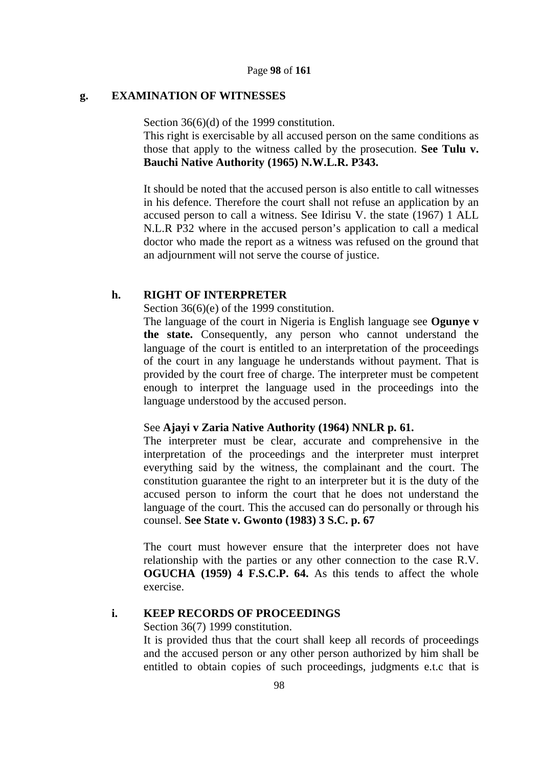## g. EXAMINATION OF WITNESSES

Section 36(6)(d) of the 1999 constitution.

This right is exercisable by all accused person on the same conditions as those that apply to the witness called by the prosecution. **See Tulu v. Bauchi Native Authority (1965) N.W.L.R. P343.**

It should be noted that the accused person is also entitle to call witnesses in his defence. Therefore the court shall not refuse an application by an accused person to call a witness. See Idirisu V. the state (1967) 1 ALL N.L.R P32 where in the accused person's application to call a medical doctor who made the report as a witness was refused on the ground that an adjournment will not serve the course of justice.

## h. RIGHT OF INTERPRETER

Section 36(6)(e) of the 1999 constitution.

The language of the court in Nigeria is English language see **Ogunye v the state.** Consequently, any person who cannot understand the language of the court is entitled to an interpretation of the proceedings of the court in any language he understands without payment. That is provided by the court free of charge. The interpreter must be competent enough to interpret the language used in the proceedings into the language understood by the accused person.

See **Ajayi v Zaria Native Authority (1964) NNLR p. 61.**

The interpreter must be clear, accurate and comprehensive in the interpretation of the proceedings and the interpreter must interpret everything said by the witness, the complainant and the court. The constitution guarantee the right to an interpreter but it is the duty of the accused person to inform the court that he does not understand the language of the court. This the accused can do personally or through his counsel. **See State v. Gwonto (1983) 3 S.C. p. 67**

The court must however ensure that the interpreter does not have relationship with the parties or any other connection to the case R.V. **OGUCHA (1959) 4 F.S.C.P. 64.** As this tends to affect the whole exercise.

## i. KEEP RECORDS OF PROCEEDINGS

Section 36(7) 1999 constitution.

It is provided thus that the court shall keep all records of proceedings and the accused person or any other person authorized by him shall be entitled to obtain copies of such proceedings, judgments e.t.c that is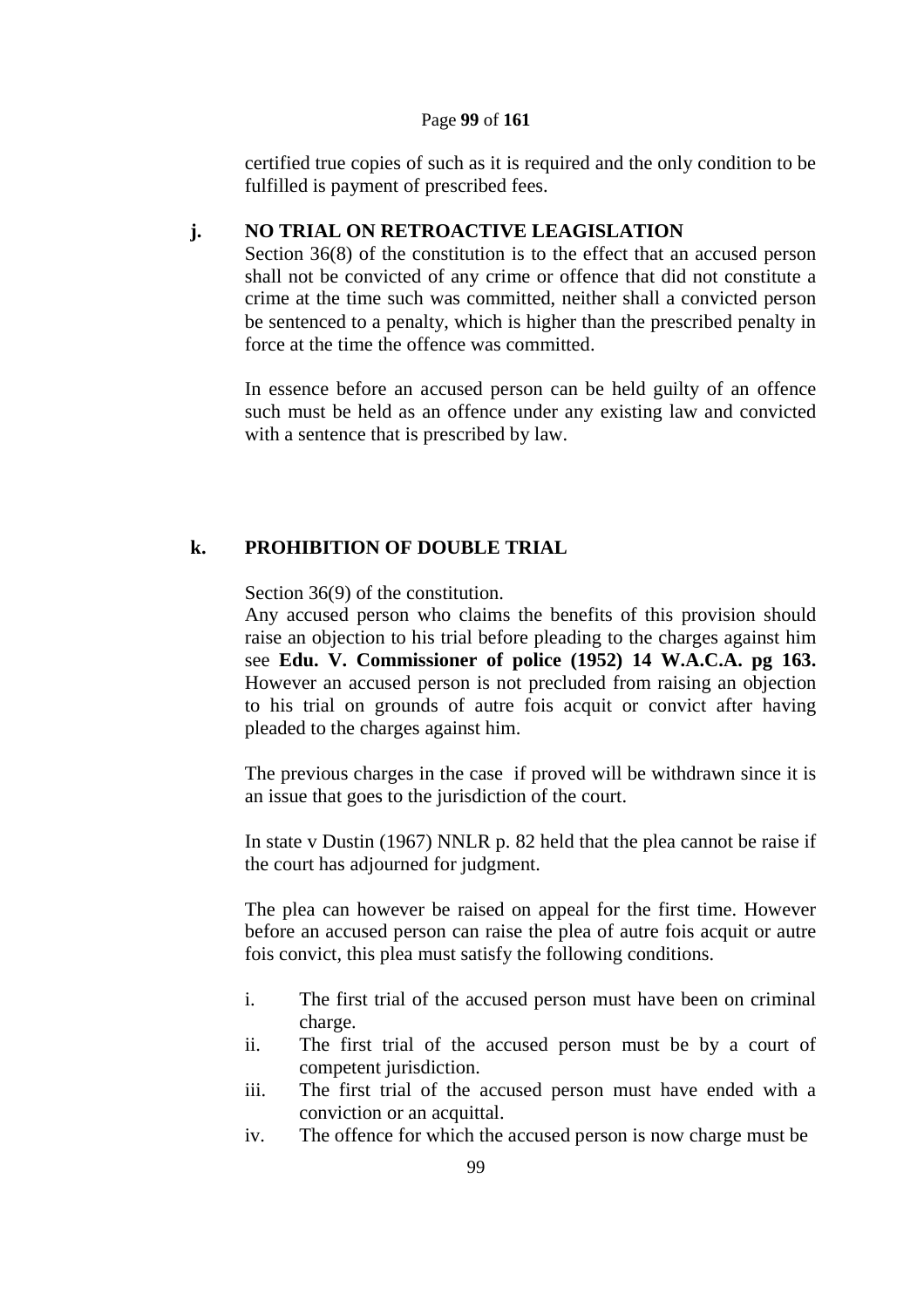certified true copies of such as it is required and the only condition to be fulfilled is payment of prescribed fees.

### j. NO TRIAL ON RETROACTIVE LEAGISLATION

Section 36(8) of the constitution is to the effect that an accused person shall not be convicted of any crime or offence that did not constitute a crime at the time such was committed, neither shall a convicted person be sentenced to a penalty, which is higher than the prescribed penalty in force at the time the offence was committed.

In essence before an accused person can be held guilty of an offence such must be held as an offence under any existing law and convicted with a sentence that is prescribed by law.

### k. PROHIBITION OF DOUBLE TRIAL

Section 36(9) of the constitution.

Any accused person who claims the benefits of this provision should raise an objection to his trial before pleading to the charges against him see **Edu. V. Commissioner of police (1952) 14 W.A.C.A. pg 163.** However an accused person is not precluded from raising an objection to his trial on grounds of autre fois acquit or convict after having pleaded to the charges against him.

The previous charges in the case if proved will be withdrawn since it is an issue that goes to the jurisdiction of the court.

In state v Dustin (1967) NNLR p. 82 held that the plea cannot be raise if the court has adjourned for judgment.

The plea can however be raised on appeal for the first time. However before an accused person can raise the plea of autre fois acquit or autre fois convict, this plea must satisfy the following conditions.

i. The first trial of the accused person must have been on criminal charge.
ii. The first trial of the accused person must be by a court of competent jurisdiction.
iii. The first trial of the accused person must have ended with a conviction or an acquittal.
iv. The offence for which the accused person is now charge must be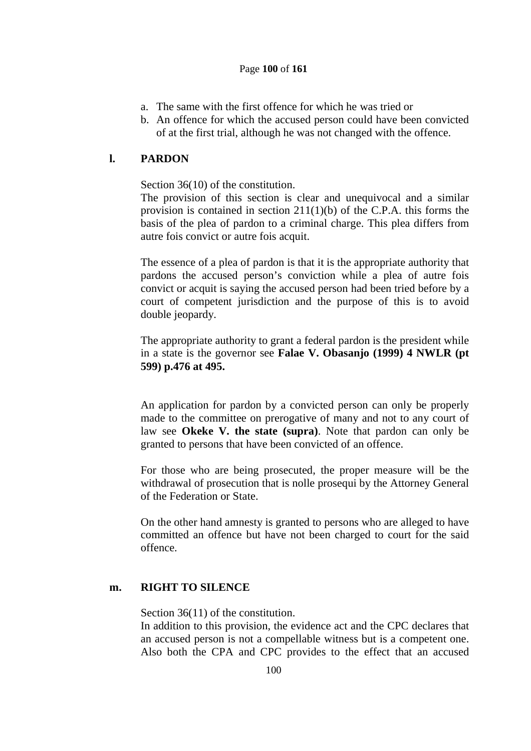a. The same with the first offence for which he was tried or
b. An offence for which the accused person could have been convicted of at the first trial, although he was not changed with the offence.

## l. PARDON

Section 36(10) of the constitution.
The provision of this section is clear and unequivocal and a similar provision is contained in section 211(1)(b) of the C.P.A. this forms the basis of the plea of pardon to a criminal charge. This plea differs from autre fois convict or autre fois acquit.

The essence of a plea of pardon is that it is the appropriate authority that pardons the accused person's conviction while a plea of autre fois convict or acquit is saying the accused person had been tried before by a court of competent jurisdiction and the purpose of this is to avoid double jeopardy.

The appropriate authority to grant a federal pardon is the president while in a state is the governor see **Falae V. Obasanjo (1999) 4 NWLR (pt 599) p.476 at 495.**

An application for pardon by a convicted person can only be properly made to the committee on prerogative of many and not to any court of law see **Okeke V. the state (supra)**. Note that pardon can only be granted to persons that have been convicted of an offence.

For those who are being prosecuted, the proper measure will be the withdrawal of prosecution that is nolle prosequi by the Attorney General of the Federation or State.

On the other hand amnesty is granted to persons who are alleged to have committed an offence but have not been charged to court for the said offence.

## m. RIGHT TO SILENCE

Section 36(11) of the constitution.
In addition to this provision, the evidence act and the CPC declares that an accused person is not a compellable witness but is a competent one. Also both the CPA and CPC provides to the effect that an accused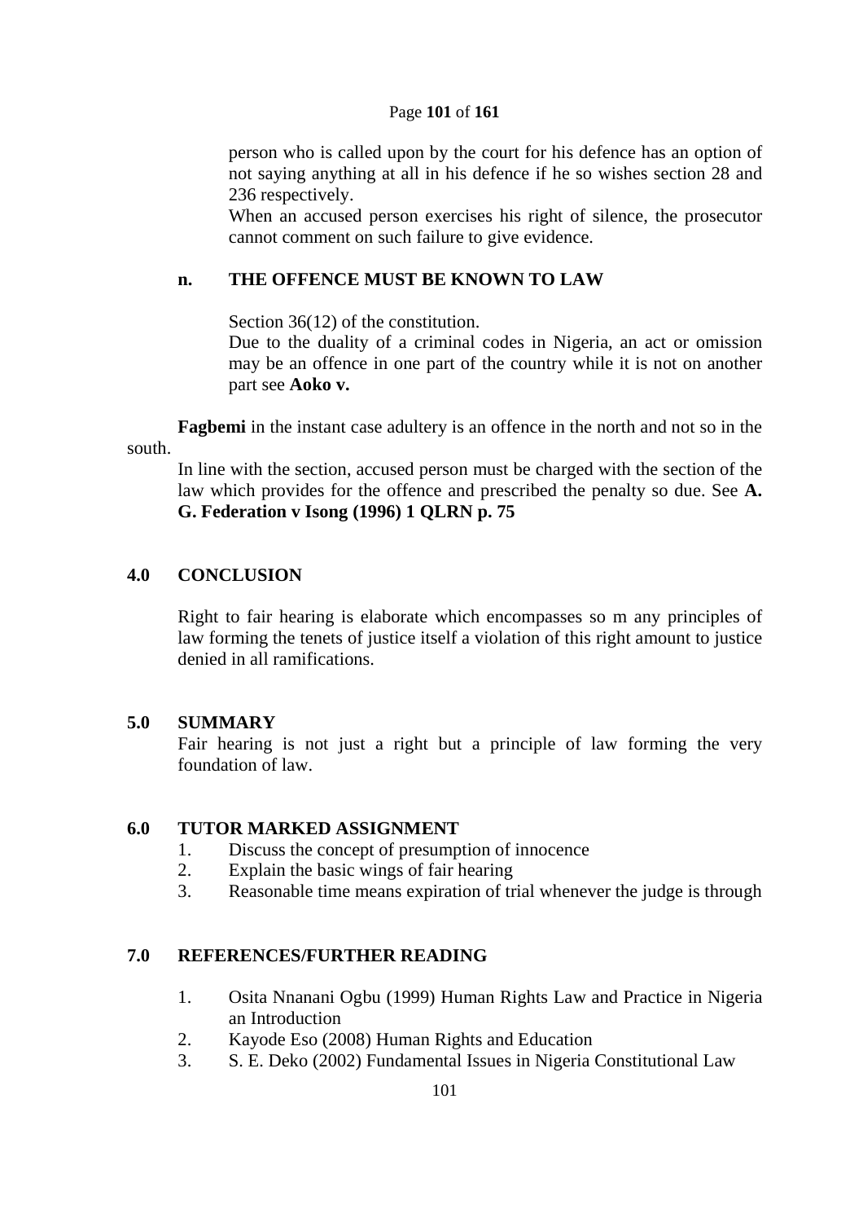person who is called upon by the court for his defence has an option of not saying anything at all in his defence if he so wishes section 28 and 236 respectively.

When an accused person exercises his right of silence, the prosecutor cannot comment on such failure to give evidence.

**n. THE OFFENCE MUST BE KNOWN TO LAW**

Section 36(12) of the constitution.

Due to the duality of a criminal codes in Nigeria, an act or omission may be an offence in one part of the country while it is not on another part see **Aoko v.**

**Fagbemi** in the instant case adultery is an offence in the north and not so in the south.

In line with the section, accused person must be charged with the section of the law which provides for the offence and prescribed the penalty so due. See **A. G. Federation v Isong (1996) 1 QLRN p. 75**

## 4.0 CONCLUSION

Right to fair hearing is elaborate which encompasses so m any principles of law forming the tenets of justice itself a violation of this right amount to justice denied in all ramifications.

## 5.0 SUMMARY

Fair hearing is not just a right but a principle of law forming the very foundation of law.

## 6.0 TUTOR MARKED ASSIGNMENT

1. Discuss the concept of presumption of innocence
2. Explain the basic wings of fair hearing
3. Reasonable time means expiration of trial whenever the judge is through

## 7.0 REFERENCES/FURTHER READING

1. Osita Nnanani Ogbu (1999) Human Rights Law and Practice in Nigeria an Introduction
2. Kayode Eso (2008) Human Rights and Education
3. S. E. Deko (2002) Fundamental Issues in Nigeria Constitutional Law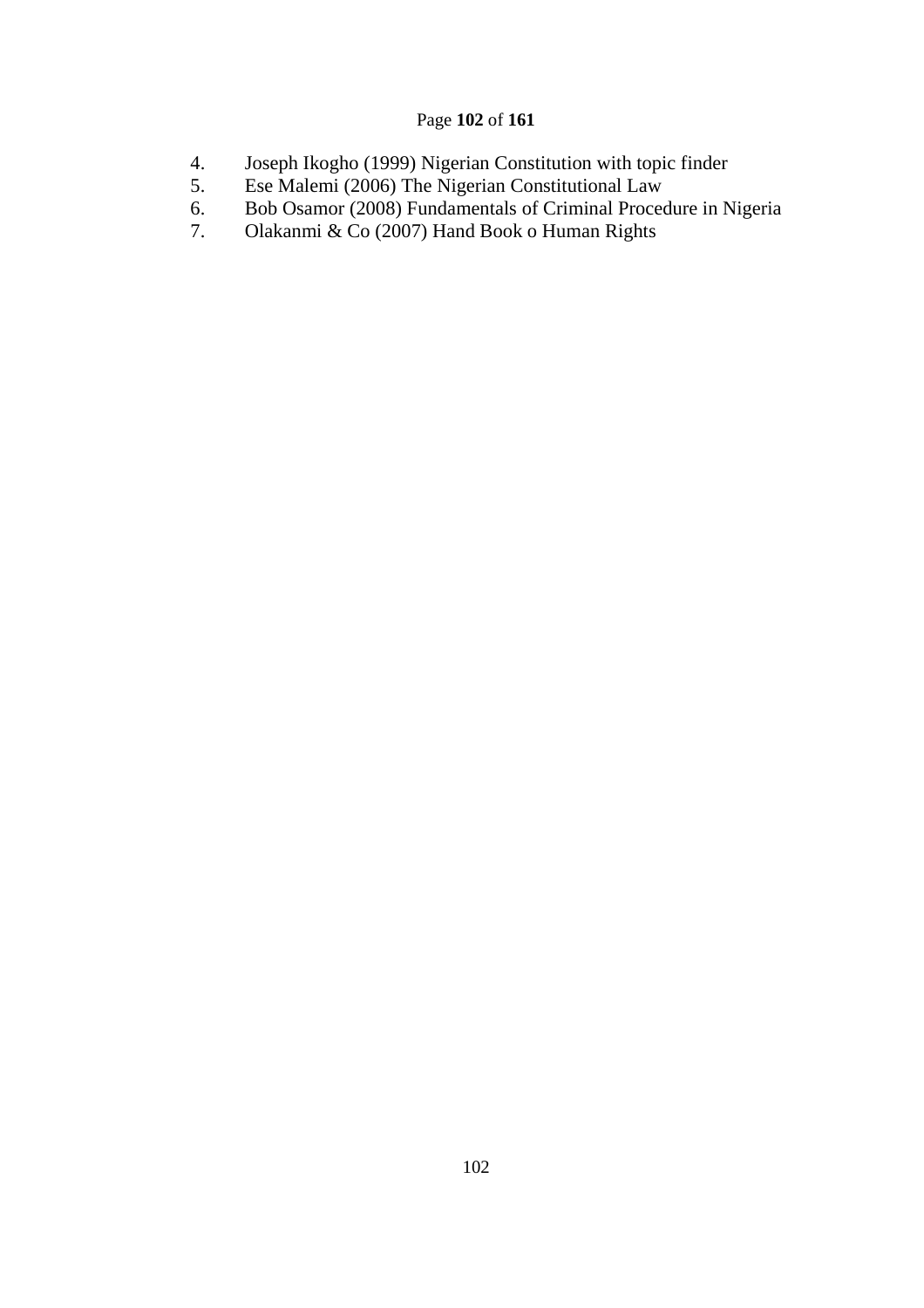4. Joseph Ikogho (1999) Nigerian Constitution with topic finder
5. Ese Malemi (2006) The Nigerian Constitutional Law
6. Bob Osamor (2008) Fundamentals of Criminal Procedure in Nigeria
7. Olakanmi & Co (2007) Hand Book o Human Rights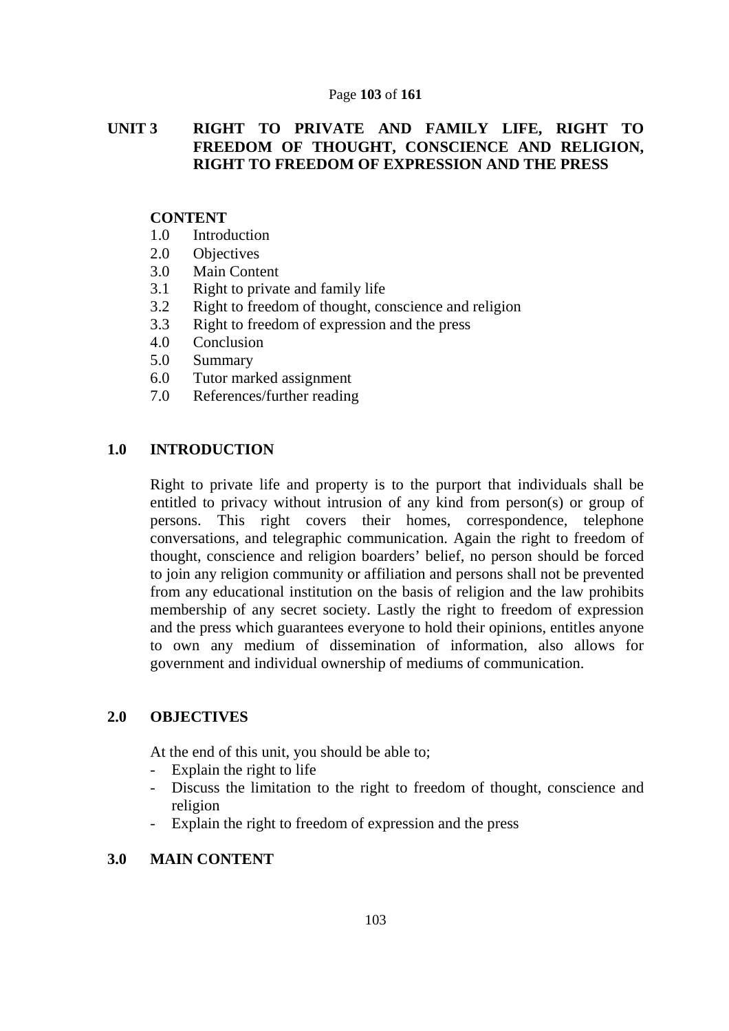## UNIT 3 RIGHT TO PRIVATE AND FAMILY LIFE, RIGHT TO FREEDOM OF THOUGHT, CONSCIENCE AND RELIGION, RIGHT TO FREEDOM OF EXPRESSION AND THE PRESS

**CONTENT**

1.0 Introduction
2.0 Objectives
3.0 Main Content
3.1 Right to private and family life
3.2 Right to freedom of thought, conscience and religion
3.3 Right to freedom of expression and the press
4.0 Conclusion
5.0 Summary
6.0 Tutor marked assignment
7.0 References/further reading

### 1.0 INTRODUCTION

Right to private life and property is to the purport that individuals shall be entitled to privacy without intrusion of any kind from person(s) or group of persons. This right covers their homes, correspondence, telephone conversations, and telegraphic communication. Again the right to freedom of thought, conscience and religion boarders' belief, no person should be forced to join any religion community or affiliation and persons shall not be prevented from any educational institution on the basis of religion and the law prohibits membership of any secret society. Lastly the right to freedom of expression and the press which guarantees everyone to hold their opinions, entitles anyone to own any medium of dissemination of information, also allows for government and individual ownership of mediums of communication.

### 2.0 OBJECTIVES

At the end of this unit, you should be able to;

- Explain the right to life
- Discuss the limitation to the right to freedom of thought, conscience and religion
- Explain the right to freedom of expression and the press

### 3.0 MAIN CONTENT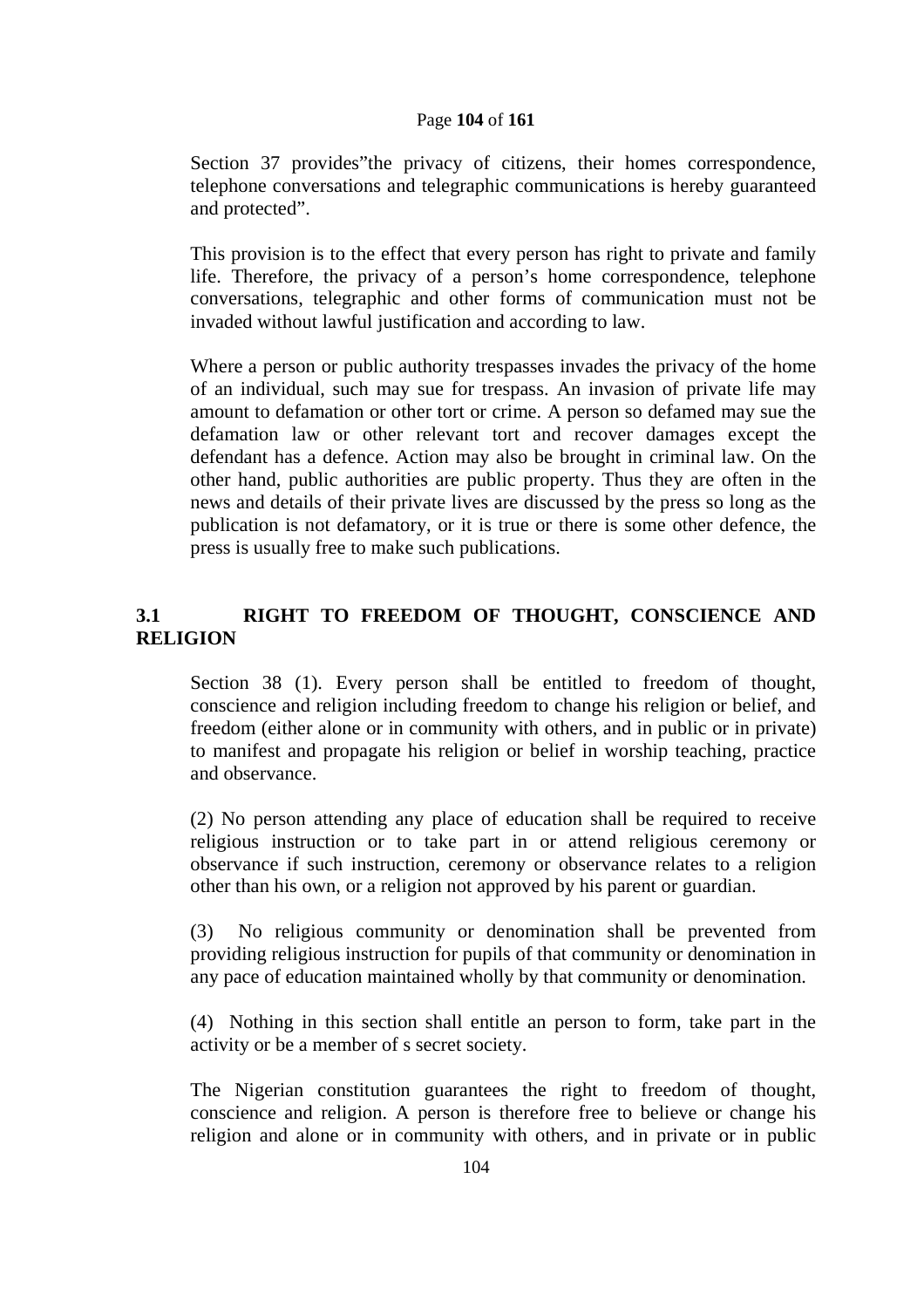Section 37 provides"the privacy of citizens, their homes correspondence, telephone conversations and telegraphic communications is hereby guaranteed and protected".

This provision is to the effect that every person has right to private and family life. Therefore, the privacy of a person's home correspondence, telephone conversations, telegraphic and other forms of communication must not be invaded without lawful justification and according to law.

Where a person or public authority trespasses invades the privacy of the home of an individual, such may sue for trespass. An invasion of private life may amount to defamation or other tort or crime. A person so defamed may sue the defamation law or other relevant tort and recover damages except the defendant has a defence. Action may also be brought in criminal law. On the other hand, public authorities are public property. Thus they are often in the news and details of their private lives are discussed by the press so long as the publication is not defamatory, or it is true or there is some other defence, the press is usually free to make such publications.

## 3.1 RIGHT TO FREEDOM OF THOUGHT, CONSCIENCE AND RELIGION

Section 38 (1). Every person shall be entitled to freedom of thought, conscience and religion including freedom to change his religion or belief, and freedom (either alone or in community with others, and in public or in private) to manifest and propagate his religion or belief in worship teaching, practice and observance.

(2) No person attending any place of education shall be required to receive religious instruction or to take part in or attend religious ceremony or observance if such instruction, ceremony or observance relates to a religion other than his own, or a religion not approved by his parent or guardian.

(3) No religious community or denomination shall be prevented from providing religious instruction for pupils of that community or denomination in any pace of education maintained wholly by that community or denomination.

(4) Nothing in this section shall entitle an person to form, take part in the activity or be a member of s secret society.

The Nigerian constitution guarantees the right to freedom of thought, conscience and religion. A person is therefore free to believe or change his religion and alone or in community with others, and in private or in public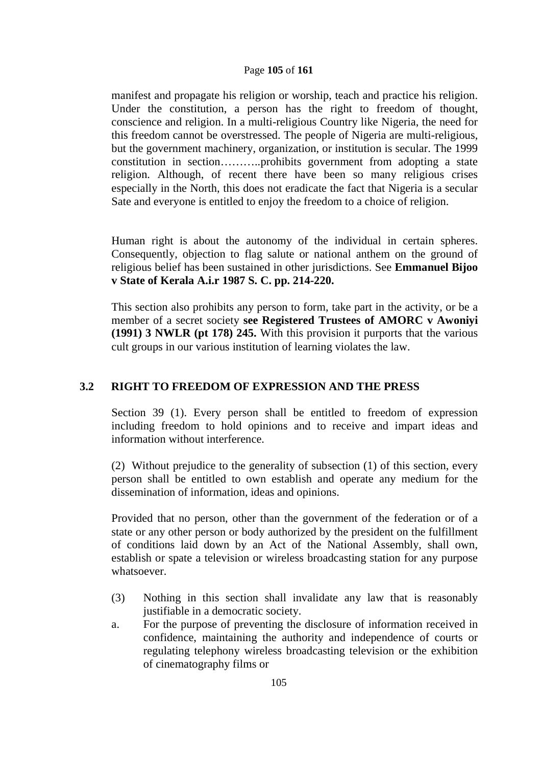manifest and propagate his religion or worship, teach and practice his religion. Under the constitution, a person has the right to freedom of thought, conscience and religion. In a multi-religious Country like Nigeria, the need for this freedom cannot be overstressed. The people of Nigeria are multi-religious, but the government machinery, organization, or institution is secular. The 1999 constitution in section………..prohibits government from adopting a state religion. Although, of recent there have been so many religious crises especially in the North, this does not eradicate the fact that Nigeria is a secular Sate and everyone is entitled to enjoy the freedom to a choice of religion.

Human right is about the autonomy of the individual in certain spheres. Consequently, objection to flag salute or national anthem on the ground of religious belief has been sustained in other jurisdictions. See **Emmanuel Bijoo v State of Kerala A.i.r 1987 S. C. pp. 214-220.**

This section also prohibits any person to form, take part in the activity, or be a member of a secret society **see Registered Trustees of AMORC v Awoniyi (1991) 3 NWLR (pt 178) 245.** With this provision it purports that the various cult groups in our various institution of learning violates the law.

## 3.2 RIGHT TO FREEDOM OF EXPRESSION AND THE PRESS

Section 39 (1). Every person shall be entitled to freedom of expression including freedom to hold opinions and to receive and impart ideas and information without interference.

(2) Without prejudice to the generality of subsection (1) of this section, every person shall be entitled to own establish and operate any medium for the dissemination of information, ideas and opinions.

Provided that no person, other than the government of the federation or of a state or any other person or body authorized by the president on the fulfillment of conditions laid down by an Act of the National Assembly, shall own, establish or spate a television or wireless broadcasting station for any purpose whatsoever.

(3) Nothing in this section shall invalidate any law that is reasonably justifiable in a democratic society.

a. For the purpose of preventing the disclosure of information received in confidence, maintaining the authority and independence of courts or regulating telephony wireless broadcasting television or the exhibition of cinematography films or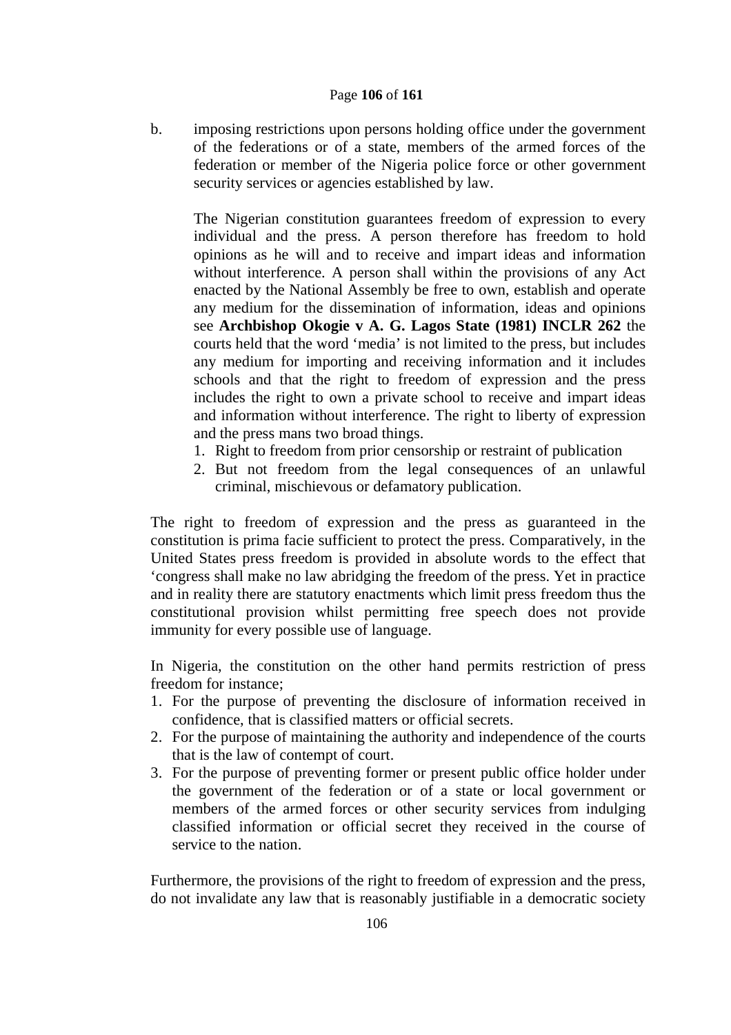b. imposing restrictions upon persons holding office under the government of the federations or of a state, members of the armed forces of the federation or member of the Nigeria police force or other government security services or agencies established by law.

The Nigerian constitution guarantees freedom of expression to every individual and the press. A person therefore has freedom to hold opinions as he will and to receive and impart ideas and information without interference. A person shall within the provisions of any Act enacted by the National Assembly be free to own, establish and operate any medium for the dissemination of information, ideas and opinions see **Archbishop Okogie v A. G. Lagos State (1981) INCLR 262** the courts held that the word 'media' is not limited to the press, but includes any medium for importing and receiving information and it includes schools and that the right to freedom of expression and the press includes the right to own a private school to receive and impart ideas and information without interference. The right to liberty of expression and the press mans two broad things.

1. Right to freedom from prior censorship or restraint of publication
2. But not freedom from the legal consequences of an unlawful criminal, mischievous or defamatory publication.

The right to freedom of expression and the press as guaranteed in the constitution is prima facie sufficient to protect the press. Comparatively, in the United States press freedom is provided in absolute words to the effect that 'congress shall make no law abridging the freedom of the press. Yet in practice and in reality there are statutory enactments which limit press freedom thus the constitutional provision whilst permitting free speech does not provide immunity for every possible use of language.

In Nigeria, the constitution on the other hand permits restriction of press freedom for instance;

1. For the purpose of preventing the disclosure of information received in confidence, that is classified matters or official secrets.
2. For the purpose of maintaining the authority and independence of the courts that is the law of contempt of court.
3. For the purpose of preventing former or present public office holder under the government of the federation or of a state or local government or members of the armed forces or other security services from indulging classified information or official secret they received in the course of service to the nation.

Furthermore, the provisions of the right to freedom of expression and the press, do not invalidate any law that is reasonably justifiable in a democratic society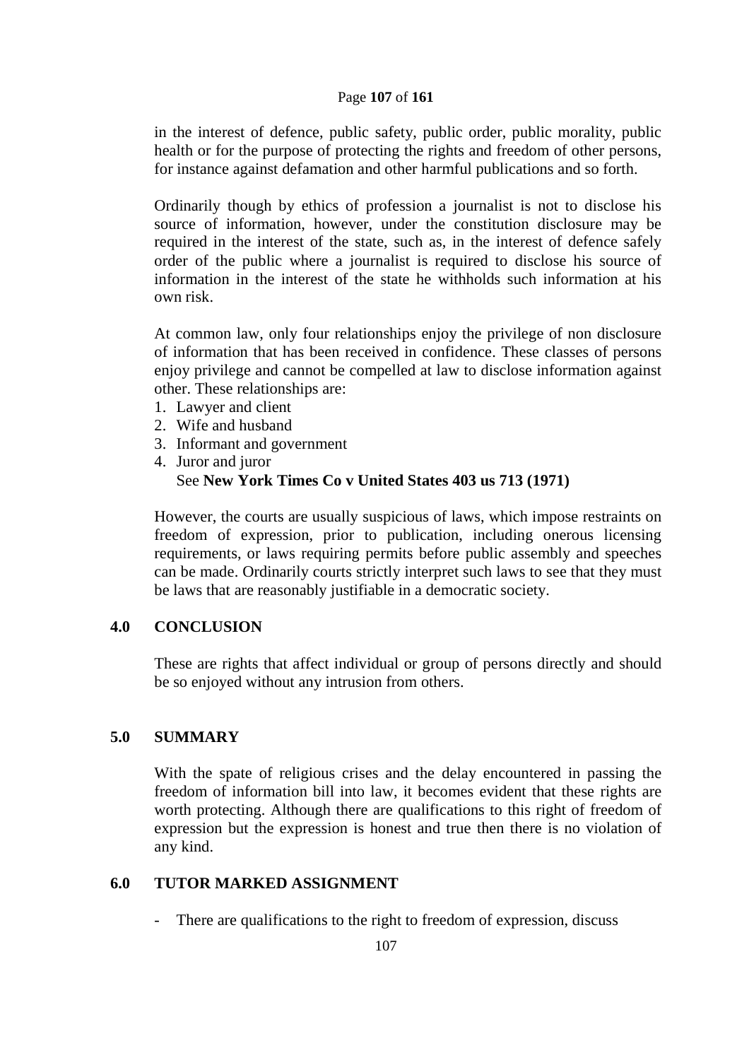in the interest of defence, public safety, public order, public morality, public health or for the purpose of protecting the rights and freedom of other persons, for instance against defamation and other harmful publications and so forth.

Ordinarily though by ethics of profession a journalist is not to disclose his source of information, however, under the constitution disclosure may be required in the interest of the state, such as, in the interest of defence safely order of the public where a journalist is required to disclose his source of information in the interest of the state he withholds such information at his own risk.

At common law, only four relationships enjoy the privilege of non disclosure of information that has been received in confidence. These classes of persons enjoy privilege and cannot be compelled at law to disclose information against other. These relationships are:

1. Lawyer and client
2. Wife and husband
3. Informant and government
4. Juror and juror

   See **New York Times Co v United States 403 us 713 (1971)**

However, the courts are usually suspicious of laws, which impose restraints on freedom of expression, prior to publication, including onerous licensing requirements, or laws requiring permits before public assembly and speeches can be made. Ordinarily courts strictly interpret such laws to see that they must be laws that are reasonably justifiable in a democratic society.

## 4.0 CONCLUSION

These are rights that affect individual or group of persons directly and should be so enjoyed without any intrusion from others.

## 5.0 SUMMARY

With the spate of religious crises and the delay encountered in passing the freedom of information bill into law, it becomes evident that these rights are worth protecting. Although there are qualifications to this right of freedom of expression but the expression is honest and true then there is no violation of any kind.

## 6.0 TUTOR MARKED ASSIGNMENT

- There are qualifications to the right to freedom of expression, discuss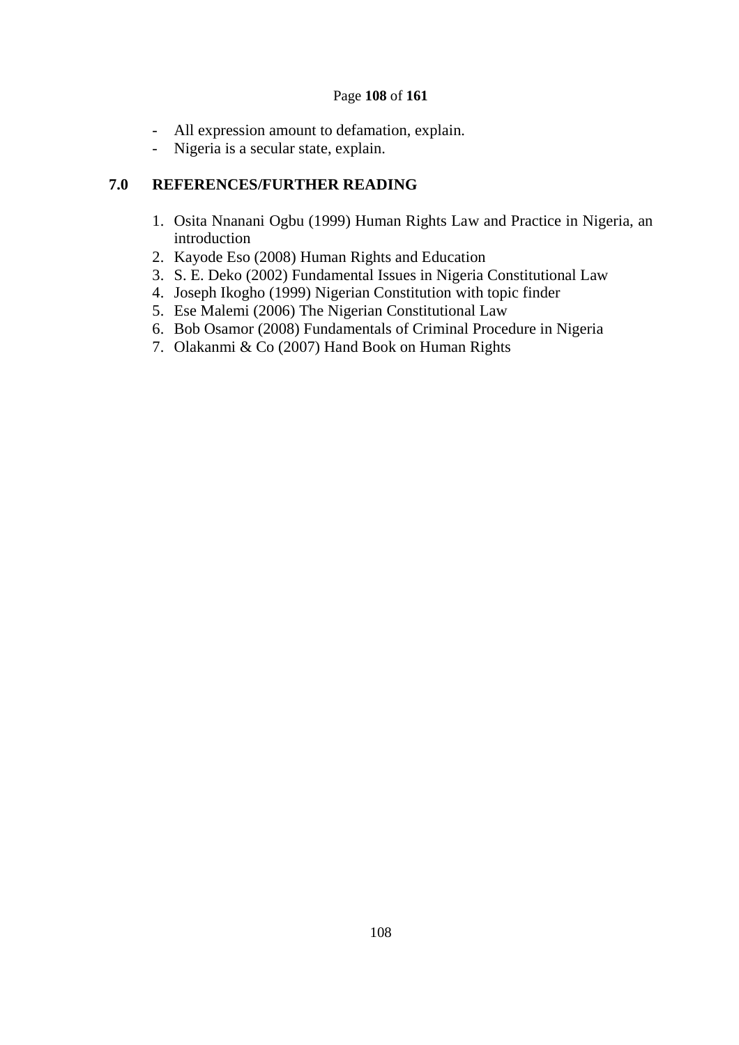- All expression amount to defamation, explain.
- Nigeria is a secular state, explain.

## 7.0 REFERENCES/FURTHER READING

1. Osita Nnanani Ogbu (1999) Human Rights Law and Practice in Nigeria, an introduction
2. Kayode Eso (2008) Human Rights and Education
3. S. E. Deko (2002) Fundamental Issues in Nigeria Constitutional Law
4. Joseph Ikogho (1999) Nigerian Constitution with topic finder
5. Ese Malemi (2006) The Nigerian Constitutional Law
6. Bob Osamor (2008) Fundamentals of Criminal Procedure in Nigeria
7. Olakanmi & Co (2007) Hand Book on Human Rights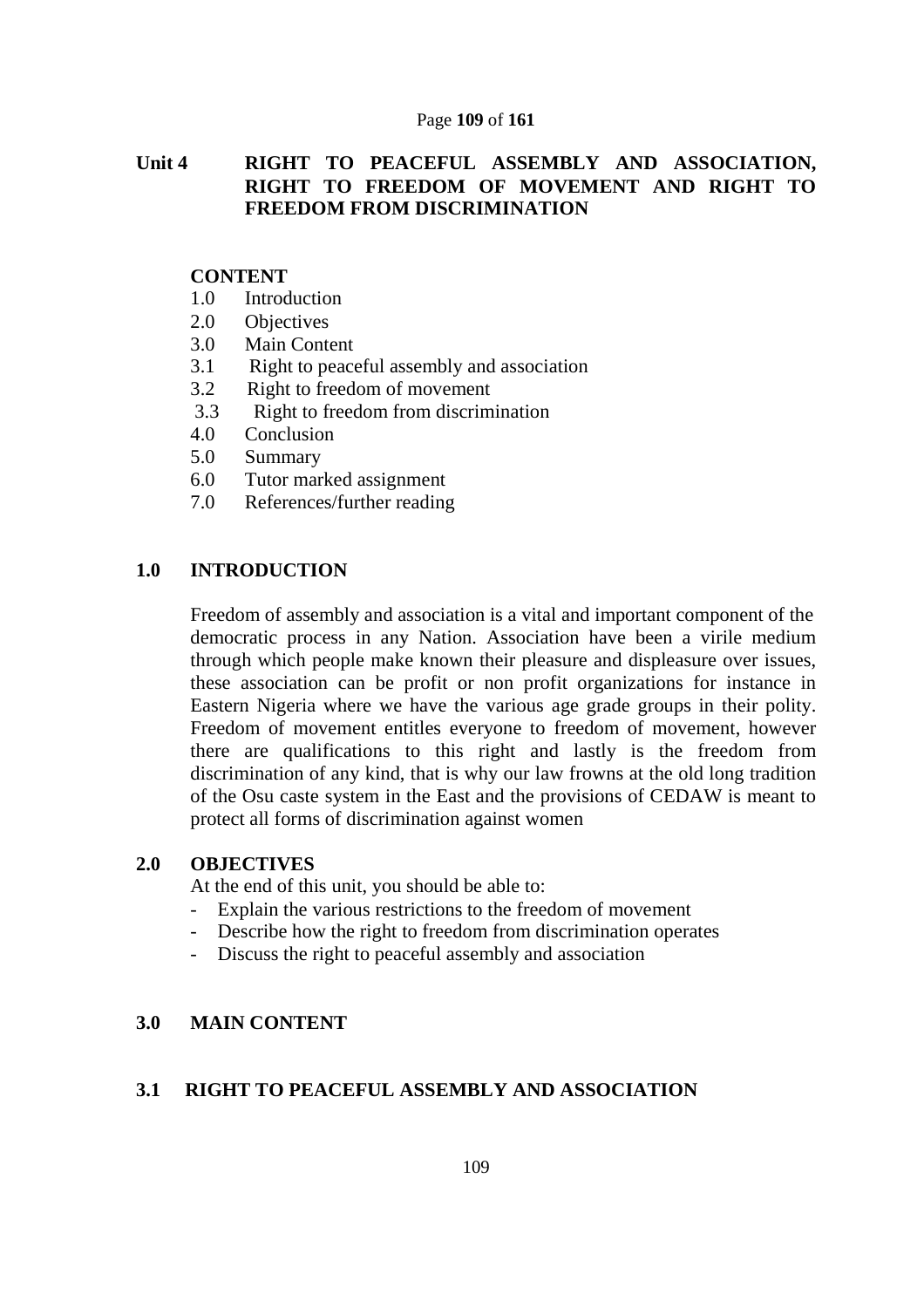## Unit 4 RIGHT TO PEACEFUL ASSEMBLY AND ASSOCIATION, RIGHT TO FREEDOM OF MOVEMENT AND RIGHT TO FREEDOM FROM DISCRIMINATION

**CONTENT**

1.0 Introduction
2.0 Objectives
3.0 Main Content
3.1 Right to peaceful assembly and association
3.2 Right to freedom of movement
3.3 Right to freedom from discrimination
4.0 Conclusion
5.0 Summary
6.0 Tutor marked assignment
7.0 References/further reading

### 1.0 INTRODUCTION

Freedom of assembly and association is a vital and important component of the democratic process in any Nation. Association have been a virile medium through which people make known their pleasure and displeasure over issues, these association can be profit or non profit organizations for instance in Eastern Nigeria where we have the various age grade groups in their polity. Freedom of movement entitles everyone to freedom of movement, however there are qualifications to this right and lastly is the freedom from discrimination of any kind, that is why our law frowns at the old long tradition of the Osu caste system in the East and the provisions of CEDAW is meant to protect all forms of discrimination against women

### 2.0 OBJECTIVES

At the end of this unit, you should be able to:

- Explain the various restrictions to the freedom of movement
- Describe how the right to freedom from discrimination operates
- Discuss the right to peaceful assembly and association

### 3.0 MAIN CONTENT

### 3.1 RIGHT TO PEACEFUL ASSEMBLY AND ASSOCIATION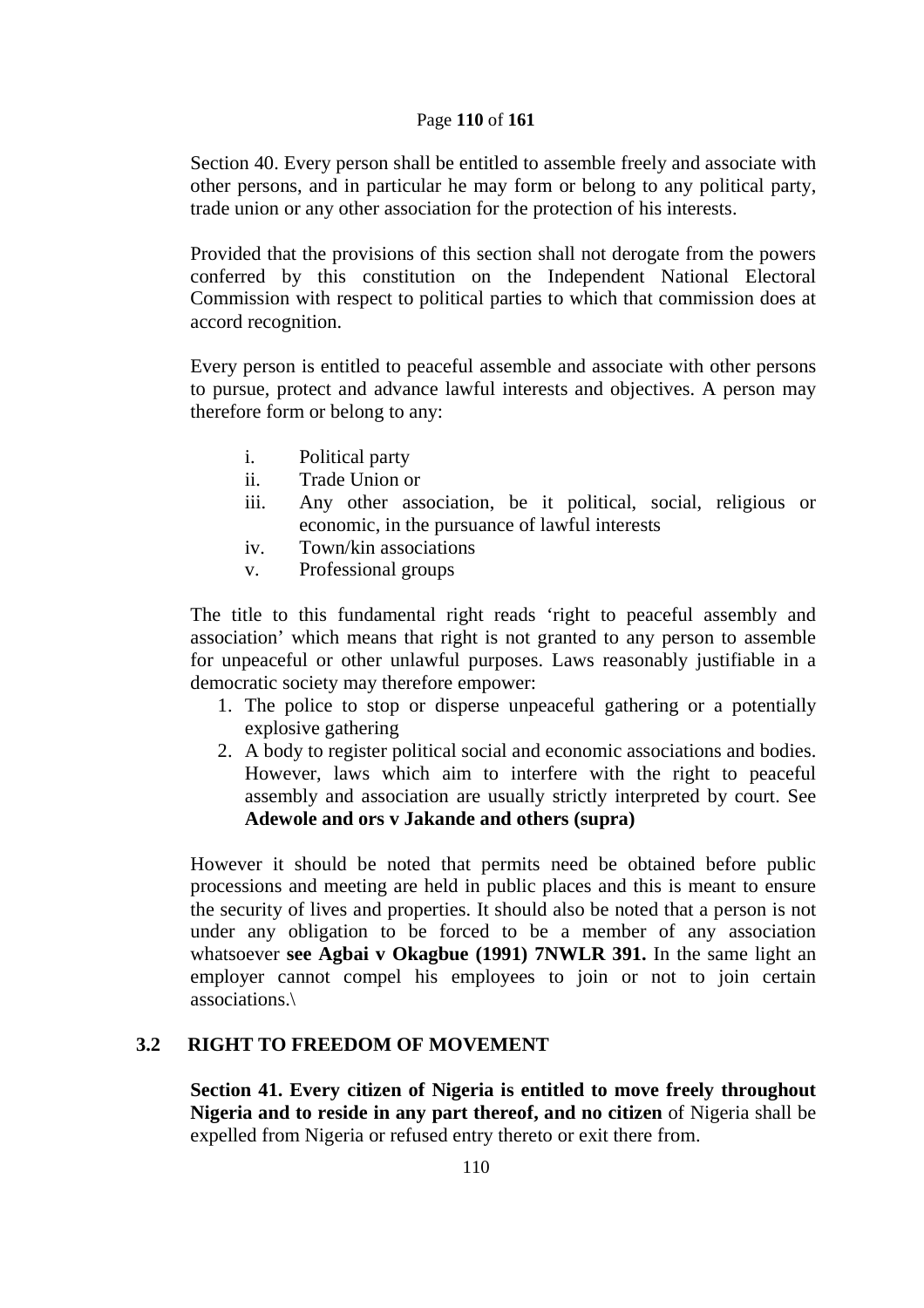Section 40. Every person shall be entitled to assemble freely and associate with other persons, and in particular he may form or belong to any political party, trade union or any other association for the protection of his interests.

Provided that the provisions of this section shall not derogate from the powers conferred by this constitution on the Independent National Electoral Commission with respect to political parties to which that commission does at accord recognition.

Every person is entitled to peaceful assemble and associate with other persons to pursue, protect and advance lawful interests and objectives. A person may therefore form or belong to any:

i. Political party
ii. Trade Union or
iii. Any other association, be it political, social, religious or economic, in the pursuance of lawful interests
iv. Town/kin associations
v. Professional groups

The title to this fundamental right reads 'right to peaceful assembly and association' which means that right is not granted to any person to assemble for unpeaceful or other unlawful purposes. Laws reasonably justifiable in a democratic society may therefore empower:

1. The police to stop or disperse unpeaceful gathering or a potentially explosive gathering
2. A body to register political social and economic associations and bodies. However, laws which aim to interfere with the right to peaceful assembly and association are usually strictly interpreted by court. See **Adewole and ors v Jakande and others (supra)**

However it should be noted that permits need be obtained before public processions and meeting are held in public places and this is meant to ensure the security of lives and properties. It should also be noted that a person is not under any obligation to be forced to be a member of any association whatsoever **see Agbai v Okagbue (1991) 7NWLR 391.** In the same light an employer cannot compel his employees to join or not to join certain associations.\

## 3.2 RIGHT TO FREEDOM OF MOVEMENT

**Section 41. Every citizen of Nigeria is entitled to move freely throughout Nigeria and to reside in any part thereof, and no citizen** of Nigeria shall be expelled from Nigeria or refused entry thereto or exit there from.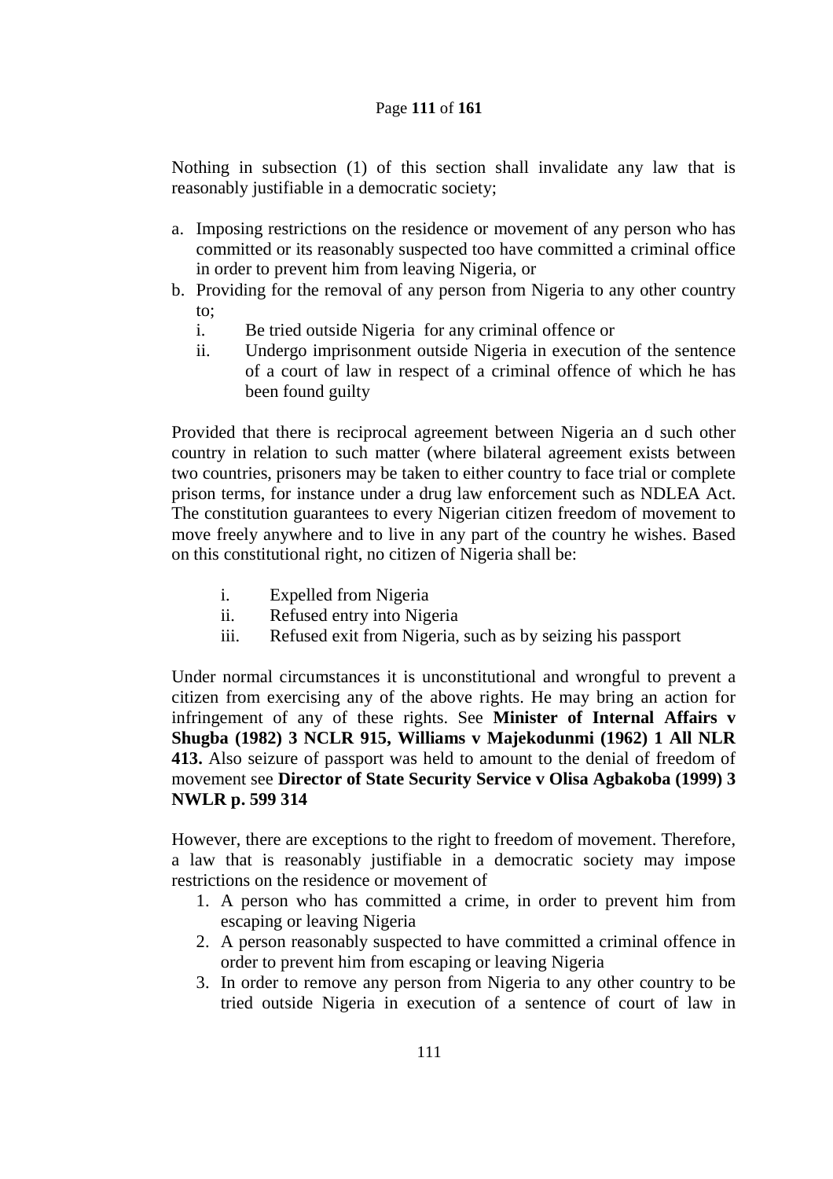Nothing in subsection (1) of this section shall invalidate any law that is reasonably justifiable in a democratic society;

a. Imposing restrictions on the residence or movement of any person who has committed or its reasonably suspected too have committed a criminal office in order to prevent him from leaving Nigeria, or
b. Providing for the removal of any person from Nigeria to any other country to;
   i. Be tried outside Nigeria for any criminal offence or
   ii. Undergo imprisonment outside Nigeria in execution of the sentence of a court of law in respect of a criminal offence of which he has been found guilty

Provided that there is reciprocal agreement between Nigeria an d such other country in relation to such matter (where bilateral agreement exists between two countries, prisoners may be taken to either country to face trial or complete prison terms, for instance under a drug law enforcement such as NDLEA Act. The constitution guarantees to every Nigerian citizen freedom of movement to move freely anywhere and to live in any part of the country he wishes. Based on this constitutional right, no citizen of Nigeria shall be:

i. Expelled from Nigeria
ii. Refused entry into Nigeria
iii. Refused exit from Nigeria, such as by seizing his passport

Under normal circumstances it is unconstitutional and wrongful to prevent a citizen from exercising any of the above rights. He may bring an action for infringement of any of these rights. See **Minister of Internal Affairs v Shugba (1982) 3 NCLR 915, Williams v Majekodunmi (1962) 1 All NLR 413.** Also seizure of passport was held to amount to the denial of freedom of movement see **Director of State Security Service v Olisa Agbakoba (1999) 3 NWLR p. 599 314**

However, there are exceptions to the right to freedom of movement. Therefore, a law that is reasonably justifiable in a democratic society may impose restrictions on the residence or movement of

1. A person who has committed a crime, in order to prevent him from escaping or leaving Nigeria
2. A person reasonably suspected to have committed a criminal offence in order to prevent him from escaping or leaving Nigeria
3. In order to remove any person from Nigeria to any other country to be tried outside Nigeria in execution of a sentence of court of law in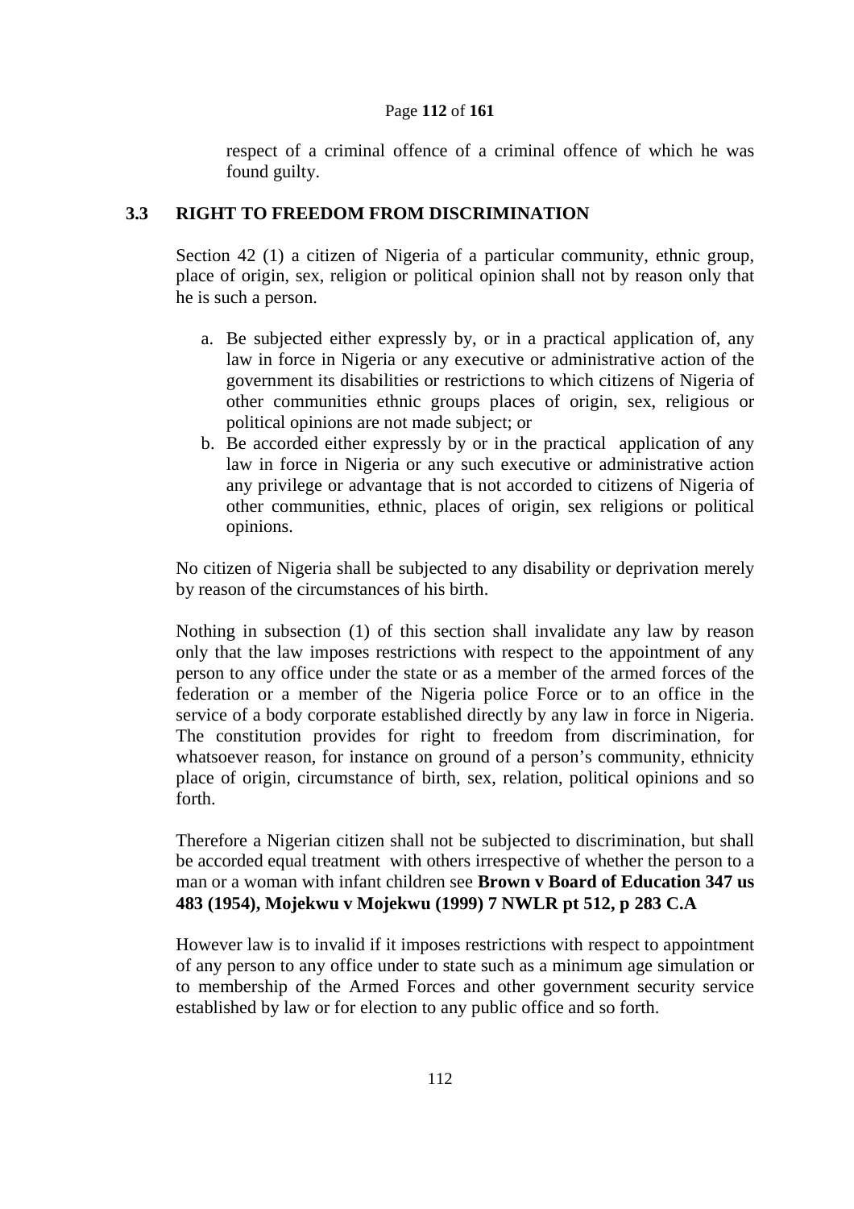respect of a criminal offence of a criminal offence of which he was found guilty.

## 3.3 RIGHT TO FREEDOM FROM DISCRIMINATION

Section 42 (1) a citizen of Nigeria of a particular community, ethnic group, place of origin, sex, religion or political opinion shall not by reason only that he is such a person.

a. Be subjected either expressly by, or in a practical application of, any law in force in Nigeria or any executive or administrative action of the government its disabilities or restrictions to which citizens of Nigeria of other communities ethnic groups places of origin, sex, religious or political opinions are not made subject; or
b. Be accorded either expressly by or in the practical application of any law in force in Nigeria or any such executive or administrative action any privilege or advantage that is not accorded to citizens of Nigeria of other communities, ethnic, places of origin, sex religions or political opinions.

No citizen of Nigeria shall be subjected to any disability or deprivation merely by reason of the circumstances of his birth.

Nothing in subsection (1) of this section shall invalidate any law by reason only that the law imposes restrictions with respect to the appointment of any person to any office under the state or as a member of the armed forces of the federation or a member of the Nigeria police Force or to an office in the service of a body corporate established directly by any law in force in Nigeria. The constitution provides for right to freedom from discrimination, for whatsoever reason, for instance on ground of a person's community, ethnicity place of origin, circumstance of birth, sex, relation, political opinions and so forth.

Therefore a Nigerian citizen shall not be subjected to discrimination, but shall be accorded equal treatment with others irrespective of whether the person to a man or a woman with infant children see **Brown v Board of Education 347 us 483 (1954), Mojekwu v Mojekwu (1999) 7 NWLR pt 512, p 283 C.A**

However law is to invalid if it imposes restrictions with respect to appointment of any person to any office under to state such as a minimum age simulation or to membership of the Armed Forces and other government security service established by law or for election to any public office and so forth.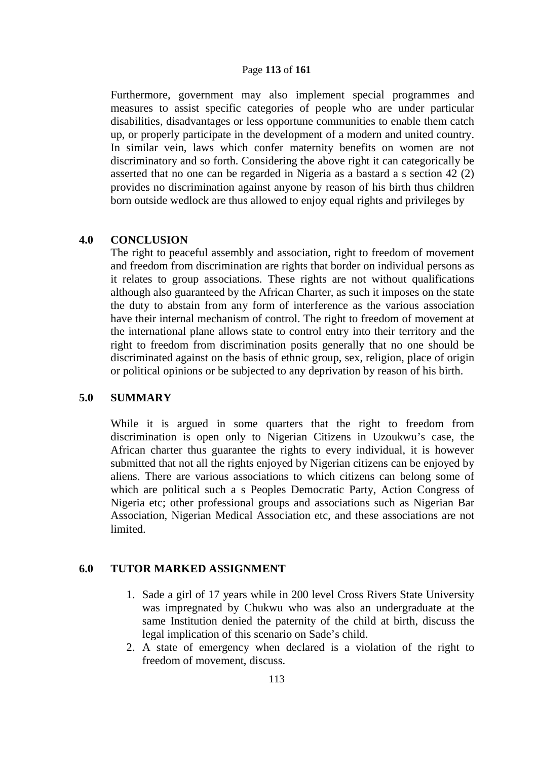Furthermore, government may also implement special programmes and measures to assist specific categories of people who are under particular disabilities, disadvantages or less opportune communities to enable them catch up, or properly participate in the development of a modern and united country. In similar vein, laws which confer maternity benefits on women are not discriminatory and so forth. Considering the above right it can categorically be asserted that no one can be regarded in Nigeria as a bastard a s section 42 (2) provides no discrimination against anyone by reason of his birth thus children born outside wedlock are thus allowed to enjoy equal rights and privileges by

## 4.0 CONCLUSION

The right to peaceful assembly and association, right to freedom of movement and freedom from discrimination are rights that border on individual persons as it relates to group associations. These rights are not without qualifications although also guaranteed by the African Charter, as such it imposes on the state the duty to abstain from any form of interference as the various association have their internal mechanism of control. The right to freedom of movement at the international plane allows state to control entry into their territory and the right to freedom from discrimination posits generally that no one should be discriminated against on the basis of ethnic group, sex, religion, place of origin or political opinions or be subjected to any deprivation by reason of his birth.

## 5.0 SUMMARY

While it is argued in some quarters that the right to freedom from discrimination is open only to Nigerian Citizens in Uzoukwu's case, the African charter thus guarantee the rights to every individual, it is however submitted that not all the rights enjoyed by Nigerian citizens can be enjoyed by aliens. There are various associations to which citizens can belong some of which are political such a s Peoples Democratic Party, Action Congress of Nigeria etc; other professional groups and associations such as Nigerian Bar Association, Nigerian Medical Association etc, and these associations are not limited.

## 6.0 TUTOR MARKED ASSIGNMENT

1. Sade a girl of 17 years while in 200 level Cross Rivers State University was impregnated by Chukwu who was also an undergraduate at the same Institution denied the paternity of the child at birth, discuss the legal implication of this scenario on Sade's child.
2. A state of emergency when declared is a violation of the right to freedom of movement, discuss.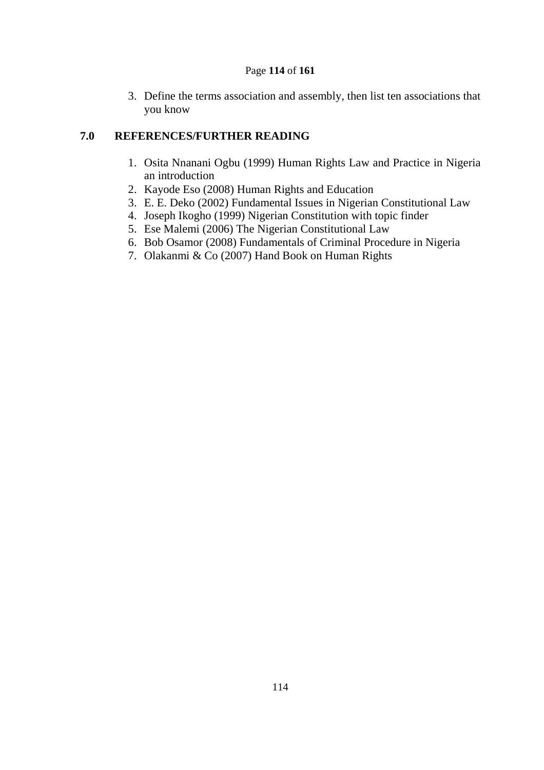3. Define the terms association and assembly, then list ten associations that you know

## 7.0 REFERENCES/FURTHER READING

1. Osita Nnanani Ogbu (1999) Human Rights Law and Practice in Nigeria an introduction
2. Kayode Eso (2008) Human Rights and Education
3. E. E. Deko (2002) Fundamental Issues in Nigerian Constitutional Law
4. Joseph Ikogho (1999) Nigerian Constitution with topic finder
5. Ese Malemi (2006) The Nigerian Constitutional Law
6. Bob Osamor (2008) Fundamentals of Criminal Procedure in Nigeria
7. Olakanmi & Co (2007) Hand Book on Human Rights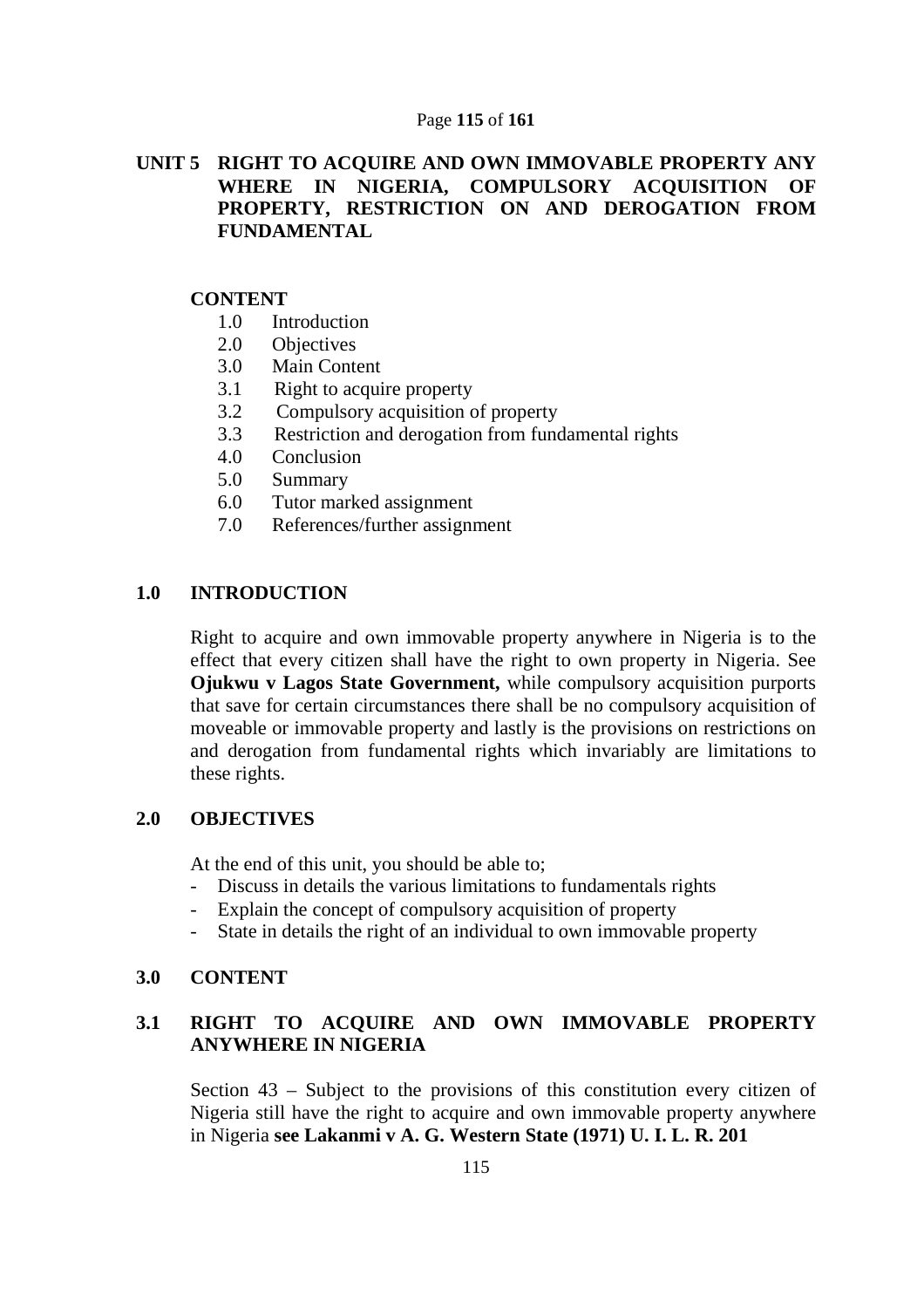## UNIT 5 RIGHT TO ACQUIRE AND OWN IMMOVABLE PROPERTY ANY WHERE IN NIGERIA, COMPULSORY ACQUISITION OF PROPERTY, RESTRICTION ON AND DEROGATION FROM FUNDAMENTAL

**CONTENT**

1.0 Introduction
2.0 Objectives
3.0 Main Content
3.1 Right to acquire property
3.2 Compulsory acquisition of property
3.3 Restriction and derogation from fundamental rights
4.0 Conclusion
5.0 Summary
6.0 Tutor marked assignment
7.0 References/further assignment

### 1.0 INTRODUCTION

Right to acquire and own immovable property anywhere in Nigeria is to the effect that every citizen shall have the right to own property in Nigeria. See **Ojukwu v Lagos State Government,** while compulsory acquisition purports that save for certain circumstances there shall be no compulsory acquisition of moveable or immovable property and lastly is the provisions on restrictions on and derogation from fundamental rights which invariably are limitations to these rights.

### 2.0 OBJECTIVES

At the end of this unit, you should be able to;

- Discuss in details the various limitations to fundamentals rights
- Explain the concept of compulsory acquisition of property
- State in details the right of an individual to own immovable property

### 3.0 CONTENT

### 3.1 RIGHT TO ACQUIRE AND OWN IMMOVABLE PROPERTY ANYWHERE IN NIGERIA

Section 43 – Subject to the provisions of this constitution every citizen of Nigeria still have the right to acquire and own immovable property anywhere in Nigeria **see Lakanmi v A. G. Western State (1971) U. I. L. R. 201**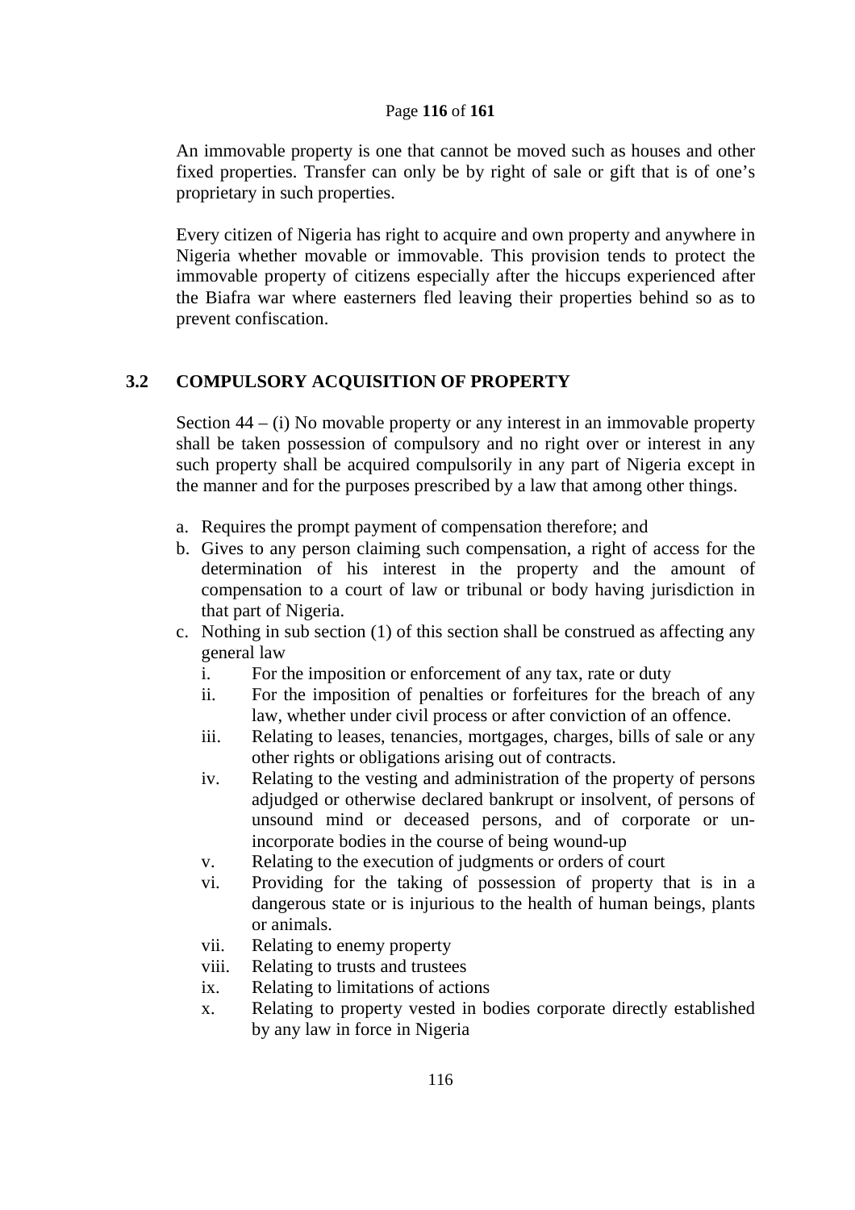An immovable property is one that cannot be moved such as houses and other fixed properties. Transfer can only be by right of sale or gift that is of one's proprietary in such properties.

Every citizen of Nigeria has right to acquire and own property and anywhere in Nigeria whether movable or immovable. This provision tends to protect the immovable property of citizens especially after the hiccups experienced after the Biafra war where easterners fled leaving their properties behind so as to prevent confiscation.

## 3.2 COMPULSORY ACQUISITION OF PROPERTY

Section 44 – (i) No movable property or any interest in an immovable property shall be taken possession of compulsory and no right over or interest in any such property shall be acquired compulsorily in any part of Nigeria except in the manner and for the purposes prescribed by a law that among other things.

a. Requires the prompt payment of compensation therefore; and
b. Gives to any person claiming such compensation, a right of access for the determination of his interest in the property and the amount of compensation to a court of law or tribunal or body having jurisdiction in that part of Nigeria.
c. Nothing in sub section (1) of this section shall be construed as affecting any general law
   i. For the imposition or enforcement of any tax, rate or duty
   ii. For the imposition of penalties or forfeitures for the breach of any law, whether under civil process or after conviction of an offence.
   iii. Relating to leases, tenancies, mortgages, charges, bills of sale or any other rights or obligations arising out of contracts.
   iv. Relating to the vesting and administration of the property of persons adjudged or otherwise declared bankrupt or insolvent, of persons of unsound mind or deceased persons, and of corporate or un-incorporate bodies in the course of being wound-up
   v. Relating to the execution of judgments or orders of court
   vi. Providing for the taking of possession of property that is in a dangerous state or is injurious to the health of human beings, plants or animals.
   vii. Relating to enemy property
   viii. Relating to trusts and trustees
   ix. Relating to limitations of actions
   x. Relating to property vested in bodies corporate directly established by any law in force in Nigeria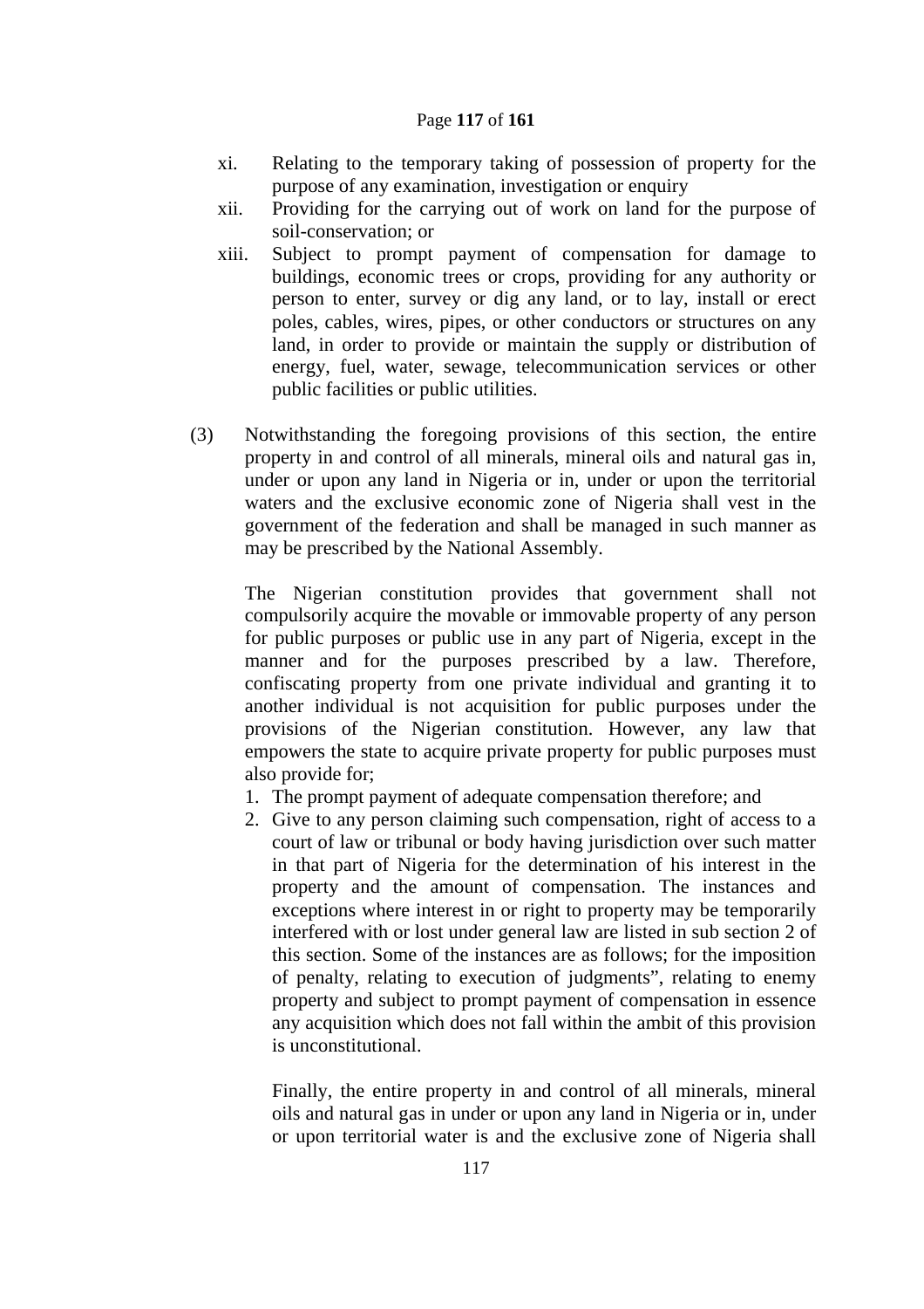xi. Relating to the temporary taking of possession of property for the purpose of any examination, investigation or enquiry

xii. Providing for the carrying out of work on land for the purpose of soil-conservation; or

xiii. Subject to prompt payment of compensation for damage to buildings, economic trees or crops, providing for any authority or person to enter, survey or dig any land, or to lay, install or erect poles, cables, wires, pipes, or other conductors or structures on any land, in order to provide or maintain the supply or distribution of energy, fuel, water, sewage, telecommunication services or other public facilities or public utilities.

(3) Notwithstanding the foregoing provisions of this section, the entire property in and control of all minerals, mineral oils and natural gas in, under or upon any land in Nigeria or in, under or upon the territorial waters and the exclusive economic zone of Nigeria shall vest in the government of the federation and shall be managed in such manner as may be prescribed by the National Assembly.

The Nigerian constitution provides that government shall not compulsorily acquire the movable or immovable property of any person for public purposes or public use in any part of Nigeria, except in the manner and for the purposes prescribed by a law. Therefore, confiscating property from one private individual and granting it to another individual is not acquisition for public purposes under the provisions of the Nigerian constitution. However, any law that empowers the state to acquire private property for public purposes must also provide for;

1. The prompt payment of adequate compensation therefore; and
2. Give to any person claiming such compensation, right of access to a court of law or tribunal or body having jurisdiction over such matter in that part of Nigeria for the determination of his interest in the property and the amount of compensation. The instances and exceptions where interest in or right to property may be temporarily interfered with or lost under general law are listed in sub section 2 of this section. Some of the instances are as follows; for the imposition of penalty, relating to execution of judgments", relating to enemy property and subject to prompt payment of compensation in essence any acquisition which does not fall within the ambit of this provision is unconstitutional.

Finally, the entire property in and control of all minerals, mineral oils and natural gas in under or upon any land in Nigeria or in, under or upon territorial water is and the exclusive zone of Nigeria shall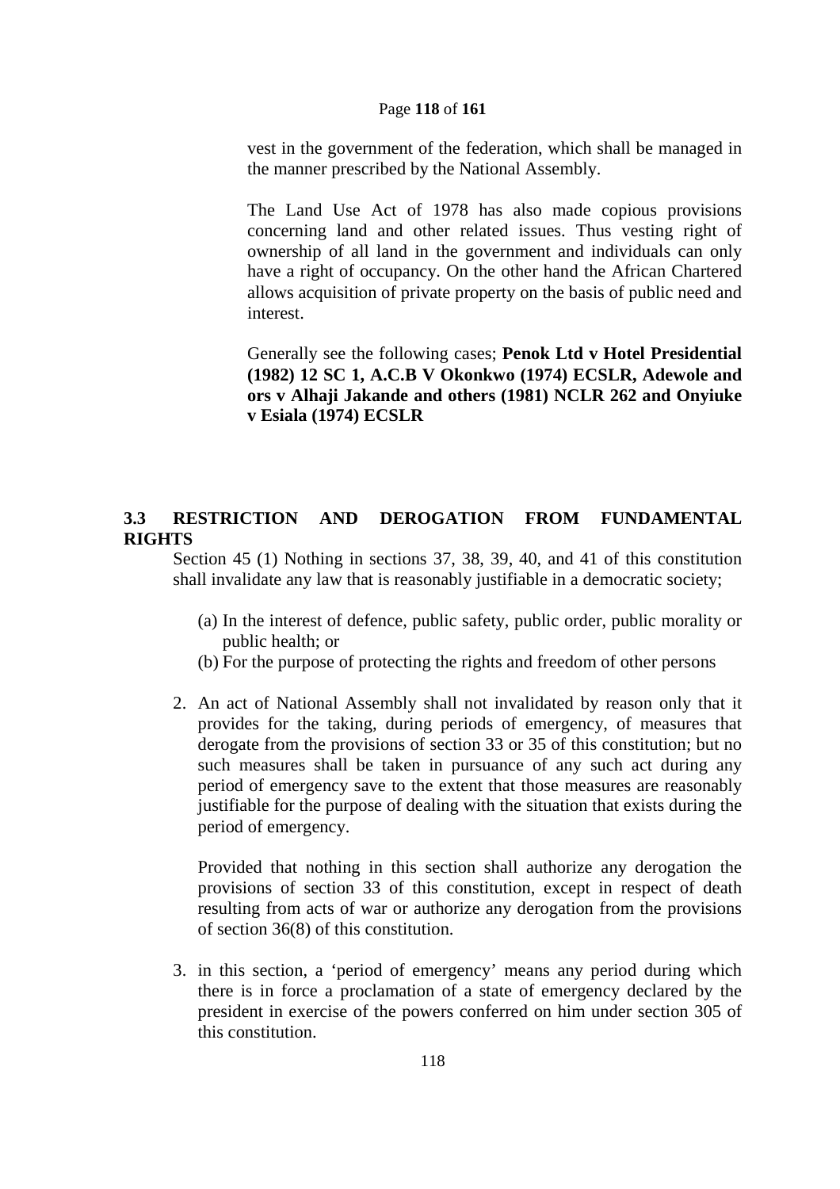vest in the government of the federation, which shall be managed in the manner prescribed by the National Assembly.

The Land Use Act of 1978 has also made copious provisions concerning land and other related issues. Thus vesting right of ownership of all land in the government and individuals can only have a right of occupancy. On the other hand the African Chartered allows acquisition of private property on the basis of public need and interest.

Generally see the following cases; **Penok Ltd v Hotel Presidential (1982) 12 SC 1, A.C.B V Okonkwo (1974) ECSLR, Adewole and ors v Alhaji Jakande and others (1981) NCLR 262 and Onyiuke v Esiala (1974) ECSLR**

## 3.3 RESTRICTION AND DEROGATION FROM FUNDAMENTAL RIGHTS

Section 45 (1) Nothing in sections 37, 38, 39, 40, and 41 of this constitution shall invalidate any law that is reasonably justifiable in a democratic society;

(a) In the interest of defence, public safety, public order, public morality or public health; or
(b) For the purpose of protecting the rights and freedom of other persons

2. An act of National Assembly shall not invalidated by reason only that it provides for the taking, during periods of emergency, of measures that derogate from the provisions of section 33 or 35 of this constitution; but no such measures shall be taken in pursuance of any such act during any period of emergency save to the extent that those measures are reasonably justifiable for the purpose of dealing with the situation that exists during the period of emergency.

   Provided that nothing in this section shall authorize any derogation the provisions of section 33 of this constitution, except in respect of death resulting from acts of war or authorize any derogation from the provisions of section 36(8) of this constitution.

3. in this section, a 'period of emergency' means any period during which there is in force a proclamation of a state of emergency declared by the president in exercise of the powers conferred on him under section 305 of this constitution.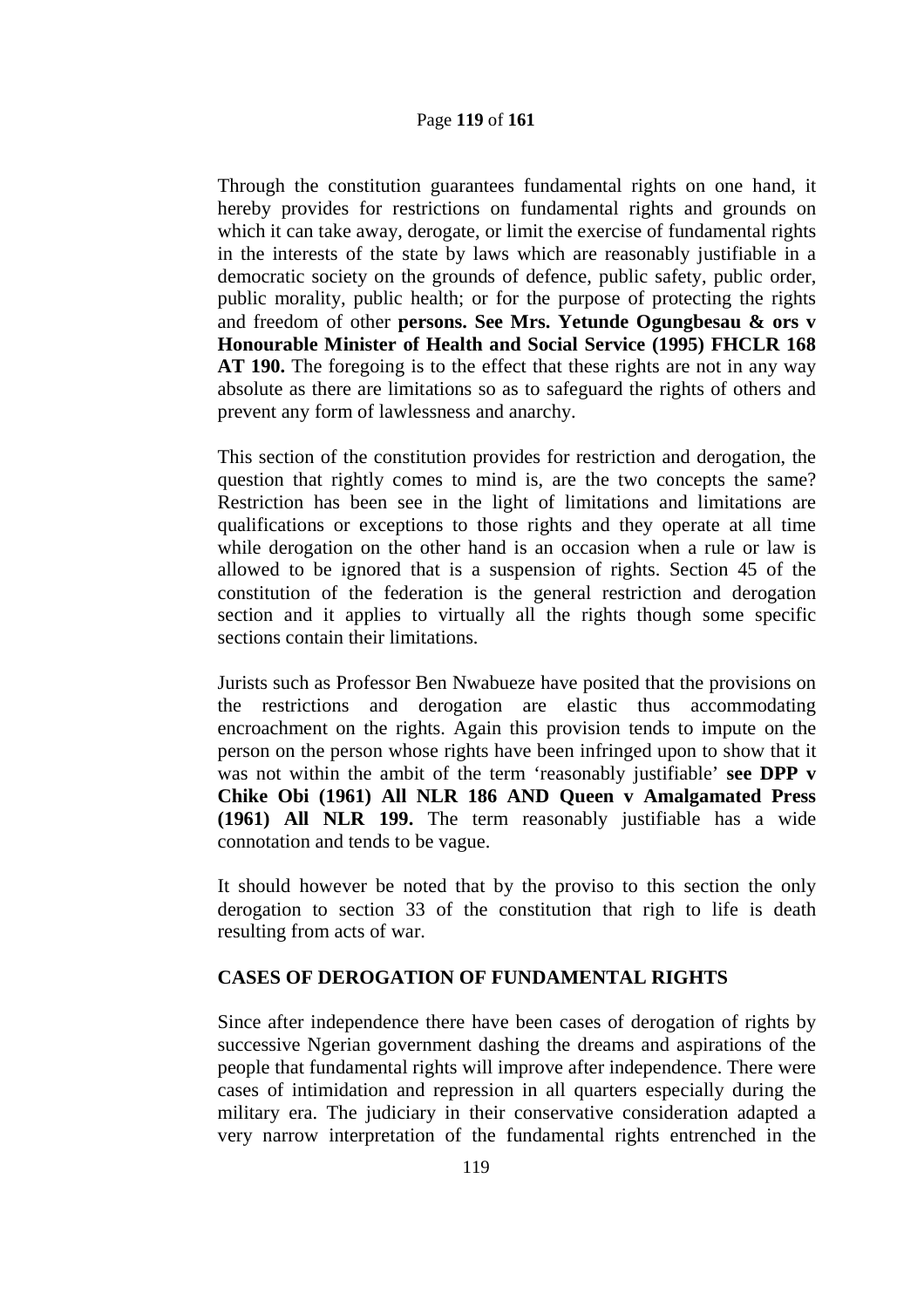Through the constitution guarantees fundamental rights on one hand, it hereby provides for restrictions on fundamental rights and grounds on which it can take away, derogate, or limit the exercise of fundamental rights in the interests of the state by laws which are reasonably justifiable in a democratic society on the grounds of defence, public safety, public order, public morality, public health; or for the purpose of protecting the rights and freedom of other **persons. See Mrs. Yetunde Ogungbesau & ors v Honourable Minister of Health and Social Service (1995) FHCLR 168 AT 190.** The foregoing is to the effect that these rights are not in any way absolute as there are limitations so as to safeguard the rights of others and prevent any form of lawlessness and anarchy.

This section of the constitution provides for restriction and derogation, the question that rightly comes to mind is, are the two concepts the same? Restriction has been see in the light of limitations and limitations are qualifications or exceptions to those rights and they operate at all time while derogation on the other hand is an occasion when a rule or law is allowed to be ignored that is a suspension of rights. Section 45 of the constitution of the federation is the general restriction and derogation section and it applies to virtually all the rights though some specific sections contain their limitations.

Jurists such as Professor Ben Nwabueze have posited that the provisions on the restrictions and derogation are elastic thus accommodating encroachment on the rights. Again this provision tends to impute on the person on the person whose rights have been infringed upon to show that it was not within the ambit of the term 'reasonably justifiable' **see DPP v Chike Obi (1961) All NLR 186 AND Queen v Amalgamated Press (1961) All NLR 199.** The term reasonably justifiable has a wide connotation and tends to be vague.

It should however be noted that by the proviso to this section the only derogation to section 33 of the constitution that righ to life is death resulting from acts of war.

## CASES OF DEROGATION OF FUNDAMENTAL RIGHTS

Since after independence there have been cases of derogation of rights by successive Ngerian government dashing the dreams and aspirations of the people that fundamental rights will improve after independence. There were cases of intimidation and repression in all quarters especially during the military era. The judiciary in their conservative consideration adapted a very narrow interpretation of the fundamental rights entrenched in the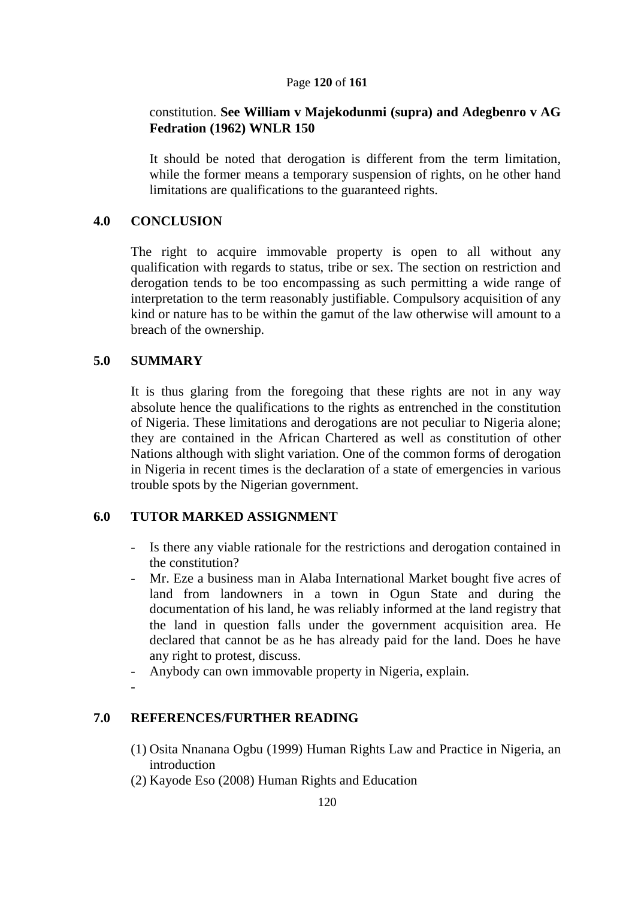constitution. **See William v Majekodunmi (supra) and Adegbenro v AG Fedration (1962) WNLR 150**

It should be noted that derogation is different from the term limitation, while the former means a temporary suspension of rights, on he other hand limitations are qualifications to the guaranteed rights.

## 4.0 CONCLUSION

The right to acquire immovable property is open to all without any qualification with regards to status, tribe or sex. The section on restriction and derogation tends to be too encompassing as such permitting a wide range of interpretation to the term reasonably justifiable. Compulsory acquisition of any kind or nature has to be within the gamut of the law otherwise will amount to a breach of the ownership.

## 5.0 SUMMARY

It is thus glaring from the foregoing that these rights are not in any way absolute hence the qualifications to the rights as entrenched in the constitution of Nigeria. These limitations and derogations are not peculiar to Nigeria alone; they are contained in the African Chartered as well as constitution of other Nations although with slight variation. One of the common forms of derogation in Nigeria in recent times is the declaration of a state of emergencies in various trouble spots by the Nigerian government.

## 6.0 TUTOR MARKED ASSIGNMENT

- Is there any viable rationale for the restrictions and derogation contained in the constitution?
- Mr. Eze a business man in Alaba International Market bought five acres of land from landowners in a town in Ogun State and during the documentation of his land, he was reliably informed at the land registry that the land in question falls under the government acquisition area. He declared that cannot be as he has already paid for the land. Does he have any right to protest, discuss.
- Anybody can own immovable property in Nigeria, explain.
-

## 7.0 REFERENCES/FURTHER READING

(1) Osita Nnanana Ogbu (1999) Human Rights Law and Practice in Nigeria, an introduction

(2) Kayode Eso (2008) Human Rights and Education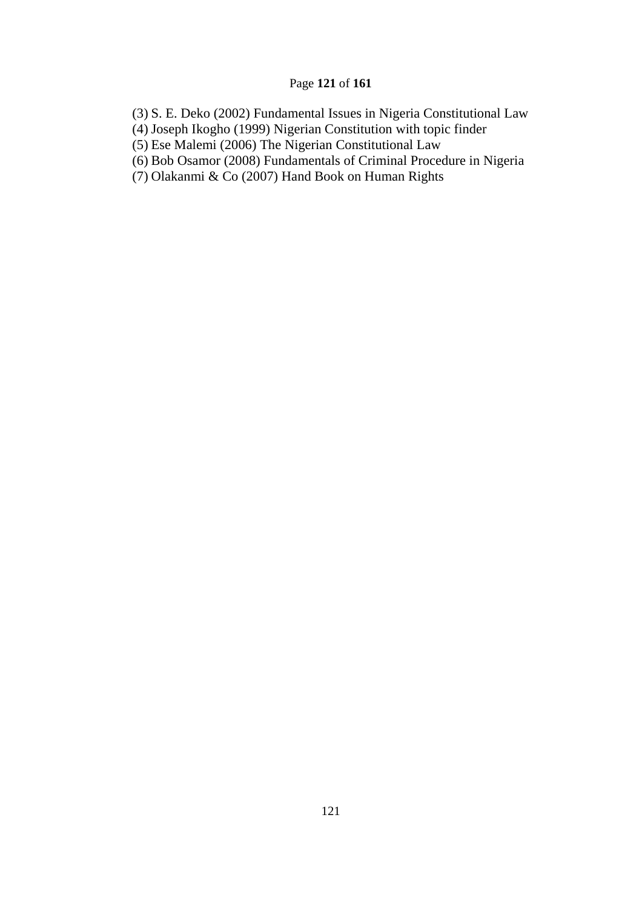(3) S. E. Deko (2002) Fundamental Issues in Nigeria Constitutional Law
(4) Joseph Ikogho (1999) Nigerian Constitution with topic finder
(5) Ese Malemi (2006) The Nigerian Constitutional Law
(6) Bob Osamor (2008) Fundamentals of Criminal Procedure in Nigeria
(7) Olakanmi & Co (2007) Hand Book on Human Rights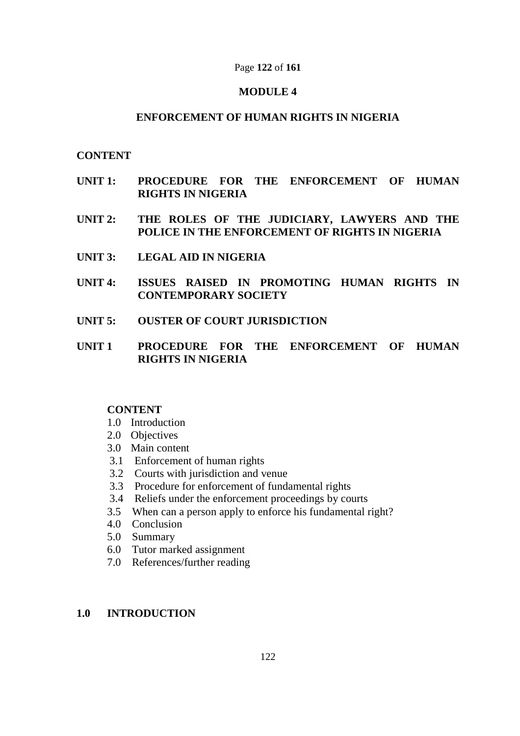# MODULE 4

## ENFORCEMENT OF HUMAN RIGHTS IN NIGERIA

**CONTENT**

**UNIT 1: PROCEDURE FOR THE ENFORCEMENT OF HUMAN RIGHTS IN NIGERIA**

**UNIT 2: THE ROLES OF THE JUDICIARY, LAWYERS AND THE POLICE IN THE ENFORCEMENT OF RIGHTS IN NIGERIA**

**UNIT 3: LEGAL AID IN NIGERIA**

**UNIT 4: ISSUES RAISED IN PROMOTING HUMAN RIGHTS IN CONTEMPORARY SOCIETY**

**UNIT 5: OUSTER OF COURT JURISDICTION**

## UNIT 1 PROCEDURE FOR THE ENFORCEMENT OF HUMAN RIGHTS IN NIGERIA

**CONTENT**

1.0 Introduction
2.0 Objectives
3.0 Main content
3.1 Enforcement of human rights
3.2 Courts with jurisdiction and venue
3.3 Procedure for enforcement of fundamental rights
3.4 Reliefs under the enforcement proceedings by courts
3.5 When can a person apply to enforce his fundamental right?
4.0 Conclusion
5.0 Summary
6.0 Tutor marked assignment
7.0 References/further reading

### 1.0 INTRODUCTION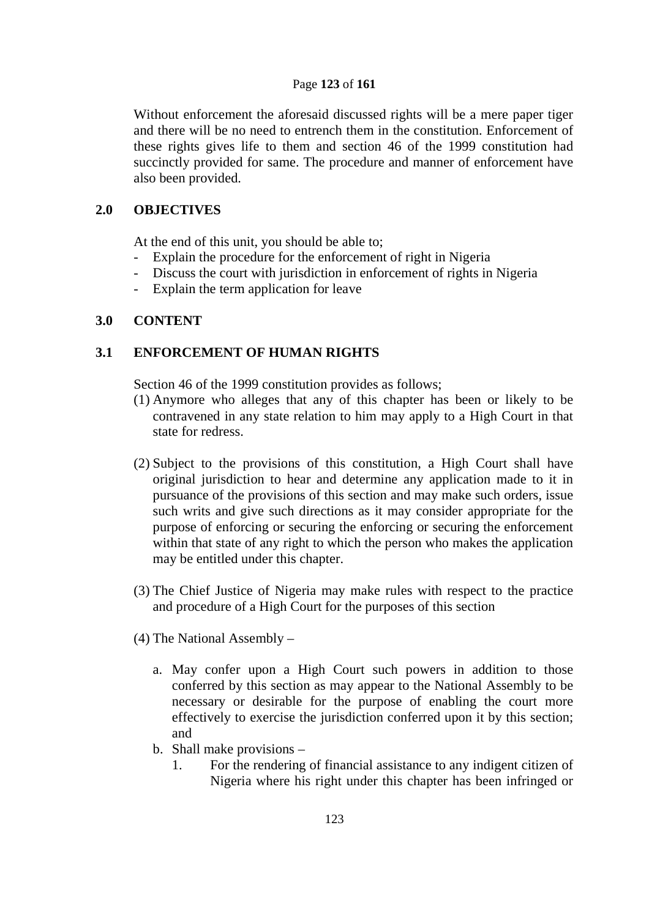Without enforcement the aforesaid discussed rights will be a mere paper tiger and there will be no need to entrench them in the constitution. Enforcement of these rights gives life to them and section 46 of the 1999 constitution had succinctly provided for same. The procedure and manner of enforcement have also been provided.

## 2.0 OBJECTIVES

At the end of this unit, you should be able to;

- Explain the procedure for the enforcement of right in Nigeria
- Discuss the court with jurisdiction in enforcement of rights in Nigeria
- Explain the term application for leave

## 3.0 CONTENT

### 3.1 ENFORCEMENT OF HUMAN RIGHTS

Section 46 of the 1999 constitution provides as follows;

(1) Anymore who alleges that any of this chapter has been or likely to be contravened in any state relation to him may apply to a High Court in that state for redress.

(2) Subject to the provisions of this constitution, a High Court shall have original jurisdiction to hear and determine any application made to it in pursuance of the provisions of this section and may make such orders, issue such writs and give such directions as it may consider appropriate for the purpose of enforcing or securing the enforcing or securing the enforcement within that state of any right to which the person who makes the application may be entitled under this chapter.

(3) The Chief Justice of Nigeria may make rules with respect to the practice and procedure of a High Court for the purposes of this section

(4) The National Assembly –

   a. May confer upon a High Court such powers in addition to those conferred by this section as may appear to the National Assembly to be necessary or desirable for the purpose of enabling the court more effectively to exercise the jurisdiction conferred upon it by this section; and
   b. Shall make provisions –
      1. For the rendering of financial assistance to any indigent citizen of Nigeria where his right under this chapter has been infringed or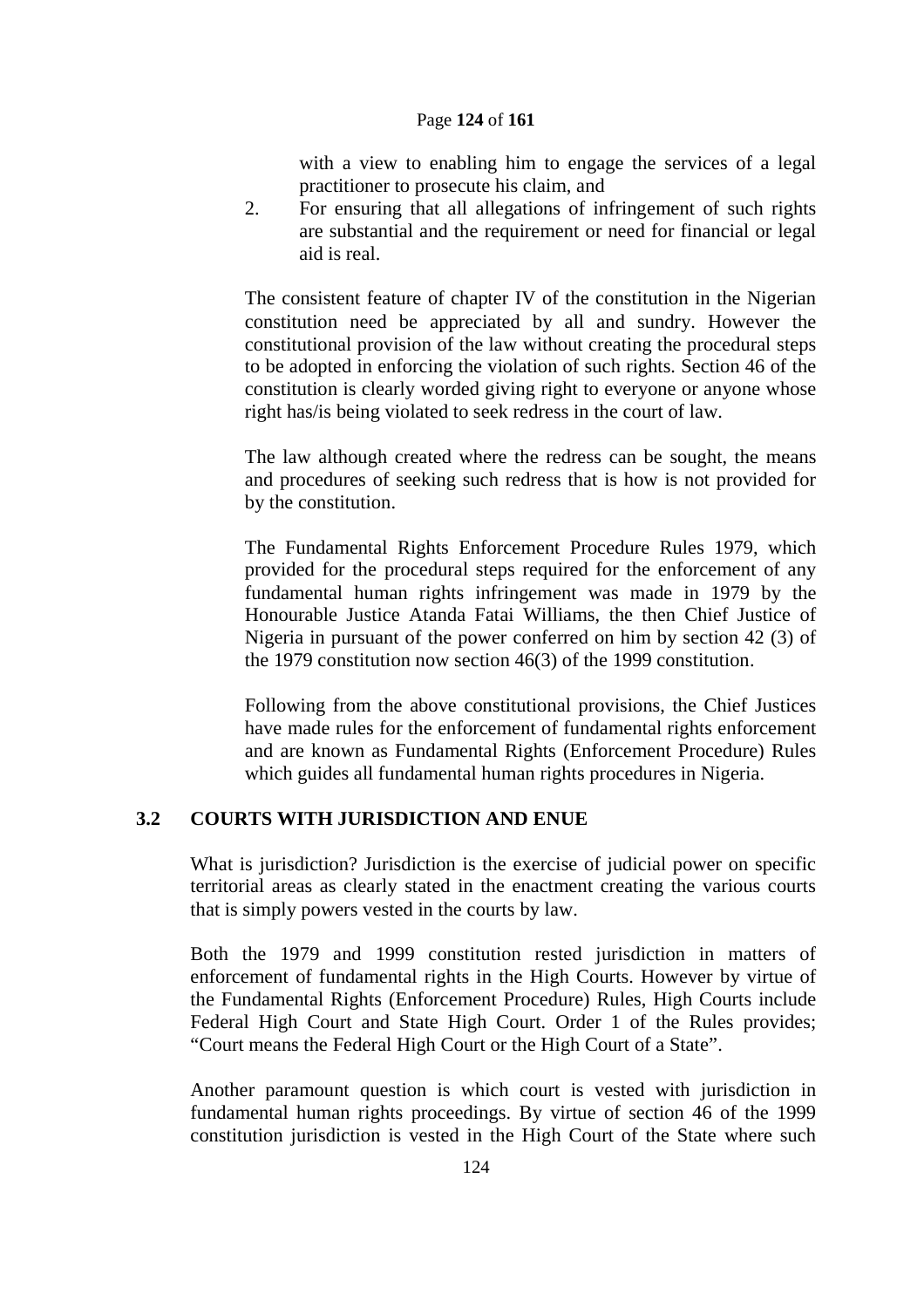with a view to enabling him to engage the services of a legal practitioner to prosecute his claim, and

2. For ensuring that all allegations of infringement of such rights are substantial and the requirement or need for financial or legal aid is real.

The consistent feature of chapter IV of the constitution in the Nigerian constitution need be appreciated by all and sundry. However the constitutional provision of the law without creating the procedural steps to be adopted in enforcing the violation of such rights. Section 46 of the constitution is clearly worded giving right to everyone or anyone whose right has/is being violated to seek redress in the court of law.

The law although created where the redress can be sought, the means and procedures of seeking such redress that is how is not provided for by the constitution.

The Fundamental Rights Enforcement Procedure Rules 1979, which provided for the procedural steps required for the enforcement of any fundamental human rights infringement was made in 1979 by the Honourable Justice Atanda Fatai Williams, the then Chief Justice of Nigeria in pursuant of the power conferred on him by section 42 (3) of the 1979 constitution now section 46(3) of the 1999 constitution.

Following from the above constitutional provisions, the Chief Justices have made rules for the enforcement of fundamental rights enforcement and are known as Fundamental Rights (Enforcement Procedure) Rules which guides all fundamental human rights procedures in Nigeria.

## 3.2 COURTS WITH JURISDICTION AND ENUE

What is jurisdiction? Jurisdiction is the exercise of judicial power on specific territorial areas as clearly stated in the enactment creating the various courts that is simply powers vested in the courts by law.

Both the 1979 and 1999 constitution rested jurisdiction in matters of enforcement of fundamental rights in the High Courts. However by virtue of the Fundamental Rights (Enforcement Procedure) Rules, High Courts include Federal High Court and State High Court. Order 1 of the Rules provides; "Court means the Federal High Court or the High Court of a State".

Another paramount question is which court is vested with jurisdiction in fundamental human rights proceedings. By virtue of section 46 of the 1999 constitution jurisdiction is vested in the High Court of the State where such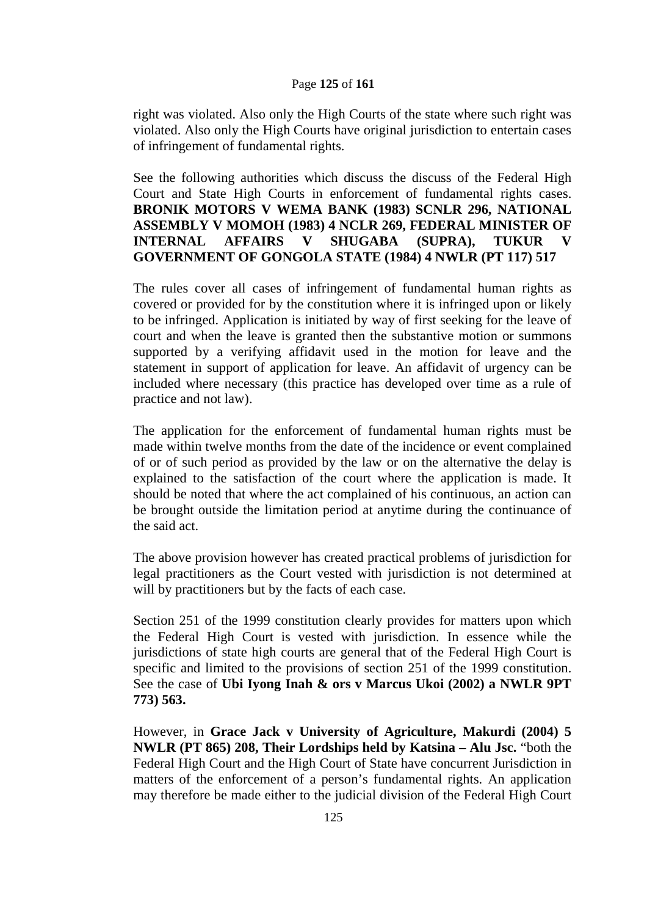right was violated. Also only the High Courts of the state where such right was violated. Also only the High Courts have original jurisdiction to entertain cases of infringement of fundamental rights.

See the following authorities which discuss the discuss of the Federal High Court and State High Courts in enforcement of fundamental rights cases. **BRONIK MOTORS V WEMA BANK (1983) SCNLR 296, NATIONAL ASSEMBLY V MOMOH (1983) 4 NCLR 269, FEDERAL MINISTER OF INTERNAL AFFAIRS V SHUGABA (SUPRA), TUKUR V GOVERNMENT OF GONGOLA STATE (1984) 4 NWLR (PT 117) 517**

The rules cover all cases of infringement of fundamental human rights as covered or provided for by the constitution where it is infringed upon or likely to be infringed. Application is initiated by way of first seeking for the leave of court and when the leave is granted then the substantive motion or summons supported by a verifying affidavit used in the motion for leave and the statement in support of application for leave. An affidavit of urgency can be included where necessary (this practice has developed over time as a rule of practice and not law).

The application for the enforcement of fundamental human rights must be made within twelve months from the date of the incidence or event complained of or of such period as provided by the law or on the alternative the delay is explained to the satisfaction of the court where the application is made. It should be noted that where the act complained of his continuous, an action can be brought outside the limitation period at anytime during the continuance of the said act.

The above provision however has created practical problems of jurisdiction for legal practitioners as the Court vested with jurisdiction is not determined at will by practitioners but by the facts of each case.

Section 251 of the 1999 constitution clearly provides for matters upon which the Federal High Court is vested with jurisdiction. In essence while the jurisdictions of state high courts are general that of the Federal High Court is specific and limited to the provisions of section 251 of the 1999 constitution. See the case of **Ubi Iyong Inah & ors v Marcus Ukoi (2002) a NWLR 9PT 773) 563.**

However, in **Grace Jack v University of Agriculture, Makurdi (2004) 5 NWLR (PT 865) 208, Their Lordships held by Katsina – Alu Jsc.** "both the Federal High Court and the High Court of State have concurrent Jurisdiction in matters of the enforcement of a person's fundamental rights. An application may therefore be made either to the judicial division of the Federal High Court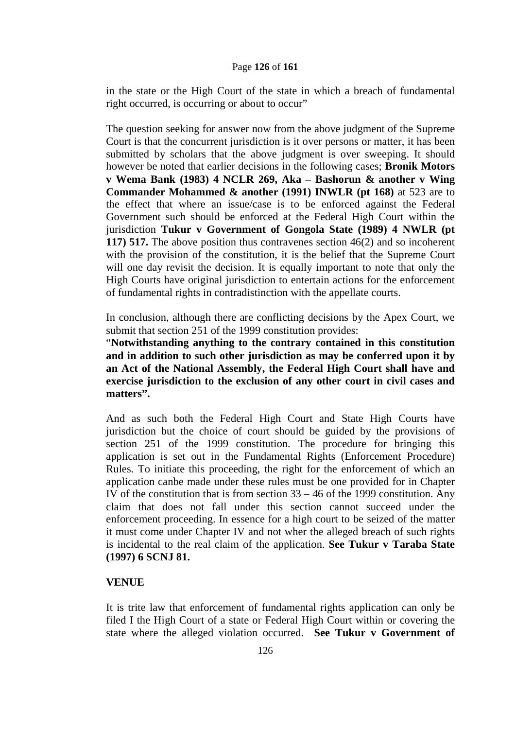in the state or the High Court of the state in which a breach of fundamental right occurred, is occurring or about to occur"

The question seeking for answer now from the above judgment of the Supreme Court is that the concurrent jurisdiction is it over persons or matter, it has been submitted by scholars that the above judgment is over sweeping. It should however be noted that earlier decisions in the following cases; **Bronik Motors v Wema Bank (1983) 4 NCLR 269, Aka – Bashorun & another v Wing Commander Mohammed & another (1991) INWLR (pt 168)** at 523 are to the effect that where an issue/case is to be enforced against the Federal Government such should be enforced at the Federal High Court within the jurisdiction **Tukur v Government of Gongola State (1989) 4 NWLR (pt 117) 517.** The above position thus contravenes section 46(2) and so incoherent with the provision of the constitution, it is the belief that the Supreme Court will one day revisit the decision. It is equally important to note that only the High Courts have original jurisdiction to entertain actions for the enforcement of fundamental rights in contradistinction with the appellate courts.

In conclusion, although there are conflicting decisions by the Apex Court, we submit that section 251 of the 1999 constitution provides:
"**Notwithstanding anything to the contrary contained in this constitution and in addition to such other jurisdiction as may be conferred upon it by an Act of the National Assembly, the Federal High Court shall have and exercise jurisdiction to the exclusion of any other court in civil cases and matters".**

And as such both the Federal High Court and State High Courts have jurisdiction but the choice of court should be guided by the provisions of section 251 of the 1999 constitution. The procedure for bringing this application is set out in the Fundamental Rights (Enforcement Procedure) Rules. To initiate this proceeding, the right for the enforcement of which an application canbe made under these rules must be one provided for in Chapter IV of the constitution that is from section 33 – 46 of the 1999 constitution. Any claim that does not fall under this section cannot succeed under the enforcement proceeding. In essence for a high court to be seized of the matter it must come under Chapter IV and not wher the alleged breach of such rights is incidental to the real claim of the application. **See Tukur v Taraba State (1997) 6 SCNJ 81.**

**VENUE**

It is trite law that enforcement of fundamental rights application can only be filed I the High Court of a state or Federal High Court within or covering the state where the alleged violation occurred. **See Tukur v Government of**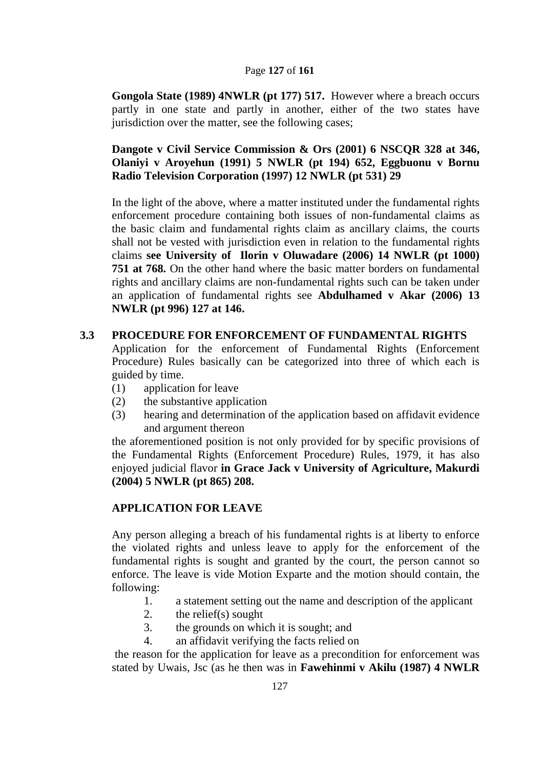**Gongola State (1989) 4NWLR (pt 177) 517.** However where a breach occurs partly in one state and partly in another, either of the two states have jurisdiction over the matter, see the following cases;

**Dangote v Civil Service Commission & Ors (2001) 6 NSCQR 328 at 346, Olaniyi v Aroyehun (1991) 5 NWLR (pt 194) 652, Eggbuonu v Bornu Radio Television Corporation (1997) 12 NWLR (pt 531) 29**

In the light of the above, where a matter instituted under the fundamental rights enforcement procedure containing both issues of non-fundamental claims as the basic claim and fundamental rights claim as ancillary claims, the courts shall not be vested with jurisdiction even in relation to the fundamental rights claims **see University of Ilorin v Oluwadare (2006) 14 NWLR (pt 1000) 751 at 768.** On the other hand where the basic matter borders on fundamental rights and ancillary claims are non-fundamental rights such can be taken under an application of fundamental rights see **Abdulhamed v Akar (2006) 13 NWLR (pt 996) 127 at 146.**

## 3.3 PROCEDURE FOR ENFORCEMENT OF FUNDAMENTAL RIGHTS

Application for the enforcement of Fundamental Rights (Enforcement Procedure) Rules basically can be categorized into three of which each is guided by time.

(1) application for leave
(2) the substantive application
(3) hearing and determination of the application based on affidavit evidence and argument thereon

the aforementioned position is not only provided for by specific provisions of the Fundamental Rights (Enforcement Procedure) Rules, 1979, it has also enjoyed judicial flavor **in Grace Jack v University of Agriculture, Makurdi (2004) 5 NWLR (pt 865) 208.**

### APPLICATION FOR LEAVE

Any person alleging a breach of his fundamental rights is at liberty to enforce the violated rights and unless leave to apply for the enforcement of the fundamental rights is sought and granted by the court, the person cannot so enforce. The leave is vide Motion Exparte and the motion should contain, the following:

1. a statement setting out the name and description of the applicant
2. the relief(s) sought
3. the grounds on which it is sought; and
4. an affidavit verifying the facts relied on

the reason for the application for leave as a precondition for enforcement was stated by Uwais, Jsc (as he then was in **Fawehinmi v Akilu (1987) 4 NWLR**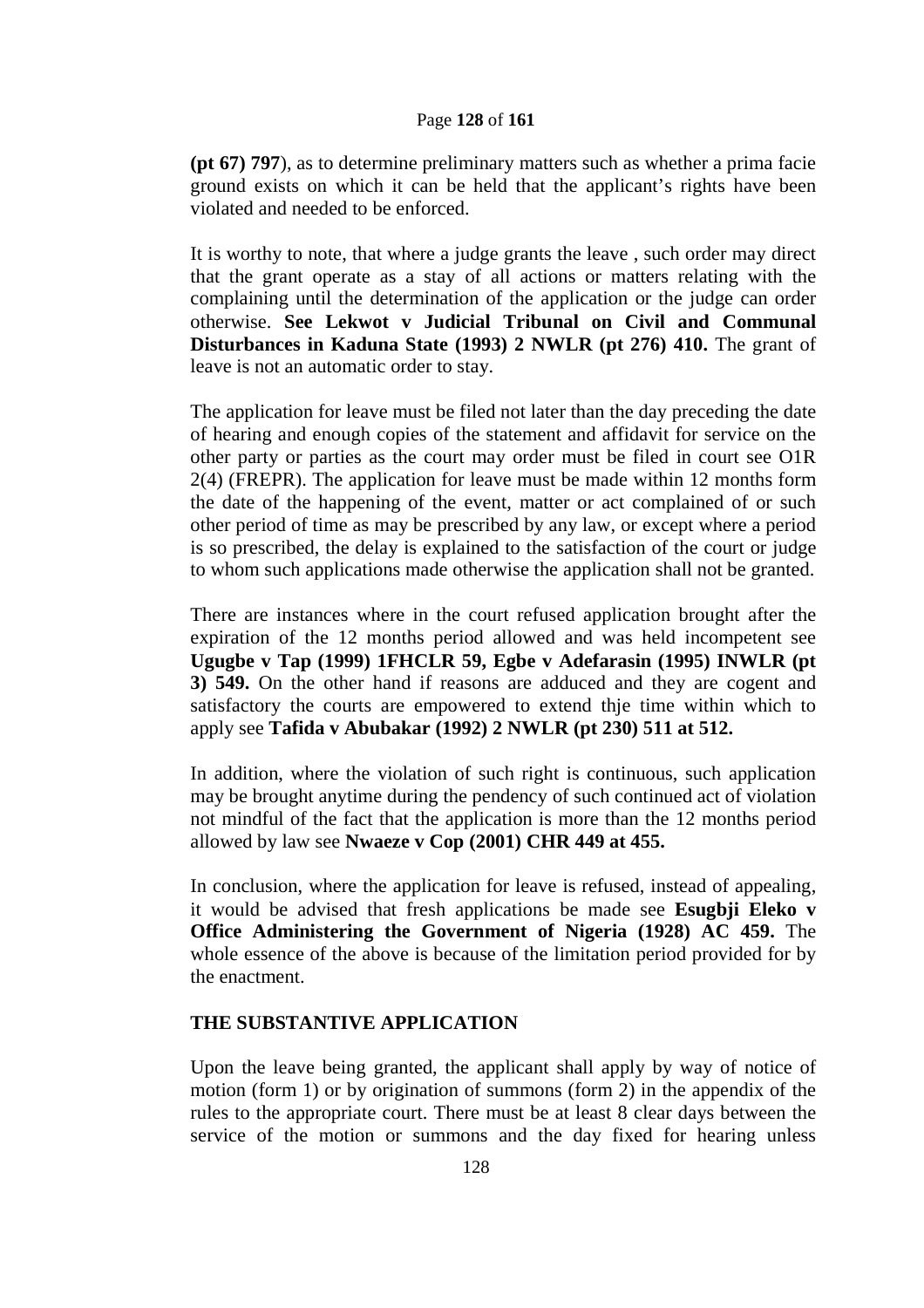**(pt 67) 797**), as to determine preliminary matters such as whether a prima facie ground exists on which it can be held that the applicant's rights have been violated and needed to be enforced.

It is worthy to note, that where a judge grants the leave , such order may direct that the grant operate as a stay of all actions or matters relating with the complaining until the determination of the application or the judge can order otherwise. **See Lekwot v Judicial Tribunal on Civil and Communal Disturbances in Kaduna State (1993) 2 NWLR (pt 276) 410.** The grant of leave is not an automatic order to stay.

The application for leave must be filed not later than the day preceding the date of hearing and enough copies of the statement and affidavit for service on the other party or parties as the court may order must be filed in court see O1R 2(4) (FREPR). The application for leave must be made within 12 months form the date of the happening of the event, matter or act complained of or such other period of time as may be prescribed by any law, or except where a period is so prescribed, the delay is explained to the satisfaction of the court or judge to whom such applications made otherwise the application shall not be granted.

There are instances where in the court refused application brought after the expiration of the 12 months period allowed and was held incompetent see **Ugugbe v Tap (1999) 1FHCLR 59, Egbe v Adefarasin (1995) INWLR (pt 3) 549.** On the other hand if reasons are adduced and they are cogent and satisfactory the courts are empowered to extend thje time within which to apply see **Tafida v Abubakar (1992) 2 NWLR (pt 230) 511 at 512.**

In addition, where the violation of such right is continuous, such application may be brought anytime during the pendency of such continued act of violation not mindful of the fact that the application is more than the 12 months period allowed by law see **Nwaeze v Cop (2001) CHR 449 at 455.**

In conclusion, where the application for leave is refused, instead of appealing, it would be advised that fresh applications be made see **Esugbji Eleko v Office Administering the Government of Nigeria (1928) AC 459.** The whole essence of the above is because of the limitation period provided for by the enactment.

**THE SUBSTANTIVE APPLICATION**

Upon the leave being granted, the applicant shall apply by way of notice of motion (form 1) or by origination of summons (form 2) in the appendix of the rules to the appropriate court. There must be at least 8 clear days between the service of the motion or summons and the day fixed for hearing unless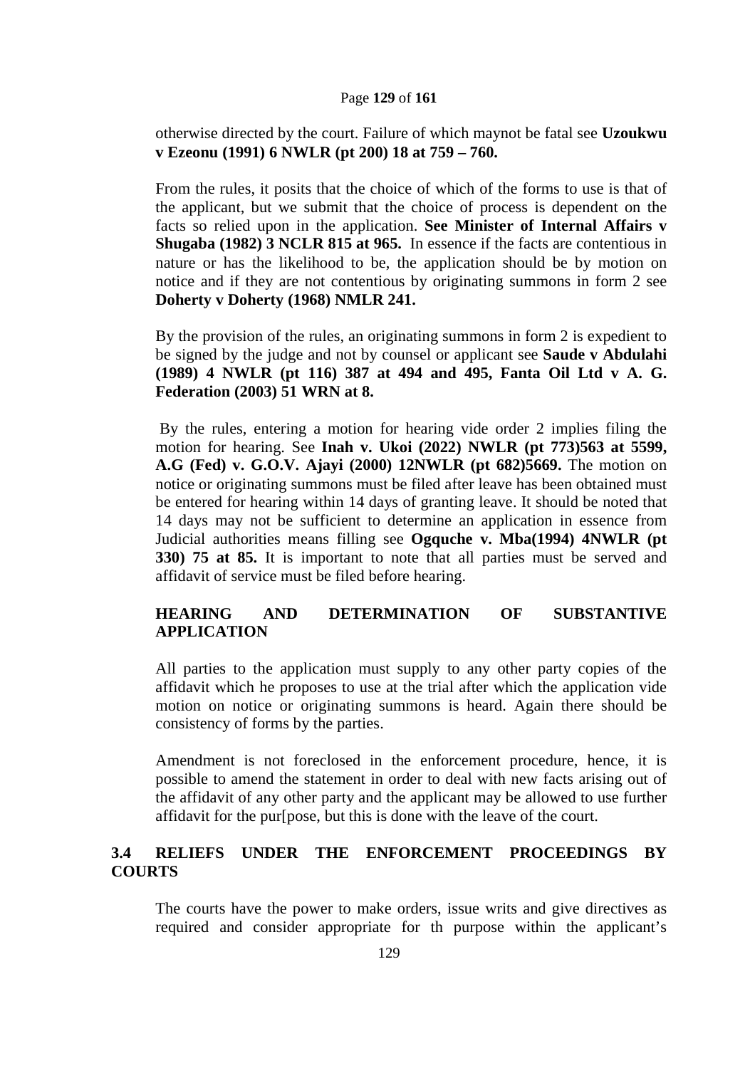otherwise directed by the court. Failure of which maynot be fatal see **Uzoukwu v Ezeonu (1991) 6 NWLR (pt 200) 18 at 759 – 760.**

From the rules, it posits that the choice of which of the forms to use is that of the applicant, but we submit that the choice of process is dependent on the facts so relied upon in the application. **See Minister of Internal Affairs v Shugaba (1982) 3 NCLR 815 at 965.** In essence if the facts are contentious in nature or has the likelihood to be, the application should be by motion on notice and if they are not contentious by originating summons in form 2 see **Doherty v Doherty (1968) NMLR 241.**

By the provision of the rules, an originating summons in form 2 is expedient to be signed by the judge and not by counsel or applicant see **Saude v Abdulahi (1989) 4 NWLR (pt 116) 387 at 494 and 495, Fanta Oil Ltd v A. G. Federation (2003) 51 WRN at 8.**

By the rules, entering a motion for hearing vide order 2 implies filing the motion for hearing. See **Inah v. Ukoi (2022) NWLR (pt 773)563 at 5599, A.G (Fed) v. G.O.V. Ajayi (2000) 12NWLR (pt 682)5669.** The motion on notice or originating summons must be filed after leave has been obtained must be entered for hearing within 14 days of granting leave. It should be noted that 14 days may not be sufficient to determine an application in essence from Judicial authorities means filling see **Ogquche v. Mba(1994) 4NWLR (pt 330) 75 at 85.** It is important to note that all parties must be served and affidavit of service must be filed before hearing.

**HEARING AND DETERMINATION OF SUBSTANTIVE APPLICATION**

All parties to the application must supply to any other party copies of the affidavit which he proposes to use at the trial after which the application vide motion on notice or originating summons is heard. Again there should be consistency of forms by the parties.

Amendment is not foreclosed in the enforcement procedure, hence, it is possible to amend the statement in order to deal with new facts arising out of the affidavit of any other party and the applicant may be allowed to use further affidavit for the pur[pose, but this is done with the leave of the court.

## 3.4 RELIEFS UNDER THE ENFORCEMENT PROCEEDINGS BY COURTS

The courts have the power to make orders, issue writs and give directives as required and consider appropriate for th purpose within the applicant's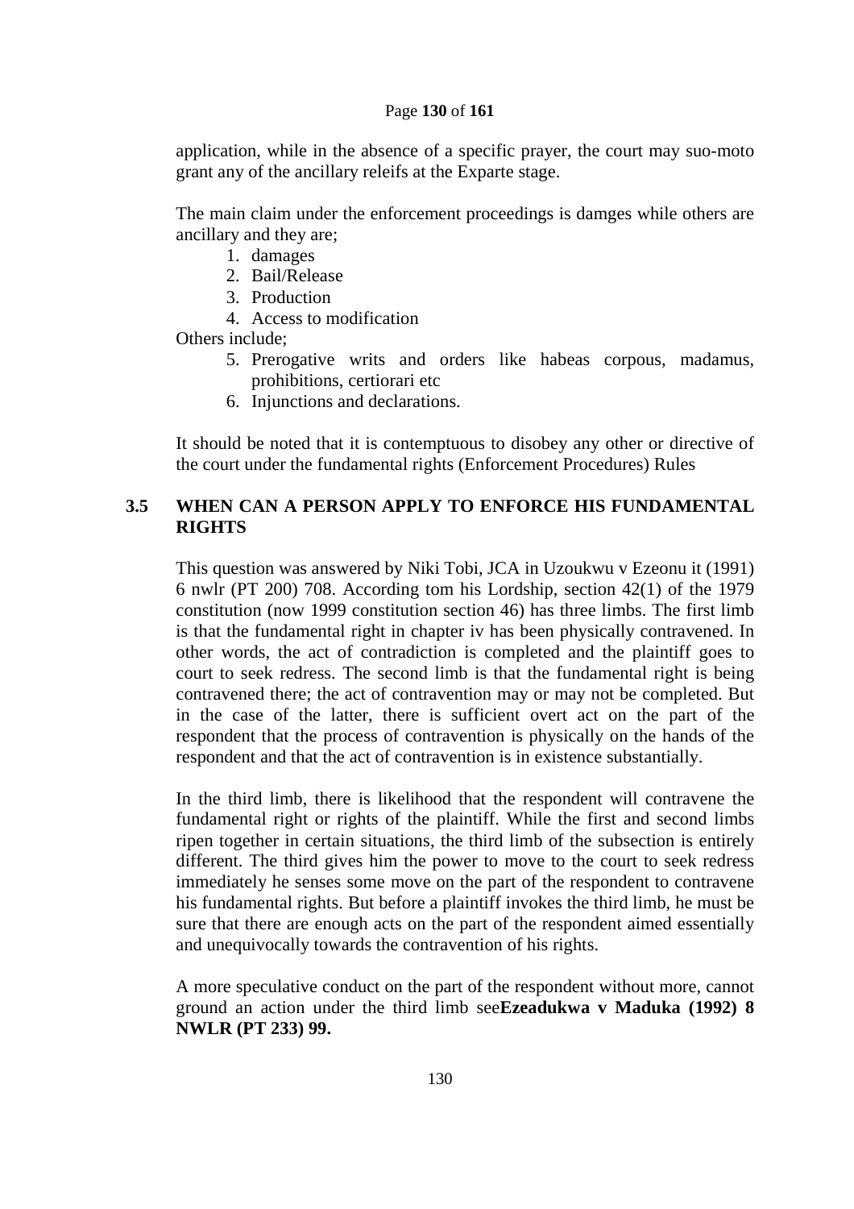application, while in the absence of a specific prayer, the court may suo-moto grant any of the ancillary releifs at the Exparte stage.

The main claim under the enforcement proceedings is damges while others are ancillary and they are;

1. damages
2. Bail/Release
3. Production
4. Access to modification

Others include;

5. Prerogative writs and orders like habeas corpous, madamus, prohibitions, certiorari etc
6. Injunctions and declarations.

It should be noted that it is contemptuous to disobey any other or directive of the court under the fundamental rights (Enforcement Procedures) Rules

## 3.5 WHEN CAN A PERSON APPLY TO ENFORCE HIS FUNDAMENTAL RIGHTS

This question was answered by Niki Tobi, JCA in Uzoukwu v Ezeonu it (1991) 6 nwlr (PT 200) 708. According tom his Lordship, section 42(1) of the 1979 constitution (now 1999 constitution section 46) has three limbs. The first limb is that the fundamental right in chapter iv has been physically contravened. In other words, the act of contradiction is completed and the plaintiff goes to court to seek redress. The second limb is that the fundamental right is being contravened there; the act of contravention may or may not be completed. But in the case of the latter, there is sufficient overt act on the part of the respondent that the process of contravention is physically on the hands of the respondent and that the act of contravention is in existence substantially.

In the third limb, there is likelihood that the respondent will contravene the fundamental right or rights of the plaintiff. While the first and second limbs ripen together in certain situations, the third limb of the subsection is entirely different. The third gives him the power to move to the court to seek redress immediately he senses some move on the part of the respondent to contravene his fundamental rights. But before a plaintiff invokes the third limb, he must be sure that there are enough acts on the part of the respondent aimed essentially and unequivocally towards the contravention of his rights.

A more speculative conduct on the part of the respondent without more, cannot ground an action under the third limb see**Ezeadukwa v Maduka (1992) 8 NWLR (PT 233) 99.**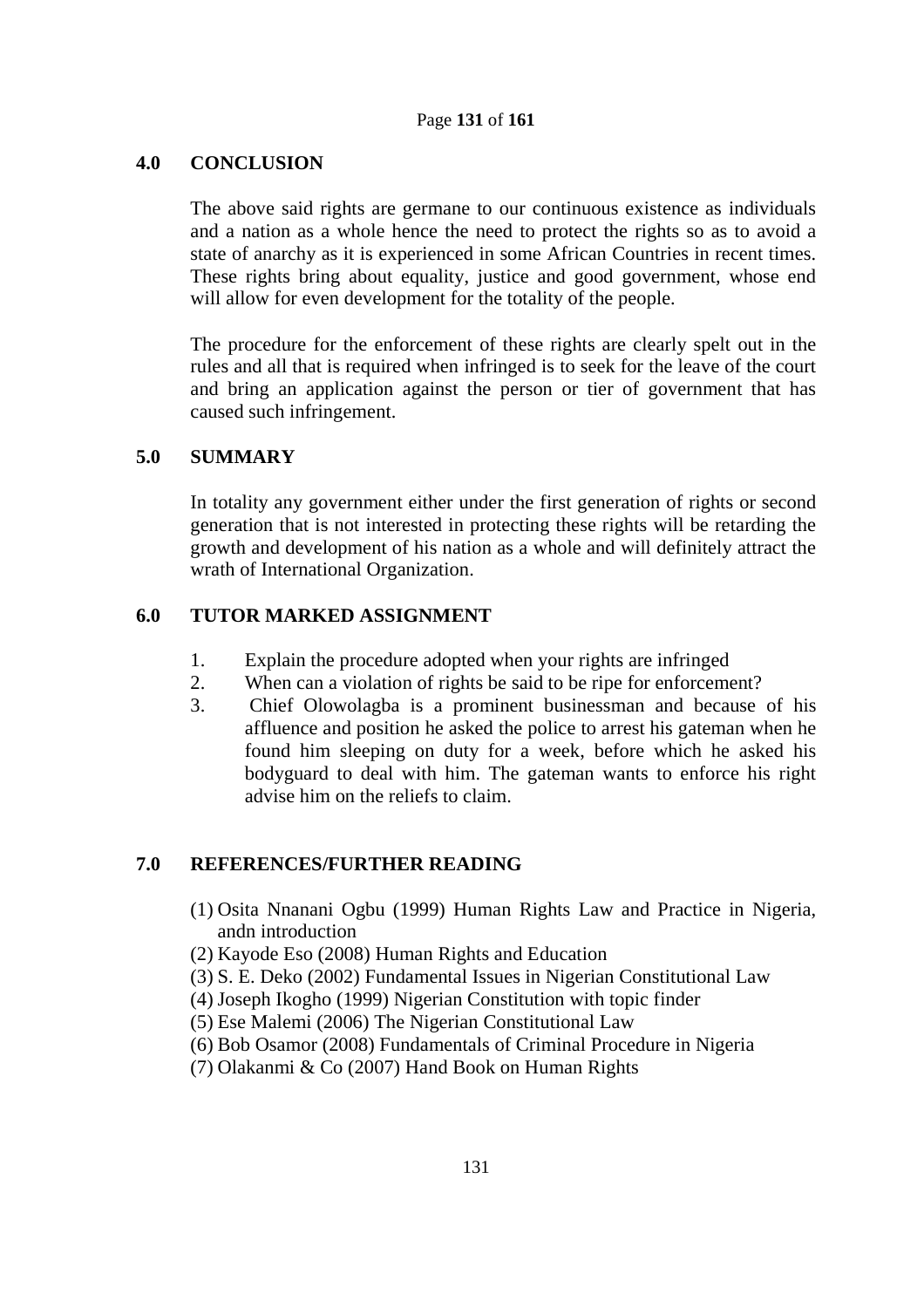## 4.0 CONCLUSION

The above said rights are germane to our continuous existence as individuals and a nation as a whole hence the need to protect the rights so as to avoid a state of anarchy as it is experienced in some African Countries in recent times. These rights bring about equality, justice and good government, whose end will allow for even development for the totality of the people.

The procedure for the enforcement of these rights are clearly spelt out in the rules and all that is required when infringed is to seek for the leave of the court and bring an application against the person or tier of government that has caused such infringement.

## 5.0 SUMMARY

In totality any government either under the first generation of rights or second generation that is not interested in protecting these rights will be retarding the growth and development of his nation as a whole and will definitely attract the wrath of International Organization.

## 6.0 TUTOR MARKED ASSIGNMENT

1. Explain the procedure adopted when your rights are infringed
2. When can a violation of rights be said to be ripe for enforcement?
3. Chief Olowolagba is a prominent businessman and because of his affluence and position he asked the police to arrest his gateman when he found him sleeping on duty for a week, before which he asked his bodyguard to deal with him. The gateman wants to enforce his right advise him on the reliefs to claim.

## 7.0 REFERENCES/FURTHER READING

(1) Osita Nnanani Ogbu (1999) Human Rights Law and Practice in Nigeria, andn introduction
(2) Kayode Eso (2008) Human Rights and Education
(3) S. E. Deko (2002) Fundamental Issues in Nigerian Constitutional Law
(4) Joseph Ikogho (1999) Nigerian Constitution with topic finder
(5) Ese Malemi (2006) The Nigerian Constitutional Law
(6) Bob Osamor (2008) Fundamentals of Criminal Procedure in Nigeria
(7) Olakanmi & Co (2007) Hand Book on Human Rights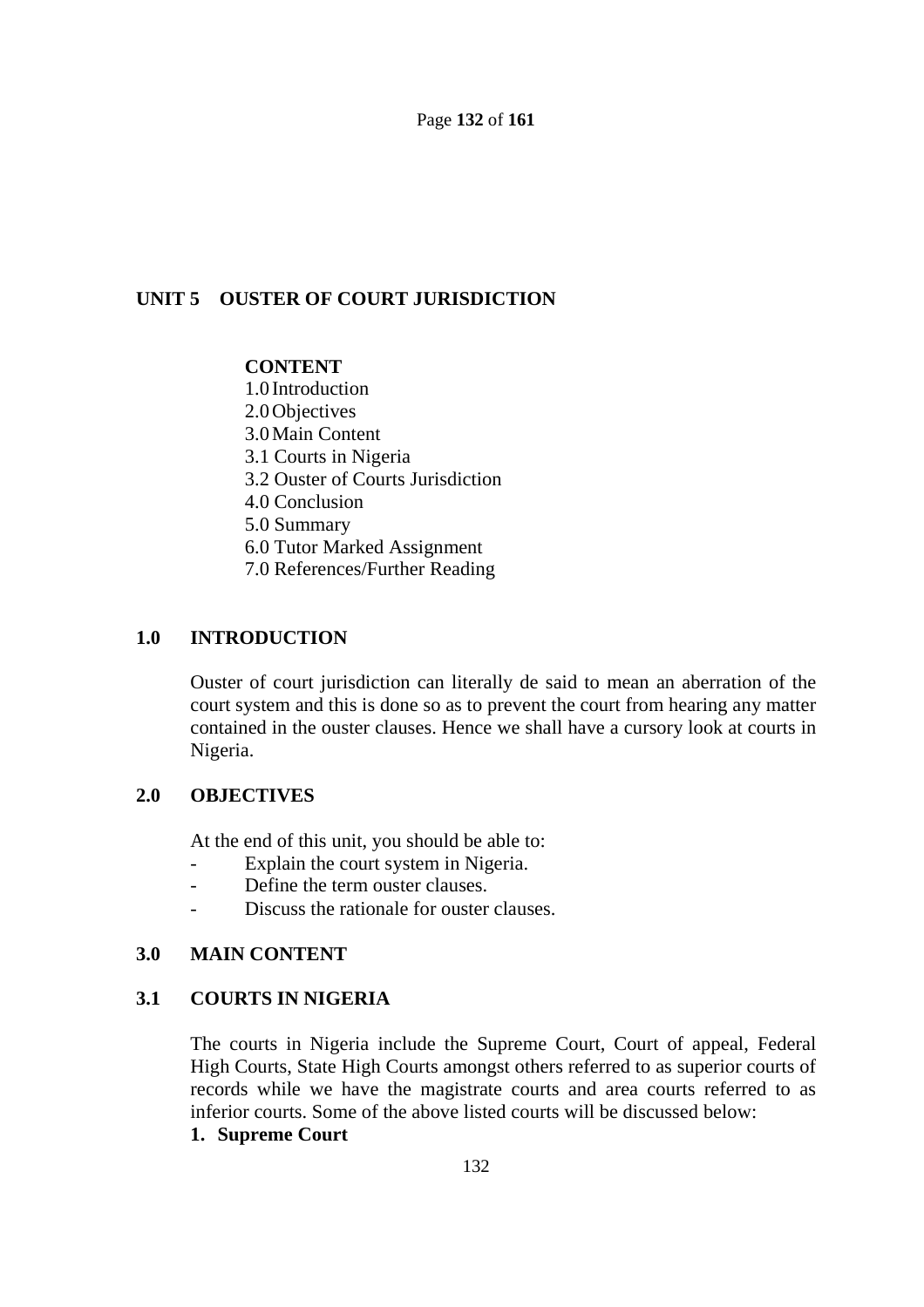## UNIT 5 OUSTER OF COURT JURISDICTION

**CONTENT**

1.0 Introduction
2.0 Objectives
3.0 Main Content
3.1 Courts in Nigeria
3.2 Ouster of Courts Jurisdiction
4.0 Conclusion
5.0 Summary
6.0 Tutor Marked Assignment
7.0 References/Further Reading

### 1.0 INTRODUCTION

Ouster of court jurisdiction can literally de said to mean an aberration of the court system and this is done so as to prevent the court from hearing any matter contained in the ouster clauses. Hence we shall have a cursory look at courts in Nigeria.

### 2.0 OBJECTIVES

At the end of this unit, you should be able to:

- Explain the court system in Nigeria.
- Define the term ouster clauses.
- Discuss the rationale for ouster clauses.

### 3.0 MAIN CONTENT

### 3.1 COURTS IN NIGERIA

The courts in Nigeria include the Supreme Court, Court of appeal, Federal High Courts, State High Courts amongst others referred to as superior courts of records while we have the magistrate courts and area courts referred to as inferior courts. Some of the above listed courts will be discussed below:

**1. Supreme Court**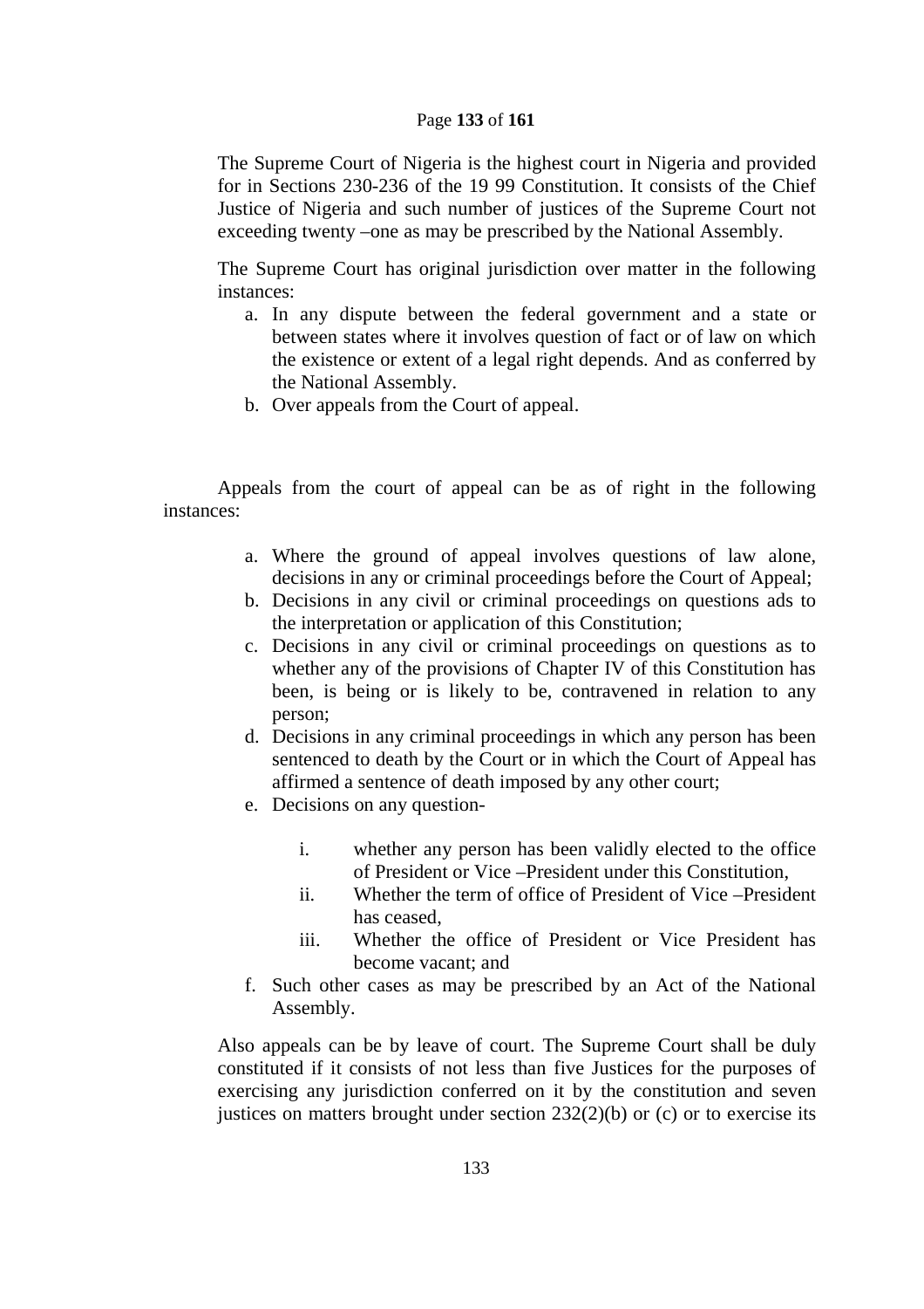The Supreme Court of Nigeria is the highest court in Nigeria and provided for in Sections 230-236 of the 19 99 Constitution. It consists of the Chief Justice of Nigeria and such number of justices of the Supreme Court not exceeding twenty –one as may be prescribed by the National Assembly.

The Supreme Court has original jurisdiction over matter in the following instances:

a. In any dispute between the federal government and a state or between states where it involves question of fact or of law on which the existence or extent of a legal right depends. And as conferred by the National Assembly.
b. Over appeals from the Court of appeal.

Appeals from the court of appeal can be as of right in the following instances:

a. Where the ground of appeal involves questions of law alone, decisions in any or criminal proceedings before the Court of Appeal;
b. Decisions in any civil or criminal proceedings on questions ads to the interpretation or application of this Constitution;
c. Decisions in any civil or criminal proceedings on questions as to whether any of the provisions of Chapter IV of this Constitution has been, is being or is likely to be, contravened in relation to any person;
d. Decisions in any criminal proceedings in which any person has been sentenced to death by the Court or in which the Court of Appeal has affirmed a sentence of death imposed by any other court;
e. Decisions on any question-
   i. whether any person has been validly elected to the office of President or Vice –President under this Constitution,
   ii. Whether the term of office of President of Vice –President has ceased,
   iii. Whether the office of President or Vice President has become vacant; and
f. Such other cases as may be prescribed by an Act of the National Assembly.

Also appeals can be by leave of court. The Supreme Court shall be duly constituted if it consists of not less than five Justices for the purposes of exercising any jurisdiction conferred on it by the constitution and seven justices on matters brought under section 232(2)(b) or (c) or to exercise its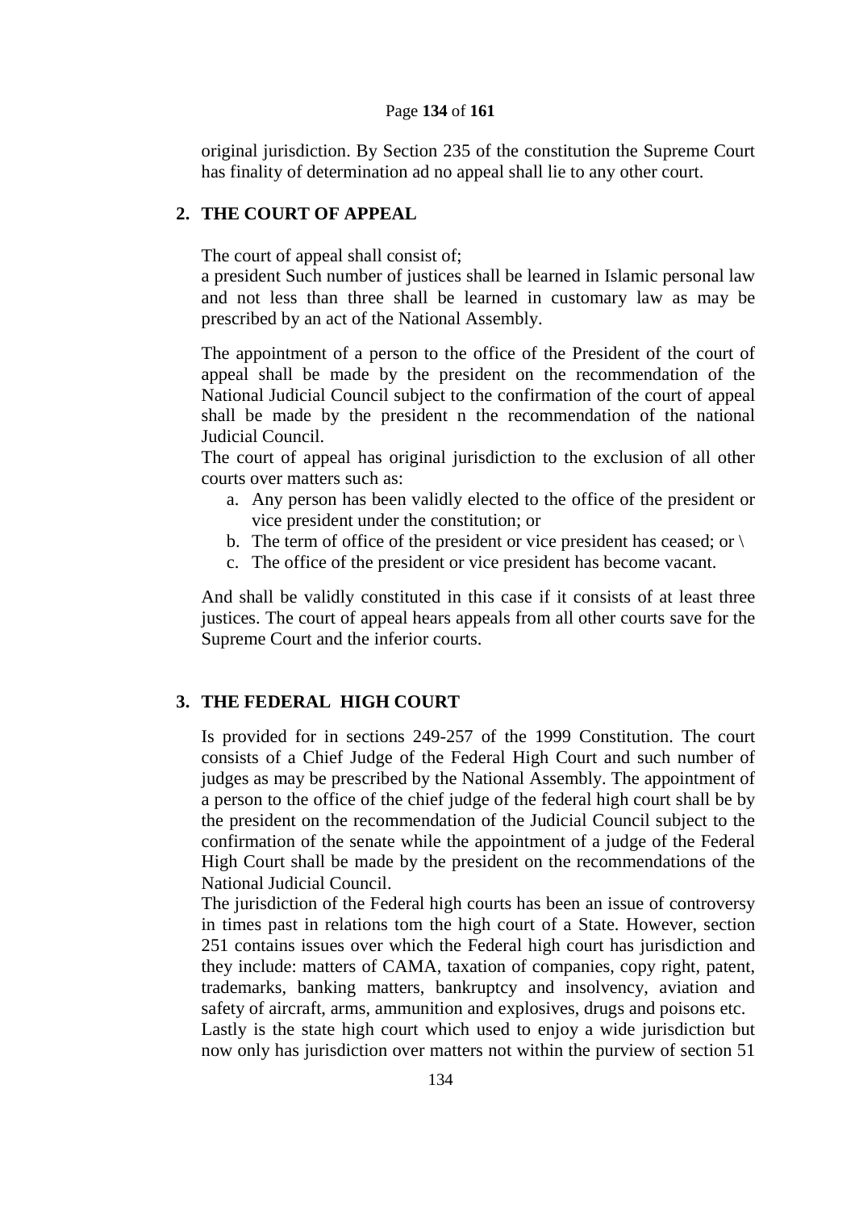original jurisdiction. By Section 235 of the constitution the Supreme Court has finality of determination ad no appeal shall lie to any other court.

## 2. THE COURT OF APPEAL

The court of appeal shall consist of;

a president Such number of justices shall be learned in Islamic personal law and not less than three shall be learned in customary law as may be prescribed by an act of the National Assembly.

The appointment of a person to the office of the President of the court of appeal shall be made by the president on the recommendation of the National Judicial Council subject to the confirmation of the court of appeal shall be made by the president n the recommendation of the national Judicial Council.

The court of appeal has original jurisdiction to the exclusion of all other courts over matters such as:

a. Any person has been validly elected to the office of the president or vice president under the constitution; or
b. The term of office of the president or vice president has ceased; or \
c. The office of the president or vice president has become vacant.

And shall be validly constituted in this case if it consists of at least three justices. The court of appeal hears appeals from all other courts save for the Supreme Court and the inferior courts.

## 3. THE FEDERAL HIGH COURT

Is provided for in sections 249-257 of the 1999 Constitution. The court consists of a Chief Judge of the Federal High Court and such number of judges as may be prescribed by the National Assembly. The appointment of a person to the office of the chief judge of the federal high court shall be by the president on the recommendation of the Judicial Council subject to the confirmation of the senate while the appointment of a judge of the Federal High Court shall be made by the president on the recommendations of the National Judicial Council.

The jurisdiction of the Federal high courts has been an issue of controversy in times past in relations tom the high court of a State. However, section 251 contains issues over which the Federal high court has jurisdiction and they include: matters of CAMA, taxation of companies, copy right, patent, trademarks, banking matters, bankruptcy and insolvency, aviation and safety of aircraft, arms, ammunition and explosives, drugs and poisons etc.

Lastly is the state high court which used to enjoy a wide jurisdiction but now only has jurisdiction over matters not within the purview of section 51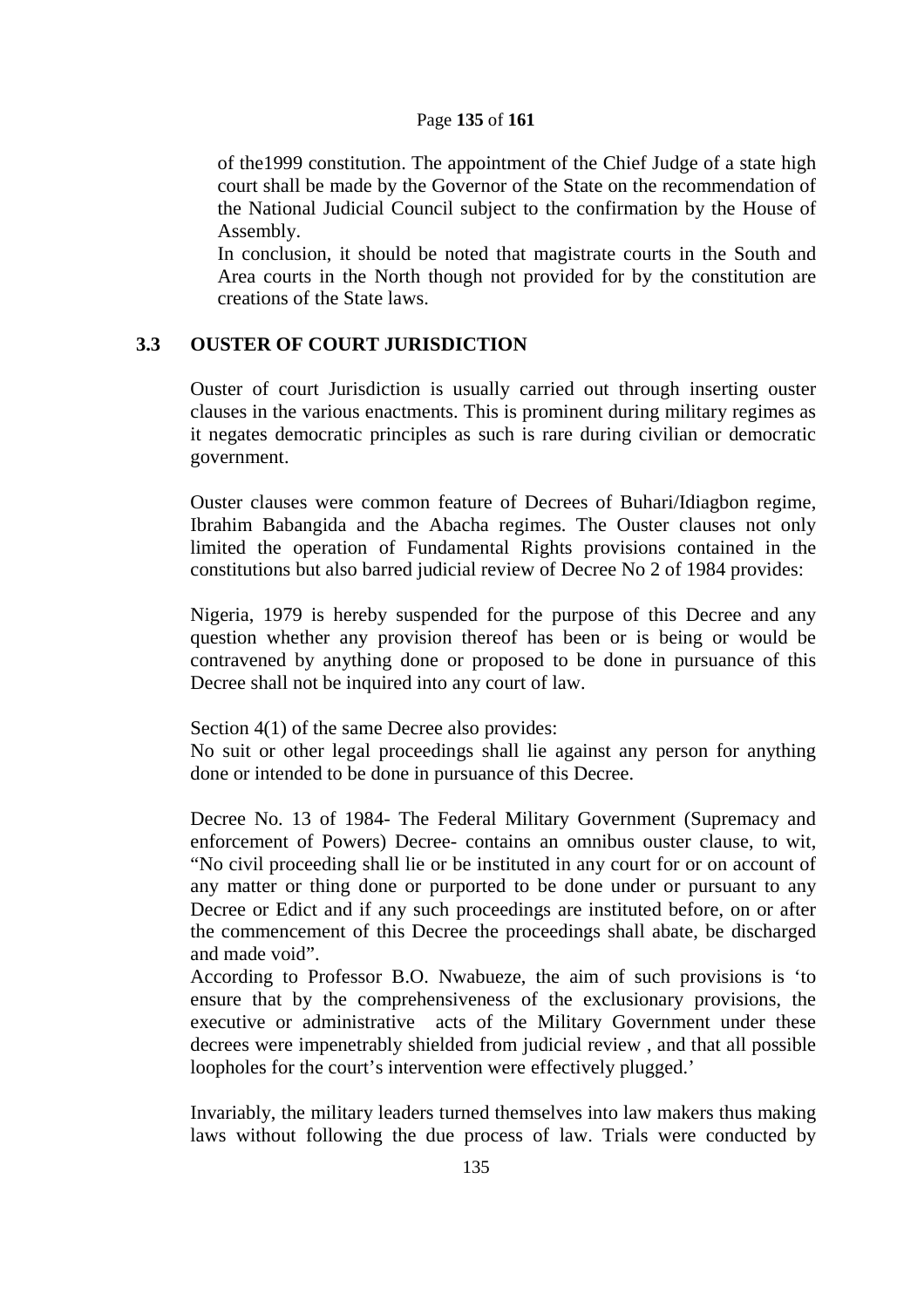of the1999 constitution. The appointment of the Chief Judge of a state high court shall be made by the Governor of the State on the recommendation of the National Judicial Council subject to the confirmation by the House of Assembly.

In conclusion, it should be noted that magistrate courts in the South and Area courts in the North though not provided for by the constitution are creations of the State laws.

## 3.3 OUSTER OF COURT JURISDICTION

Ouster of court Jurisdiction is usually carried out through inserting ouster clauses in the various enactments. This is prominent during military regimes as it negates democratic principles as such is rare during civilian or democratic government.

Ouster clauses were common feature of Decrees of Buhari/Idiagbon regime, Ibrahim Babangida and the Abacha regimes. The Ouster clauses not only limited the operation of Fundamental Rights provisions contained in the constitutions but also barred judicial review of Decree No 2 of 1984 provides:

Nigeria, 1979 is hereby suspended for the purpose of this Decree and any question whether any provision thereof has been or is being or would be contravened by anything done or proposed to be done in pursuance of this Decree shall not be inquired into any court of law.

Section 4(1) of the same Decree also provides:

No suit or other legal proceedings shall lie against any person for anything done or intended to be done in pursuance of this Decree.

Decree No. 13 of 1984- The Federal Military Government (Supremacy and enforcement of Powers) Decree- contains an omnibus ouster clause, to wit, "No civil proceeding shall lie or be instituted in any court for or on account of any matter or thing done or purported to be done under or pursuant to any Decree or Edict and if any such proceedings are instituted before, on or after the commencement of this Decree the proceedings shall abate, be discharged and made void".

According to Professor B.O. Nwabueze, the aim of such provisions is 'to ensure that by the comprehensiveness of the exclusionary provisions, the executive or administrative acts of the Military Government under these decrees were impenetrably shielded from judicial review , and that all possible loopholes for the court's intervention were effectively plugged.'

Invariably, the military leaders turned themselves into law makers thus making laws without following the due process of law. Trials were conducted by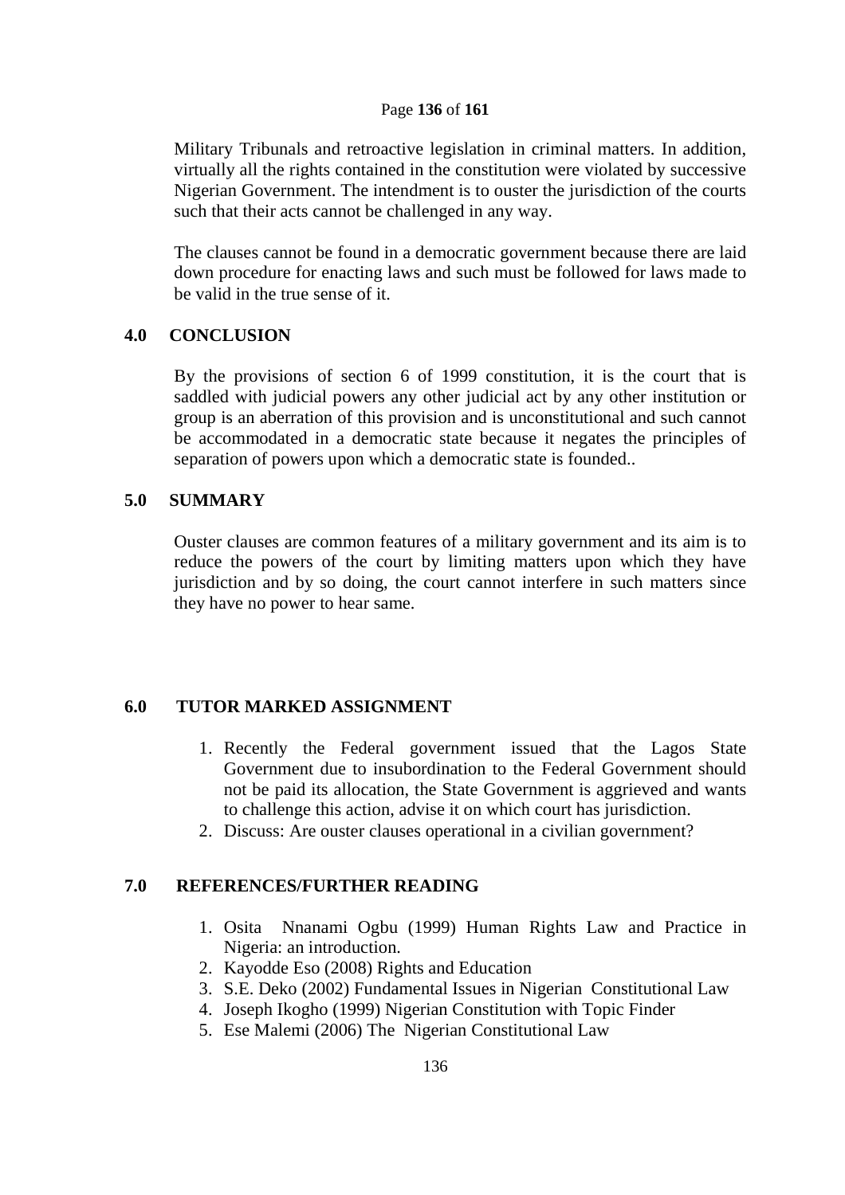Military Tribunals and retroactive legislation in criminal matters. In addition, virtually all the rights contained in the constitution were violated by successive Nigerian Government. The intendment is to ouster the jurisdiction of the courts such that their acts cannot be challenged in any way.

The clauses cannot be found in a democratic government because there are laid down procedure for enacting laws and such must be followed for laws made to be valid in the true sense of it.

## 4.0 CONCLUSION

By the provisions of section 6 of 1999 constitution, it is the court that is saddled with judicial powers any other judicial act by any other institution or group is an aberration of this provision and is unconstitutional and such cannot be accommodated in a democratic state because it negates the principles of separation of powers upon which a democratic state is founded..

## 5.0 SUMMARY

Ouster clauses are common features of a military government and its aim is to reduce the powers of the court by limiting matters upon which they have jurisdiction and by so doing, the court cannot interfere in such matters since they have no power to hear same.

## 6.0 TUTOR MARKED ASSIGNMENT

1. Recently the Federal government issued that the Lagos State Government due to insubordination to the Federal Government should not be paid its allocation, the State Government is aggrieved and wants to challenge this action, advise it on which court has jurisdiction.
2. Discuss: Are ouster clauses operational in a civilian government?

## 7.0 REFERENCES/FURTHER READING

1. Osita Nnanami Ogbu (1999) Human Rights Law and Practice in Nigeria: an introduction.
2. Kayodde Eso (2008) Rights and Education
3. S.E. Deko (2002) Fundamental Issues in Nigerian Constitutional Law
4. Joseph Ikogho (1999) Nigerian Constitution with Topic Finder
5. Ese Malemi (2006) The Nigerian Constitutional Law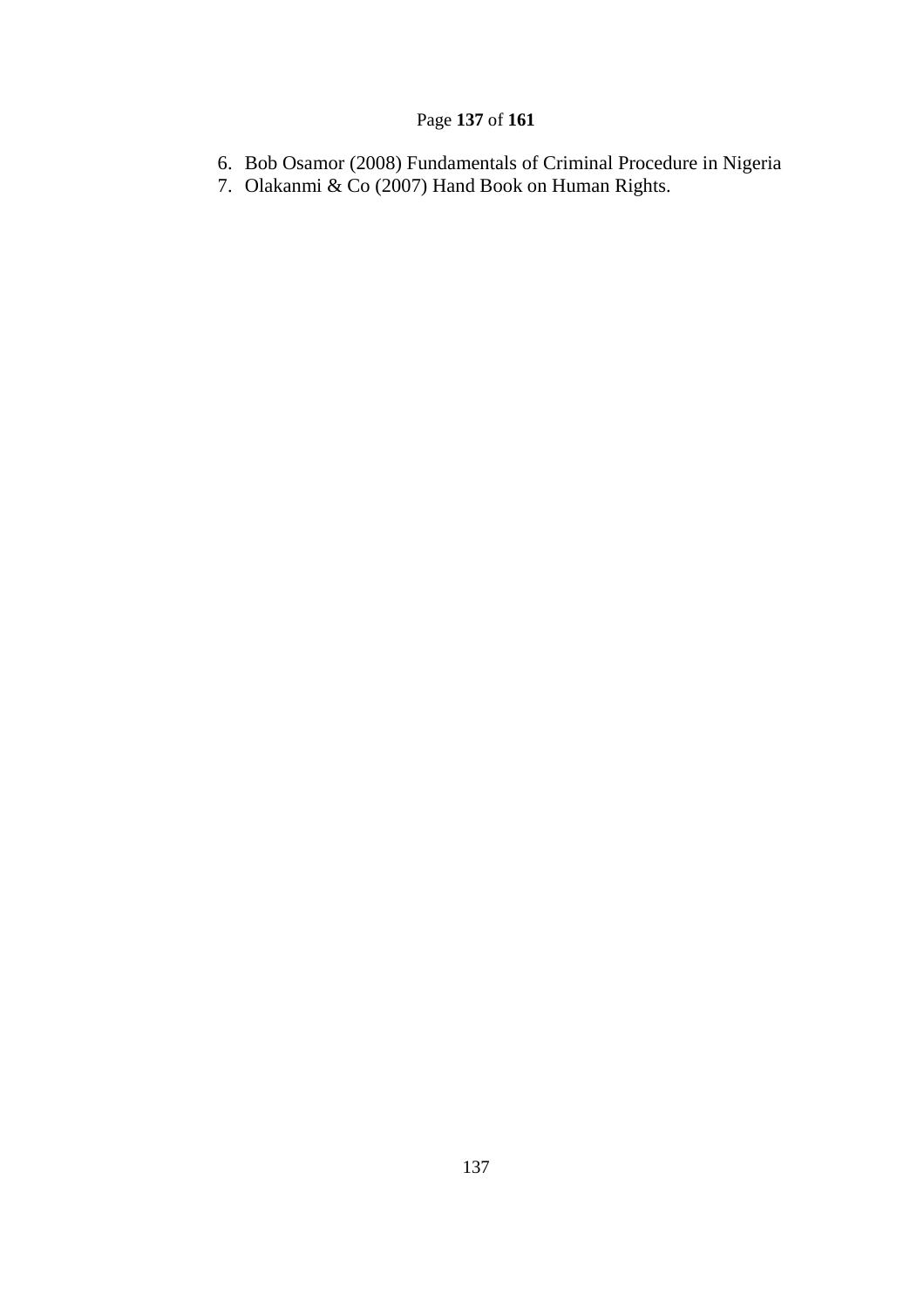6. Bob Osamor (2008) Fundamentals of Criminal Procedure in Nigeria
7. Olakanmi & Co (2007) Hand Book on Human Rights.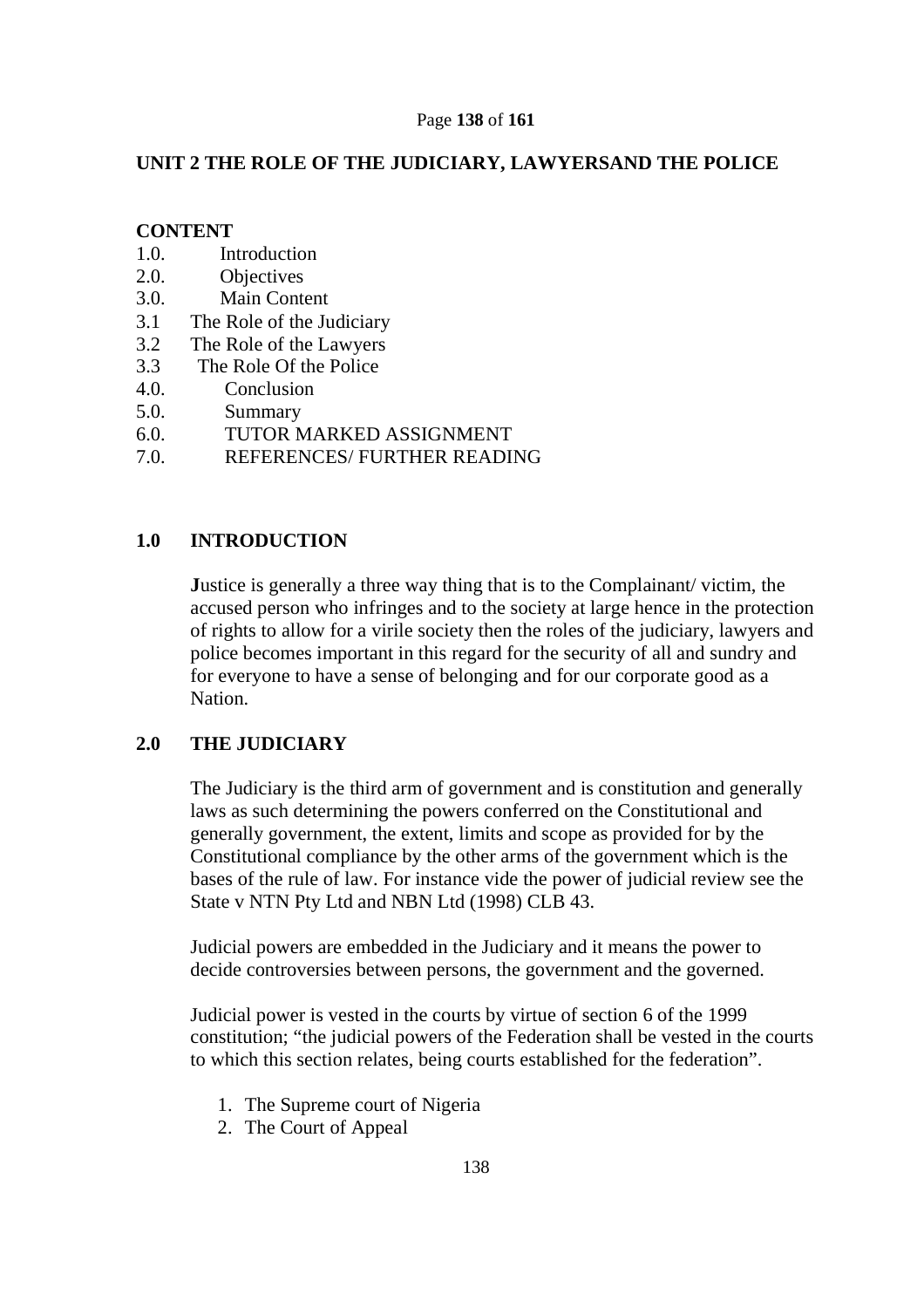## UNIT 2 THE ROLE OF THE JUDICIARY, LAWYERSAND THE POLICE

**CONTENT**

1.0. Introduction
2.0. Objectives
3.0. Main Content
3.1 The Role of the Judiciary
3.2 The Role of the Lawyers
3.3 The Role Of the Police
4.0. Conclusion
5.0. Summary
6.0. TUTOR MARKED ASSIGNMENT
7.0. REFERENCES/ FURTHER READING

### 1.0 INTRODUCTION

**J**ustice is generally a three way thing that is to the Complainant/ victim, the accused person who infringes and to the society at large hence in the protection of rights to allow for a virile society then the roles of the judiciary, lawyers and police becomes important in this regard for the security of all and sundry and for everyone to have a sense of belonging and for our corporate good as a Nation.

### 2.0 THE JUDICIARY

The Judiciary is the third arm of government and is constitution and generally laws as such determining the powers conferred on the Constitutional and generally government, the extent, limits and scope as provided for by the Constitutional compliance by the other arms of the government which is the bases of the rule of law. For instance vide the power of judicial review see the State v NTN Pty Ltd and NBN Ltd (1998) CLB 43.

Judicial powers are embedded in the Judiciary and it means the power to decide controversies between persons, the government and the governed.

Judicial power is vested in the courts by virtue of section 6 of the 1999 constitution; "the judicial powers of the Federation shall be vested in the courts to which this section relates, being courts established for the federation".

1. The Supreme court of Nigeria
2. The Court of Appeal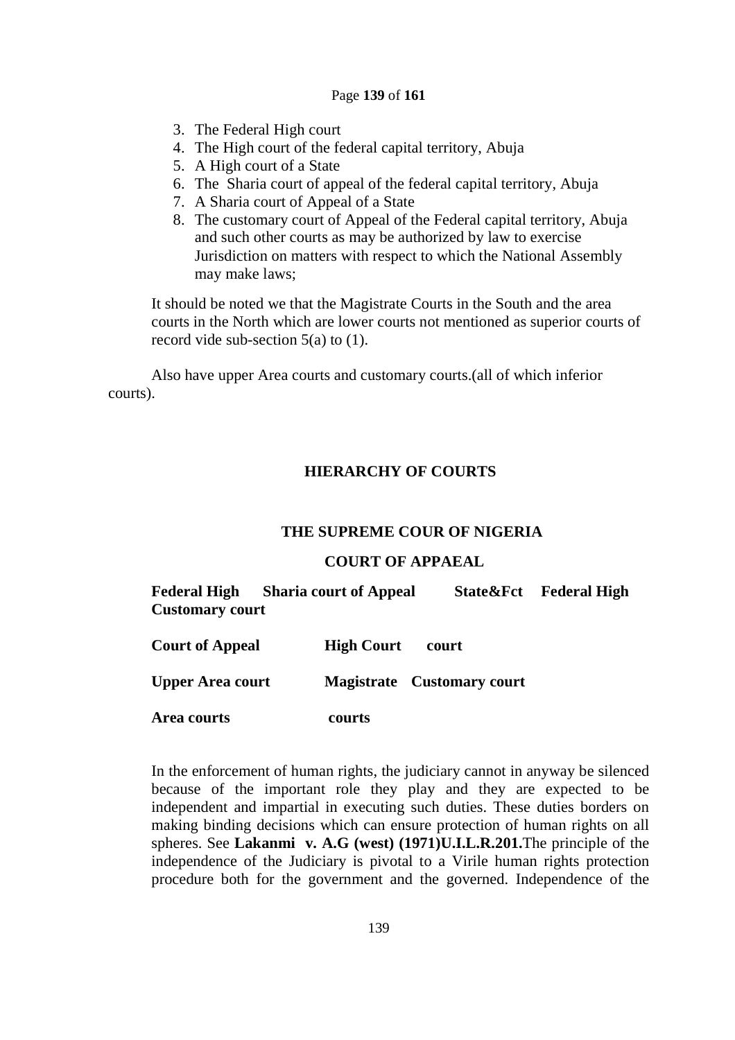3. The Federal High court
4. The High court of the federal capital territory, Abuja
5. A High court of a State
6. The Sharia court of appeal of the federal capital territory, Abuja
7. A Sharia court of Appeal of a State
8. The customary court of Appeal of the Federal capital territory, Abuja and such other courts as may be authorized by law to exercise Jurisdiction on matters with respect to which the National Assembly may make laws;

It should be noted we that the Magistrate Courts in the South and the area courts in the North which are lower courts not mentioned as superior courts of record vide sub-section 5(a) to (1).

Also have upper Area courts and customary courts.(all of which inferior courts).

## HIERARCHY OF COURTS

**THE SUPREME COUR OF NIGERIA**

**COURT OF APPAEAL**

**Federal High Sharia court of Appeal State&Fct Federal High Customary court**

**Court of Appeal High Court court**

**Upper Area court Magistrate Customary court**

**Area courts courts**

In the enforcement of human rights, the judiciary cannot in anyway be silenced because of the important role they play and they are expected to be independent and impartial in executing such duties. These duties borders on making binding decisions which can ensure protection of human rights on all spheres. See **Lakanmi v. A.G (west) (1971)U.I.L.R.201.**The principle of the independence of the Judiciary is pivotal to a Virile human rights protection procedure both for the government and the governed. Independence of the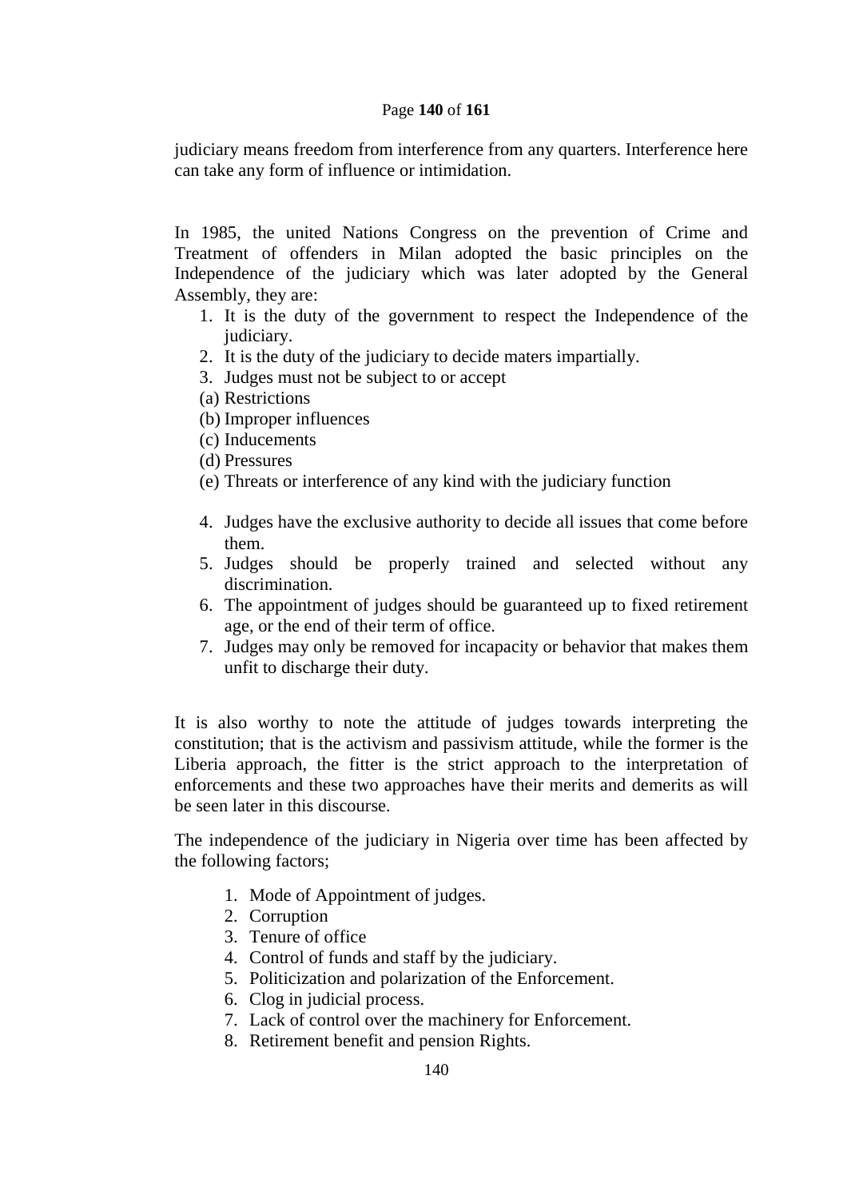judiciary means freedom from interference from any quarters. Interference here can take any form of influence or intimidation.

In 1985, the united Nations Congress on the prevention of Crime and Treatment of offenders in Milan adopted the basic principles on the Independence of the judiciary which was later adopted by the General Assembly, they are:

1. It is the duty of the government to respect the Independence of the judiciary.
2. It is the duty of the judiciary to decide maters impartially.
3. Judges must not be subject to or accept
   (a) Restrictions
   (b) Improper influences
   (c) Inducements
   (d) Pressures
   (e) Threats or interference of any kind with the judiciary function
4. Judges have the exclusive authority to decide all issues that come before them.
5. Judges should be properly trained and selected without any discrimination.
6. The appointment of judges should be guaranteed up to fixed retirement age, or the end of their term of office.
7. Judges may only be removed for incapacity or behavior that makes them unfit to discharge their duty.

It is also worthy to note the attitude of judges towards interpreting the constitution; that is the activism and passivism attitude, while the former is the Liberia approach, the fitter is the strict approach to the interpretation of enforcements and these two approaches have their merits and demerits as will be seen later in this discourse.

The independence of the judiciary in Nigeria over time has been affected by the following factors;

1. Mode of Appointment of judges.
2. Corruption
3. Tenure of office
4. Control of funds and staff by the judiciary.
5. Politicization and polarization of the Enforcement.
6. Clog in judicial process.
7. Lack of control over the machinery for Enforcement.
8. Retirement benefit and pension Rights.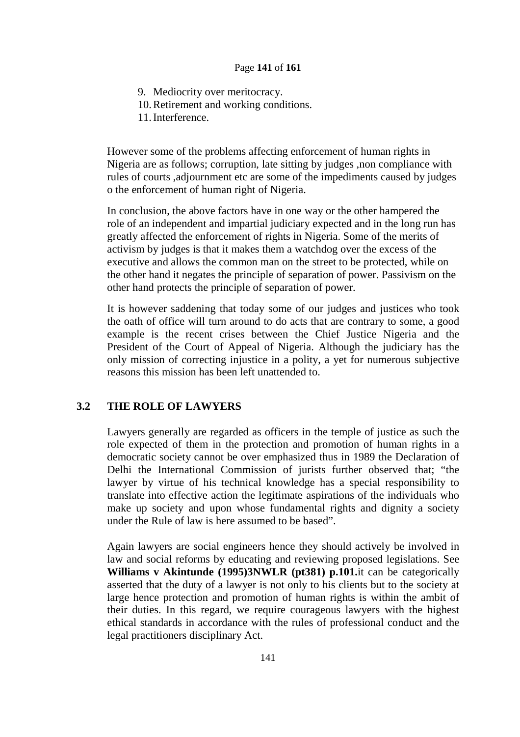9. Mediocrity over meritocracy.
10. Retirement and working conditions.
11. Interference.

However some of the problems affecting enforcement of human rights in Nigeria are as follows; corruption, late sitting by judges ,non compliance with rules of courts ,adjournment etc are some of the impediments caused by judges o the enforcement of human right of Nigeria.

In conclusion, the above factors have in one way or the other hampered the role of an independent and impartial judiciary expected and in the long run has greatly affected the enforcement of rights in Nigeria. Some of the merits of activism by judges is that it makes them a watchdog over the excess of the executive and allows the common man on the street to be protected, while on the other hand it negates the principle of separation of power. Passivism on the other hand protects the principle of separation of power.

It is however saddening that today some of our judges and justices who took the oath of office will turn around to do acts that are contrary to some, a good example is the recent crises between the Chief Justice Nigeria and the President of the Court of Appeal of Nigeria. Although the judiciary has the only mission of correcting injustice in a polity, a yet for numerous subjective reasons this mission has been left unattended to.

## 3.2 THE ROLE OF LAWYERS

Lawyers generally are regarded as officers in the temple of justice as such the role expected of them in the protection and promotion of human rights in a democratic society cannot be over emphasized thus in 1989 the Declaration of Delhi the International Commission of jurists further observed that; "the lawyer by virtue of his technical knowledge has a special responsibility to translate into effective action the legitimate aspirations of the individuals who make up society and upon whose fundamental rights and dignity a society under the Rule of law is here assumed to be based".

Again lawyers are social engineers hence they should actively be involved in law and social reforms by educating and reviewing proposed legislations. See **Williams v Akintunde (1995)3NWLR (pt381) p.101.**it can be categorically asserted that the duty of a lawyer is not only to his clients but to the society at large hence protection and promotion of human rights is within the ambit of their duties. In this regard, we require courageous lawyers with the highest ethical standards in accordance with the rules of professional conduct and the legal practitioners disciplinary Act.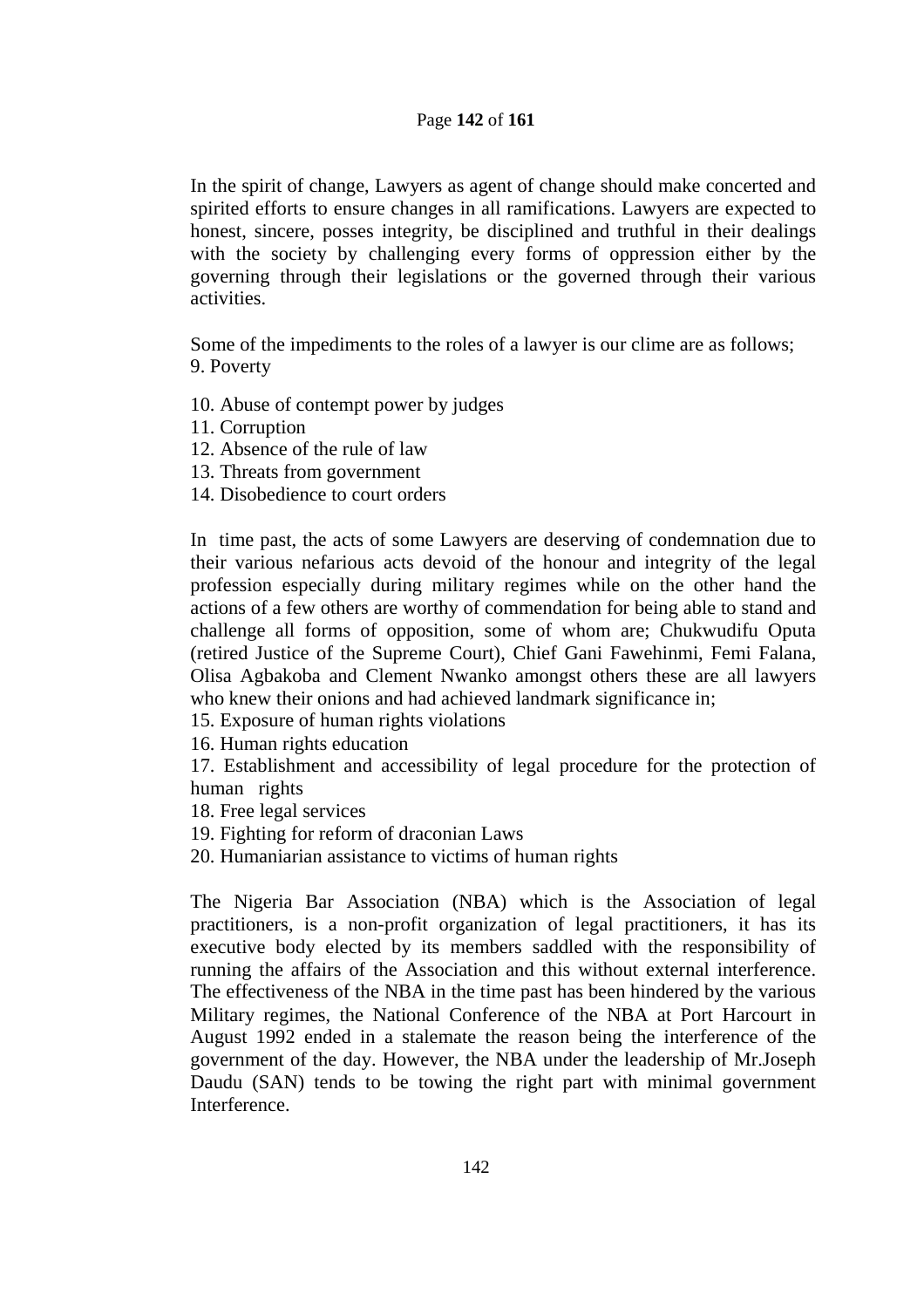In the spirit of change, Lawyers as agent of change should make concerted and spirited efforts to ensure changes in all ramifications. Lawyers are expected to honest, sincere, posses integrity, be disciplined and truthful in their dealings with the society by challenging every forms of oppression either by the governing through their legislations or the governed through their various activities.

Some of the impediments to the roles of a lawyer is our clime are as follows;

9. Poverty
10. Abuse of contempt power by judges
11. Corruption
12. Absence of the rule of law
13. Threats from government
14. Disobedience to court orders

In time past, the acts of some Lawyers are deserving of condemnation due to their various nefarious acts devoid of the honour and integrity of the legal profession especially during military regimes while on the other hand the actions of a few others are worthy of commendation for being able to stand and challenge all forms of opposition, some of whom are; Chukwudifu Oputa (retired Justice of the Supreme Court), Chief Gani Fawehinmi, Femi Falana, Olisa Agbakoba and Clement Nwanko amongst others these are all lawyers who knew their onions and had achieved landmark significance in;

15. Exposure of human rights violations
16. Human rights education
17. Establishment and accessibility of legal procedure for the protection of human rights
18. Free legal services
19. Fighting for reform of draconian Laws
20. Humaniarian assistance to victims of human rights

The Nigeria Bar Association (NBA) which is the Association of legal practitioners, is a non-profit organization of legal practitioners, it has its executive body elected by its members saddled with the responsibility of running the affairs of the Association and this without external interference. The effectiveness of the NBA in the time past has been hindered by the various Military regimes, the National Conference of the NBA at Port Harcourt in August 1992 ended in a stalemate the reason being the interference of the government of the day. However, the NBA under the leadership of Mr.Joseph Daudu (SAN) tends to be towing the right part with minimal government Interference.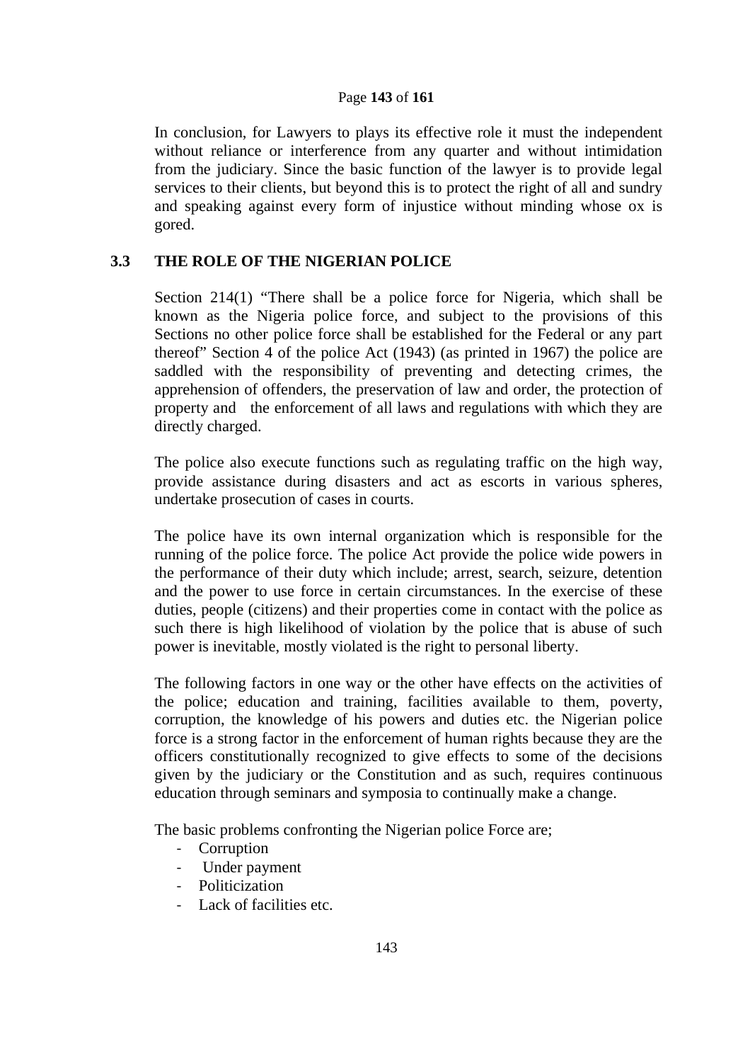In conclusion, for Lawyers to plays its effective role it must the independent without reliance or interference from any quarter and without intimidation from the judiciary. Since the basic function of the lawyer is to provide legal services to their clients, but beyond this is to protect the right of all and sundry and speaking against every form of injustice without minding whose ox is gored.

## 3.3 THE ROLE OF THE NIGERIAN POLICE

Section 214(1) "There shall be a police force for Nigeria, which shall be known as the Nigeria police force, and subject to the provisions of this Sections no other police force shall be established for the Federal or any part thereof" Section 4 of the police Act (1943) (as printed in 1967) the police are saddled with the responsibility of preventing and detecting crimes, the apprehension of offenders, the preservation of law and order, the protection of property and the enforcement of all laws and regulations with which they are directly charged.

The police also execute functions such as regulating traffic on the high way, provide assistance during disasters and act as escorts in various spheres, undertake prosecution of cases in courts.

The police have its own internal organization which is responsible for the running of the police force. The police Act provide the police wide powers in the performance of their duty which include; arrest, search, seizure, detention and the power to use force in certain circumstances. In the exercise of these duties, people (citizens) and their properties come in contact with the police as such there is high likelihood of violation by the police that is abuse of such power is inevitable, mostly violated is the right to personal liberty.

The following factors in one way or the other have effects on the activities of the police; education and training, facilities available to them, poverty, corruption, the knowledge of his powers and duties etc. the Nigerian police force is a strong factor in the enforcement of human rights because they are the officers constitutionally recognized to give effects to some of the decisions given by the judiciary or the Constitution and as such, requires continuous education through seminars and symposia to continually make a change.

The basic problems confronting the Nigerian police Force are;

- Corruption
- Under payment
- Politicization
- Lack of facilities etc.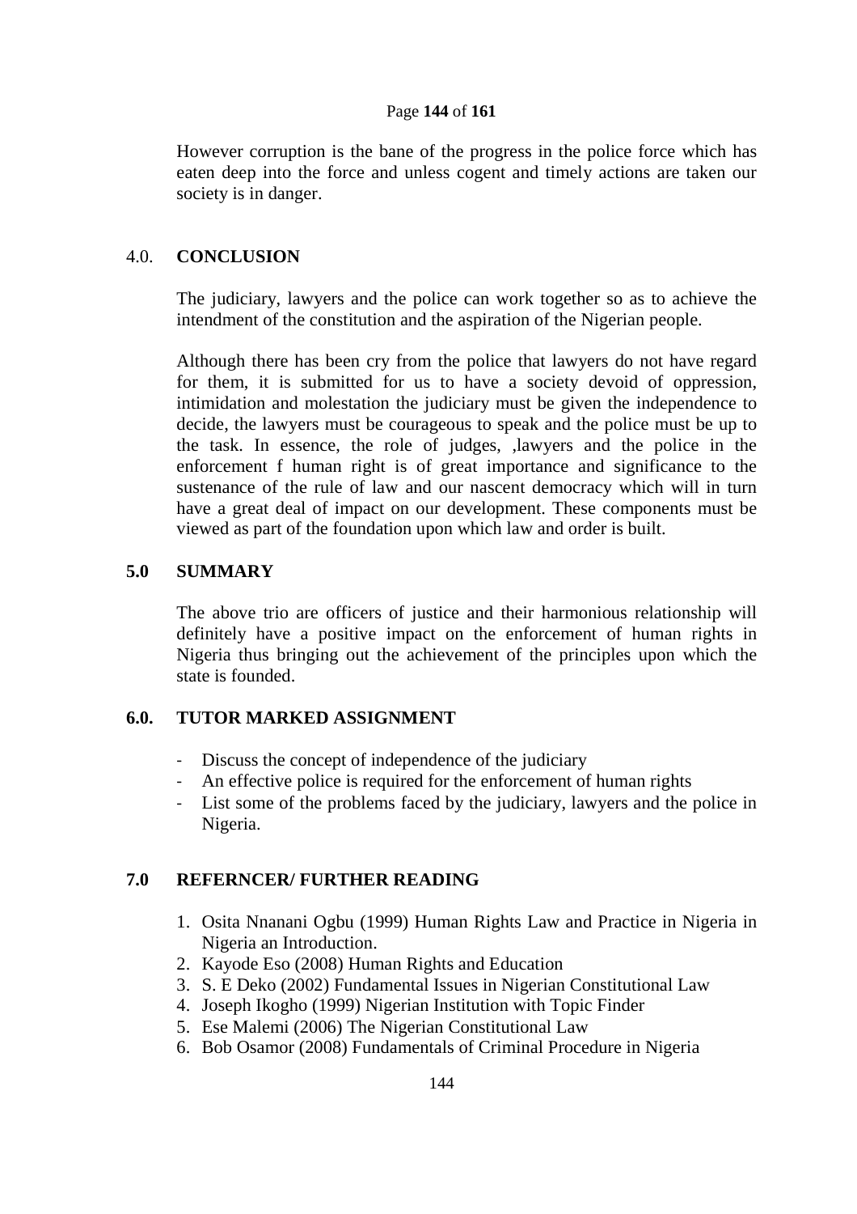However corruption is the bane of the progress in the police force which has eaten deep into the force and unless cogent and timely actions are taken our society is in danger.

## 4.0. CONCLUSION

The judiciary, lawyers and the police can work together so as to achieve the intendment of the constitution and the aspiration of the Nigerian people.

Although there has been cry from the police that lawyers do not have regard for them, it is submitted for us to have a society devoid of oppression, intimidation and molestation the judiciary must be given the independence to decide, the lawyers must be courageous to speak and the police must be up to the task. In essence, the role of judges, ,lawyers and the police in the enforcement f human right is of great importance and significance to the sustenance of the rule of law and our nascent democracy which will in turn have a great deal of impact on our development. These components must be viewed as part of the foundation upon which law and order is built.

## 5.0 SUMMARY

The above trio are officers of justice and their harmonious relationship will definitely have a positive impact on the enforcement of human rights in Nigeria thus bringing out the achievement of the principles upon which the state is founded.

## 6.0. TUTOR MARKED ASSIGNMENT

- Discuss the concept of independence of the judiciary
- An effective police is required for the enforcement of human rights
- List some of the problems faced by the judiciary, lawyers and the police in Nigeria.

## 7.0 REFERNCER/ FURTHER READING

1. Osita Nnanani Ogbu (1999) Human Rights Law and Practice in Nigeria in Nigeria an Introduction.
2. Kayode Eso (2008) Human Rights and Education
3. S. E Deko (2002) Fundamental Issues in Nigerian Constitutional Law
4. Joseph Ikogho (1999) Nigerian Institution with Topic Finder
5. Ese Malemi (2006) The Nigerian Constitutional Law
6. Bob Osamor (2008) Fundamentals of Criminal Procedure in Nigeria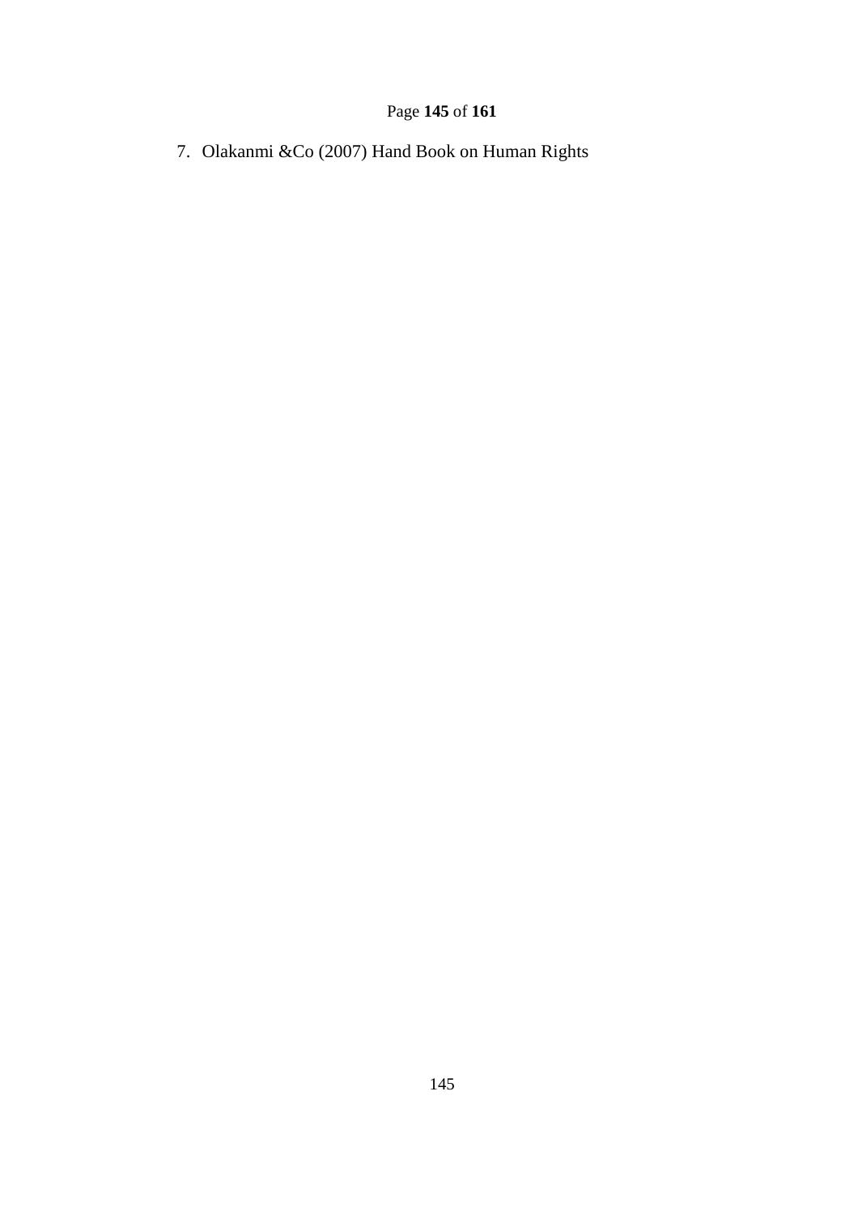7. Olakanmi &Co (2007) Hand Book on Human Rights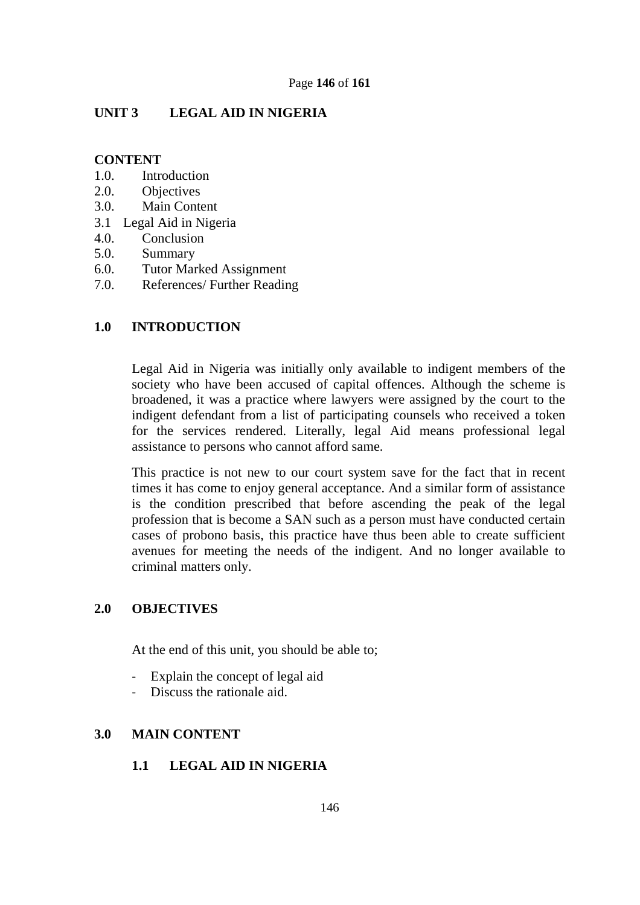## UNIT 3 LEGAL AID IN NIGERIA

**CONTENT**

1.0. Introduction
2.0. Objectives
3.0. Main Content
3.1 Legal Aid in Nigeria
4.0. Conclusion
5.0. Summary
6.0. Tutor Marked Assignment
7.0. References/ Further Reading

### 1.0 INTRODUCTION

Legal Aid in Nigeria was initially only available to indigent members of the society who have been accused of capital offences. Although the scheme is broadened, it was a practice where lawyers were assigned by the court to the indigent defendant from a list of participating counsels who received a token for the services rendered. Literally, legal Aid means professional legal assistance to persons who cannot afford same.

This practice is not new to our court system save for the fact that in recent times it has come to enjoy general acceptance. And a similar form of assistance is the condition prescribed that before ascending the peak of the legal profession that is become a SAN such as a person must have conducted certain cases of probono basis, this practice have thus been able to create sufficient avenues for meeting the needs of the indigent. And no longer available to criminal matters only.

### 2.0 OBJECTIVES

At the end of this unit, you should be able to;

- Explain the concept of legal aid
- Discuss the rationale aid.

### 3.0 MAIN CONTENT

#### 1.1 LEGAL AID IN NIGERIA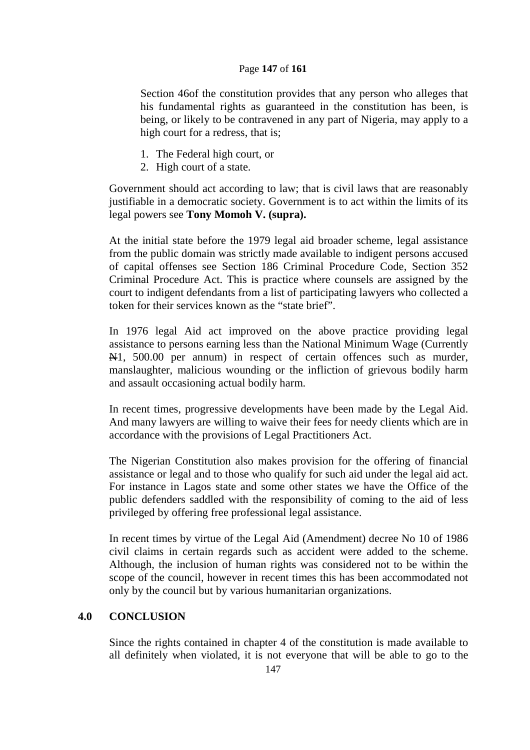Section 46of the constitution provides that any person who alleges that his fundamental rights as guaranteed in the constitution has been, is being, or likely to be contravened in any part of Nigeria, may apply to a high court for a redress, that is;

1. The Federal high court, or
2. High court of a state.

Government should act according to law; that is civil laws that are reasonably justifiable in a democratic society. Government is to act within the limits of its legal powers see **Tony Momoh V. (supra).**

At the initial state before the 1979 legal aid broader scheme, legal assistance from the public domain was strictly made available to indigent persons accused of capital offenses see Section 186 Criminal Procedure Code, Section 352 Criminal Procedure Act. This is practice where counsels are assigned by the court to indigent defendants from a list of participating lawyers who collected a token for their services known as the "state brief".

In 1976 legal Aid act improved on the above practice providing legal assistance to persons earning less than the National Minimum Wage (Currently ₦1, 500.00 per annum) in respect of certain offences such as murder, manslaughter, malicious wounding or the infliction of grievous bodily harm and assault occasioning actual bodily harm.

In recent times, progressive developments have been made by the Legal Aid. And many lawyers are willing to waive their fees for needy clients which are in accordance with the provisions of Legal Practitioners Act.

The Nigerian Constitution also makes provision for the offering of financial assistance or legal and to those who qualify for such aid under the legal aid act. For instance in Lagos state and some other states we have the Office of the public defenders saddled with the responsibility of coming to the aid of less privileged by offering free professional legal assistance.

In recent times by virtue of the Legal Aid (Amendment) decree No 10 of 1986 civil claims in certain regards such as accident were added to the scheme. Although, the inclusion of human rights was considered not to be within the scope of the council, however in recent times this has been accommodated not only by the council but by various humanitarian organizations.

## 4.0 CONCLUSION

Since the rights contained in chapter 4 of the constitution is made available to all definitely when violated, it is not everyone that will be able to go to the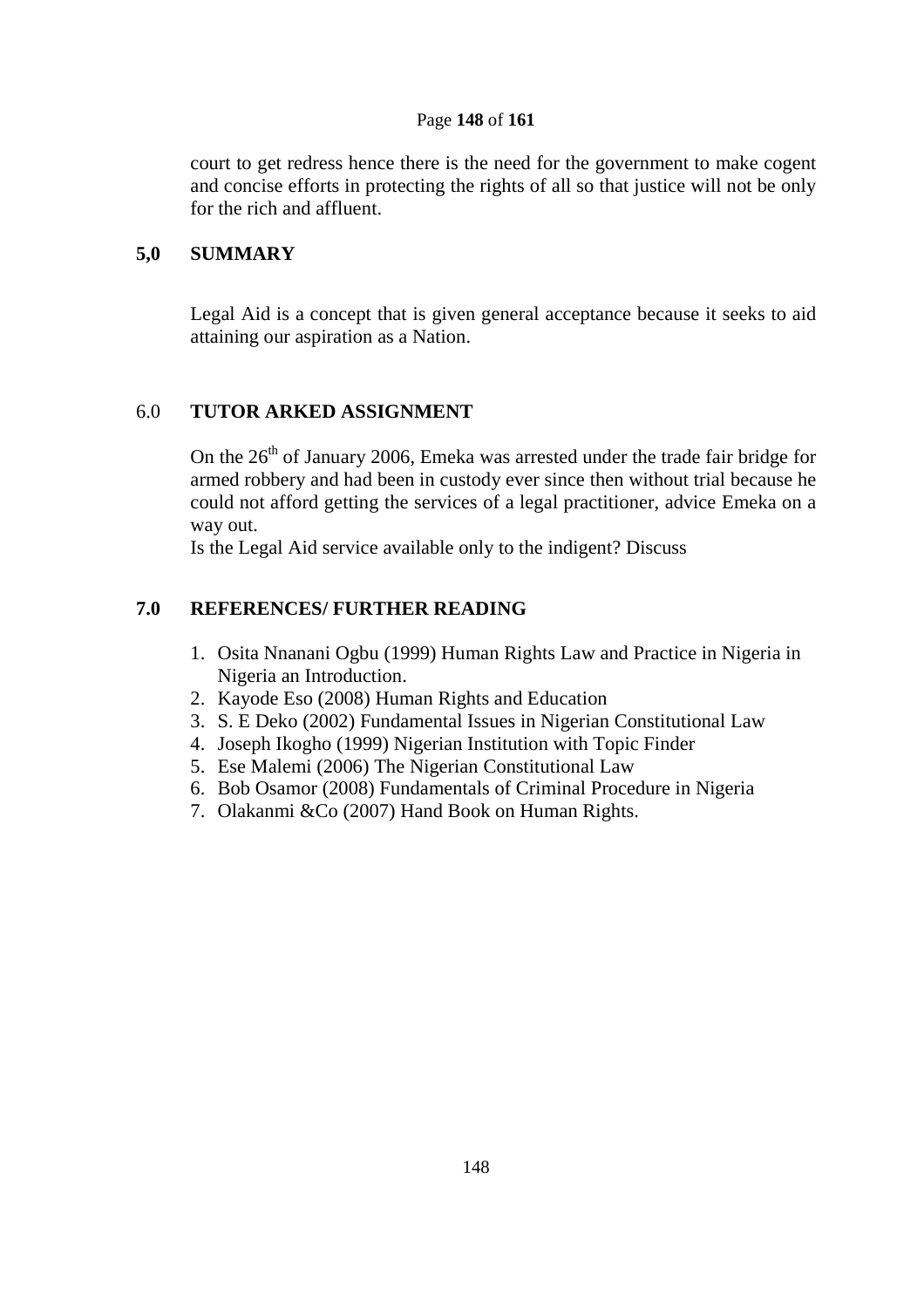court to get redress hence there is the need for the government to make cogent and concise efforts in protecting the rights of all so that justice will not be only for the rich and affluent.

## 5,0 SUMMARY

Legal Aid is a concept that is given general acceptance because it seeks to aid attaining our aspiration as a Nation.

## 6.0 TUTOR ARKED ASSIGNMENT

On the 26th of January 2006, Emeka was arrested under the trade fair bridge for armed robbery and had been in custody ever since then without trial because he could not afford getting the services of a legal practitioner, advice Emeka on a way out.

Is the Legal Aid service available only to the indigent? Discuss

## 7.0 REFERENCES/ FURTHER READING

1. Osita Nnanani Ogbu (1999) Human Rights Law and Practice in Nigeria in Nigeria an Introduction.
2. Kayode Eso (2008) Human Rights and Education
3. S. E Deko (2002) Fundamental Issues in Nigerian Constitutional Law
4. Joseph Ikogho (1999) Nigerian Institution with Topic Finder
5. Ese Malemi (2006) The Nigerian Constitutional Law
6. Bob Osamor (2008) Fundamentals of Criminal Procedure in Nigeria
7. Olakanmi &Co (2007) Hand Book on Human Rights.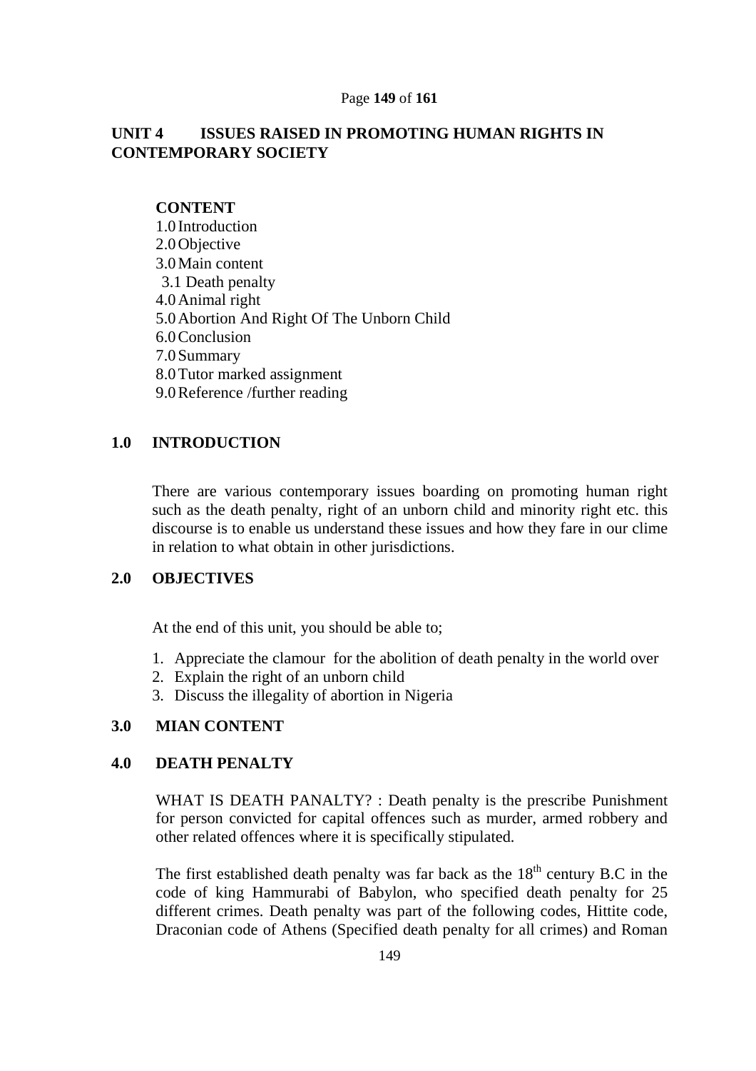## UNIT 4 ISSUES RAISED IN PROMOTING HUMAN RIGHTS IN CONTEMPORARY SOCIETY

**CONTENT**

1.0 Introduction
2.0 Objective
3.0 Main content
  3.1 Death penalty
4.0 Animal right
5.0 Abortion And Right Of The Unborn Child
6.0 Conclusion
7.0 Summary
8.0 Tutor marked assignment
9.0 Reference /further reading

### 1.0 INTRODUCTION

There are various contemporary issues boarding on promoting human right such as the death penalty, right of an unborn child and minority right etc. this discourse is to enable us understand these issues and how they fare in our clime in relation to what obtain in other jurisdictions.

### 2.0 OBJECTIVES

At the end of this unit, you should be able to;

1. Appreciate the clamour for the abolition of death penalty in the world over
2. Explain the right of an unborn child
3. Discuss the illegality of abortion in Nigeria

### 3.0 MIAN CONTENT

### 4.0 DEATH PENALTY

WHAT IS DEATH PANALTY? : Death penalty is the prescribe Punishment for person convicted for capital offences such as murder, armed robbery and other related offences where it is specifically stipulated.

The first established death penalty was far back as the 18th century B.C in the code of king Hammurabi of Babylon, who specified death penalty for 25 different crimes. Death penalty was part of the following codes, Hittite code, Draconian code of Athens (Specified death penalty for all crimes) and Roman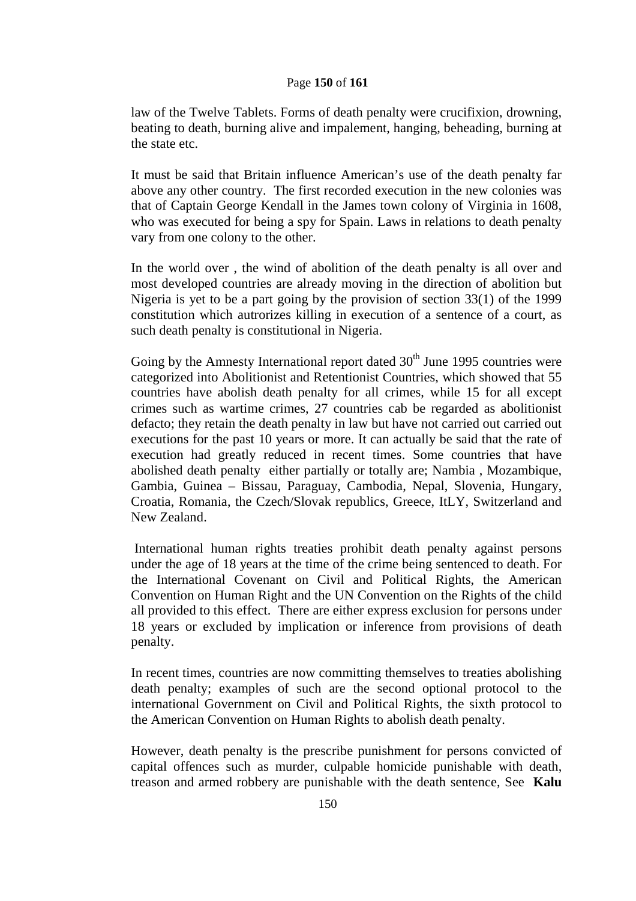law of the Twelve Tablets. Forms of death penalty were crucifixion, drowning, beating to death, burning alive and impalement, hanging, beheading, burning at the state etc.

It must be said that Britain influence American's use of the death penalty far above any other country. The first recorded execution in the new colonies was that of Captain George Kendall in the James town colony of Virginia in 1608, who was executed for being a spy for Spain. Laws in relations to death penalty vary from one colony to the other.

In the world over , the wind of abolition of the death penalty is all over and most developed countries are already moving in the direction of abolition but Nigeria is yet to be a part going by the provision of section 33(1) of the 1999 constitution which autrorizes killing in execution of a sentence of a court, as such death penalty is constitutional in Nigeria.

Going by the Amnesty International report dated 30th June 1995 countries were categorized into Abolitionist and Retentionist Countries, which showed that 55 countries have abolish death penalty for all crimes, while 15 for all except crimes such as wartime crimes, 27 countries cab be regarded as abolitionist defacto; they retain the death penalty in law but have not carried out carried out executions for the past 10 years or more. It can actually be said that the rate of execution had greatly reduced in recent times. Some countries that have abolished death penalty either partially or totally are; Nambia , Mozambique, Gambia, Guinea – Bissau, Paraguay, Cambodia, Nepal, Slovenia, Hungary, Croatia, Romania, the Czech/Slovak republics, Greece, ItLY, Switzerland and New Zealand.

International human rights treaties prohibit death penalty against persons under the age of 18 years at the time of the crime being sentenced to death. For the International Covenant on Civil and Political Rights, the American Convention on Human Right and the UN Convention on the Rights of the child all provided to this effect. There are either express exclusion for persons under 18 years or excluded by implication or inference from provisions of death penalty.

In recent times, countries are now committing themselves to treaties abolishing death penalty; examples of such are the second optional protocol to the international Government on Civil and Political Rights, the sixth protocol to the American Convention on Human Rights to abolish death penalty.

However, death penalty is the prescribe punishment for persons convicted of capital offences such as murder, culpable homicide punishable with death, treason and armed robbery are punishable with the death sentence, See **Kalu**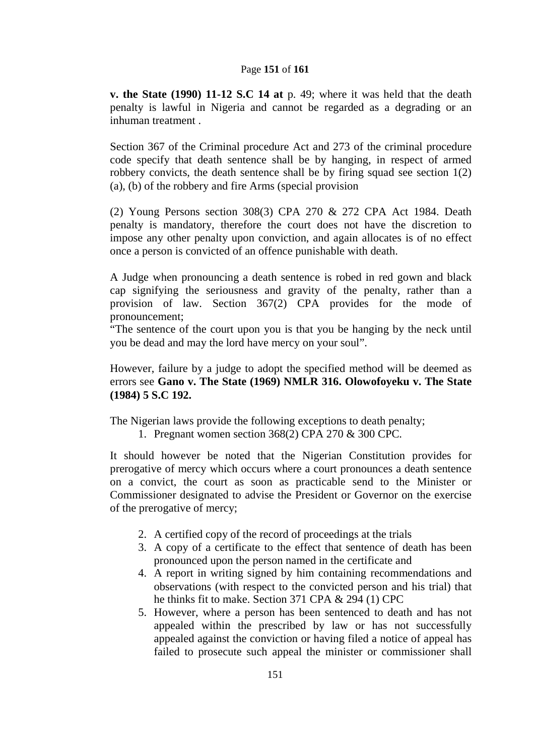**v. the State (1990) 11-12 S.C 14 at** p. 49; where it was held that the death penalty is lawful in Nigeria and cannot be regarded as a degrading or an inhuman treatment .

Section 367 of the Criminal procedure Act and 273 of the criminal procedure code specify that death sentence shall be by hanging, in respect of armed robbery convicts, the death sentence shall be by firing squad see section 1(2) (a), (b) of the robbery and fire Arms (special provision

(2) Young Persons section 308(3) CPA 270 & 272 CPA Act 1984. Death penalty is mandatory, therefore the court does not have the discretion to impose any other penalty upon conviction, and again allocates is of no effect once a person is convicted of an offence punishable with death.

A Judge when pronouncing a death sentence is robed in red gown and black cap signifying the seriousness and gravity of the penalty, rather than a provision of law. Section 367(2) CPA provides for the mode of pronouncement;

"The sentence of the court upon you is that you be hanging by the neck until you be dead and may the lord have mercy on your soul".

However, failure by a judge to adopt the specified method will be deemed as errors see **Gano v. The State (1969) NMLR 316. Olowofoyeku v. The State (1984) 5 S.C 192.**

The Nigerian laws provide the following exceptions to death penalty;

1. Pregnant women section 368(2) CPA 270 & 300 CPC.

It should however be noted that the Nigerian Constitution provides for prerogative of mercy which occurs where a court pronounces a death sentence on a convict, the court as soon as practicable send to the Minister or Commissioner designated to advise the President or Governor on the exercise of the prerogative of mercy;

2. A certified copy of the record of proceedings at the trials
3. A copy of a certificate to the effect that sentence of death has been pronounced upon the person named in the certificate and
4. A report in writing signed by him containing recommendations and observations (with respect to the convicted person and his trial) that he thinks fit to make. Section 371 CPA & 294 (1) CPC
5. However, where a person has been sentenced to death and has not appealed within the prescribed by law or has not successfully appealed against the conviction or having filed a notice of appeal has failed to prosecute such appeal the minister or commissioner shall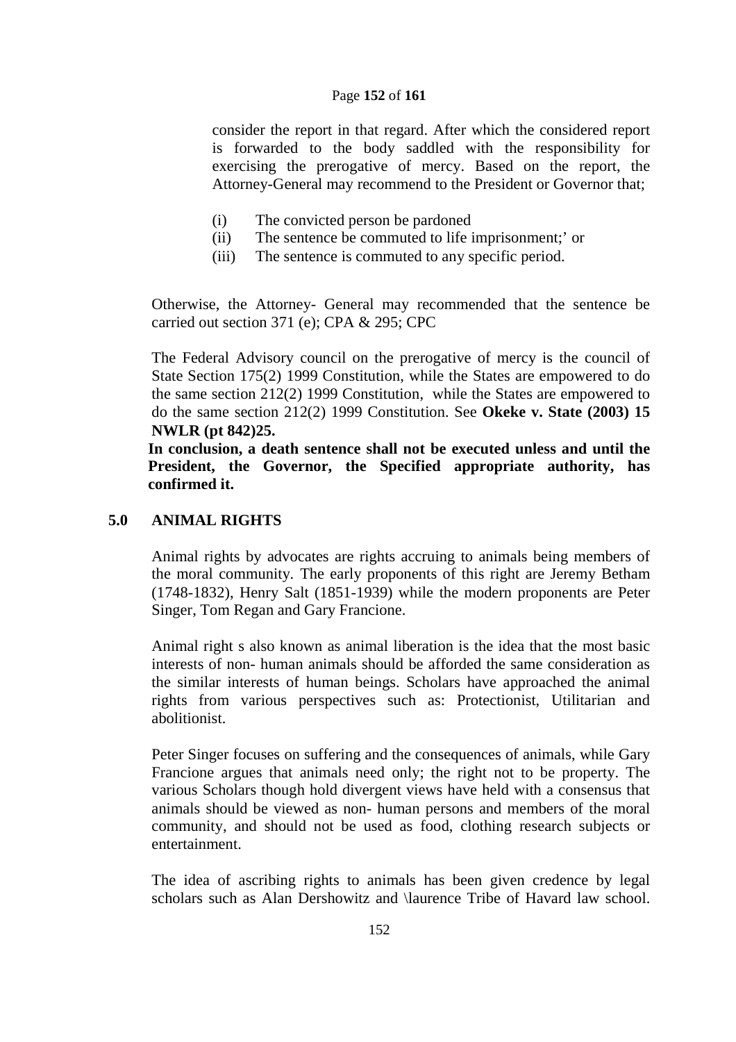consider the report in that regard. After which the considered report is forwarded to the body saddled with the responsibility for exercising the prerogative of mercy. Based on the report, the Attorney-General may recommend to the President or Governor that;

(i) The convicted person be pardoned
(ii) The sentence be commuted to life imprisonment;' or
(iii) The sentence is commuted to any specific period.

Otherwise, the Attorney- General may recommended that the sentence be carried out section 371 (e); CPA & 295; CPC

The Federal Advisory council on the prerogative of mercy is the council of State Section 175(2) 1999 Constitution, while the States are empowered to do the same section 212(2) 1999 Constitution, while the States are empowered to do the same section 212(2) 1999 Constitution. See **Okeke v. State (2003) 15 NWLR (pt 842)25.**

**In conclusion, a death sentence shall not be executed unless and until the President, the Governor, the Specified appropriate authority, has confirmed it.**

## 5.0 ANIMAL RIGHTS

Animal rights by advocates are rights accruing to animals being members of the moral community. The early proponents of this right are Jeremy Betham (1748-1832), Henry Salt (1851-1939) while the modern proponents are Peter Singer, Tom Regan and Gary Francione.

Animal right s also known as animal liberation is the idea that the most basic interests of non- human animals should be afforded the same consideration as the similar interests of human beings. Scholars have approached the animal rights from various perspectives such as: Protectionist, Utilitarian and abolitionist.

Peter Singer focuses on suffering and the consequences of animals, while Gary Francione argues that animals need only; the right not to be property. The various Scholars though hold divergent views have held with a consensus that animals should be viewed as non- human persons and members of the moral community, and should not be used as food, clothing research subjects or entertainment.

The idea of ascribing rights to animals has been given credence by legal scholars such as Alan Dershowitz and \laurence Tribe of Havard law school.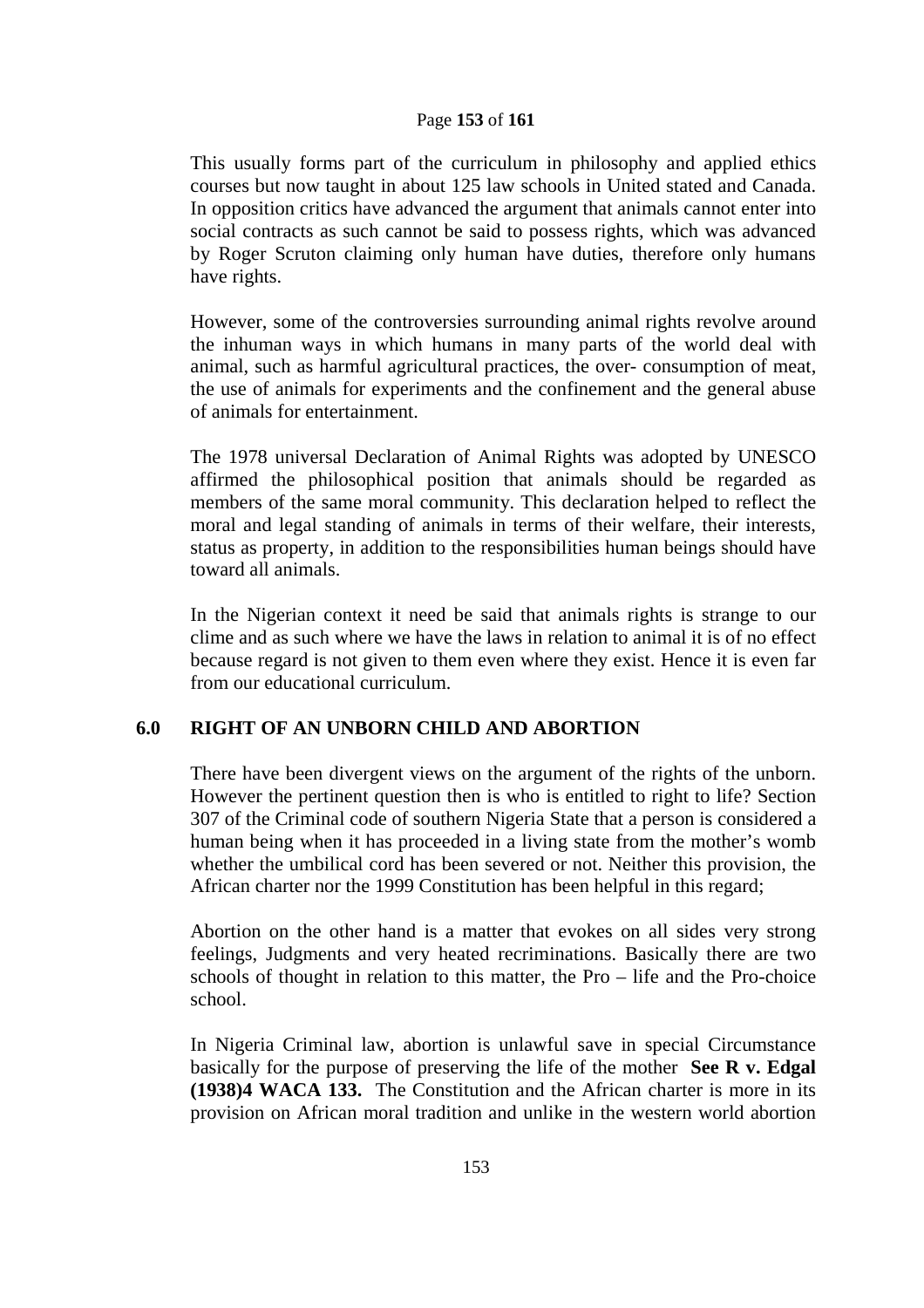This usually forms part of the curriculum in philosophy and applied ethics courses but now taught in about 125 law schools in United stated and Canada. In opposition critics have advanced the argument that animals cannot enter into social contracts as such cannot be said to possess rights, which was advanced by Roger Scruton claiming only human have duties, therefore only humans have rights.

However, some of the controversies surrounding animal rights revolve around the inhuman ways in which humans in many parts of the world deal with animal, such as harmful agricultural practices, the over- consumption of meat, the use of animals for experiments and the confinement and the general abuse of animals for entertainment.

The 1978 universal Declaration of Animal Rights was adopted by UNESCO affirmed the philosophical position that animals should be regarded as members of the same moral community. This declaration helped to reflect the moral and legal standing of animals in terms of their welfare, their interests, status as property, in addition to the responsibilities human beings should have toward all animals.

In the Nigerian context it need be said that animals rights is strange to our clime and as such where we have the laws in relation to animal it is of no effect because regard is not given to them even where they exist. Hence it is even far from our educational curriculum.

## 6.0 RIGHT OF AN UNBORN CHILD AND ABORTION

There have been divergent views on the argument of the rights of the unborn. However the pertinent question then is who is entitled to right to life? Section 307 of the Criminal code of southern Nigeria State that a person is considered a human being when it has proceeded in a living state from the mother's womb whether the umbilical cord has been severed or not. Neither this provision, the African charter nor the 1999 Constitution has been helpful in this regard;

Abortion on the other hand is a matter that evokes on all sides very strong feelings, Judgments and very heated recriminations. Basically there are two schools of thought in relation to this matter, the Pro – life and the Pro-choice school.

In Nigeria Criminal law, abortion is unlawful save in special Circumstance basically for the purpose of preserving the life of the mother **See R v. Edgal (1938)4 WACA 133.** The Constitution and the African charter is more in its provision on African moral tradition and unlike in the western world abortion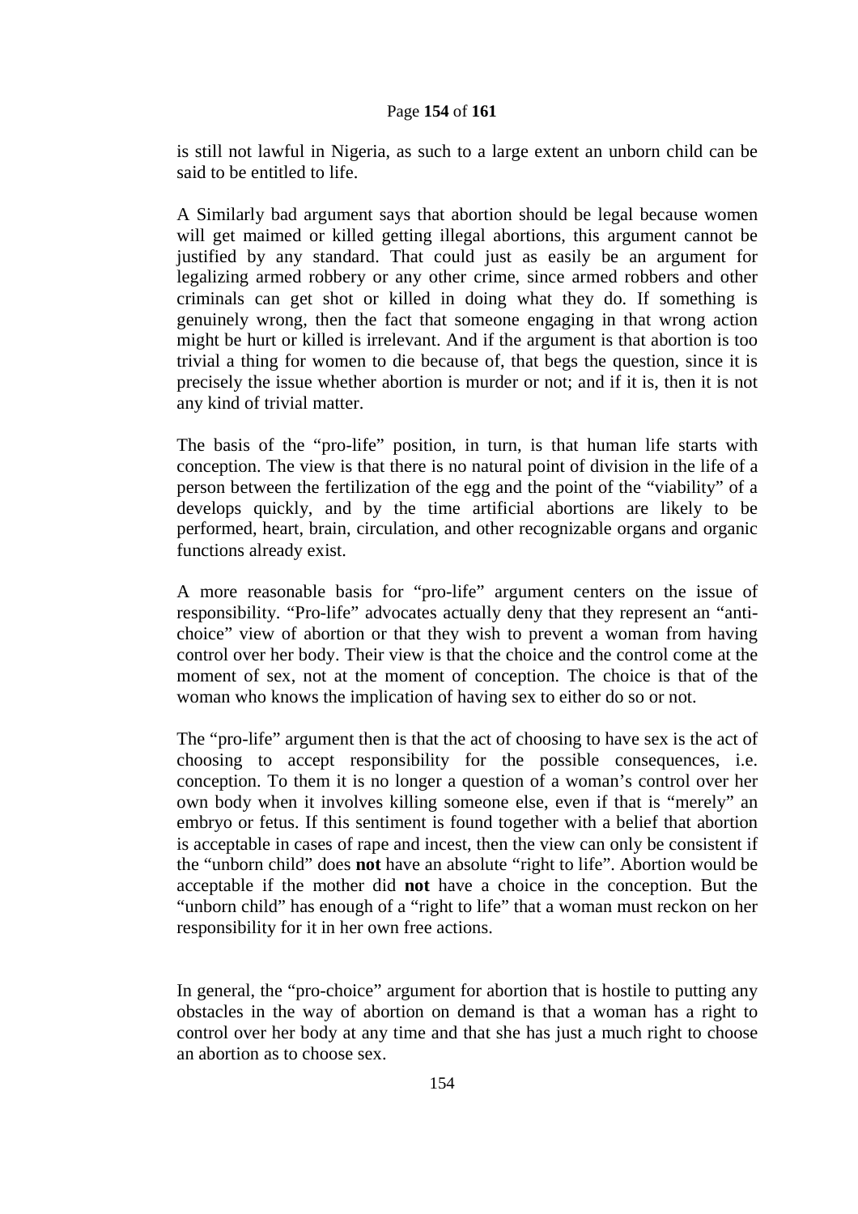is still not lawful in Nigeria, as such to a large extent an unborn child can be said to be entitled to life.

A Similarly bad argument says that abortion should be legal because women will get maimed or killed getting illegal abortions, this argument cannot be justified by any standard. That could just as easily be an argument for legalizing armed robbery or any other crime, since armed robbers and other criminals can get shot or killed in doing what they do. If something is genuinely wrong, then the fact that someone engaging in that wrong action might be hurt or killed is irrelevant. And if the argument is that abortion is too trivial a thing for women to die because of, that begs the question, since it is precisely the issue whether abortion is murder or not; and if it is, then it is not any kind of trivial matter.

The basis of the "pro-life" position, in turn, is that human life starts with conception. The view is that there is no natural point of division in the life of a person between the fertilization of the egg and the point of the "viability" of a develops quickly, and by the time artificial abortions are likely to be performed, heart, brain, circulation, and other recognizable organs and organic functions already exist.

A more reasonable basis for "pro-life" argument centers on the issue of responsibility. "Pro-life" advocates actually deny that they represent an "anti-choice" view of abortion or that they wish to prevent a woman from having control over her body. Their view is that the choice and the control come at the moment of sex, not at the moment of conception. The choice is that of the woman who knows the implication of having sex to either do so or not.

The "pro-life" argument then is that the act of choosing to have sex is the act of choosing to accept responsibility for the possible consequences, i.e. conception. To them it is no longer a question of a woman's control over her own body when it involves killing someone else, even if that is "merely" an embryo or fetus. If this sentiment is found together with a belief that abortion is acceptable in cases of rape and incest, then the view can only be consistent if the "unborn child" does **not** have an absolute "right to life". Abortion would be acceptable if the mother did **not** have a choice in the conception. But the "unborn child" has enough of a "right to life" that a woman must reckon on her responsibility for it in her own free actions.

In general, the "pro-choice" argument for abortion that is hostile to putting any obstacles in the way of abortion on demand is that a woman has a right to control over her body at any time and that she has just a much right to choose an abortion as to choose sex.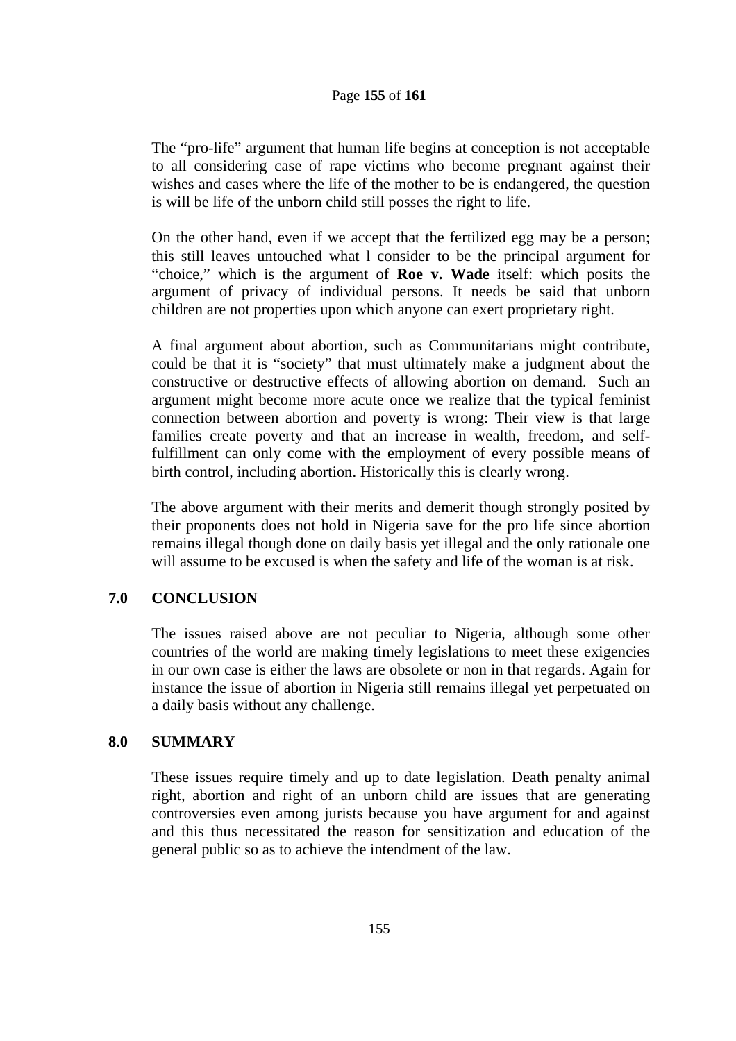The "pro-life" argument that human life begins at conception is not acceptable to all considering case of rape victims who become pregnant against their wishes and cases where the life of the mother to be is endangered, the question is will be life of the unborn child still posses the right to life.

On the other hand, even if we accept that the fertilized egg may be a person; this still leaves untouched what l consider to be the principal argument for "choice," which is the argument of **Roe v. Wade** itself: which posits the argument of privacy of individual persons. It needs be said that unborn children are not properties upon which anyone can exert proprietary right.

A final argument about abortion, such as Communitarians might contribute, could be that it is "society" that must ultimately make a judgment about the constructive or destructive effects of allowing abortion on demand. Such an argument might become more acute once we realize that the typical feminist connection between abortion and poverty is wrong: Their view is that large families create poverty and that an increase in wealth, freedom, and self-fulfillment can only come with the employment of every possible means of birth control, including abortion. Historically this is clearly wrong.

The above argument with their merits and demerit though strongly posited by their proponents does not hold in Nigeria save for the pro life since abortion remains illegal though done on daily basis yet illegal and the only rationale one will assume to be excused is when the safety and life of the woman is at risk.

## 7.0 CONCLUSION

The issues raised above are not peculiar to Nigeria, although some other countries of the world are making timely legislations to meet these exigencies in our own case is either the laws are obsolete or non in that regards. Again for instance the issue of abortion in Nigeria still remains illegal yet perpetuated on a daily basis without any challenge.

## 8.0 SUMMARY

These issues require timely and up to date legislation. Death penalty animal right, abortion and right of an unborn child are issues that are generating controversies even among jurists because you have argument for and against and this thus necessitated the reason for sensitization and education of the general public so as to achieve the intendment of the law.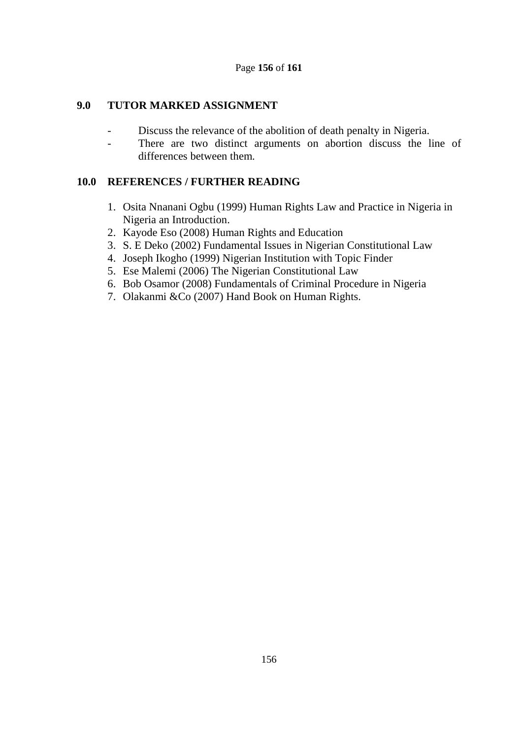## 9.0 TUTOR MARKED ASSIGNMENT

- Discuss the relevance of the abolition of death penalty in Nigeria.
- There are two distinct arguments on abortion discuss the line of differences between them.

## 10.0 REFERENCES / FURTHER READING

1. Osita Nnanani Ogbu (1999) Human Rights Law and Practice in Nigeria in Nigeria an Introduction.
2. Kayode Eso (2008) Human Rights and Education
3. S. E Deko (2002) Fundamental Issues in Nigerian Constitutional Law
4. Joseph Ikogho (1999) Nigerian Institution with Topic Finder
5. Ese Malemi (2006) The Nigerian Constitutional Law
6. Bob Osamor (2008) Fundamentals of Criminal Procedure in Nigeria
7. Olakanmi &Co (2007) Hand Book on Human Rights.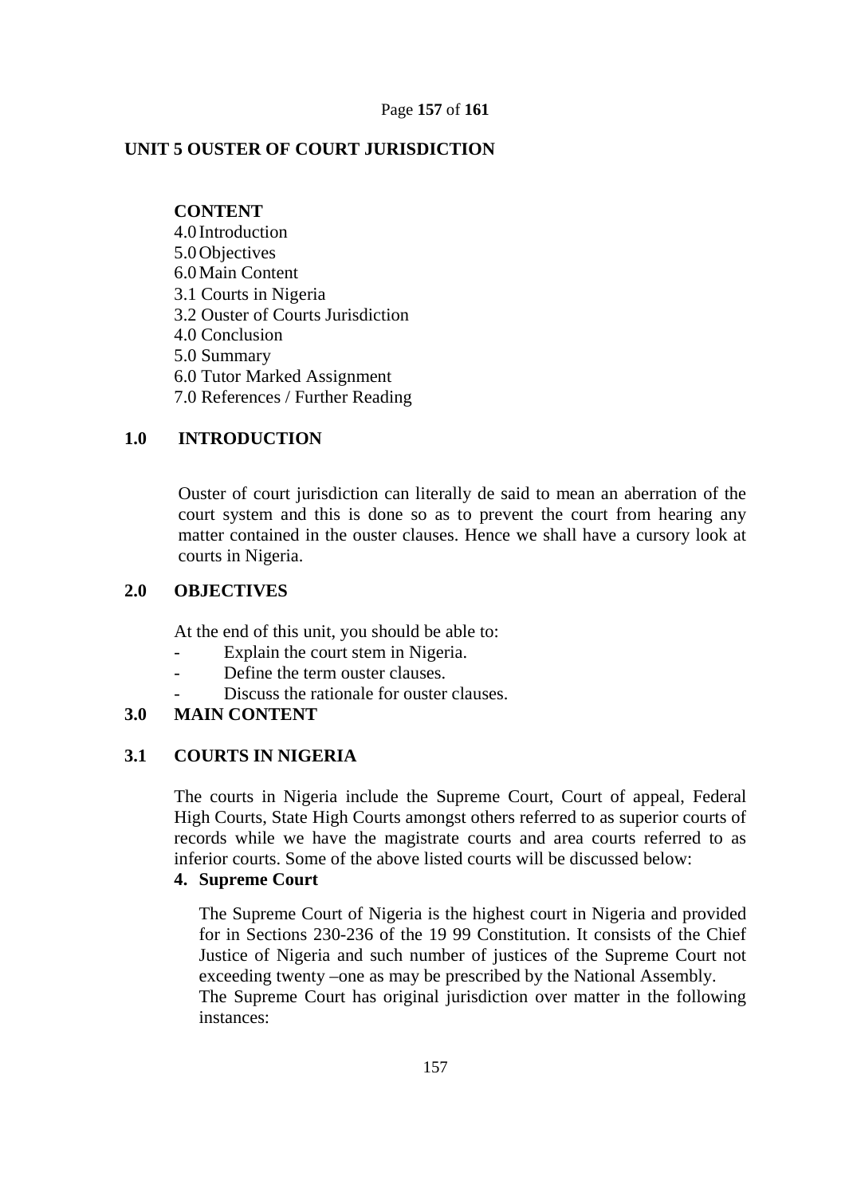## UNIT 5 OUSTER OF COURT JURISDICTION

**CONTENT**

4.0 Introduction
5.0 Objectives
6.0 Main Content
3.1 Courts in Nigeria
3.2 Ouster of Courts Jurisdiction
4.0 Conclusion
5.0 Summary
6.0 Tutor Marked Assignment
7.0 References / Further Reading

### 1.0 INTRODUCTION

Ouster of court jurisdiction can literally de said to mean an aberration of the court system and this is done so as to prevent the court from hearing any matter contained in the ouster clauses. Hence we shall have a cursory look at courts in Nigeria.

### 2.0 OBJECTIVES

At the end of this unit, you should be able to:

- Explain the court stem in Nigeria.
- Define the term ouster clauses.
- Discuss the rationale for ouster clauses.

### 3.0 MAIN CONTENT

### 3.1 COURTS IN NIGERIA

The courts in Nigeria include the Supreme Court, Court of appeal, Federal High Courts, State High Courts amongst others referred to as superior courts of records while we have the magistrate courts and area courts referred to as inferior courts. Some of the above listed courts will be discussed below:

**4. Supreme Court**

The Supreme Court of Nigeria is the highest court in Nigeria and provided for in Sections 230-236 of the 19 99 Constitution. It consists of the Chief Justice of Nigeria and such number of justices of the Supreme Court not exceeding twenty –one as may be prescribed by the National Assembly.
The Supreme Court has original jurisdiction over matter in the following instances: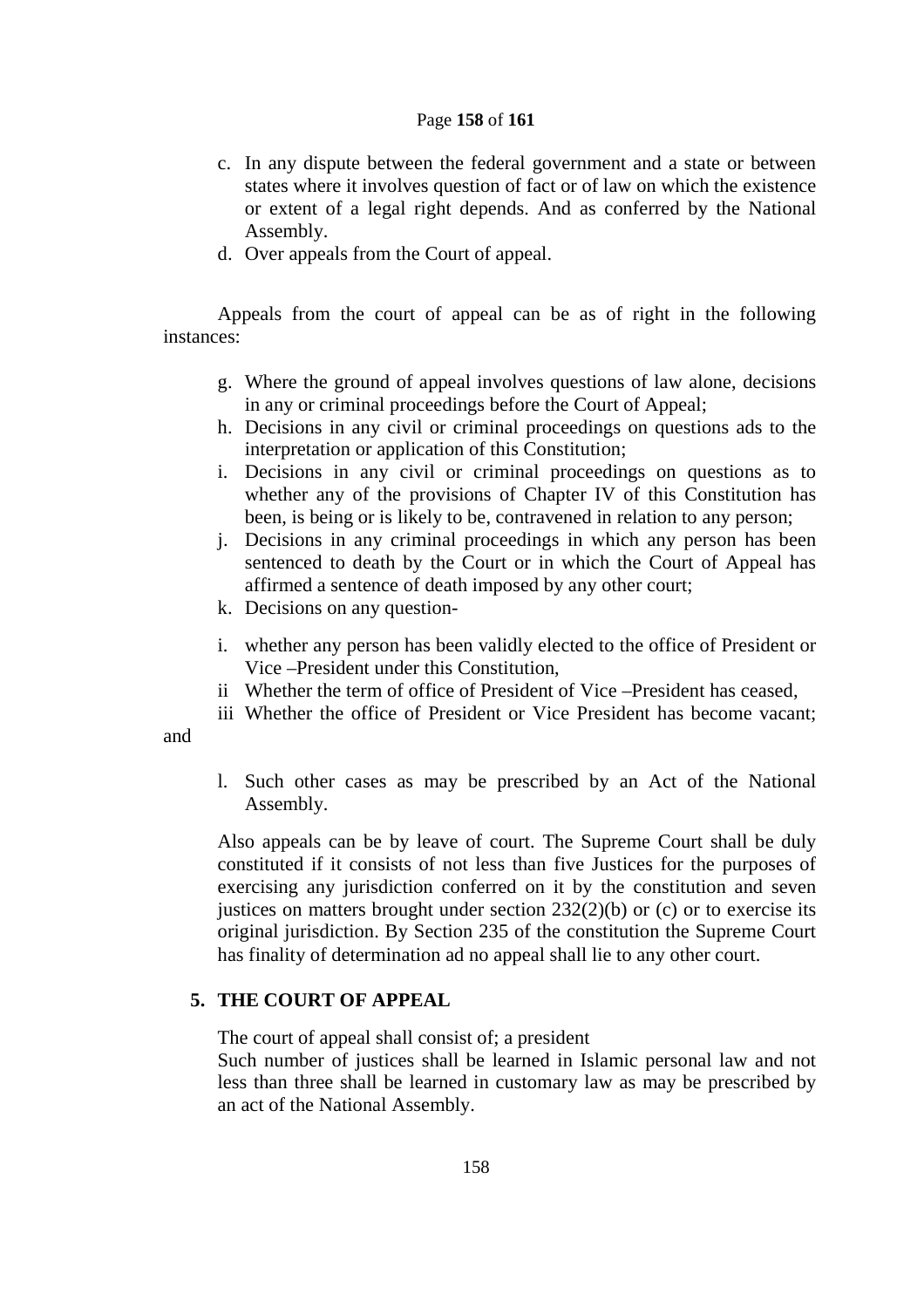c. In any dispute between the federal government and a state or between states where it involves question of fact or of law on which the existence or extent of a legal right depends. And as conferred by the National Assembly.
d. Over appeals from the Court of appeal.

Appeals from the court of appeal can be as of right in the following instances:

g. Where the ground of appeal involves questions of law alone, decisions in any or criminal proceedings before the Court of Appeal;
h. Decisions in any civil or criminal proceedings on questions ads to the interpretation or application of this Constitution;
i. Decisions in any civil or criminal proceedings on questions as to whether any of the provisions of Chapter IV of this Constitution has been, is being or is likely to be, contravened in relation to any person;
j. Decisions in any criminal proceedings in which any person has been sentenced to death by the Court or in which the Court of Appeal has affirmed a sentence of death imposed by any other court;
k. Decisions on any question-

i. whether any person has been validly elected to the office of President or Vice –President under this Constitution,
ii Whether the term of office of President of Vice –President has ceased,
iii Whether the office of President or Vice President has become vacant; and

l. Such other cases as may be prescribed by an Act of the National Assembly.

Also appeals can be by leave of court. The Supreme Court shall be duly constituted if it consists of not less than five Justices for the purposes of exercising any jurisdiction conferred on it by the constitution and seven justices on matters brought under section 232(2)(b) or (c) or to exercise its original jurisdiction. By Section 235 of the constitution the Supreme Court has finality of determination ad no appeal shall lie to any other court.

## 5. THE COURT OF APPEAL

The court of appeal shall consist of; a president
Such number of justices shall be learned in Islamic personal law and not less than three shall be learned in customary law as may be prescribed by an act of the National Assembly.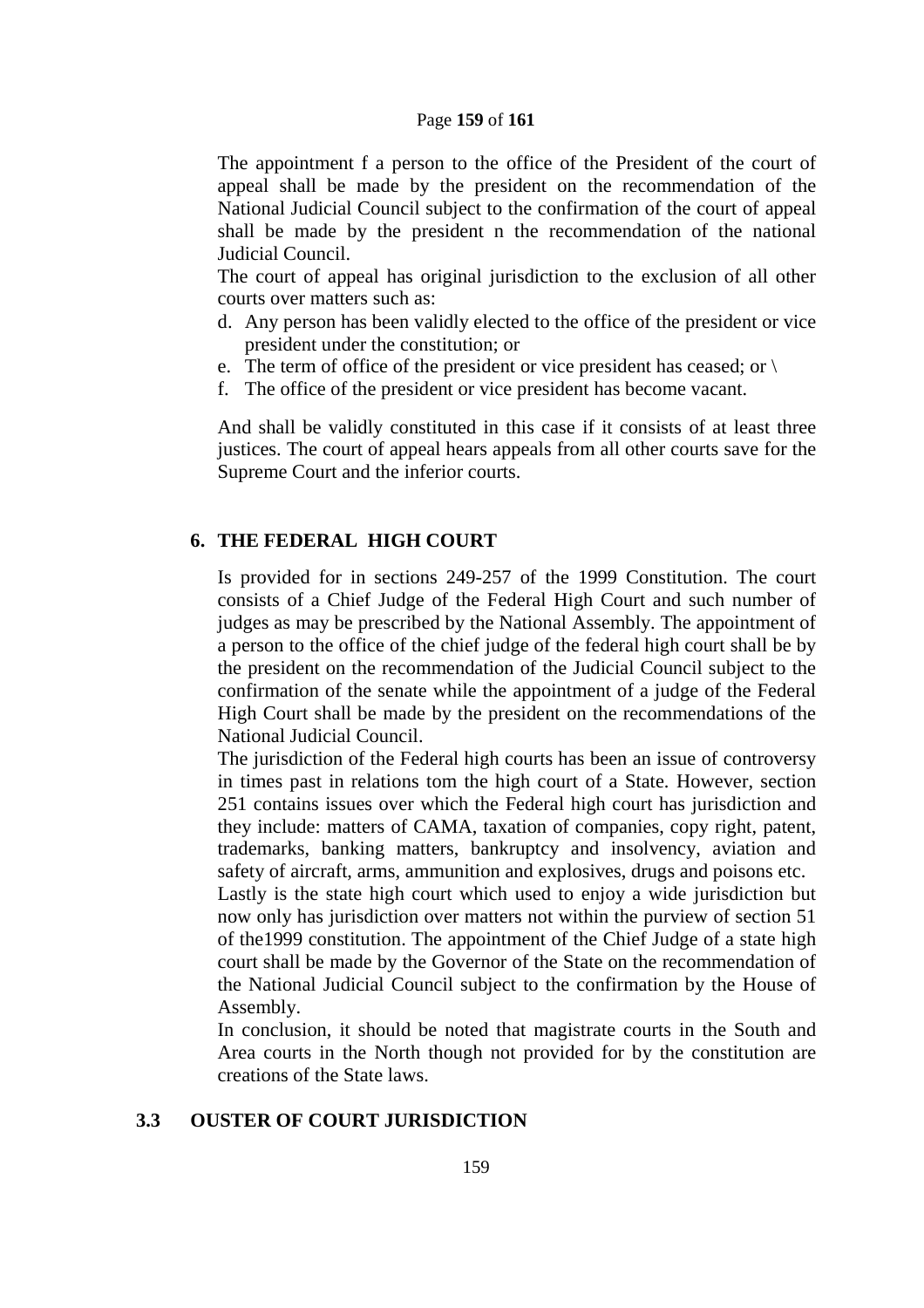The appointment f a person to the office of the President of the court of appeal shall be made by the president on the recommendation of the National Judicial Council subject to the confirmation of the court of appeal shall be made by the president n the recommendation of the national Judicial Council.

The court of appeal has original jurisdiction to the exclusion of all other courts over matters such as:

d. Any person has been validly elected to the office of the president or vice president under the constitution; or
e. The term of office of the president or vice president has ceased; or \
f. The office of the president or vice president has become vacant.

And shall be validly constituted in this case if it consists of at least three justices. The court of appeal hears appeals from all other courts save for the Supreme Court and the inferior courts.

## 6. THE FEDERAL HIGH COURT

Is provided for in sections 249-257 of the 1999 Constitution. The court consists of a Chief Judge of the Federal High Court and such number of judges as may be prescribed by the National Assembly. The appointment of a person to the office of the chief judge of the federal high court shall be by the president on the recommendation of the Judicial Council subject to the confirmation of the senate while the appointment of a judge of the Federal High Court shall be made by the president on the recommendations of the National Judicial Council.

The jurisdiction of the Federal high courts has been an issue of controversy in times past in relations tom the high court of a State. However, section 251 contains issues over which the Federal high court has jurisdiction and they include: matters of CAMA, taxation of companies, copy right, patent, trademarks, banking matters, bankruptcy and insolvency, aviation and safety of aircraft, arms, ammunition and explosives, drugs and poisons etc.

Lastly is the state high court which used to enjoy a wide jurisdiction but now only has jurisdiction over matters not within the purview of section 51 of the1999 constitution. The appointment of the Chief Judge of a state high court shall be made by the Governor of the State on the recommendation of the National Judicial Council subject to the confirmation by the House of Assembly.

In conclusion, it should be noted that magistrate courts in the South and Area courts in the North though not provided for by the constitution are creations of the State laws.

## 3.3 OUSTER OF COURT JURISDICTION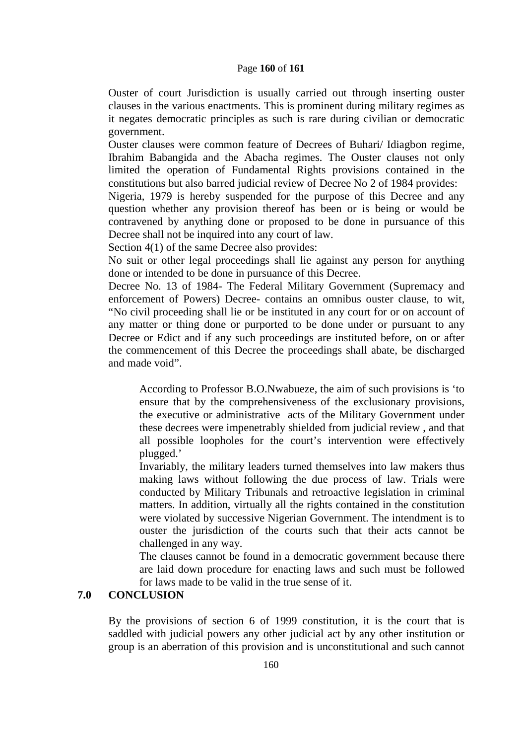Ouster of court Jurisdiction is usually carried out through inserting ouster clauses in the various enactments. This is prominent during military regimes as it negates democratic principles as such is rare during civilian or democratic government.

Ouster clauses were common feature of Decrees of Buhari/ Idiagbon regime, Ibrahim Babangida and the Abacha regimes. The Ouster clauses not only limited the operation of Fundamental Rights provisions contained in the constitutions but also barred judicial review of Decree No 2 of 1984 provides:

Nigeria, 1979 is hereby suspended for the purpose of this Decree and any question whether any provision thereof has been or is being or would be contravened by anything done or proposed to be done in pursuance of this Decree shall not be inquired into any court of law.

Section 4(1) of the same Decree also provides:

No suit or other legal proceedings shall lie against any person for anything done or intended to be done in pursuance of this Decree.

Decree No. 13 of 1984- The Federal Military Government (Supremacy and enforcement of Powers) Decree- contains an omnibus ouster clause, to wit, "No civil proceeding shall lie or be instituted in any court for or on account of any matter or thing done or purported to be done under or pursuant to any Decree or Edict and if any such proceedings are instituted before, on or after the commencement of this Decree the proceedings shall abate, be discharged and made void".

According to Professor B.O.Nwabueze, the aim of such provisions is 'to ensure that by the comprehensiveness of the exclusionary provisions, the executive or administrative acts of the Military Government under these decrees were impenetrably shielded from judicial review , and that all possible loopholes for the court's intervention were effectively plugged.'

Invariably, the military leaders turned themselves into law makers thus making laws without following the due process of law. Trials were conducted by Military Tribunals and retroactive legislation in criminal matters. In addition, virtually all the rights contained in the constitution were violated by successive Nigerian Government. The intendment is to ouster the jurisdiction of the courts such that their acts cannot be challenged in any way.

The clauses cannot be found in a democratic government because there are laid down procedure for enacting laws and such must be followed for laws made to be valid in the true sense of it.

## 7.0 CONCLUSION

By the provisions of section 6 of 1999 constitution, it is the court that is saddled with judicial powers any other judicial act by any other institution or group is an aberration of this provision and is unconstitutional and such cannot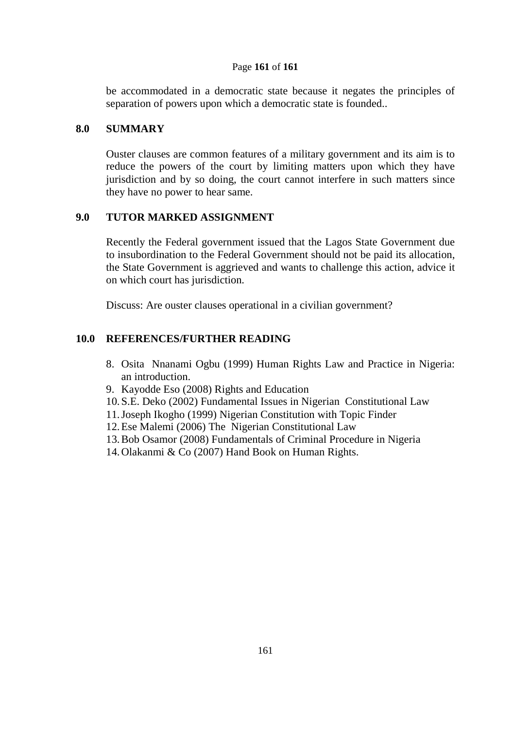be accommodated in a democratic state because it negates the principles of separation of powers upon which a democratic state is founded..

## 8.0 SUMMARY

Ouster clauses are common features of a military government and its aim is to reduce the powers of the court by limiting matters upon which they have jurisdiction and by so doing, the court cannot interfere in such matters since they have no power to hear same.

## 9.0 TUTOR MARKED ASSIGNMENT

Recently the Federal government issued that the Lagos State Government due to insubordination to the Federal Government should not be paid its allocation, the State Government is aggrieved and wants to challenge this action, advice it on which court has jurisdiction.

Discuss: Are ouster clauses operational in a civilian government?

## 10.0 REFERENCES/FURTHER READING

8. Osita Nnanami Ogbu (1999) Human Rights Law and Practice in Nigeria: an introduction.
9. Kayodde Eso (2008) Rights and Education
10. S.E. Deko (2002) Fundamental Issues in Nigerian Constitutional Law
11. Joseph Ikogho (1999) Nigerian Constitution with Topic Finder
12. Ese Malemi (2006) The Nigerian Constitutional Law
13. Bob Osamor (2008) Fundamentals of Criminal Procedure in Nigeria
14. Olakanmi & Co (2007) Hand Book on Human Rights.